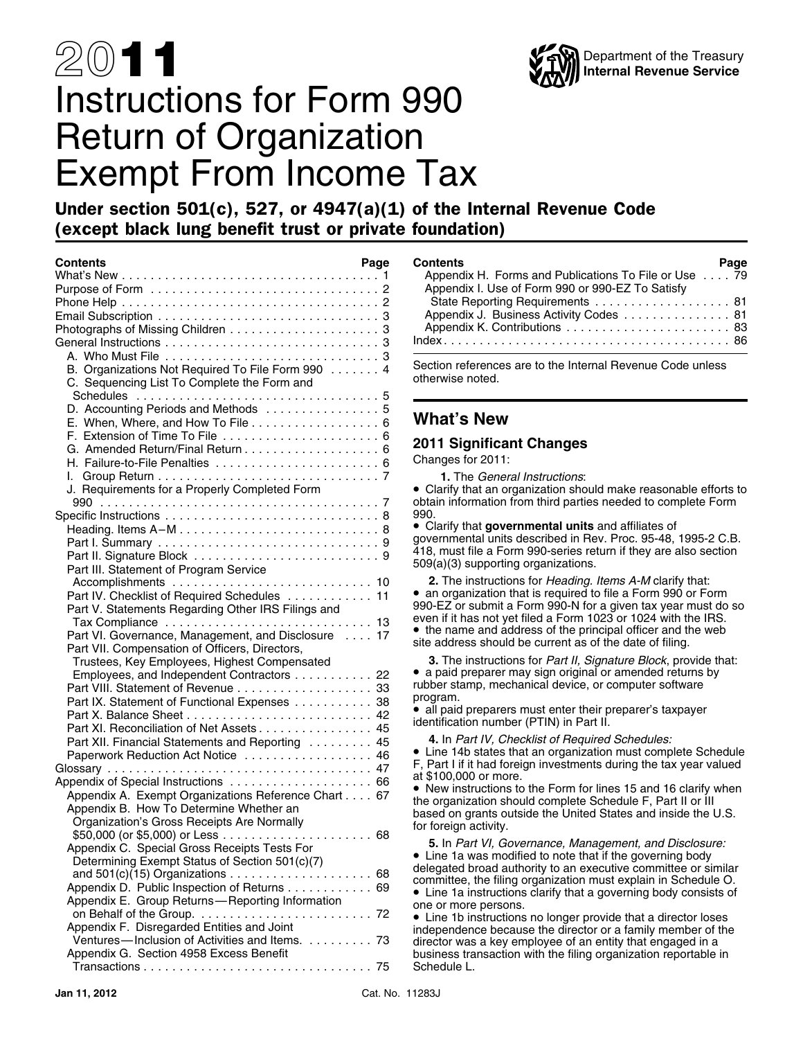# 2011 Instructions for Form 990 Return of Organization Exempt From Income Tax

Department of the Treasury
Internal Revenue Service

## Under section 501(c), 527, or 4947(a)(1) of the Internal Revenue Code (except black lung benefit trust or private foundation)

| Contents | Page |
| --- | --- |
| What's New | 1 |
| Purpose of Form | 2 |
| Phone Help | 2 |
| Email Subscription | 3 |
| Photographs of Missing Children | 3 |
| General Instructions | 3 |
| A. Who Must File | 3 |
| B. Organizations Not Required To File Form 990 | 4 |
| C. Sequencing List To Complete the Form and Schedules | 5 |
| D. Accounting Periods and Methods | 5 |
| E. When, Where, and How To File | 6 |
| F. Extension of Time To File | 6 |
| G. Amended Return/Final Return | 6 |
| H. Failure-to-File Penalties | 6 |
| I. Group Return | 7 |
| J. Requirements for a Properly Completed Form 990 | 7 |
| Specific Instructions | 8 |
| Heading. Items A–M | 8 |
| Part I. Summary | 9 |
| Part II. Signature Block | 9 |
| Part III. Statement of Program Service Accomplishments | 10 |
| Part IV. Checklist of Required Schedules | 11 |
| Part V. Statements Regarding Other IRS Filings and Tax Compliance | 13 |
| Part VI. Governance, Management, and Disclosure | 17 |
| Part VII. Compensation of Officers, Directors, Trustees, Key Employees, Highest Compensated Employees, and Independent Contractors | 22 |
| Part VIII. Statement of Revenue | 33 |
| Part IX. Statement of Functional Expenses | 38 |
| Part X. Balance Sheet | 42 |
| Part XI. Reconciliation of Net Assets | 45 |
| Part XII. Financial Statements and Reporting | 45 |
| Paperwork Reduction Act Notice | 46 |
| Glossary | 47 |
| Appendix of Special Instructions | 66 |
| Appendix A. Exempt Organizations Reference Chart | 67 |
| Appendix B. How To Determine Whether an Organization's Gross Receipts Are Normally $50,000 (or $5,000) or Less | 68 |
| Appendix C. Special Gross Receipts Tests For Determining Exempt Status of Section 501(c)(7) and 501(c)(15) Organizations | 68 |
| Appendix D. Public Inspection of Returns | 69 |
| Appendix E. Group Returns—Reporting Information on Behalf of the Group. | 72 |
| Appendix F. Disregarded Entities and Joint Ventures—Inclusion of Activities and Items. | 73 |
| Appendix G. Section 4958 Excess Benefit Transactions | 75 |
| Appendix H. Forms and Publications To File or Use | 79 |
| Appendix I. Use of Form 990 or 990-EZ To Satisfy State Reporting Requirements | 81 |
| Appendix J. Business Activity Codes | 81 |
| Appendix K. Contributions | 83 |
| Index | 86 |

Section references are to the Internal Revenue Code unless otherwise noted.

## What's New

### 2011 Significant Changes

Changes for 2011:

**1.** The *General Instructions*:

- Clarify that an organization should make reasonable efforts to obtain information from third parties needed to complete Form 990.
- Clarify that **governmental units** and affiliates of governmental units described in Rev. Proc. 95-48, 1995-2 C.B. 418, must file a Form 990-series return if they are also section 509(a)(3) supporting organizations.

**2.** The instructions for *Heading. Items A-M* clarify that:

- an organization that is required to file a Form 990 or Form 990-EZ or submit a Form 990-N for a given tax year must do so even if it has not yet filed a Form 1023 or 1024 with the IRS.
- the name and address of the principal officer and the web site address should be current as of the date of filing.

**3.** The instructions for *Part II, Signature Block*, provide that:

- a paid preparer may sign original or amended returns by rubber stamp, mechanical device, or computer software program.
- all paid preparers must enter their preparer's taxpayer identification number (PTIN) in Part II.

**4.** In *Part IV, Checklist of Required Schedules:*

- Line 14b states that an organization must complete Schedule F, Part I if it had foreign investments during the tax year valued at $100,000 or more.
- New instructions to the Form for lines 15 and 16 clarify when the organization should complete Schedule F, Part II or III based on grants outside the United States and inside the U.S. for foreign activity.

**5.** In *Part VI, Governance, Management, and Disclosure:*

- Line 1a was modified to note that if the governing body delegated broad authority to an executive committee or similar committee, the filing organization must explain in Schedule O.
- Line 1a instructions clarify that a governing body consists of one or more persons.
- Line 1b instructions no longer provide that a director loses independence because the director or a family member of the director was a key employee of an entity that engaged in a business transaction with the filing organization reportable in Schedule L.

Jan 11, 2012 Cat. No. 11283J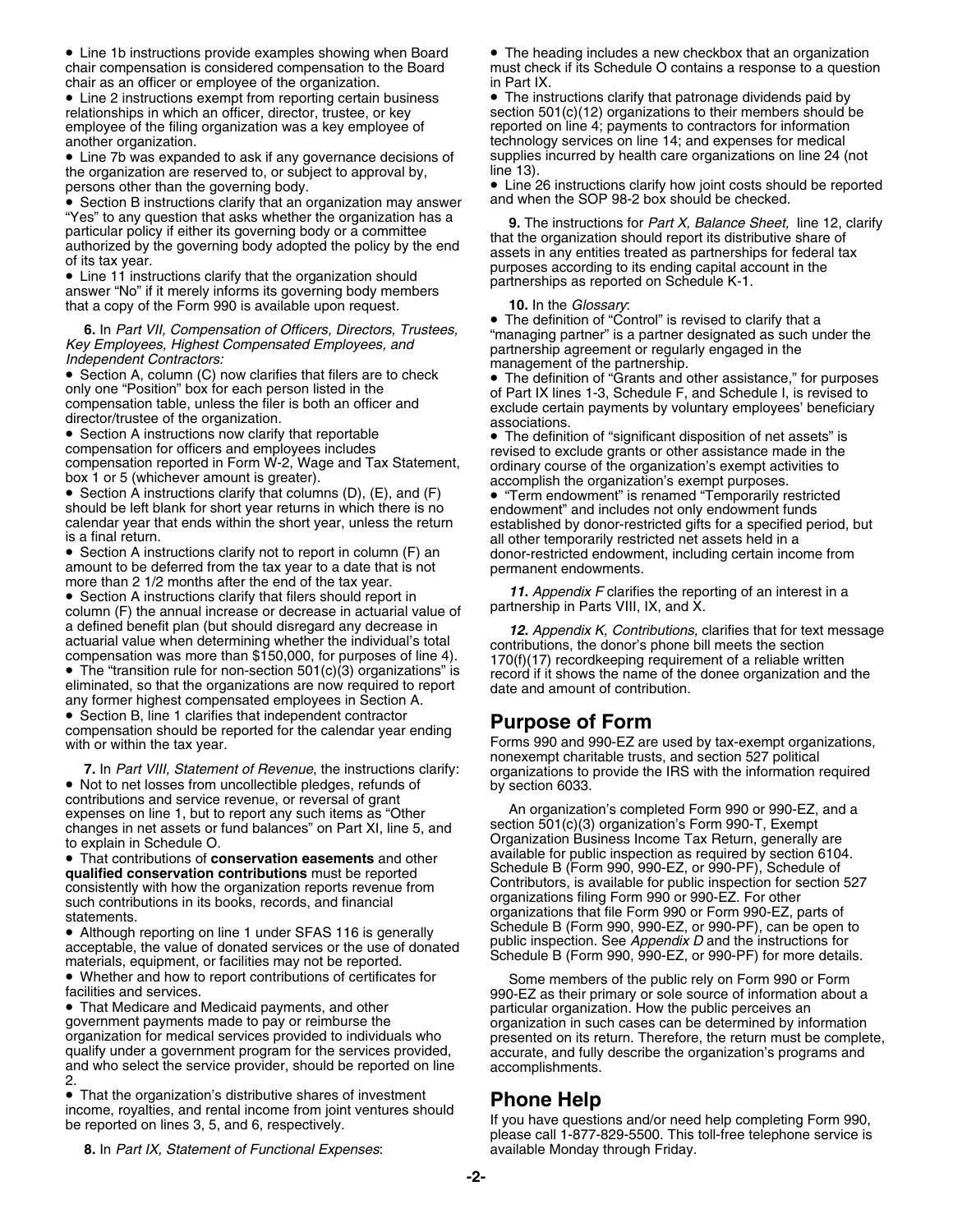- Line 1b instructions provide examples showing when Board chair compensation is considered compensation to the Board chair as an officer or employee of the organization.
- Line 2 instructions exempt from reporting certain business relationships in which an officer, director, trustee, or key employee of the filing organization was a key employee of another organization.
- Line 7b was expanded to ask if any governance decisions of the organization are reserved to, or subject to approval by, persons other than the governing body.
- Section B instructions clarify that an organization may answer "Yes" to any question that asks whether the organization has a particular policy if either its governing body or a committee authorized by the governing body adopted the policy by the end of its tax year.
- Line 11 instructions clarify that the organization should answer "No" if it merely informs its governing body members that a copy of the Form 990 is available upon request.

**6.** In *Part VII, Compensation of Officers, Directors, Trustees, Key Employees, Highest Compensated Employees, and Independent Contractors:*

- Section A, column (C) now clarifies that filers are to check only one "Position" box for each person listed in the compensation table, unless the filer is both an officer and director/trustee of the organization.
- Section A instructions now clarify that reportable compensation for officers and employees includes compensation reported in Form W-2, Wage and Tax Statement, box 1 or 5 (whichever amount is greater).
- Section A instructions clarify that columns (D), (E), and (F) should be left blank for short year returns in which there is no calendar year that ends within the short year, unless the return is a final return.
- Section A instructions clarify not to report in column (F) an amount to be deferred from the tax year to a date that is not more than 2 1/2 months after the end of the tax year.
- Section A instructions clarify that filers should report in column (F) the annual increase or decrease in actuarial value of a defined benefit plan (but should disregard any decrease in actuarial value when determining whether the individual's total compensation was more than $150,000, for purposes of line 4).
- The "transition rule for non-section 501(c)(3) organizations" is eliminated, so that the organizations are now required to report any former highest compensated employees in Section A.
- Section B, line 1 clarifies that independent contractor compensation should be reported for the calendar year ending with or within the tax year.

**7.** In *Part VIII, Statement of Revenue*, the instructions clarify:

- Not to net losses from uncollectible pledges, refunds of contributions and service revenue, or reversal of grant expenses on line 1, but to report any such items as "Other changes in net assets or fund balances" on Part XI, line 5, and to explain in Schedule O.
- That contributions of **conservation easements** and other **qualified conservation contributions** must be reported consistently with how the organization reports revenue from such contributions in its books, records, and financial statements.
- Although reporting on line 1 under SFAS 116 is generally acceptable, the value of donated services or the use of donated materials, equipment, or facilities may not be reported.
- Whether and how to report contributions of certificates for facilities and services.
- That Medicare and Medicaid payments, and other government payments made to pay or reimburse the organization for medical services provided to individuals who qualify under a government program for the services provided, and who select the service provider, should be reported on line 2.
- That the organization's distributive shares of investment income, royalties, and rental income from joint ventures should be reported on lines 3, 5, and 6, respectively.

**8.** In *Part IX, Statement of Functional Expenses*:

- The heading includes a new checkbox that an organization must check if its Schedule O contains a response to a question in Part IX.
- The instructions clarify that patronage dividends paid by section 501(c)(12) organizations to their members should be reported on line 4; payments to contractors for information technology services on line 14; and expenses for medical supplies incurred by health care organizations on line 24 (not line 13).
- Line 26 instructions clarify how joint costs should be reported and when the SOP 98-2 box should be checked.

**9.** The instructions for *Part X, Balance Sheet*, line 12, clarify that the organization should report its distributive share of assets in any entities treated as partnerships for federal tax purposes according to its ending capital account in the partnerships as reported on Schedule K-1.

**10.** In the *Glossary*:

- The definition of "Control" is revised to clarify that a "managing partner" is a partner designated as such under the partnership agreement or regularly engaged in the management of the partnership.
- The definition of "Grants and other assistance," for purposes of Part IX lines 1-3, Schedule F, and Schedule I, is revised to exclude certain payments by voluntary employees' beneficiary associations.
- The definition of "significant disposition of net assets" is revised to exclude grants or other assistance made in the ordinary course of the organization's exempt activities to accomplish the organization's exempt purposes.
- "Term endowment" is renamed "Temporarily restricted endowment" and includes not only endowment funds established by donor-restricted gifts for a specified period, but all other temporarily restricted net assets held in a donor-restricted endowment, including certain income from permanent endowments.

***11.*** *Appendix F* clarifies the reporting of an interest in a partnership in Parts VIII, IX, and X.

***12.*** *Appendix K, Contributions,* clarifies that for text message contributions, the donor's phone bill meets the section 170(f)(17) recordkeeping requirement of a reliable written record if it shows the name of the donee organization and the date and amount of contribution.

## Purpose of Form

Forms 990 and 990-EZ are used by tax-exempt organizations, nonexempt charitable trusts, and section 527 political organizations to provide the IRS with the information required by section 6033.

An organization's completed Form 990 or 990-EZ, and a section 501(c)(3) organization's Form 990-T, Exempt Organization Business Income Tax Return, generally are available for public inspection as required by section 6104. Schedule B (Form 990, 990-EZ, or 990-PF), Schedule of Contributors, is available for public inspection for section 527 organizations filing Form 990 or 990-EZ. For other organizations that file Form 990 or Form 990-EZ, parts of Schedule B (Form 990, 990-EZ, or 990-PF), can be open to public inspection. See *Appendix D* and the instructions for Schedule B (Form 990, 990-EZ, or 990-PF) for more details.

Some members of the public rely on Form 990 or Form 990-EZ as their primary or sole source of information about a particular organization. How the public perceives an organization in such cases can be determined by information presented on its return. Therefore, the return must be complete, accurate, and fully describe the organization's programs and accomplishments.

## Phone Help

If you have questions and/or need help completing Form 990, please call 1-877-829-5500. This toll-free telephone service is available Monday through Friday.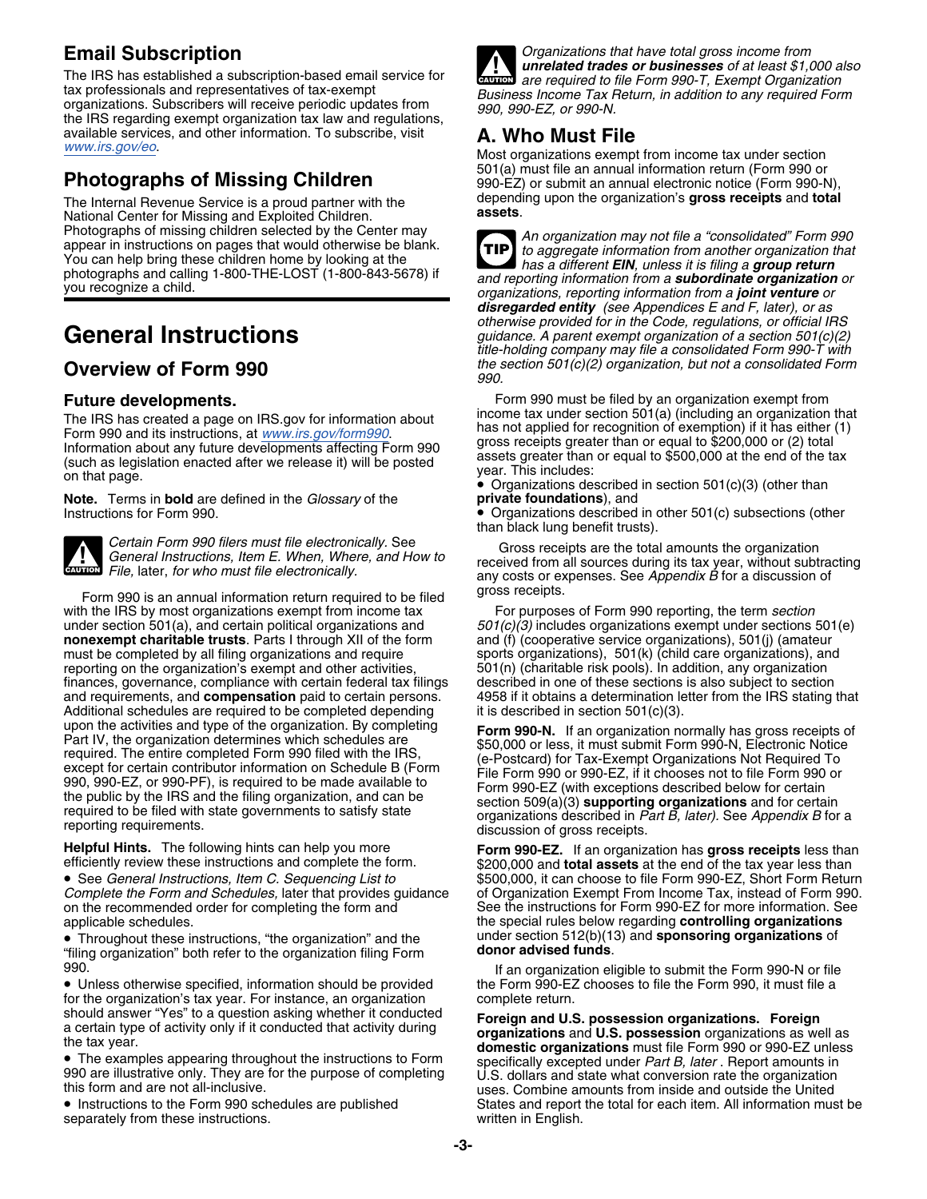## Email Subscription

The IRS has established a subscription-based email service for tax professionals and representatives of tax-exempt organizations. Subscribers will receive periodic updates from the IRS regarding exempt organization tax law and regulations, available services, and other information. To subscribe, visit www.irs.gov/eo.

## Photographs of Missing Children

The Internal Revenue Service is a proud partner with the National Center for Missing and Exploited Children. Photographs of missing children selected by the Center may appear in instructions on pages that would otherwise be blank. You can help bring these children home by looking at the photographs and calling 1-800-THE-LOST (1-800-843-5678) if you recognize a child.

# General Instructions

## Overview of Form 990

### Future developments.

The IRS has created a page on IRS.gov for information about Form 990 and its instructions, at www.irs.gov/form990. Information about any future developments affecting Form 990 (such as legislation enacted after we release it) will be posted on that page.

**Note.** Terms in **bold** are defined in the *Glossary* of the Instructions for Form 990.

CAUTION: *Certain Form 990 filers must file electronically. See General Instructions, Item E. When, Where, and How to File, later, for who must file electronically.*

Form 990 is an annual information return required to be filed with the IRS by most organizations exempt from income tax under section 501(a), and certain political organizations and **nonexempt charitable trusts**. Parts I through XII of the form must be completed by all filing organizations and require reporting on the organization's exempt and other activities, finances, governance, compliance with certain federal tax filings and requirements, and **compensation** paid to certain persons. Additional schedules are required to be completed depending upon the activities and type of the organization. By completing Part IV, the organization determines which schedules are required. The entire completed Form 990 filed with the IRS, except for certain contributor information on Schedule B (Form 990, 990-EZ, or 990-PF), is required to be made available to the public by the IRS and the filing organization, and can be required to be filed with state governments to satisfy state reporting requirements.

**Helpful Hints.** The following hints can help you more efficiently review these instructions and complete the form.

- See *General Instructions, Item C. Sequencing List to Complete the Form and Schedules,* later that provides guidance on the recommended order for completing the form and applicable schedules.
- Throughout these instructions, "the organization" and the "filing organization" both refer to the organization filing Form 990.
- Unless otherwise specified, information should be provided for the organization's tax year. For instance, an organization should answer "Yes" to a question asking whether it conducted a certain type of activity only if it conducted that activity during the tax year.
- The examples appearing throughout the instructions to Form 990 are illustrative only. They are for the purpose of completing this form and are not all-inclusive.
- Instructions to the Form 990 schedules are published separately from these instructions.

CAUTION: *Organizations that have total gross income from **unrelated trades or businesses** of at least $1,000 also are required to file Form 990-T, Exempt Organization Business Income Tax Return, in addition to any required Form 990, 990-EZ, or 990-N.*

## A. Who Must File

Most organizations exempt from income tax under section 501(a) must file an annual information return (Form 990 or 990-EZ) or submit an annual electronic notice (Form 990-N), depending upon the organization's **gross receipts** and **total assets**.

TIP: *An organization may not file a "consolidated" Form 990 to aggregate information from another organization that has a different **EIN**, unless it is filing a **group return** and reporting information from a **subordinate organization** or organizations, reporting information from a **joint venture** or **disregarded entity** (see Appendices E and F, later), or as otherwise provided for in the Code, regulations, or official IRS guidance. A parent exempt organization of a section 501(c)(2) title-holding company may file a consolidated Form 990-T with the section 501(c)(2) organization, but not a consolidated Form 990.*

Form 990 must be filed by an organization exempt from income tax under section 501(a) (including an organization that has not applied for recognition of exemption) if it has either (1) gross receipts greater than or equal to $200,000 or (2) total assets greater than or equal to $500,000 at the end of the tax year. This includes:

- Organizations described in section 501(c)(3) (other than **private foundations**), and
- Organizations described in other 501(c) subsections (other than black lung benefit trusts).

Gross receipts are the total amounts the organization received from all sources during its tax year, without subtracting any costs or expenses. See *Appendix B* for a discussion of gross receipts.

For purposes of Form 990 reporting, the term *section 501(c)(3)* includes organizations exempt under sections 501(e) and (f) (cooperative service organizations), 501(j) (amateur sports organizations), 501(k) (child care organizations), and 501(n) (charitable risk pools). In addition, any organization described in one of these sections is also subject to section 4958 if it obtains a determination letter from the IRS stating that it is described in section 501(c)(3).

**Form 990-N.** If an organization normally has gross receipts of $50,000 or less, it must submit Form 990-N, Electronic Notice (e-Postcard) for Tax-Exempt Organizations Not Required To File Form 990 or 990-EZ, if it chooses not to file Form 990 or Form 990-EZ (with exceptions described below for certain section 509(a)(3) **supporting organizations** and for certain organizations described in *Part B, later).* See *Appendix B* for a discussion of gross receipts.

**Form 990-EZ.** If an organization has **gross receipts** less than $200,000 and **total assets** at the end of the tax year less than $500,000, it can choose to file Form 990-EZ, Short Form Return of Organization Exempt From Income Tax, instead of Form 990. See the instructions for Form 990-EZ for more information. See the special rules below regarding **controlling organizations** under section 512(b)(13) and **sponsoring organizations** of **donor advised funds**.

If an organization eligible to submit the Form 990-N or file the Form 990-EZ chooses to file the Form 990, it must file a complete return.

**Foreign and U.S. possession organizations. Foreign organizations** and **U.S. possession** organizations as well as **domestic organizations** must file Form 990 or 990-EZ unless specifically excepted under *Part B, later*. Report amounts in U.S. dollars and state what conversion rate the organization uses. Combine amounts from inside and outside the United States and report the total for each item. All information must be written in English.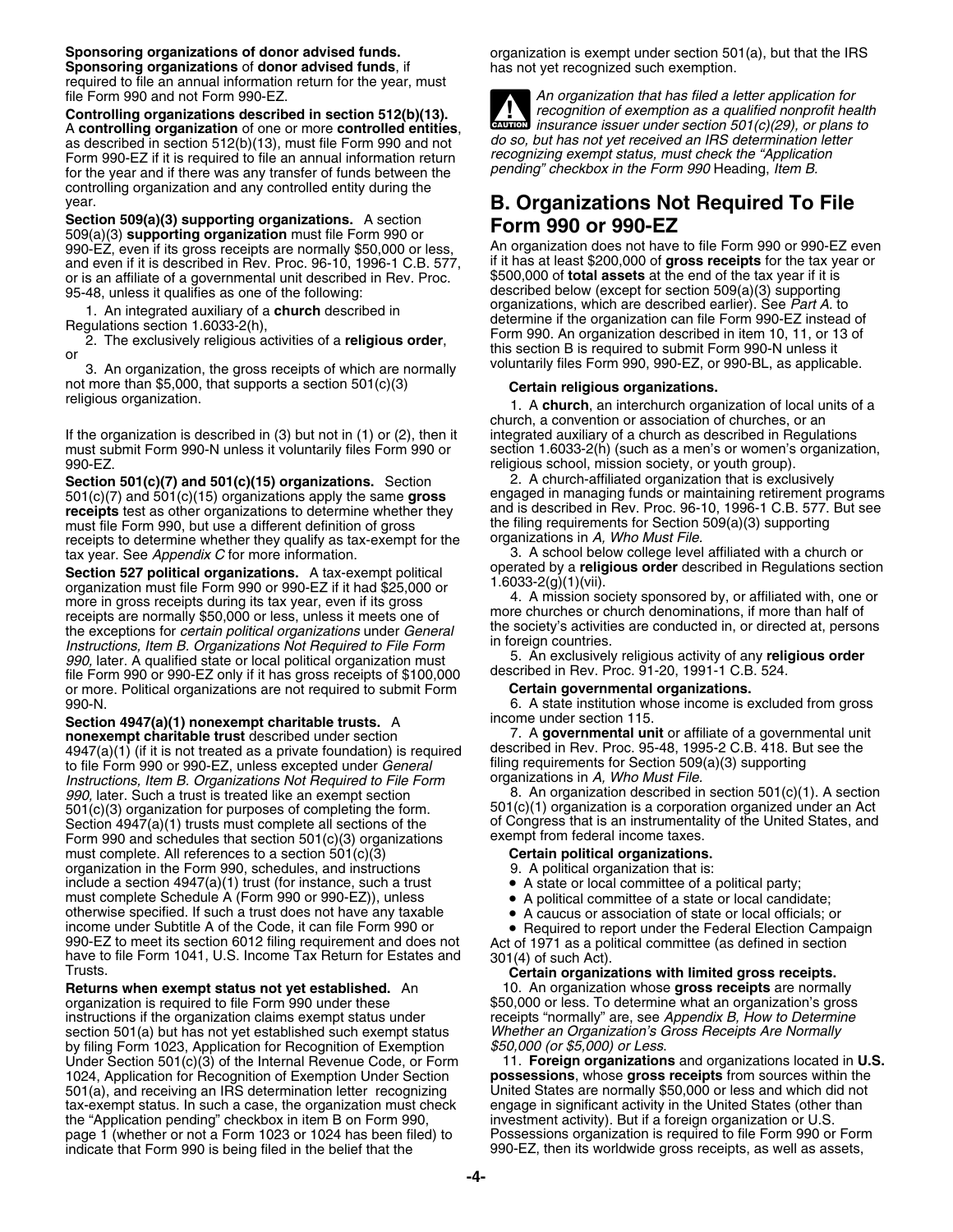**Sponsoring organizations of donor advised funds.** **Sponsoring organizations** of **donor advised funds**, if required to file an annual information return for the year, must file Form 990 and not Form 990-EZ.

**Controlling organizations described in section 512(b)(13).** A **controlling organization** of one or more **controlled entities**, as described in section 512(b)(13), must file Form 990 and not Form 990-EZ if it is required to file an annual information return for the year and if there was any transfer of funds between the controlling organization and any controlled entity during the year.

**Section 509(a)(3) supporting organizations.** A section 509(a)(3) **supporting organization** must file Form 990 or 990-EZ, even if its gross receipts are normally $50,000 or less, and even if it is described in Rev. Proc. 96-10, 1996-1 C.B. 577, or is an affiliate of a governmental unit described in Rev. Proc. 95-48, unless it qualifies as one of the following:

1. An integrated auxiliary of a **church** described in Regulations section 1.6033-2(h),
2. The exclusively religious activities of a **religious order**, or
3. An organization, the gross receipts of which are normally not more than $5,000, that supports a section 501(c)(3) religious organization.

If the organization is described in (3) but not in (1) or (2), then it must submit Form 990-N unless it voluntarily files Form 990 or 990-EZ.

**Section 501(c)(7) and 501(c)(15) organizations.** Section 501(c)(7) and 501(c)(15) organizations apply the same **gross receipts** test as other organizations to determine whether they must file Form 990, but use a different definition of gross receipts to determine whether they qualify as tax-exempt for the tax year. See *Appendix C* for more information.

**Section 527 political organizations.** A tax-exempt political organization must file Form 990 or 990-EZ if it had $25,000 or more in gross receipts during its tax year, even if its gross receipts are normally $50,000 or less, unless it meets one of the exceptions for *certain political organizations* under *General Instructions, Item B. Organizations Not Required to File Form 990,* later. A qualified state or local political organization must file Form 990 or 990-EZ only if it has gross receipts of $100,000 or more. Political organizations are not required to submit Form 990-N.

**Section 4947(a)(1) nonexempt charitable trusts.** A **nonexempt charitable trust** described under section 4947(a)(1) (if it is not treated as a private foundation) is required to file Form 990 or 990-EZ, unless excepted under *General Instructions, Item B. Organizations Not Required to File Form 990,* later. Such a trust is treated like an exempt section 501(c)(3) organization for purposes of completing the form. Section 4947(a)(1) trusts must complete all sections of the Form 990 and schedules that section 501(c)(3) organizations must complete. All references to a section 501(c)(3) organization in the Form 990, schedules, and instructions include a section 4947(a)(1) trust (for instance, such a trust must complete Schedule A (Form 990 or 990-EZ)), unless otherwise specified. If such a trust does not have any taxable income under Subtitle A of the Code, it can file Form 990 or 990-EZ to meet its section 6012 filing requirement and does not have to file Form 1041, U.S. Income Tax Return for Estates and Trusts.

**Returns when exempt status not yet established.** An organization is required to file Form 990 under these instructions if the organization claims exempt status under section 501(a) but has not yet established such exempt status by filing Form 1023, Application for Recognition of Exemption Under Section 501(c)(3) of the Internal Revenue Code, or Form 1024, Application for Recognition of Exemption Under Section 501(a), and receiving an IRS determination letter recognizing tax-exempt status. In such a case, the organization must check the "Application pending" checkbox in item B on Form 990, page 1 (whether or not a Form 1023 or 1024 has been filed) to indicate that Form 990 is being filed in the belief that the organization is exempt under section 501(a), but that the IRS has not yet recognized such exemption.

**CAUTION:** *An organization that has filed a letter application for recognition of exemption as a qualified nonprofit health insurance issuer under section 501(c)(29), or plans to do so, but has not yet received an IRS determination letter recognizing exempt status, must check the "Application pending" checkbox in the Form 990* Heading, *Item B.*

## B. Organizations Not Required To File Form 990 or 990-EZ

An organization does not have to file Form 990 or 990-EZ even if it has at least $200,000 of **gross receipts** for the tax year or $500,000 of **total assets** at the end of the tax year if it is described below (except for section 509(a)(3) supporting organizations, which are described earlier). See *Part A.* to determine if the organization can file Form 990-EZ instead of Form 990. An organization described in item 10, 11, or 13 of this section B is required to submit Form 990-N unless it voluntarily files Form 990, 990-EZ, or 990-BL, as applicable.

**Certain religious organizations.**

1. A **church**, an interchurch organization of local units of a church, a convention or association of churches, or an integrated auxiliary of a church as described in Regulations section 1.6033-2(h) (such as a men's or women's organization, religious school, mission society, or youth group).
2. A church-affiliated organization that is exclusively engaged in managing funds or maintaining retirement programs and is described in Rev. Proc. 96-10, 1996-1 C.B. 577. But see the filing requirements for Section 509(a)(3) supporting organizations in *A, Who Must File.*
3. A school below college level affiliated with a church or operated by a **religious order** described in Regulations section 1.6033-2(g)(1)(vii).
4. A mission society sponsored by, or affiliated with, one or more churches or church denominations, if more than half of the society's activities are conducted in, or directed at, persons in foreign countries.
5. An exclusively religious activity of any **religious order** described in Rev. Proc. 91-20, 1991-1 C.B. 524.

**Certain governmental organizations.**

6. A state institution whose income is excluded from gross income under section 115.
7. A **governmental unit** or affiliate of a governmental unit described in Rev. Proc. 95-48, 1995-2 C.B. 418. But see the filing requirements for Section 509(a)(3) supporting organizations in *A, Who Must File.*
8. An organization described in section 501(c)(1). A section 501(c)(1) organization is a corporation organized under an Act of Congress that is an instrumentality of the United States, and exempt from federal income taxes.

**Certain political organizations.**

9. A political organization that is:
   - A state or local committee of a political party;
   - A political committee of a state or local candidate;
   - A caucus or association of state or local officials; or
   - Required to report under the Federal Election Campaign Act of 1971 as a political committee (as defined in section 301(4) of such Act).

**Certain organizations with limited gross receipts.**

10. An organization whose **gross receipts** are normally $50,000 or less. To determine what an organization's gross receipts "normally" are, see *Appendix B, How to Determine Whether an Organization's Gross Receipts Are Normally $50,000 (or $5,000) or Less.*
11. **Foreign organizations** and organizations located in **U.S. possessions**, whose **gross receipts** from sources within the United States are normally $50,000 or less and which did not engage in significant activity in the United States (other than investment activity). But if a foreign organization or U.S. Possessions organization is required to file Form 990 or Form 990-EZ, then its worldwide gross receipts, as well as assets,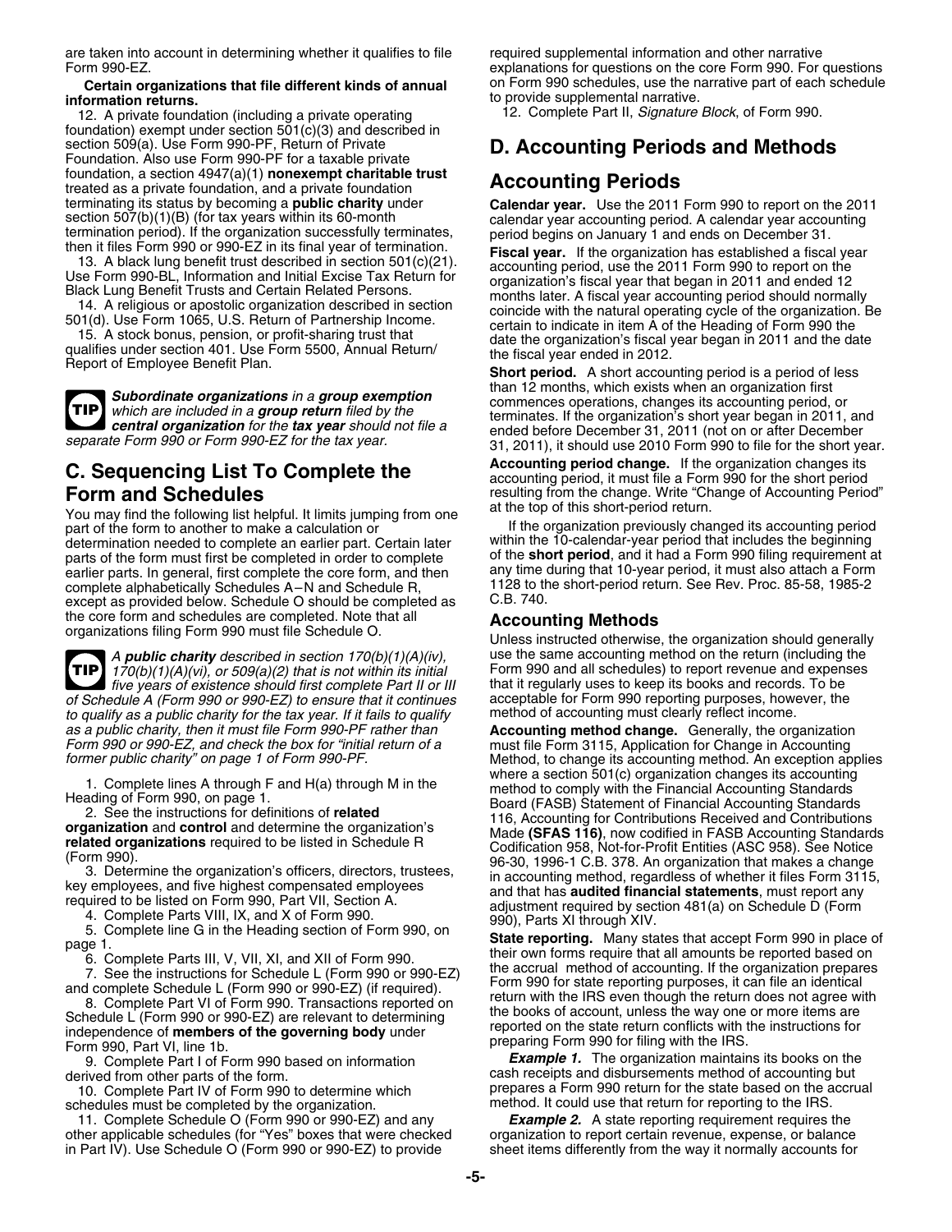are taken into account in determining whether it qualifies to file Form 990-EZ.

**Certain organizations that file different kinds of annual information returns.**

12. A private foundation (including a private operating foundation) exempt under section 501(c)(3) and described in section 509(a). Use Form 990-PF, Return of Private Foundation. Also use Form 990-PF for a taxable private foundation, a section 4947(a)(1) **nonexempt charitable trust** treated as a private foundation, and a private foundation terminating its status by becoming a **public charity** under section 507(b)(1)(B) (for tax years within its 60-month termination period). If the organization successfully terminates, then it files Form 990 or 990-EZ in its final year of termination.

13. A black lung benefit trust described in section 501(c)(21). Use Form 990-BL, Information and Initial Excise Tax Return for Black Lung Benefit Trusts and Certain Related Persons.

14. A religious or apostolic organization described in section 501(d). Use Form 1065, U.S. Return of Partnership Income.

15. A stock bonus, pension, or profit-sharing trust that qualifies under section 401. Use Form 5500, Annual Return/Report of Employee Benefit Plan.

**TIP** *Subordinate organizations in a **group exemption** which are included in a **group return** filed by the **central organization** for the **tax year** should not file a separate Form 990 or Form 990-EZ for the tax year.*

## C. Sequencing List To Complete the Form and Schedules

You may find the following list helpful. It limits jumping from one part of the form to another to make a calculation or determination needed to complete an earlier part. Certain later parts of the form must first be completed in order to complete earlier parts. In general, first complete the core form, and then complete alphabetically Schedules A–N and Schedule R, except as provided below. Schedule O should be completed as the core form and schedules are completed. Note that all organizations filing Form 990 must file Schedule O.

**TIP** *A **public charity** described in section 170(b)(1)(A)(iv), 170(b)(1)(A)(vi), or 509(a)(2) that is not within its initial five years of existence should first complete Part II or III of Schedule A (Form 990 or 990-EZ) to ensure that it continues to qualify as a public charity for the tax year. If it fails to qualify as a public charity, then it must file Form 990-PF rather than Form 990 or 990-EZ, and check the box for "initial return of a former public charity" on page 1 of Form 990-PF.*

1. Complete lines A through F and H(a) through M in the Heading of Form 990, on page 1.
2. See the instructions for definitions of **related organization** and **control** and determine the organization's **related organizations** required to be listed in Schedule R (Form 990).
3. Determine the organization's officers, directors, trustees, key employees, and five highest compensated employees required to be listed on Form 990, Part VII, Section A.
4. Complete Parts VIII, IX, and X of Form 990.
5. Complete line G in the Heading section of Form 990, on page 1.
6. Complete Parts III, V, VII, XI, and XII of Form 990.
7. See the instructions for Schedule L (Form 990 or 990-EZ) and complete Schedule L (Form 990 or 990-EZ) (if required).
8. Complete Part VI of Form 990. Transactions reported on Schedule L (Form 990 or 990-EZ) are relevant to determining independence of **members of the governing body** under Form 990, Part VI, line 1b.
9. Complete Part I of Form 990 based on information derived from other parts of the form.
10. Complete Part IV of Form 990 to determine which schedules must be completed by the organization.
11. Complete Schedule O (Form 990 or 990-EZ) and any other applicable schedules (for "Yes" boxes that were checked in Part IV). Use Schedule O (Form 990 or 990-EZ) to provide required supplemental information and other narrative explanations for questions on the core Form 990. For questions on Form 990 schedules, use the narrative part of each schedule to provide supplemental narrative.
12. Complete Part II, *Signature Block*, of Form 990.

## D. Accounting Periods and Methods

### Accounting Periods

**Calendar year.** Use the 2011 Form 990 to report on the 2011 calendar year accounting period. A calendar year accounting period begins on January 1 and ends on December 31.

**Fiscal year.** If the organization has established a fiscal year accounting period, use the 2011 Form 990 to report on the organization's fiscal year that began in 2011 and ended 12 months later. A fiscal year accounting period should normally coincide with the natural operating cycle of the organization. Be certain to indicate in item A of the Heading of Form 990 the date the organization's fiscal year began in 2011 and the date the fiscal year ended in 2012.

**Short period.** A short accounting period is a period of less than 12 months, which exists when an organization first commences operations, changes its accounting period, or terminates. If the organization's short year began in 2011, and ended before December 31, 2011 (not on or after December 31, 2011), it should use 2010 Form 990 to file for the short year.

**Accounting period change.** If the organization changes its accounting period, it must file a Form 990 for the short period resulting from the change. Write "Change of Accounting Period" at the top of this short-period return.

If the organization previously changed its accounting period within the 10-calendar-year period that includes the beginning of the **short period**, and it had a Form 990 filing requirement at any time during that 10-year period, it must also attach a Form 1128 to the short-period return. See Rev. Proc. 85-58, 1985-2 C.B. 740.

### Accounting Methods

Unless instructed otherwise, the organization should generally use the same accounting method on the return (including the Form 990 and all schedules) to report revenue and expenses that it regularly uses to keep its books and records. To be acceptable for Form 990 reporting purposes, however, the method of accounting must clearly reflect income.

**Accounting method change.** Generally, the organization must file Form 3115, Application for Change in Accounting Method, to change its accounting method. An exception applies where a section 501(c) organization changes its accounting method to comply with the Financial Accounting Standards Board (FASB) Statement of Financial Accounting Standards 116, Accounting for Contributions Received and Contributions Made **(SFAS 116)**, now codified in FASB Accounting Standards Codification 958, Not-for-Profit Entities (ASC 958). See Notice 96-30, 1996-1 C.B. 378. An organization that makes a change in accounting method, regardless of whether it files Form 3115, and that has **audited financial statements**, must report any adjustment required by section 481(a) on Schedule D (Form 990), Parts XI through XIV.

**State reporting.** Many states that accept Form 990 in place of their own forms require that all amounts be reported based on the accrual method of accounting. If the organization prepares Form 990 for state reporting purposes, it can file an identical return with the IRS even though the return does not agree with the books of account, unless the way one or more items are reported on the state return conflicts with the instructions for preparing Form 990 for filing with the IRS.

***Example 1.*** The organization maintains its books on the cash receipts and disbursements method of accounting but prepares a Form 990 return for the state based on the accrual method. It could use that return for reporting to the IRS.

***Example 2.*** A state reporting requirement requires the organization to report certain revenue, expense, or balance sheet items differently from the way it normally accounts for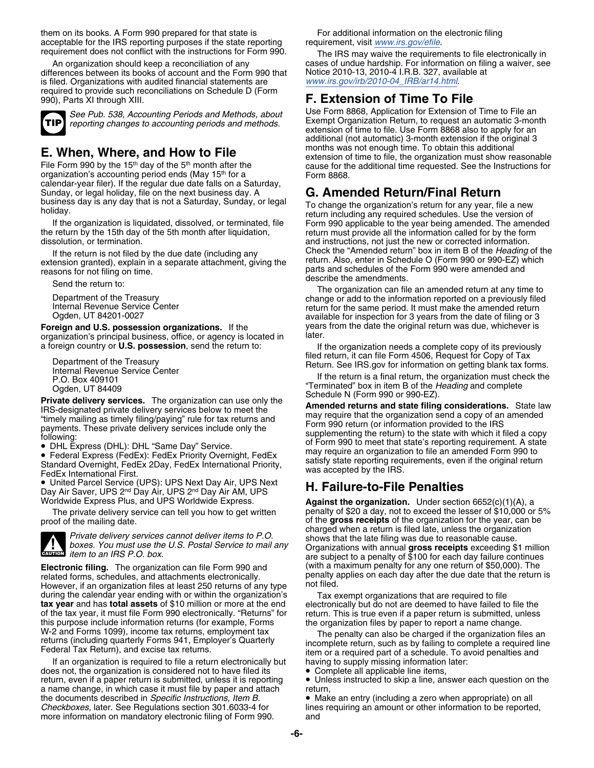them on its books. A Form 990 prepared for that state is acceptable for the IRS reporting purposes if the state reporting requirement does not conflict with the instructions for Form 990.

An organization should keep a reconciliation of any differences between its books of account and the Form 990 that is filed. Organizations with audited financial statements are required to provide such reconciliations on Schedule D (Form 990), Parts XI through XIII.

TIP *See Pub. 538, Accounting Periods and Methods, about reporting changes to accounting periods and methods.*

## E. When, Where, and How to File

File Form 990 by the 15th day of the 5th month after the organization's accounting period ends (May 15th for a calendar-year filer). If the regular due date falls on a Saturday, Sunday, or legal holiday, file on the next business day. A business day is any day that is not a Saturday, Sunday, or legal holiday.

If the organization is liquidated, dissolved, or terminated, file the return by the 15th day of the 5th month after liquidation, dissolution, or termination.

If the return is not filed by the due date (including any extension granted), explain in a separate attachment, giving the reasons for not filing on time.

Send the return to:

Department of the Treasury
Internal Revenue Service Center
Ogden, UT 84201-0027

**Foreign and U.S. possession organizations.** If the organization's principal business, office, or agency is located in a foreign country or **U.S. possession**, send the return to:

Department of the Treasury
Internal Revenue Service Center
P.O. Box 409101
Ogden, UT 84409

**Private delivery services.** The organization can use only the IRS-designated private delivery services below to meet the "timely mailing as timely filing/paying" rule for tax returns and payments. These private delivery services include only the following:

- DHL Express (DHL): DHL "Same Day" Service.
- Federal Express (FedEx): FedEx Priority Overnight, FedEx Standard Overnight, FedEx 2Day, FedEx International Priority, FedEx International First.
- United Parcel Service (UPS): UPS Next Day Air, UPS Next Day Air Saver, UPS 2nd Day Air, UPS 2nd Day Air AM, UPS Worldwide Express Plus, and UPS Worldwide Express.

The private delivery service can tell you how to get written proof of the mailing date.

CAUTION *Private delivery services cannot deliver items to P.O. boxes. You must use the U.S. Postal Service to mail any item to an IRS P.O. box.*

**Electronic filing.** The organization can file Form 990 and related forms, schedules, and attachments electronically. However, if an organization files at least 250 returns of any type during the calendar year ending with or within the organization's **tax year** and has **total assets** of $10 million or more at the end of the tax year, it must file Form 990 electronically. "Returns" for this purpose include information returns (for example, Forms W-2 and Forms 1099), income tax returns, employment tax returns (including quarterly Forms 941, Employer's Quarterly Federal Tax Return), and excise tax returns.

If an organization is required to file a return electronically but does not, the organization is considered not to have filed its return, even if a paper return is submitted, unless it is reporting a name change, in which case it must file by paper and attach the documents described in *Specific Instructions, Item B. Checkboxes,* later. See Regulations section 301.6033-4 for more information on mandatory electronic filing of Form 990.

For additional information on the electronic filing requirement, visit *www.irs.gov/efile*.

The IRS may waive the requirements to file electronically in cases of undue hardship. For information on filing a waiver, see Notice 2010-13, 2010-4 I.R.B. 327, available at *www.irs.gov/irb/2010-04_IRB/ar14.html*.

## F. Extension of Time To File

Use Form 8868, Application for Extension of Time to File an Exempt Organization Return, to request an automatic 3-month extension of time to file. Use Form 8868 also to apply for an additional (not automatic) 3-month extension if the original 3 months was not enough time. To obtain this additional extension of time to file, the organization must show reasonable cause for the additional time requested. See the Instructions for Form 8868.

## G. Amended Return/Final Return

To change the organization's return for any year, file a new return including any required schedules. Use the version of Form 990 applicable to the year being amended. The amended return must provide all the information called for by the form and instructions, not just the new or corrected information. Check the "Amended return" box in item B of the *Heading* of the return. Also, enter in Schedule O (Form 990 or 990-EZ) which parts and schedules of the Form 990 were amended and describe the amendments.

The organization can file an amended return at any time to change or add to the information reported on a previously filed return for the same period. It must make the amended return available for inspection for 3 years from the date of filing or 3 years from the date the original return was due, whichever is later.

If the organization needs a complete copy of its previously filed return, it can file Form 4506, Request for Copy of Tax Return. See IRS.gov for information on getting blank tax forms.

If the return is a final return, the organization must check the "Terminated" box in item B of the *Heading* and complete Schedule N (Form 990 or 990-EZ).

**Amended returns and state filing considerations.** State law may require that the organization send a copy of an amended Form 990 return (or information provided to the IRS supplementing the return) to the state with which it filed a copy of Form 990 to meet that state's reporting requirement. A state may require an organization to file an amended Form 990 to satisfy state reporting requirements, even if the original return was accepted by the IRS.

## H. Failure-to-File Penalties

**Against the organization.** Under section 6652(c)(1)(A), a penalty of $20 a day, not to exceed the lesser of $10,000 or 5% of the **gross receipts** of the organization for the year, can be charged when a return is filed late, unless the organization shows that the late filing was due to reasonable cause. Organizations with annual **gross receipts** exceeding $1 million are subject to a penalty of $100 for each day failure continues (with a maximum penalty for any one return of $50,000). The penalty applies on each day after the due date that the return is not filed.

Tax exempt organizations that are required to file electronically but do not are deemed to have failed to file the return. This is true even if a paper return is submitted, unless the organization files by paper to report a name change.

The penalty can also be charged if the organization files an incomplete return, such as by failing to complete a required line item or a required part of a schedule. To avoid penalties and having to supply missing information later:

- Complete all applicable line items,
- Unless instructed to skip a line, answer each question on the return,
- Make an entry (including a zero when appropriate) on all lines requiring an amount or other information to be reported, and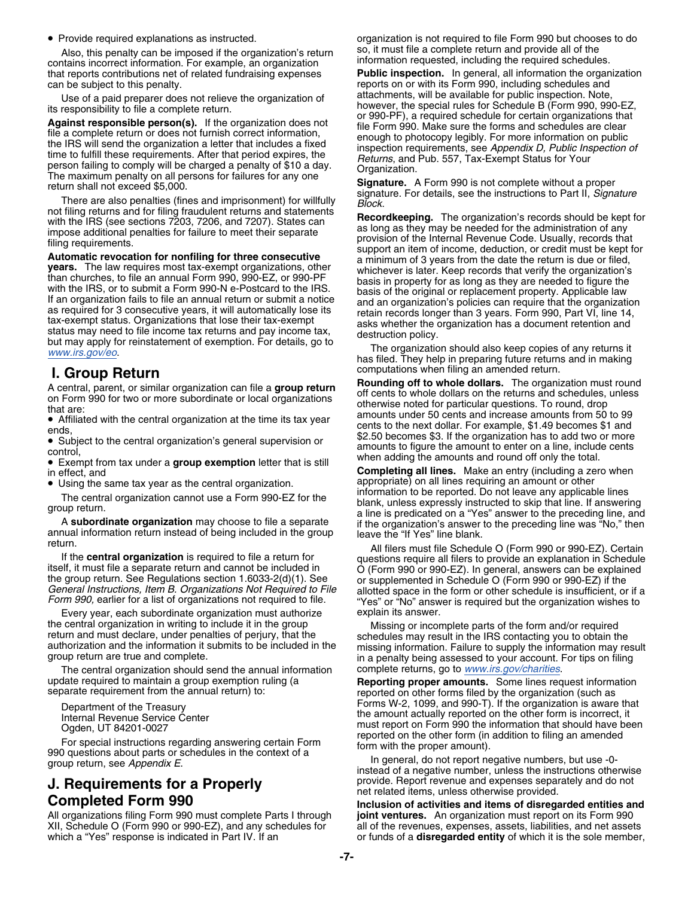- Provide required explanations as instructed.

Also, this penalty can be imposed if the organization's return contains incorrect information. For example, an organization that reports contributions net of related fundraising expenses can be subject to this penalty.

Use of a paid preparer does not relieve the organization of its responsibility to file a complete return.

**Against responsible person(s).** If the organization does not file a complete return or does not furnish correct information, the IRS will send the organization a letter that includes a fixed time to fulfill these requirements. After that period expires, the person failing to comply will be charged a penalty of $10 a day. The maximum penalty on all persons for failures for any one return shall not exceed $5,000.

There are also penalties (fines and imprisonment) for willfully not filing returns and for filing fraudulent returns and statements with the IRS (see sections 7203, 7206, and 7207). States can impose additional penalties for failure to meet their separate filing requirements.

**Automatic revocation for nonfiling for three consecutive years.** The law requires most tax-exempt organizations, other than churches, to file an annual Form 990, 990-EZ, or 990-PF with the IRS, or to submit a Form 990-N e-Postcard to the IRS. If an organization fails to file an annual return or submit a notice as required for 3 consecutive years, it will automatically lose its tax-exempt status. Organizations that lose their tax-exempt status may need to file income tax returns and pay income tax, but may apply for reinstatement of exemption. For details, go to *www.irs.gov/eo*.

## I. Group Return

A central, parent, or similar organization can file a **group return** on Form 990 for two or more subordinate or local organizations that are:

- Affiliated with the central organization at the time its tax year ends,
- Subject to the central organization's general supervision or control,
- Exempt from tax under a **group exemption** letter that is still in effect, and
- Using the same tax year as the central organization.

The central organization cannot use a Form 990-EZ for the group return.

A **subordinate organization** may choose to file a separate annual information return instead of being included in the group return.

If the **central organization** is required to file a return for itself, it must file a separate return and cannot be included in the group return. See Regulations section 1.6033-2(d)(1). See *General Instructions, Item B. Organizations Not Required to File Form 990,* earlier for a list of organizations not required to file.

Every year, each subordinate organization must authorize the central organization in writing to include it in the group return and must declare, under penalties of perjury, that the authorization and the information it submits to be included in the group return are true and complete.

The central organization should send the annual information update required to maintain a group exemption ruling (a separate requirement from the annual return) to:

Department of the Treasury
Internal Revenue Service Center
Ogden, UT 84201-0027

For special instructions regarding answering certain Form 990 questions about parts or schedules in the context of a group return, see *Appendix E*.

## J. Requirements for a Properly Completed Form 990

All organizations filing Form 990 must complete Parts I through XII, Schedule O (Form 990 or 990-EZ), and any schedules for which a "Yes" response is indicated in Part IV. If an organization is not required to file Form 990 but chooses to do so, it must file a complete return and provide all of the information requested, including the required schedules.

**Public inspection.** In general, all information the organization reports on or with its Form 990, including schedules and attachments, will be available for public inspection. Note, however, the special rules for Schedule B (Form 990, 990-EZ, or 990-PF), a required schedule for certain organizations that file Form 990. Make sure the forms and schedules are clear enough to photocopy legibly. For more information on public inspection requirements, see *Appendix D, Public Inspection of Returns,* and Pub. 557, Tax-Exempt Status for Your Organization.

**Signature.** A Form 990 is not complete without a proper signature. For details, see the instructions to Part II, *Signature Block*.

**Recordkeeping.** The organization's records should be kept for as long as they may be needed for the administration of any provision of the Internal Revenue Code. Usually, records that support an item of income, deduction, or credit must be kept for a minimum of 3 years from the date the return is due or filed, whichever is later. Keep records that verify the organization's basis in property for as long as they are needed to figure the basis of the original or replacement property. Applicable law and an organization's policies can require that the organization retain records longer than 3 years. Form 990, Part VI, line 14, asks whether the organization has a document retention and destruction policy.

The organization should also keep copies of any returns it has filed. They help in preparing future returns and in making computations when filing an amended return.

**Rounding off to whole dollars.** The organization must round off cents to whole dollars on the returns and schedules, unless otherwise noted for particular questions. To round, drop amounts under 50 cents and increase amounts from 50 to 99 cents to the next dollar. For example, $1.49 becomes $1 and $2.50 becomes $3. If the organization has to add two or more amounts to figure the amount to enter on a line, include cents when adding the amounts and round off only the total.

**Completing all lines.** Make an entry (including a zero when appropriate) on all lines requiring an amount or other information to be reported. Do not leave any applicable lines blank, unless expressly instructed to skip that line. If answering a line is predicated on a "Yes" answer to the preceding line, and if the organization's answer to the preceding line was "No," then leave the "If Yes" line blank.

All filers must file Schedule O (Form 990 or 990-EZ). Certain questions require all filers to provide an explanation in Schedule O (Form 990 or 990-EZ). In general, answers can be explained or supplemented in Schedule O (Form 990 or 990-EZ) if the allotted space in the form or other schedule is insufficient, or if a "Yes" or "No" answer is required but the organization wishes to explain its answer.

Missing or incomplete parts of the form and/or required schedules may result in the IRS contacting you to obtain the missing information. Failure to supply the information may result in a penalty being assessed to your account. For tips on filing complete returns, go to *www.irs.gov/charities*.

**Reporting proper amounts.** Some lines request information reported on other forms filed by the organization (such as Forms W-2, 1099, and 990-T). If the organization is aware that the amount actually reported on the other form is incorrect, it must report on Form 990 the information that should have been reported on the other form (in addition to filing an amended form with the proper amount).

In general, do not report negative numbers, but use -0- instead of a negative number, unless the instructions otherwise provide. Report revenue and expenses separately and do not net related items, unless otherwise provided.

**Inclusion of activities and items of disregarded entities and joint ventures.** An organization must report on its Form 990 all of the revenues, expenses, assets, liabilities, and net assets or funds of a **disregarded entity** of which it is the sole member,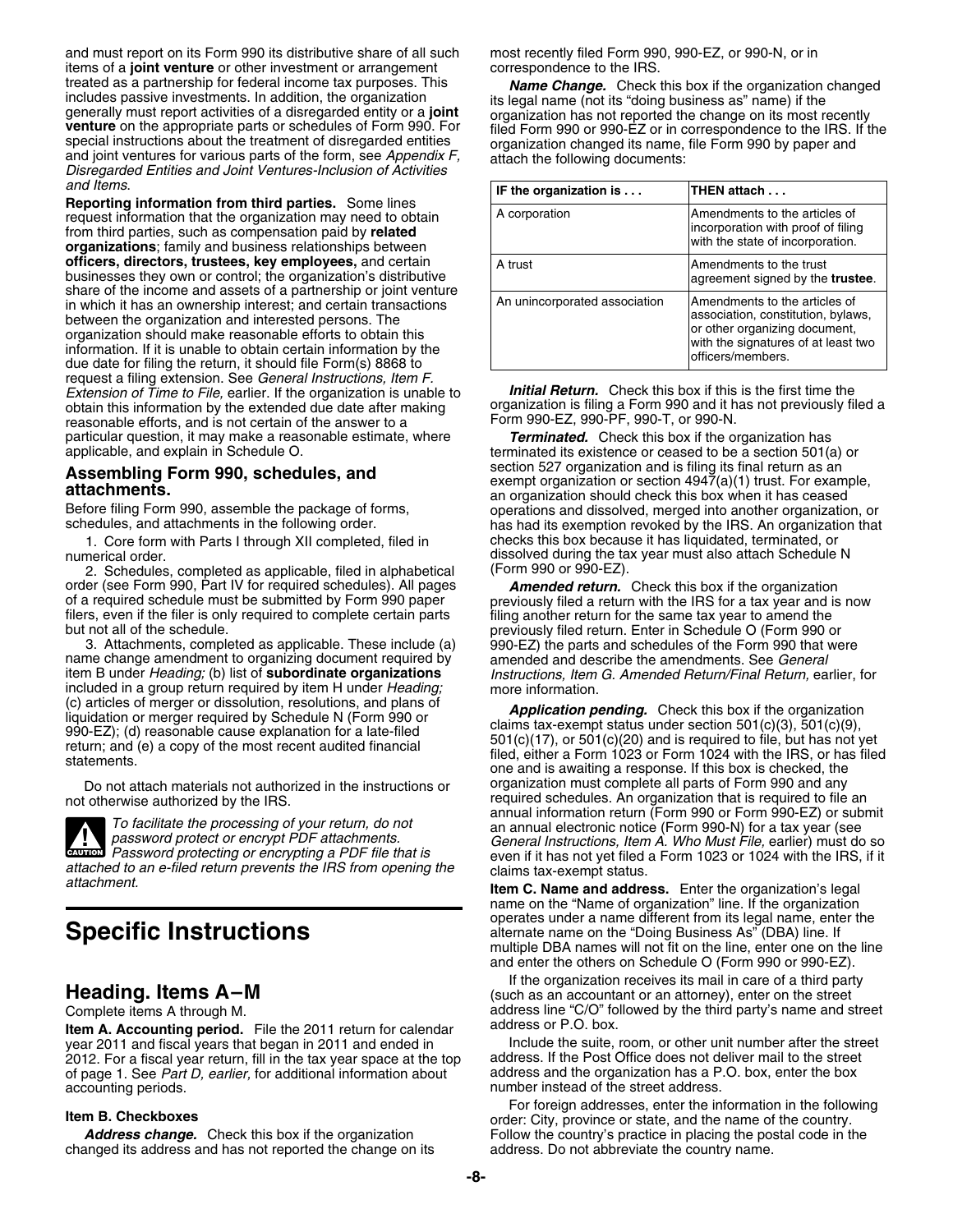and must report on its Form 990 its distributive share of all such items of a **joint venture** or other investment or arrangement treated as a partnership for federal income tax purposes. This includes passive investments. In addition, the organization generally must report activities of a disregarded entity or a **joint venture** on the appropriate parts or schedules of Form 990. For special instructions about the treatment of disregarded entities and joint ventures for various parts of the form, see *Appendix F, Disregarded Entities and Joint Ventures-Inclusion of Activities and Items*.

**Reporting information from third parties.** Some lines request information that the organization may need to obtain from third parties, such as compensation paid by **related organizations**; family and business relationships between **officers, directors, trustees, key employees,** and certain businesses they own or control; the organization's distributive share of the income and assets of a partnership or joint venture in which it has an ownership interest; and certain transactions between the organization and interested persons. The organization should make reasonable efforts to obtain this information. If it is unable to obtain certain information by the due date for filing the return, it should file Form(s) 8868 to request a filing extension. See *General Instructions, Item F. Extension of Time to File,* earlier. If the organization is unable to obtain this information by the extended due date after making reasonable efforts, and is not certain of the answer to a particular question, it may make a reasonable estimate, where applicable, and explain in Schedule O.

## Assembling Form 990, schedules, and attachments.

Before filing Form 990, assemble the package of forms, schedules, and attachments in the following order.

1. Core form with Parts I through XII completed, filed in numerical order.
2. Schedules, completed as applicable, filed in alphabetical order (see Form 990, Part IV for required schedules). All pages of a required schedule must be submitted by Form 990 paper filers, even if the filer is only required to complete certain parts but not all of the schedule.
3. Attachments, completed as applicable. These include (a) name change amendment to organizing document required by item B under *Heading;* (b) list of **subordinate organizations** included in a group return required by item H under *Heading;* (c) articles of merger or dissolution, resolutions, and plans of liquidation or merger required by Schedule N (Form 990 or 990-EZ); (d) reasonable cause explanation for a late-filed return; and (e) a copy of the most recent audited financial statements.

Do not attach materials not authorized in the instructions or not otherwise authorized by the IRS.

> **CAUTION:** *To facilitate the processing of your return, do not password protect or encrypt PDF attachments. Password protecting or encrypting a PDF file that is attached to an e-filed return prevents the IRS from opening the attachment.*

# Specific Instructions

## Heading. Items A–M

Complete items A through M.

**Item A. Accounting period.** File the 2011 return for calendar year 2011 and fiscal years that began in 2011 and ended in 2012. For a fiscal year return, fill in the tax year space at the top of page 1. See *Part D, earlier,* for additional information about accounting periods.

**Item B. Checkboxes**

***Address change.*** Check this box if the organization changed its address and has not reported the change on its most recently filed Form 990, 990-EZ, or 990-N, or in correspondence to the IRS.

***Name Change.*** Check this box if the organization changed its legal name (not its "doing business as" name) if the organization has not reported the change on its most recently filed Form 990 or 990-EZ or in correspondence to the IRS. If the organization changed its name, file Form 990 by paper and attach the following documents:

| IF the organization is . . . | THEN attach . . . |
|---|---|
| A corporation | Amendments to the articles of incorporation with proof of filing with the state of incorporation. |
| A trust | Amendments to the trust agreement signed by the **trustee**. |
| An unincorporated association | Amendments to the articles of association, constitution, bylaws, or other organizing document, with the signatures of at least two officers/members. |

***Initial Return.*** Check this box if this is the first time the organization is filing a Form 990 and it has not previously filed a Form 990-EZ, 990-PF, 990-T, or 990-N.

***Terminated.*** Check this box if the organization has terminated its existence or ceased to be a section 501(a) or section 527 organization and is filing its final return as an exempt organization or section 4947(a)(1) trust. For example, an organization should check this box when it has ceased operations and dissolved, merged into another organization, or has had its exemption revoked by the IRS. An organization that checks this box because it has liquidated, terminated, or dissolved during the tax year must also attach Schedule N (Form 990 or 990-EZ).

***Amended return.*** Check this box if the organization previously filed a return with the IRS for a tax year and is now filing another return for the same tax year to amend the previously filed return. Enter in Schedule O (Form 990 or 990-EZ) the parts and schedules of the Form 990 that were amended and describe the amendments. See *General Instructions, Item G. Amended Return/Final Return,* earlier, for more information.

***Application pending.*** Check this box if the organization claims tax-exempt status under section 501(c)(3), 501(c)(9), 501(c)(17), or 501(c)(20) and is required to file, but has not yet filed, either a Form 1023 or Form 1024 with the IRS, or has filed one and is awaiting a response. If this box is checked, the organization must complete all parts of Form 990 and any required schedules. An organization that is required to file an annual information return (Form 990 or Form 990-EZ) or submit an annual electronic notice (Form 990-N) for a tax year (see *General Instructions, Item A. Who Must File,* earlier) must do so even if it has not yet filed a Form 1023 or 1024 with the IRS, if it claims tax-exempt status.

**Item C. Name and address.** Enter the organization's legal name on the "Name of organization" line. If the organization operates under a name different from its legal name, enter the alternate name on the "Doing Business As" (DBA) line. If multiple DBA names will not fit on the line, enter one on the line and enter the others on Schedule O (Form 990 or 990-EZ).

If the organization receives its mail in care of a third party (such as an accountant or an attorney), enter on the street address line "C/O" followed by the third party's name and street address or P.O. box.

Include the suite, room, or other unit number after the street address. If the Post Office does not deliver mail to the street address and the organization has a P.O. box, enter the box number instead of the street address.

For foreign addresses, enter the information in the following order: City, province or state, and the name of the country. Follow the country's practice in placing the postal code in the address. Do not abbreviate the country name.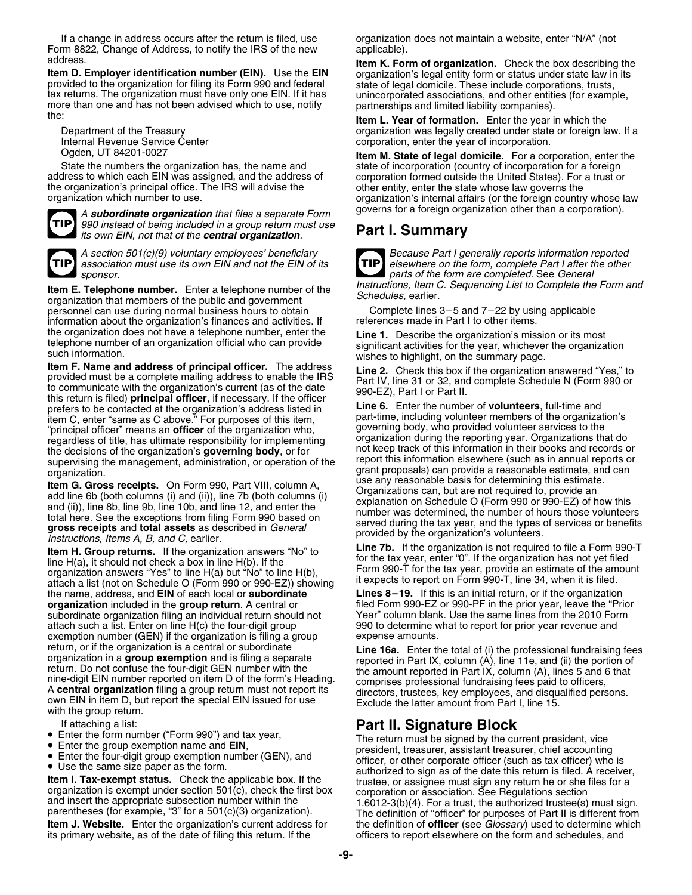If a change in address occurs after the return is filed, use Form 8822, Change of Address, to notify the IRS of the new address.

**Item D. Employer identification number (EIN).** Use the **EIN** provided to the organization for filing its Form 990 and federal tax returns. The organization must have only one EIN. If it has more than one and has not been advised which to use, notify the:

Department of the Treasury
Internal Revenue Service Center
Ogden, UT 84201-0027

State the numbers the organization has, the name and address to which each EIN was assigned, and the address of the organization's principal office. The IRS will advise the organization which number to use.

**TIP** *A* ***subordinate organization*** *that files a separate Form 990 instead of being included in a group return must use its own EIN, not that of the* ***central organization****.*

**TIP** *A section 501(c)(9) voluntary employees' beneficiary association must use its own EIN and not the EIN of its sponsor.*

**Item E. Telephone number.** Enter a telephone number of the organization that members of the public and government personnel can use during normal business hours to obtain information about the organization's finances and activities. If the organization does not have a telephone number, enter the telephone number of an organization official who can provide such information.

**Item F. Name and address of principal officer.** The address provided must be a complete mailing address to enable the IRS to communicate with the organization's current (as of the date this return is filed) **principal officer**, if necessary. If the officer prefers to be contacted at the organization's address listed in item C, enter "same as C above." For purposes of this item, "principal officer" means an **officer** of the organization who, regardless of title, has ultimate responsibility for implementing the decisions of the organization's **governing body**, or for supervising the management, administration, or operation of the organization.

**Item G. Gross receipts.** On Form 990, Part VIII, column A, add line 6b (both columns (i) and (ii)), line 7b (both columns (i) and (ii)), line 8b, line 9b, line 10b, and line 12, and enter the total here. See the exceptions from filing Form 990 based on **gross receipts** and **total assets** as described in *General Instructions, Items A, B, and C,* earlier.

**Item H. Group returns.** If the organization answers "No" to line H(a), it should not check a box in line H(b). If the organization answers "Yes" to line H(a) but "No" to line H(b), attach a list (not on Schedule O (Form 990 or 990-EZ)) showing the name, address, and **EIN** of each local or **subordinate organization** included in the **group return**. A central or subordinate organization filing an individual return should not attach such a list. Enter on line H(c) the four-digit group exemption number (GEN) if the organization is filing a group return, or if the organization is a central or subordinate organization in a **group exemption** and is filing a separate return. Do not confuse the four-digit GEN number with the nine-digit EIN number reported on item D of the form's Heading. A **central organization** filing a group return must not report its own EIN in item D, but report the special EIN issued for use with the group return.

If attaching a list:

- Enter the form number ("Form 990") and tax year,
- Enter the group exemption name and **EIN**,
- Enter the four-digit group exemption number (GEN), and
- Use the same size paper as the form.

**Item I. Tax-exempt status.** Check the applicable box. If the organization is exempt under section 501(c), check the first box and insert the appropriate subsection number within the parentheses (for example, "3" for a 501(c)(3) organization).

**Item J. Website.** Enter the organization's current address for its primary website, as of the date of filing this return. If the organization does not maintain a website, enter "N/A" (not applicable).

**Item K. Form of organization.** Check the box describing the organization's legal entity form or status under state law in its state of legal domicile. These include corporations, trusts, unincorporated associations, and other entities (for example, partnerships and limited liability companies).

**Item L. Year of formation.** Enter the year in which the organization was legally created under state or foreign law. If a corporation, enter the year of incorporation.

**Item M. State of legal domicile.** For a corporation, enter the state of incorporation (country of incorporation for a foreign corporation formed outside the United States). For a trust or other entity, enter the state whose law governs the organization's internal affairs (or the foreign country whose law governs for a foreign organization other than a corporation).

## Part I. Summary

**TIP** *Because Part I generally reports information reported elsewhere on the form, complete Part I after the other parts of the form are completed. See General Instructions, Item C. Sequencing List to Complete the Form and Schedules, earlier.*

Complete lines 3–5 and 7–22 by using applicable references made in Part I to other items.

**Line 1.** Describe the organization's mission or its most significant activities for the year, whichever the organization wishes to highlight, on the summary page.

**Line 2.** Check this box if the organization answered "Yes," to Part IV, line 31 or 32, and complete Schedule N (Form 990 or 990-EZ), Part I or Part II.

**Line 6.** Enter the number of **volunteers**, full-time and part-time, including volunteer members of the organization's governing body, who provided volunteer services to the organization during the reporting year. Organizations that do not keep track of this information in their books and records or report this information elsewhere (such as in annual reports or grant proposals) can provide a reasonable estimate, and can use any reasonable basis for determining this estimate. Organizations can, but are not required to, provide an explanation on Schedule O (Form 990 or 990-EZ) of how this number was determined, the number of hours those volunteers served during the tax year, and the types of services or benefits provided by the organization's volunteers.

**Line 7b.** If the organization is not required to file a Form 990-T for the tax year, enter "0". If the organization has not yet filed Form 990-T for the tax year, provide an estimate of the amount it expects to report on Form 990-T, line 34, when it is filed.

**Lines 8–19.** If this is an initial return, or if the organization filed Form 990-EZ or 990-PF in the prior year, leave the "Prior Year" column blank. Use the same lines from the 2010 Form 990 to determine what to report for prior year revenue and expense amounts.

**Line 16a.** Enter the total of (i) the professional fundraising fees reported in Part IX, column (A), line 11e, and (ii) the portion of the amount reported in Part IX, column (A), lines 5 and 6 that comprises professional fundraising fees paid to officers, directors, trustees, key employees, and disqualified persons. Exclude the latter amount from Part I, line 15.

## Part II. Signature Block

The return must be signed by the current president, vice president, treasurer, assistant treasurer, chief accounting officer, or other corporate officer (such as tax officer) who is authorized to sign as of the date this return is filed. A receiver, trustee, or assignee must sign any return he or she files for a corporation or association. See Regulations section 1.6012-3(b)(4). For a trust, the authorized trustee(s) must sign. The definition of "officer" for purposes of Part II is different from the definition of **officer** (see *Glossary*) used to determine which officers to report elsewhere on the form and schedules, and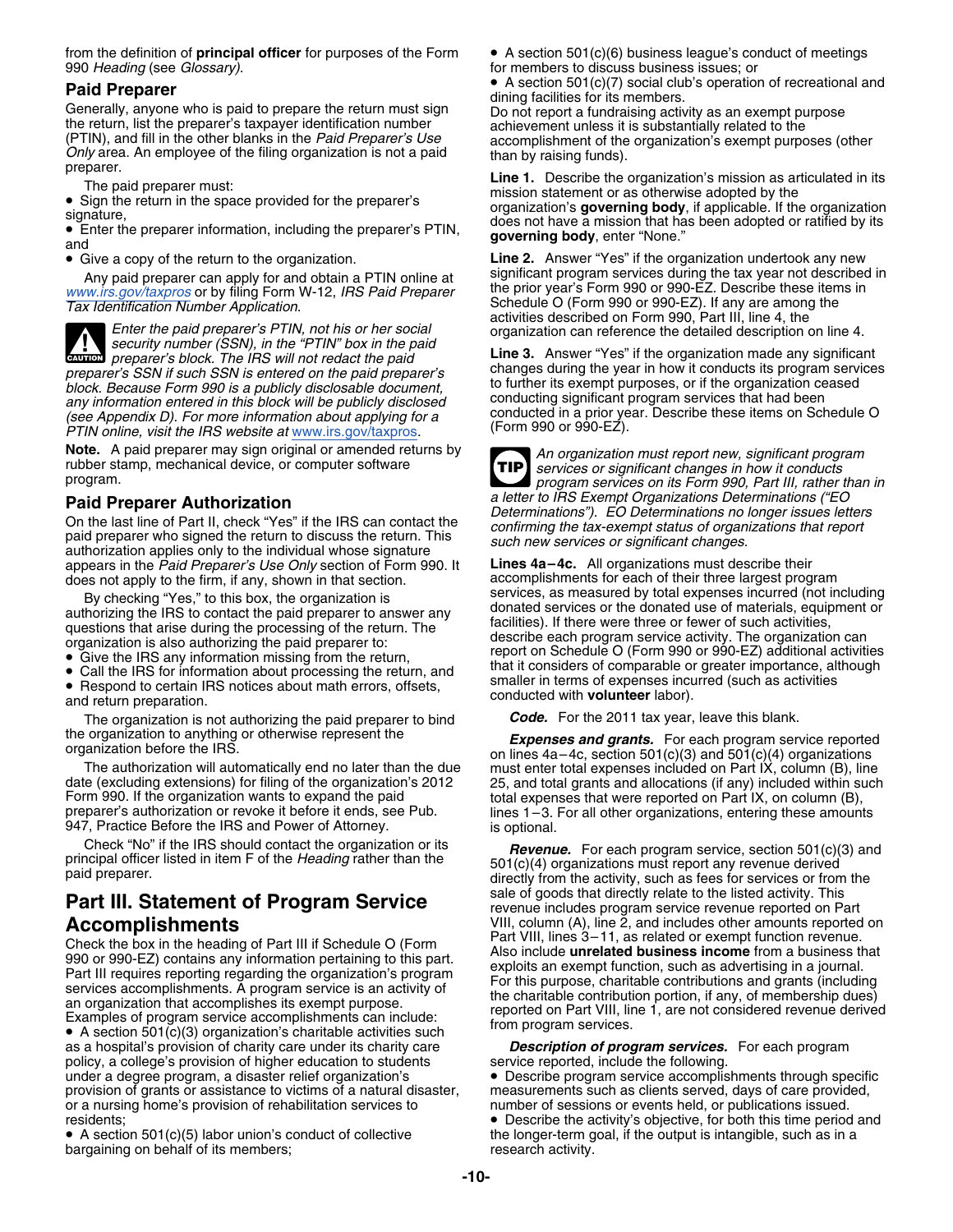from the definition of **principal officer** for purposes of the Form 990 *Heading* (see *Glossary*).

## Paid Preparer

Generally, anyone who is paid to prepare the return must sign the return, list the preparer's taxpayer identification number (PTIN), and fill in the other blanks in the *Paid Preparer's Use Only* area. An employee of the filing organization is not a paid preparer.

The paid preparer must:

- Sign the return in the space provided for the preparer's signature,
- Enter the preparer information, including the preparer's PTIN, and
- Give a copy of the return to the organization.

Any paid preparer can apply for and obtain a PTIN online at www.irs.gov/taxpros or by filing Form W-12, *IRS Paid Preparer Tax Identification Number Application*.

**CAUTION** *Enter the paid preparer's PTIN, not his or her social security number (SSN), in the "PTIN" box in the paid preparer's block. The IRS will not redact the paid preparer's SSN if such SSN is entered on the paid preparer's block. Because Form 990 is a publicly disclosable document, any information entered in this block will be publicly disclosed (see Appendix D). For more information about applying for a PTIN online, visit the IRS website at* www.irs.gov/taxpros.

**Note.** A paid preparer may sign original or amended returns by rubber stamp, mechanical device, or computer software program.

## Paid Preparer Authorization

On the last line of Part II, check "Yes" if the IRS can contact the paid preparer who signed the return to discuss the return. This authorization applies only to the individual whose signature appears in the *Paid Preparer's Use Only* section of Form 990. It does not apply to the firm, if any, shown in that section.

By checking "Yes," to this box, the organization is authorizing the IRS to contact the paid preparer to answer any questions that arise during the processing of the return. The organization is also authorizing the paid preparer to:

- Give the IRS any information missing from the return,
- Call the IRS for information about processing the return, and
- Respond to certain IRS notices about math errors, offsets, and return preparation.

The organization is not authorizing the paid preparer to bind the organization to anything or otherwise represent the organization before the IRS.

The authorization will automatically end no later than the due date (excluding extensions) for filing of the organization's 2012 Form 990. If the organization wants to expand the paid preparer's authorization or revoke it before it ends, see Pub. 947, Practice Before the IRS and Power of Attorney.

Check "No" if the IRS should contact the organization or its principal officer listed in item F of the *Heading* rather than the paid preparer.

# Part III. Statement of Program Service Accomplishments

Check the box in the heading of Part III if Schedule O (Form 990 or 990-EZ) contains any information pertaining to this part. Part III requires reporting regarding the organization's program services accomplishments. A program service is an activity of an organization that accomplishes its exempt purpose. Examples of program service accomplishments can include:

- A section 501(c)(3) organization's charitable activities such as a hospital's provision of charity care under its charity care policy, a college's provision of higher education to students under a degree program, a disaster relief organization's provision of grants or assistance to victims of a natural disaster, or a nursing home's provision of rehabilitation services to residents;
- A section 501(c)(5) labor union's conduct of collective bargaining on behalf of its members;
- A section 501(c)(6) business league's conduct of meetings for members to discuss business issues; or
- A section 501(c)(7) social club's operation of recreational and dining facilities for its members.

Do not report a fundraising activity as an exempt purpose achievement unless it is substantially related to the accomplishment of the organization's exempt purposes (other than by raising funds).

**Line 1.** Describe the organization's mission as articulated in its mission statement or as otherwise adopted by the organization's **governing body**, if applicable. If the organization does not have a mission that has been adopted or ratified by its **governing body**, enter "None."

**Line 2.** Answer "Yes" if the organization undertook any new significant program services during the tax year not described in the prior year's Form 990 or 990-EZ. Describe these items in Schedule O (Form 990 or 990-EZ). If any are among the activities described on Form 990, Part III, line 4, the organization can reference the detailed description on line 4.

**Line 3.** Answer "Yes" if the organization made any significant changes during the year in how it conducts its program services to further its exempt purposes, or if the organization ceased conducting significant program services that had been conducted in a prior year. Describe these items on Schedule O (Form 990 or 990-EZ).

**TIP** *An organization must report new, significant program services or significant changes in how it conducts program services on its Form 990, Part III, rather than in a letter to IRS Exempt Organizations Determinations ("EO Determinations"). EO Determinations no longer issues letters confirming the tax-exempt status of organizations that report such new services or significant changes.*

**Lines 4a–4c.** All organizations must describe their accomplishments for each of their three largest program services, as measured by total expenses incurred (not including donated services or the donated use of materials, equipment or facilities). If there were three or fewer of such activities, describe each program service activity. The organization can report on Schedule O (Form 990 or 990-EZ) additional activities that it considers of comparable or greater importance, although smaller in terms of expenses incurred (such as activities conducted with **volunteer** labor).

***Code.*** For the 2011 tax year, leave this blank.

***Expenses and grants.*** For each program service reported on lines 4a–4c, section 501(c)(3) and 501(c)(4) organizations must enter total expenses included on Part IX, column (B), line 25, and total grants and allocations (if any) included within such total expenses that were reported on Part IX, on column (B), lines 1–3. For all other organizations, entering these amounts is optional.

***Revenue.*** For each program service, section 501(c)(3) and 501(c)(4) organizations must report any revenue derived directly from the activity, such as fees for services or from the sale of goods that directly relate to the listed activity. This revenue includes program service revenue reported on Part VIII, column (A), line 2, and includes other amounts reported on Part VIII, lines 3–11, as related or exempt function revenue. Also include **unrelated business income** from a business that exploits an exempt function, such as advertising in a journal. For this purpose, charitable contributions and grants (including the charitable contribution portion, if any, of membership dues) reported on Part VIII, line 1, are not considered revenue derived from program services.

***Description of program services.*** For each program service reported, include the following.

- Describe program service accomplishments through specific measurements such as clients served, days of care provided, number of sessions or events held, or publications issued.
- Describe the activity's objective, for both this time period and the longer-term goal, if the output is intangible, such as in a research activity.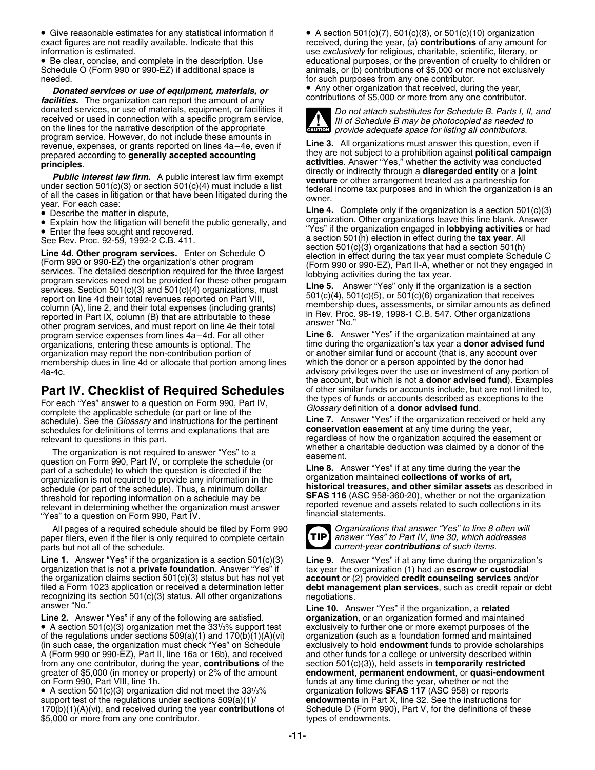- Give reasonable estimates for any statistical information if exact figures are not readily available. Indicate that this information is estimated.
- Be clear, concise, and complete in the description. Use Schedule O (Form 990 or 990-EZ) if additional space is needed.

***Donated services or use of equipment, materials, or facilities.*** The organization can report the amount of any donated services, or use of materials, equipment, or facilities it received or used in connection with a specific program service, on the lines for the narrative description of the appropriate program service. However, do not include these amounts in revenue, expenses, or grants reported on lines 4a–4e, even if prepared according to **generally accepted accounting principles**.

***Public interest law firm.*** A public interest law firm exempt under section 501(c)(3) or section 501(c)(4) must include a list of all the cases in litigation or that have been litigated during the year. For each case:

- Describe the matter in dispute,
- Explain how the litigation will benefit the public generally, and
- Enter the fees sought and recovered.

See Rev. Proc. 92-59, 1992-2 C.B. 411.

**Line 4d. Other program services.** Enter on Schedule O (Form 990 or 990-EZ) the organization's other program services. The detailed description required for the three largest program services need not be provided for these other program services. Section 501(c)(3) and 501(c)(4) organizations, must report on line 4d their total revenues reported on Part VIII, column (A), line 2, and their total expenses (including grants) reported in Part IX, column (B) that are attributable to these other program services, and must report on line 4e their total program service expenses from lines 4a–4d. For all other organizations, entering these amounts is optional. The organization may report the non-contribution portion of membership dues in line 4d or allocate that portion among lines 4a-4c.

## Part IV. Checklist of Required Schedules

For each "Yes" answer to a question on Form 990, Part IV, complete the applicable schedule (or part or line of the schedule). See the *Glossary* and instructions for the pertinent schedules for definitions of terms and explanations that are relevant to questions in this part.

The organization is not required to answer "Yes" to a question on Form 990, Part IV, or complete the schedule (or part of a schedule) to which the question is directed if the organization is not required to provide any information in the schedule (or part of the schedule). Thus, a minimum dollar threshold for reporting information on a schedule may be relevant in determining whether the organization must answer "Yes" to a question on Form 990, Part IV.

All pages of a required schedule should be filed by Form 990 paper filers, even if the filer is only required to complete certain parts but not all of the schedule.

**Line 1.** Answer "Yes" if the organization is a section 501(c)(3) organization that is not a **private foundation**. Answer "Yes" if the organization claims section 501(c)(3) status but has not yet filed a Form 1023 application or received a determination letter recognizing its section 501(c)(3) status. All other organizations answer "No."

**Line 2.** Answer "Yes" if any of the following are satisfied.

- A section 501(c)(3) organization met the 33⅓% support test of the regulations under sections 509(a)(1) and 170(b)(1)(A)(vi) (in such case, the organization must check "Yes" on Schedule A (Form 990 or 990-EZ), Part II, line 16a or 16b), and received from any one contributor, during the year, **contributions** of the greater of $5,000 (in money or property) or 2% of the amount on Form 990, Part VIII, line 1h.
- A section 501(c)(3) organization did not meet the 33⅓% support test of the regulations under sections 509(a)(1)/170(b)(1)(A)(vi), and received during the year **contributions** of $5,000 or more from any one contributor.
- A section 501(c)(7), 501(c)(8), or 501(c)(10) organization received, during the year, (a) **contributions** of any amount for use *exclusively* for religious, charitable, scientific, literary, or educational purposes, or the prevention of cruelty to children or animals, or (b) contributions of $5,000 or more not exclusively for such purposes from any one contributor.
- Any other organization that received, during the year, contributions of $5,000 or more from any one contributor.

**CAUTION:** *Do not attach substitutes for Schedule B. Parts I, II, and III of Schedule B may be photocopied as needed to provide adequate space for listing all contributors.*

**Line 3.** All organizations must answer this question, even if they are not subject to a prohibition against **political campaign activities**. Answer "Yes," whether the activity was conducted directly or indirectly through a **disregarded entity** or a **joint venture** or other arrangement treated as a partnership for federal income tax purposes and in which the organization is an owner.

**Line 4.** Complete only if the organization is a section 501(c)(3) organization. Other organizations leave this line blank. Answer "Yes" if the organization engaged in **lobbying activities** or had a section 501(h) election in effect during the **tax year**. All section 501(c)(3) organizations that had a section 501(h) election in effect during the tax year must complete Schedule C (Form 990 or 990-EZ), Part II-A, whether or not they engaged in lobbying activities during the tax year.

**Line 5.** Answer "Yes" only if the organization is a section 501(c)(4), 501(c)(5), or 501(c)(6) organization that receives membership dues, assessments, or similar amounts as defined in Rev. Proc. 98-19, 1998-1 C.B. 547. Other organizations answer "No."

**Line 6.** Answer "Yes" if the organization maintained at any time during the organization's tax year a **donor advised fund** or another similar fund or account (that is, any account over which the donor or a person appointed by the donor had advisory privileges over the use or investment of any portion of the account, but which is not a **donor advised fund**). Examples of other similar funds or accounts include, but are not limited to, the types of funds or accounts described as exceptions to the *Glossary* definition of a **donor advised fund**.

**Line 7.** Answer "Yes" if the organization received or held any **conservation easement** at any time during the year, regardless of how the organization acquired the easement or whether a charitable deduction was claimed by a donor of the easement.

**Line 8.** Answer "Yes" if at any time during the year the organization maintained **collections of works of art, historical treasures, and other similar assets** as described in **SFAS 116** (ASC 958-360-20), whether or not the organization reported revenue and assets related to such collections in its financial statements.

**TIP:** *Organizations that answer "Yes" to line 8 often will answer "Yes" to Part IV, line 30, which addresses current-year **contributions** of such items.*

**Line 9.** Answer "Yes" if at any time during the organization's tax year the organization (1) had an **escrow or custodial account** or (2) provided **credit counseling services** and/or **debt management plan services**, such as credit repair or debt negotiations.

**Line 10.** Answer "Yes" if the organization, a **related organization**, or an organization formed and maintained exclusively to further one or more exempt purposes of the organization (such as a foundation formed and maintained exclusively to hold **endowment** funds to provide scholarships and other funds for a college or university described within section 501(c)(3)), held assets in **temporarily restricted endowment**, **permanent endowment**, or **quasi-endowment** funds at any time during the year, whether or not the organization follows **SFAS 117** (ASC 958) or reports **endowments** in Part X, line 32. See the instructions for Schedule D (Form 990), Part V, for the definitions of these types of endowments.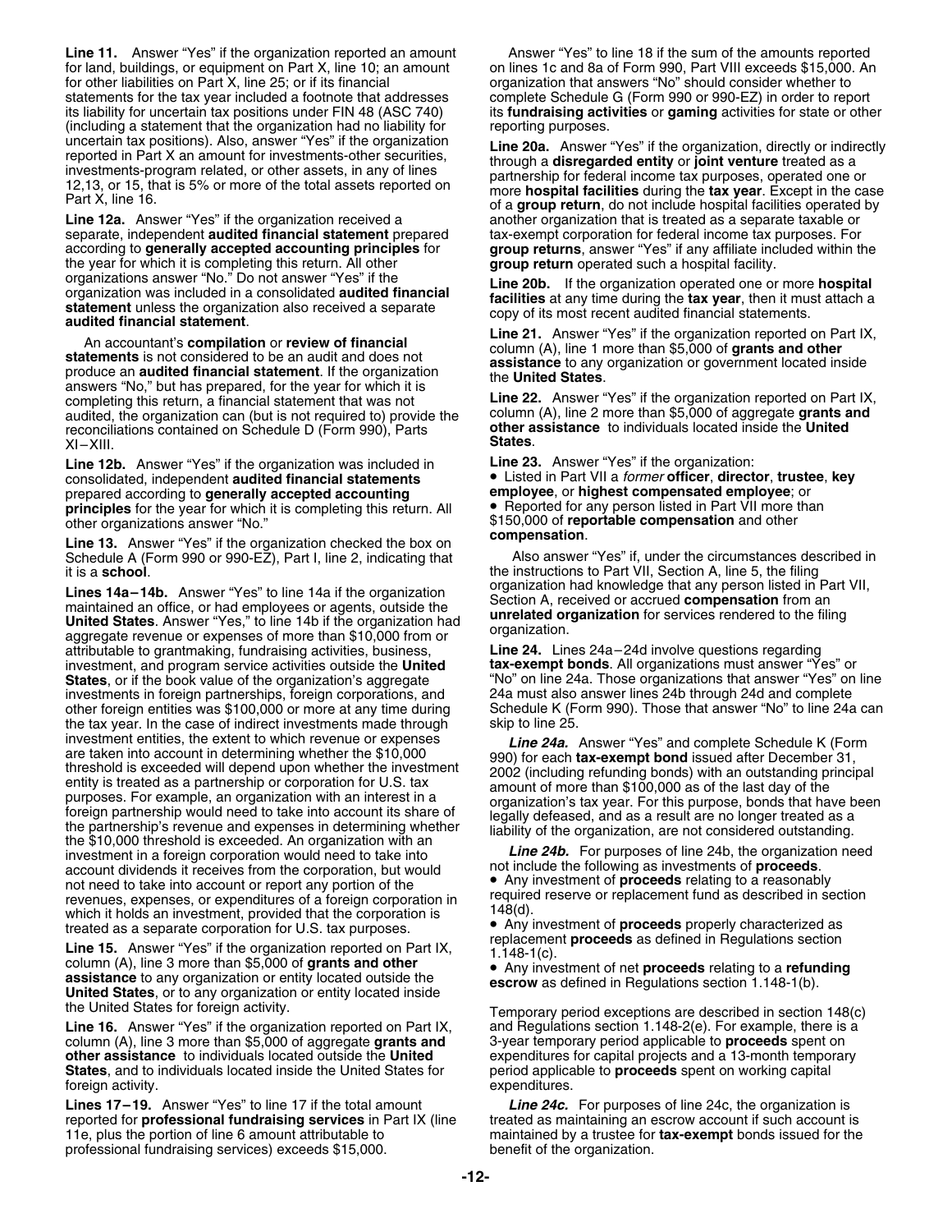**Line 11.** Answer "Yes" if the organization reported an amount for land, buildings, or equipment on Part X, line 10; an amount for other liabilities on Part X, line 25; or if its financial statements for the tax year included a footnote that addresses its liability for uncertain tax positions under FIN 48 (ASC 740) (including a statement that the organization had no liability for uncertain tax positions). Also, answer "Yes" if the organization reported in Part X an amount for investments-other securities, investments-program related, or other assets, in any of lines 12,13, or 15, that is 5% or more of the total assets reported on Part X, line 16.

**Line 12a.** Answer "Yes" if the organization received a separate, independent **audited financial statement** prepared according to **generally accepted accounting principles** for the year for which it is completing this return. All other organizations answer "No." Do not answer "Yes" if the organization was included in a consolidated **audited financial statement** unless the organization also received a separate **audited financial statement**.

An accountant's **compilation** or **review of financial statements** is not considered to be an audit and does not produce an **audited financial statement**. If the organization answers "No," but has prepared, for the year for which it is completing this return, a financial statement that was not audited, the organization can (but is not required to) provide the reconciliations contained on Schedule D (Form 990), Parts XI–XIII.

**Line 12b.** Answer "Yes" if the organization was included in consolidated, independent **audited financial statements** prepared according to **generally accepted accounting principles** for the year for which it is completing this return. All other organizations answer "No."

**Line 13.** Answer "Yes" if the organization checked the box on Schedule A (Form 990 or 990-EZ), Part I, line 2, indicating that it is a **school**.

**Lines 14a–14b.** Answer "Yes" to line 14a if the organization maintained an office, or had employees or agents, outside the **United States**. Answer "Yes," to line 14b if the organization had aggregate revenue or expenses of more than $10,000 from or attributable to grantmaking, fundraising activities, business, investment, and program service activities outside the **United States**, or if the book value of the organization's aggregate investments in foreign partnerships, foreign corporations, and other foreign entities was $100,000 or more at any time during the tax year. In the case of indirect investments made through investment entities, the extent to which revenue or expenses are taken into account in determining whether the $10,000 threshold is exceeded will depend upon whether the investment entity is treated as a partnership or corporation for U.S. tax purposes. For example, an organization with an interest in a foreign partnership would need to take into account its share of the partnership's revenue and expenses in determining whether the $10,000 threshold is exceeded. An organization with an investment in a foreign corporation would need to take into account dividends it receives from the corporation, but would not need to take into account or report any portion of the revenues, expenses, or expenditures of a foreign corporation in which it holds an investment, provided that the corporation is treated as a separate corporation for U.S. tax purposes.

**Line 15.** Answer "Yes" if the organization reported on Part IX, column (A), line 3 more than $5,000 of **grants and other assistance** to any organization or entity located outside the **United States**, or to any organization or entity located inside the United States for foreign activity.

**Line 16.** Answer "Yes" if the organization reported on Part IX, column (A), line 3 more than $5,000 of aggregate **grants and other assistance** to individuals located outside the **United States**, and to individuals located inside the United States for foreign activity.

**Lines 17–19.** Answer "Yes" to line 17 if the total amount reported for **professional fundraising services** in Part IX (line 11e, plus the portion of line 6 amount attributable to professional fundraising services) exceeds $15,000.

Answer "Yes" to line 18 if the sum of the amounts reported on lines 1c and 8a of Form 990, Part VIII exceeds $15,000. An organization that answers "No" should consider whether to complete Schedule G (Form 990 or 990-EZ) in order to report its **fundraising activities** or **gaming** activities for state or other reporting purposes.

**Line 20a.** Answer "Yes" if the organization, directly or indirectly through a **disregarded entity** or **joint venture** treated as a partnership for federal income tax purposes, operated one or more **hospital facilities** during the **tax year**. Except in the case of a **group return**, do not include hospital facilities operated by another organization that is treated as a separate taxable or tax-exempt corporation for federal income tax purposes. For **group returns**, answer "Yes" if any affiliate included within the **group return** operated such a hospital facility.

**Line 20b.** If the organization operated one or more **hospital facilities** at any time during the **tax year**, then it must attach a copy of its most recent audited financial statements.

**Line 21.** Answer "Yes" if the organization reported on Part IX, column (A), line 1 more than $5,000 of **grants and other assistance** to any organization or government located inside the **United States**.

**Line 22.** Answer "Yes" if the organization reported on Part IX, column (A), line 2 more than $5,000 of aggregate **grants and other assistance** to individuals located inside the **United States**.

**Line 23.** Answer "Yes" if the organization:

- Listed in Part VII a *former* **officer**, **director**, **trustee**, **key employee**, or **highest compensated employee**; or
- Reported for any person listed in Part VII more than $150,000 of **reportable compensation** and other **compensation**.

Also answer "Yes" if, under the circumstances described in the instructions to Part VII, Section A, line 5, the filing organization had knowledge that any person listed in Part VII, Section A, received or accrued **compensation** from an **unrelated organization** for services rendered to the filing organization.

**Line 24.** Lines 24a–24d involve questions regarding **tax-exempt bonds**. All organizations must answer "Yes" or "No" on line 24a. Those organizations that answer "Yes" on line 24a must also answer lines 24b through 24d and complete Schedule K (Form 990). Those that answer "No" to line 24a can skip to line 25.

***Line 24a.*** Answer "Yes" and complete Schedule K (Form 990) for each **tax-exempt bond** issued after December 31, 2002 (including refunding bonds) with an outstanding principal amount of more than $100,000 as of the last day of the organization's tax year. For this purpose, bonds that have been legally defeased, and as a result are no longer treated as a liability of the organization, are not considered outstanding.

***Line 24b.*** For purposes of line 24b, the organization need not include the following as investments of **proceeds**.

- Any investment of **proceeds** relating to a reasonably required reserve or replacement fund as described in section 148(d).
- Any investment of **proceeds** properly characterized as replacement **proceeds** as defined in Regulations section 1.148-1(c).
- Any investment of net **proceeds** relating to a **refunding escrow** as defined in Regulations section 1.148-1(b).

Temporary period exceptions are described in section 148(c) and Regulations section 1.148-2(e). For example, there is a 3-year temporary period applicable to **proceeds** spent on expenditures for capital projects and a 13-month temporary period applicable to **proceeds** spent on working capital expenditures.

***Line 24c.*** For purposes of line 24c, the organization is treated as maintaining an escrow account if such account is maintained by a trustee for **tax-exempt** bonds issued for the benefit of the organization.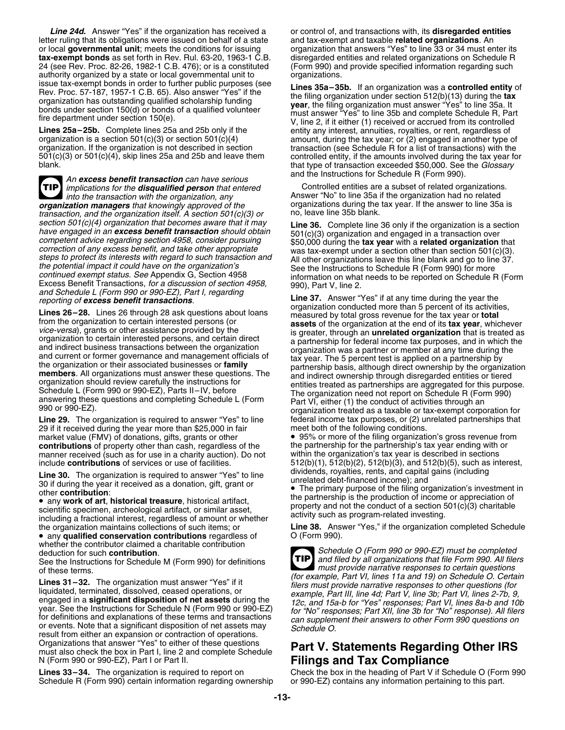***Line 24d.*** Answer "Yes" if the organization has received a letter ruling that its obligations were issued on behalf of a state or local **governmental unit**; meets the conditions for issuing **tax-exempt bonds** as set forth in Rev. Rul. 63-20, 1963-1 C.B. 24 (see Rev. Proc. 82-26, 1982-1 C.B. 476); or is a constituted authority organized by a state or local governmental unit to issue tax-exempt bonds in order to further public purposes (see Rev. Proc. 57-187, 1957-1 C.B. 65). Also answer "Yes" if the organization has outstanding qualified scholarship funding bonds under section 150(d) or bonds of a qualified volunteer fire department under section 150(e).

**Lines 25a–25b.** Complete lines 25a and 25b only if the organization is a section 501(c)(3) or section 501(c)(4) organization. If the organization is not described in section 501(c)(3) or 501(c)(4), skip lines 25a and 25b and leave them blank.

**TIP** *An **excess benefit transaction** can have serious implications for the **disqualified person** that entered into the transaction with the organization, any **organization managers** that knowingly approved of the transaction, and the organization itself. A section 501(c)(3) or section 501(c)(4) organization that becomes aware that it may have engaged in an **excess benefit transaction** should obtain competent advice regarding section 4958, consider pursuing correction of any excess benefit, and take other appropriate steps to protect its interests with regard to such transaction and the potential impact it could have on the organization's continued exempt status. See* Appendix G, Section 4958 Excess Benefit Transactions, *for a discussion of section 4958, and Schedule L (Form 990 or 990-EZ), Part I, regarding reporting of **excess benefit transactions**.*

**Lines 26–28.** Lines 26 through 28 ask questions about loans from the organization to certain interested persons (or *vice-versa*), grants or other assistance provided by the organization to certain interested persons, and certain direct and indirect business transactions between the organization and current or former governance and management officials of the organization or their associated businesses or **family members**. All organizations must answer these questions. The organization should review carefully the instructions for Schedule L (Form 990 or 990-EZ), Parts II–IV, before answering these questions and completing Schedule L (Form 990 or 990-EZ).

**Line 29.** The organization is required to answer "Yes" to line 29 if it received during the year more than $25,000 in fair market value (FMV) of donations, gifts, grants or other **contributions** of property other than cash, regardless of the manner received (such as for use in a charity auction). Do not include **contributions** of services or use of facilities.

**Line 30.** The organization is required to answer "Yes" to line 30 if during the year it received as a donation, gift, grant or other **contribution**:

- any **work of art**, **historical treasure**, historical artifact, scientific specimen, archeological artifact, or similar asset, including a fractional interest, regardless of amount or whether the organization maintains collections of such items; or
- any **qualified conservation contributions** regardless of whether the contributor claimed a charitable contribution deduction for such **contribution**.

See the Instructions for Schedule M (Form 990) for definitions of these terms.

**Lines 31–32.** The organization must answer "Yes" if it liquidated, terminated, dissolved, ceased operations, or engaged in a **significant disposition of net assets** during the year. See the Instructions for Schedule N (Form 990 or 990-EZ) for definitions and explanations of these terms and transactions or events. Note that a significant disposition of net assets may result from either an expansion or contraction of operations. Organizations that answer "Yes" to either of these questions must also check the box in Part I, line 2 and complete Schedule N (Form 990 or 990-EZ), Part I or Part II.

**Lines 33–34.** The organization is required to report on Schedule R (Form 990) certain information regarding ownership or control of, and transactions with, its **disregarded entities** and tax-exempt and taxable **related organizations**. An organization that answers "Yes" to line 33 or 34 must enter its disregarded entities and related organizations on Schedule R (Form 990) and provide specified information regarding such organizations.

**Lines 35a–35b.** If an organization was a **controlled entity** of the filing organization under section 512(b)(13) during the **tax year**, the filing organization must answer "Yes" to line 35a. It must answer "Yes" to line 35b and complete Schedule R, Part V, line 2, if it either (1) received or accrued from its controlled entity any interest, annuities, royalties, or rent, regardless of amount, during the tax year; or (2) engaged in another type of transaction (see Schedule R for a list of transactions) with the controlled entity, if the amounts involved during the tax year for that type of transaction exceeded $50,000. See the *Glossary* and the Instructions for Schedule R (Form 990).

Controlled entities are a subset of related organizations. Answer "No" to line 35a if the organization had no related organizations during the tax year. If the answer to line 35a is no, leave line 35b blank.

**Line 36.** Complete line 36 only if the organization is a section 501(c)(3) organization and engaged in a transaction over $50,000 during the **tax year** with a **related organization** that was tax-exempt under a section other than section 501(c)(3). All other organizations leave this line blank and go to line 37. See the Instructions to Schedule R (Form 990) for more information on what needs to be reported on Schedule R (Form 990), Part V, line 2.

**Line 37.** Answer "Yes" if at any time during the year the organization conducted more than 5 percent of its activities, measured by total gross revenue for the tax year or **total assets** of the organization at the end of its **tax year**, whichever is greater, through an **unrelated organization** that is treated as a partnership for federal income tax purposes, and in which the organization was a partner or member at any time during the tax year. The 5 percent test is applied on a partnership by partnership basis, although direct ownership by the organization and indirect ownership through disregarded entities or tiered entities treated as partnerships are aggregated for this purpose. The organization need not report on Schedule R (Form 990) Part VI, either (1) the conduct of activities through an organization treated as a taxable or tax-exempt corporation for federal income tax purposes, or (2) unrelated partnerships that meet both of the following conditions.

- 95% or more of the filing organization's gross revenue from the partnership for the partnership's tax year ending with or within the organization's tax year is described in sections 512(b)(1), 512(b)(2), 512(b)(3), and 512(b)(5), such as interest, dividends, royalties, rents, and capital gains (including unrelated debt-financed income); and
- The primary purpose of the filing organization's investment in the partnership is the production of income or appreciation of property and not the conduct of a section 501(c)(3) charitable activity such as program-related investing.

**Line 38.** Answer "Yes," if the organization completed Schedule O (Form 990).

**TIP** *Schedule O (Form 990 or 990-EZ) must be completed and filed by all organizations that file Form 990. All filers must provide narrative responses to certain questions (for example, Part VI, lines 11a and 19) on Schedule O. Certain filers must provide narrative responses to other questions (for example, Part III, line 4d; Part V, line 3b; Part VI, lines 2-7b, 9, 12c, and 15a-b for "Yes" responses; Part VI, lines 8a-b and 10b for "No" responses; Part XII, line 3b for "No" response). All filers can supplement their answers to other Form 990 questions on Schedule O.*

# Part V. Statements Regarding Other IRS Filings and Tax Compliance

Check the box in the heading of Part V if Schedule O (Form 990 or 990-EZ) contains any information pertaining to this part.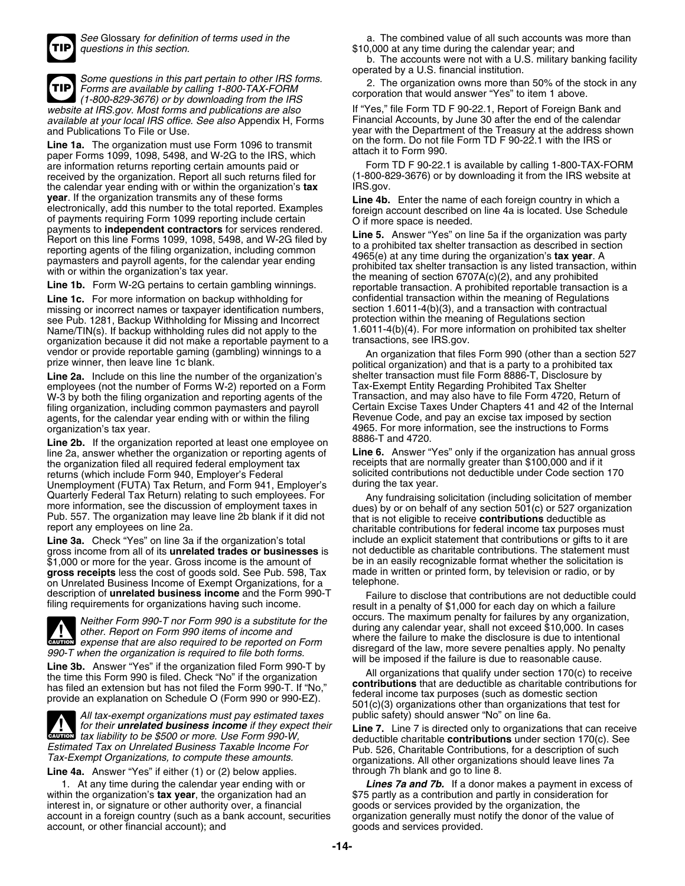**TIP** *See* Glossary *for definition of terms used in the questions in this section.*

**TIP** *Some questions in this part pertain to other IRS forms. Forms are available by calling 1-800-TAX-FORM (1-800-829-3676) or by downloading from the IRS website at IRS.gov. Most forms and publications are also available at your local IRS office. See also* Appendix H, Forms and Publications To File or Use*.*

**Line 1a.** The organization must use Form 1096 to transmit paper Forms 1099, 1098, 5498, and W-2G to the IRS, which are information returns reporting certain amounts paid or received by the organization. Report all such returns filed for the calendar year ending with or within the organization's **tax year**. If the organization transmits any of these forms electronically, add this number to the total reported. Examples of payments requiring Form 1099 reporting include certain payments to **independent contractors** for services rendered. Report on this line Forms 1099, 1098, 5498, and W-2G filed by reporting agents of the filing organization, including common paymasters and payroll agents, for the calendar year ending with or within the organization's tax year.

**Line 1b.** Form W-2G pertains to certain gambling winnings.

**Line 1c.** For more information on backup withholding for missing or incorrect names or taxpayer identification numbers, see Pub. 1281, Backup Withholding for Missing and Incorrect Name/TIN(s). If backup withholding rules did not apply to the organization because it did not make a reportable payment to a vendor or provide reportable gaming (gambling) winnings to a prize winner, then leave line 1c blank.

**Line 2a.** Include on this line the number of the organization's employees (not the number of Forms W-2) reported on a Form W-3 by both the filing organization and reporting agents of the filing organization, including common paymasters and payroll agents, for the calendar year ending with or within the filing organization's tax year.

**Line 2b.** If the organization reported at least one employee on line 2a, answer whether the organization or reporting agents of the organization filed all required federal employment tax returns (which include Form 940, Employer's Federal Unemployment (FUTA) Tax Return, and Form 941, Employer's Quarterly Federal Tax Return) relating to such employees. For more information, see the discussion of employment taxes in Pub. 557. The organization may leave line 2b blank if it did not report any employees on line 2a.

**Line 3a.** Check "Yes" on line 3a if the organization's total gross income from all of its **unrelated trades or businesses** is $1,000 or more for the year. Gross income is the amount of **gross receipts** less the cost of goods sold. See Pub. 598, Tax on Unrelated Business Income of Exempt Organizations, for a description of **unrelated business income** and the Form 990-T filing requirements for organizations having such income.

**CAUTION** *Neither Form 990-T nor Form 990 is a substitute for the other. Report on Form 990 items of income and expense that are also required to be reported on Form 990-T when the organization is required to file both forms.*

**Line 3b.** Answer "Yes" if the organization filed Form 990-T by the time this Form 990 is filed. Check "No" if the organization has filed an extension but has not filed the Form 990-T. If "No," provide an explanation on Schedule O (Form 990 or 990-EZ).

**CAUTION** *All tax-exempt organizations must pay estimated taxes for their* ***unrelated business income*** *if they expect their tax liability to be $500 or more. Use Form 990-W, Estimated Tax on Unrelated Business Taxable Income For Tax-Exempt Organizations, to compute these amounts.*

**Line 4a.** Answer "Yes" if either (1) or (2) below applies.

1. At any time during the calendar year ending with or within the organization's **tax year**, the organization had an interest in, or signature or other authority over, a financial account in a foreign country (such as a bank account, securities account, or other financial account); and

a. The combined value of all such accounts was more than $10,000 at any time during the calendar year; and

b. The accounts were not with a U.S. military banking facility operated by a U.S. financial institution.

2. The organization owns more than 50% of the stock in any corporation that would answer "Yes" to item 1 above.

If "Yes," file Form TD F 90-22.1, Report of Foreign Bank and Financial Accounts, by June 30 after the end of the calendar year with the Department of the Treasury at the address shown on the form. Do not file Form TD F 90-22.1 with the IRS or attach it to Form 990.

Form TD F 90-22.1 is available by calling 1-800-TAX-FORM (1-800-829-3676) or by downloading it from the IRS website at IRS.gov.

**Line 4b.** Enter the name of each foreign country in which a foreign account described on line 4a is located. Use Schedule O if more space is needed.

**Line 5.** Answer "Yes" on line 5a if the organization was party to a prohibited tax shelter transaction as described in section 4965(e) at any time during the organization's **tax year**. A prohibited tax shelter transaction is any listed transaction, within the meaning of section 6707A(c)(2), and any prohibited reportable transaction. A prohibited reportable transaction is a confidential transaction within the meaning of Regulations section 1.6011-4(b)(3), and a transaction with contractual protection within the meaning of Regulations section 1.6011-4(b)(4). For more information on prohibited tax shelter transactions, see IRS.gov.

An organization that files Form 990 (other than a section 527 political organization) and that is a party to a prohibited tax shelter transaction must file Form 8886-T, Disclosure by Tax-Exempt Entity Regarding Prohibited Tax Shelter Transaction, and may also have to file Form 4720, Return of Certain Excise Taxes Under Chapters 41 and 42 of the Internal Revenue Code, and pay an excise tax imposed by section 4965. For more information, see the instructions to Forms 8886-T and 4720.

**Line 6.** Answer "Yes" only if the organization has annual gross receipts that are normally greater than $100,000 and if it solicited contributions not deductible under Code section 170 during the tax year.

Any fundraising solicitation (including solicitation of member dues) by or on behalf of any section 501(c) or 527 organization that is not eligible to receive **contributions** deductible as charitable contributions for federal income tax purposes must include an explicit statement that contributions or gifts to it are not deductible as charitable contributions. The statement must be in an easily recognizable format whether the solicitation is made in written or printed form, by television or radio, or by telephone.

Failure to disclose that contributions are not deductible could result in a penalty of $1,000 for each day on which a failure occurs. The maximum penalty for failures by any organization, during any calendar year, shall not exceed $10,000. In cases where the failure to make the disclosure is due to intentional disregard of the law, more severe penalties apply. No penalty will be imposed if the failure is due to reasonable cause.

All organizations that qualify under section 170(c) to receive **contributions** that are deductible as charitable contributions for federal income tax purposes (such as domestic section 501(c)(3) organizations other than organizations that test for public safety) should answer "No" on line 6a.

**Line 7.** Line 7 is directed only to organizations that can receive deductible charitable **contributions** under section 170(c). See Pub. 526, Charitable Contributions, for a description of such organizations. All other organizations should leave lines 7a through 7h blank and go to line 8.

***Lines 7a and 7b.*** If a donor makes a payment in excess of $75 partly as a contribution and partly in consideration for goods or services provided by the organization, the organization generally must notify the donor of the value of goods and services provided.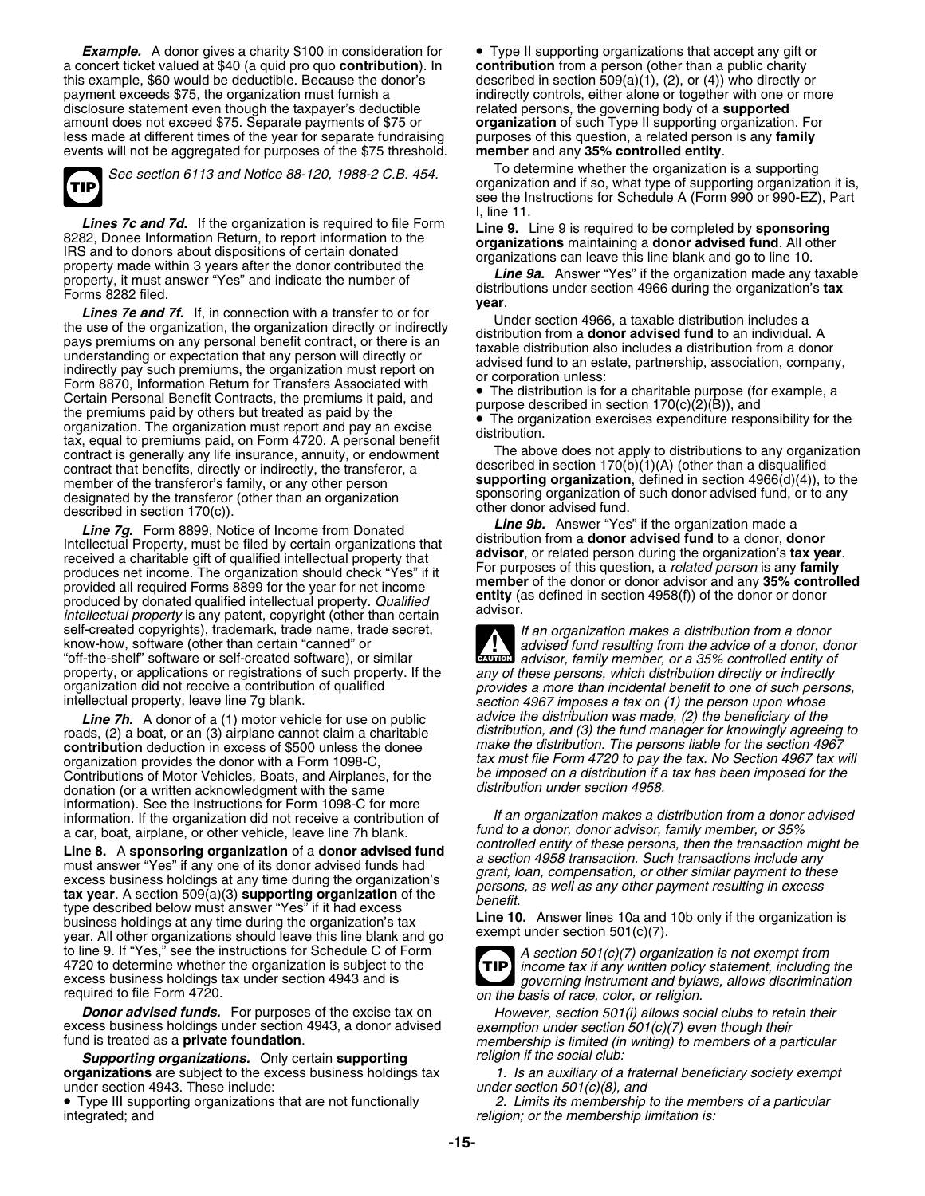***Example.*** A donor gives a charity $100 in consideration for a concert ticket valued at $40 (a quid pro quo **contribution**). In this example, $60 would be deductible. Because the donor's payment exceeds $75, the organization must furnish a disclosure statement even though the taxpayer's deductible amount does not exceed $75. Separate payments of $75 or less made at different times of the year for separate fundraising events will not be aggregated for purposes of the $75 threshold.

**TIP** *See section 6113 and Notice 88-120, 1988-2 C.B. 454.*

***Lines 7c and 7d.*** If the organization is required to file Form 8282, Donee Information Return, to report information to the IRS and to donors about dispositions of certain donated property made within 3 years after the donor contributed the property, it must answer "Yes" and indicate the number of Forms 8282 filed.

***Lines 7e and 7f.*** If, in connection with a transfer to or for the use of the organization, the organization directly or indirectly pays premiums on any personal benefit contract, or there is an understanding or expectation that any person will directly or indirectly pay such premiums, the organization must report on Form 8870, Information Return for Transfers Associated with Certain Personal Benefit Contracts, the premiums it paid, and the premiums paid by others but treated as paid by the organization. The organization must report and pay an excise tax, equal to premiums paid, on Form 4720. A personal benefit contract is generally any life insurance, annuity, or endowment contract that benefits, directly or indirectly, the transferor, a member of the transferor's family, or any other person designated by the transferor (other than an organization described in section 170(c)).

***Line 7g.*** Form 8899, Notice of Income from Donated Intellectual Property, must be filed by certain organizations that received a charitable gift of qualified intellectual property that produces net income. The organization should check "Yes" if it provided all required Forms 8899 for the year for net income produced by donated qualified intellectual property. *Qualified intellectual property* is any patent, copyright (other than certain self-created copyrights), trademark, trade name, trade secret, know-how, software (other than certain "canned" or "off-the-shelf" software or self-created software), or similar property, or applications or registrations of such property. If the organization did not receive a contribution of qualified intellectual property, leave line 7g blank.

***Line 7h.*** A donor of a (1) motor vehicle for use on public roads, (2) a boat, or an (3) airplane cannot claim a charitable **contribution** deduction in excess of $500 unless the donee organization provides the donor with a Form 1098-C, Contributions of Motor Vehicles, Boats, and Airplanes, for the donation (or a written acknowledgment with the same information). See the instructions for Form 1098-C for more information. If the organization did not receive a contribution of a car, boat, airplane, or other vehicle, leave line 7h blank.

**Line 8.** A **sponsoring organization** of a **donor advised fund** must answer "Yes" if any one of its donor advised funds had excess business holdings at any time during the organization's **tax year**. A section 509(a)(3) **supporting organization** of the type described below must answer "Yes" if it had excess business holdings at any time during the organization's tax year. All other organizations should leave this line blank and go to line 9. If "Yes," see the instructions for Schedule C of Form 4720 to determine whether the organization is subject to the excess business holdings tax under section 4943 and is required to file Form 4720.

***Donor advised funds.*** For purposes of the excise tax on excess business holdings under section 4943, a donor advised fund is treated as a **private foundation**.

***Supporting organizations.*** Only certain **supporting organizations** are subject to the excess business holdings tax under section 4943. These include:

- Type III supporting organizations that are not functionally integrated; and
- Type II supporting organizations that accept any gift or **contribution** from a person (other than a public charity described in section 509(a)(1), (2), or (4)) who directly or indirectly controls, either alone or together with one or more related persons, the governing body of a **supported organization** of such Type II supporting organization. For purposes of this question, a related person is any **family member** and any **35% controlled entity**.

To determine whether the organization is a supporting organization and if so, what type of supporting organization it is, see the Instructions for Schedule A (Form 990 or 990-EZ), Part I, line 11.

**Line 9.** Line 9 is required to be completed by **sponsoring organizations** maintaining a **donor advised fund**. All other organizations can leave this line blank and go to line 10.

***Line 9a.*** Answer "Yes" if the organization made any taxable distributions under section 4966 during the organization's **tax year**.

Under section 4966, a taxable distribution includes a distribution from a **donor advised fund** to an individual. A taxable distribution also includes a distribution from a donor advised fund to an estate, partnership, association, company, or corporation unless:

- The distribution is for a charitable purpose (for example, a purpose described in section 170(c)(2)(B)), and
- The organization exercises expenditure responsibility for the distribution.

The above does not apply to distributions to any organization described in section 170(b)(1)(A) (other than a disqualified **supporting organization**, defined in section 4966(d)(4)), to the sponsoring organization of such donor advised fund, or to any other donor advised fund.

***Line 9b.*** Answer "Yes" if the organization made a distribution from a **donor advised fund** to a donor, **donor advisor**, or related person during the organization's **tax year**. For purposes of this question, a *related person* is any **family member** of the donor or donor advisor and any **35% controlled entity** (as defined in section 4958(f)) of the donor or donor advisor.

**CAUTION** *If an organization makes a distribution from a donor advised fund resulting from the advice of a donor, donor advisor, family member, or a 35% controlled entity of any of these persons, which distribution directly or indirectly provides a more than incidental benefit to one of such persons, section 4967 imposes a tax on (1) the person upon whose advice the distribution was made, (2) the beneficiary of the distribution, and (3) the fund manager for knowingly agreeing to make the distribution. The persons liable for the section 4967 tax must file Form 4720 to pay the tax. No Section 4967 tax will be imposed on a distribution if a tax has been imposed for the distribution under section 4958.*

*If an organization makes a distribution from a donor advised fund to a donor, donor advisor, family member, or 35% controlled entity of these persons, then the transaction might be a section 4958 transaction. Such transactions include any grant, loan, compensation, or other similar payment to these persons, as well as any other payment resulting in excess benefit.*

**Line 10.** Answer lines 10a and 10b only if the organization is exempt under section 501(c)(7).

**TIP** *A section 501(c)(7) organization is not exempt from income tax if any written policy statement, including the governing instrument and bylaws, allows discrimination on the basis of race, color, or religion.*

*However, section 501(i) allows social clubs to retain their exemption under section 501(c)(7) even though their membership is limited (in writing) to members of a particular religion if the social club:*

*1. Is an auxiliary of a fraternal beneficiary society exempt under section 501(c)(8), and*

*2. Limits its membership to the members of a particular religion; or the membership limitation is:*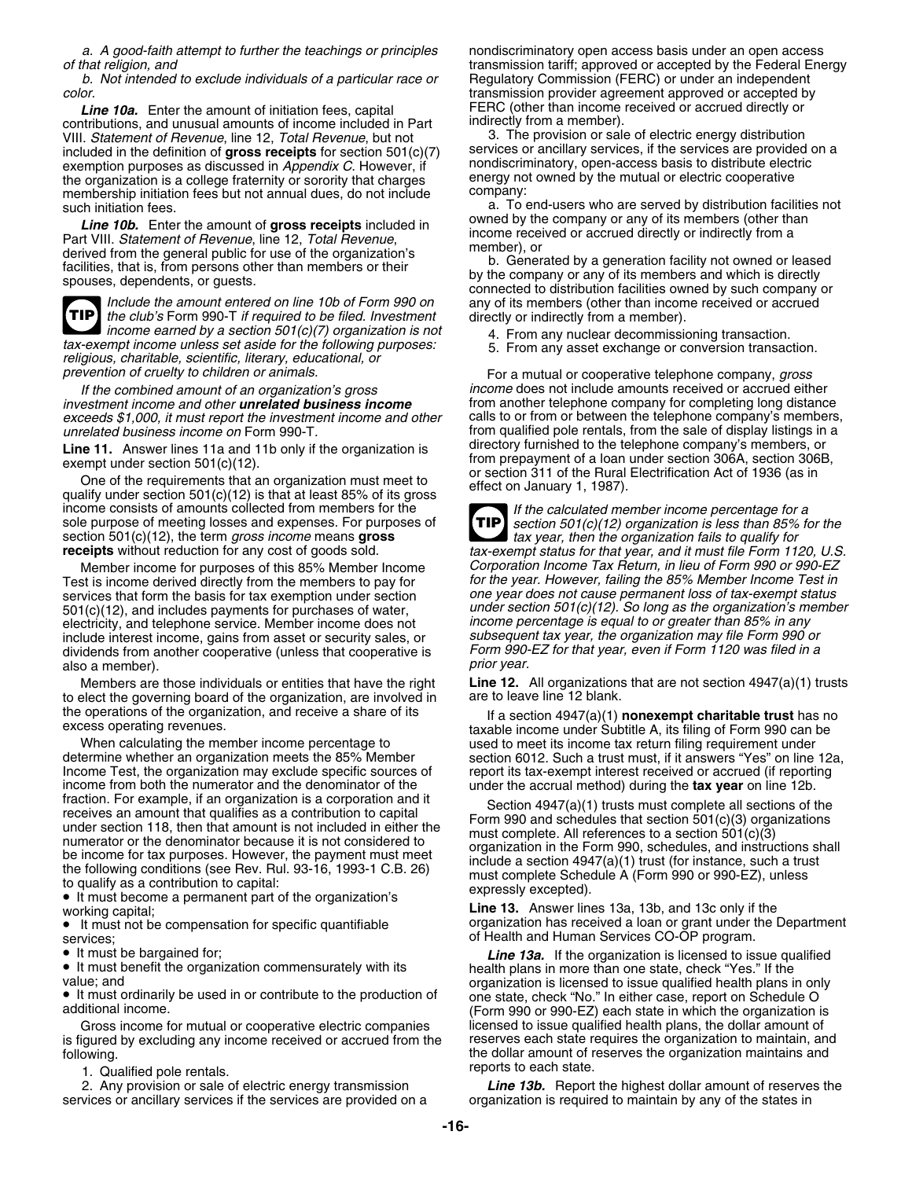*a. A good-faith attempt to further the teachings or principles of that religion, and*

*b. Not intended to exclude individuals of a particular race or color.*

***Line 10a.*** Enter the amount of initiation fees, capital contributions, and unusual amounts of income included in Part VIII. *Statement of Revenue*, line 12, *Total Revenue*, but not included in the definition of **gross receipts** for section 501(c)(7) exemption purposes as discussed in *Appendix C*. However, if the organization is a college fraternity or sorority that charges membership initiation fees but not annual dues, do not include such initiation fees.

***Line 10b.*** Enter the amount of **gross receipts** included in Part VIII. *Statement of Revenue*, line 12, *Total Revenue*, derived from the general public for use of the organization's facilities, that is, from persons other than members or their spouses, dependents, or guests.

**TIP** *Include the amount entered on line 10b of Form 990 on the club's Form 990-T if required to be filed. Investment income earned by a section 501(c)(7) organization is not tax-exempt income unless set aside for the following purposes: religious, charitable, scientific, literary, educational, or prevention of cruelty to children or animals.*

*If the combined amount of an organization's gross investment income and other* ***unrelated business income*** *exceeds $1,000, it must report the investment income and other unrelated business income on* Form 990-T.

**Line 11.** Answer lines 11a and 11b only if the organization is exempt under section 501(c)(12).

One of the requirements that an organization must meet to qualify under section 501(c)(12) is that at least 85% of its gross income consists of amounts collected from members for the sole purpose of meeting losses and expenses. For purposes of section 501(c)(12), the term *gross income* means **gross receipts** without reduction for any cost of goods sold.

Member income for purposes of this 85% Member Income Test is income derived directly from the members to pay for services that form the basis for tax exemption under section 501(c)(12), and includes payments for purchases of water, electricity, and telephone service. Member income does not include interest income, gains from asset or security sales, or dividends from another cooperative (unless that cooperative is also a member).

Members are those individuals or entities that have the right to elect the governing board of the organization, are involved in the operations of the organization, and receive a share of its excess operating revenues.

When calculating the member income percentage to determine whether an organization meets the 85% Member Income Test, the organization may exclude specific sources of income from both the numerator and the denominator of the fraction. For example, if an organization is a corporation and it receives an amount that qualifies as a contribution to capital under section 118, then that amount is not included in either the numerator or the denominator because it is not considered to be income for tax purposes. However, the payment must meet the following conditions (see Rev. Rul. 93-16, 1993-1 C.B. 26) to qualify as a contribution to capital:

- It must become a permanent part of the organization's working capital;
- It must not be compensation for specific quantifiable services;
- It must be bargained for;
- It must benefit the organization commensurately with its value; and
- It must ordinarily be used in or contribute to the production of additional income.

Gross income for mutual or cooperative electric companies is figured by excluding any income received or accrued from the following.

1. Qualified pole rentals.
2. Any provision or sale of electric energy transmission services or ancillary services if the services are provided on a nondiscriminatory open access basis under an open access transmission tariff; approved or accepted by the Federal Energy Regulatory Commission (FERC) or under an independent transmission provider agreement approved or accepted by FERC (other than income received or accrued directly or indirectly from a member).
3. The provision or sale of electric energy distribution services or ancillary services, if the services are provided on a nondiscriminatory, open-access basis to distribute electric energy not owned by the mutual or electric cooperative company:
   a. To end-users who are served by distribution facilities not owned by the company or any of its members (other than income received or accrued directly or indirectly from a member), or
   b. Generated by a generation facility not owned or leased by the company or any of its members and which is directly connected to distribution facilities owned by such company or any of its members (other than income received or accrued directly or indirectly from a member).
4. From any nuclear decommissioning transaction.
5. From any asset exchange or conversion transaction.

For a mutual or cooperative telephone company, *gross income* does not include amounts received or accrued either from another telephone company for completing long distance calls to or from or between the telephone company's members, from qualified pole rentals, from the sale of display listings in a directory furnished to the telephone company's members, or from prepayment of a loan under section 306A, section 306B, or section 311 of the Rural Electrification Act of 1936 (as in effect on January 1, 1987).

**TIP** *If the calculated member income percentage for a section 501(c)(12) organization is less than 85% for the tax year, then the organization fails to qualify for tax-exempt status for that year, and it must file Form 1120, U.S. Corporation Income Tax Return, in lieu of Form 990 or 990-EZ for the year. However, failing the 85% Member Income Test in one year does not cause permanent loss of tax-exempt status under section 501(c)(12). So long as the organization's member income percentage is equal to or greater than 85% in any subsequent tax year, the organization may file Form 990 or Form 990-EZ for that year, even if Form 1120 was filed in a prior year.*

**Line 12.** All organizations that are not section 4947(a)(1) trusts are to leave line 12 blank.

If a section 4947(a)(1) **nonexempt charitable trust** has no taxable income under Subtitle A, its filing of Form 990 can be used to meet its income tax return filing requirement under section 6012. Such a trust must, if it answers "Yes" on line 12a, report its tax-exempt interest received or accrued (if reporting under the accrual method) during the **tax year** on line 12b.

Section 4947(a)(1) trusts must complete all sections of the Form 990 and schedules that section 501(c)(3) organizations must complete. All references to a section 501(c)(3) organization in the Form 990, schedules, and instructions shall include a section 4947(a)(1) trust (for instance, such a trust must complete Schedule A (Form 990 or 990-EZ), unless expressly excepted).

**Line 13.** Answer lines 13a, 13b, and 13c only if the organization has received a loan or grant under the Department of Health and Human Services CO-OP program.

***Line 13a.*** If the organization is licensed to issue qualified health plans in more than one state, check "Yes." If the organization is licensed to issue qualified health plans in only one state, check "No." In either case, report on Schedule O (Form 990 or 990-EZ) each state in which the organization is licensed to issue qualified health plans, the dollar amount of reserves each state requires the organization to maintain, and the dollar amount of reserves the organization maintains and reports to each state.

***Line 13b.*** Report the highest dollar amount of reserves the organization is required to maintain by any of the states in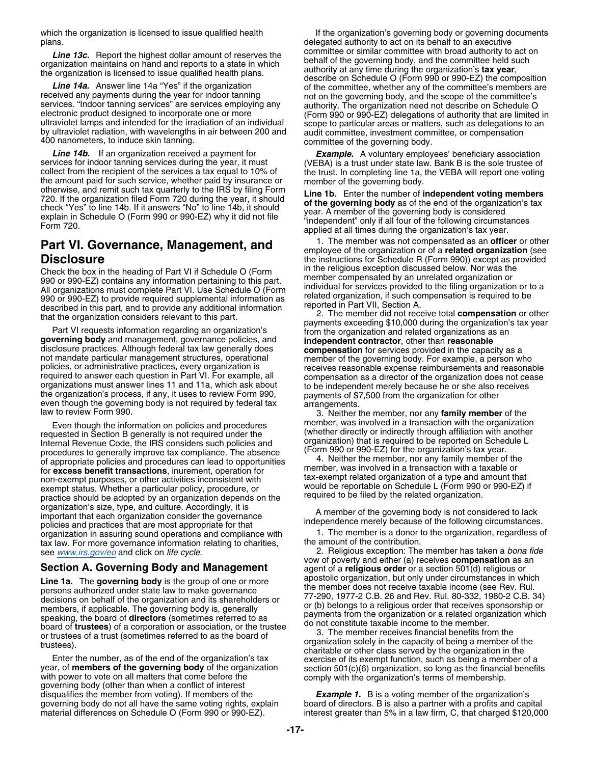which the organization is licensed to issue qualified health plans.

***Line 13c.*** Report the highest dollar amount of reserves the organization maintains on hand and reports to a state in which the organization is licensed to issue qualified health plans.

***Line 14a.*** Answer line 14a "Yes" if the organization received any payments during the year for indoor tanning services. "Indoor tanning services" are services employing any electronic product designed to incorporate one or more ultraviolet lamps and intended for the irradiation of an individual by ultraviolet radiation, with wavelengths in air between 200 and 400 nanometers, to induce skin tanning.

***Line 14b.*** If an organization received a payment for services for indoor tanning services during the year, it must collect from the recipient of the services a tax equal to 10% of the amount paid for such service, whether paid by insurance or otherwise, and remit such tax quarterly to the IRS by filing Form 720. If the organization filed Form 720 during the year, it should check "Yes" to line 14b. If it answers "No" to line 14b, it should explain in Schedule O (Form 990 or 990-EZ) why it did not file Form 720.

# Part VI. Governance, Management, and Disclosure

Check the box in the heading of Part VI if Schedule O (Form 990 or 990-EZ) contains any information pertaining to this part. All organizations must complete Part VI. Use Schedule O (Form 990 or 990-EZ) to provide required supplemental information as described in this part, and to provide any additional information that the organization considers relevant to this part.

Part VI requests information regarding an organization's **governing body** and management, governance policies, and disclosure practices. Although federal tax law generally does not mandate particular management structures, operational policies, or administrative practices, every organization is required to answer each question in Part VI. For example, all organizations must answer lines 11 and 11a, which ask about the organization's process, if any, it uses to review Form 990, even though the governing body is not required by federal tax law to review Form 990.

Even though the information on policies and procedures requested in Section B generally is not required under the Internal Revenue Code, the IRS considers such policies and procedures to generally improve tax compliance. The absence of appropriate policies and procedures can lead to opportunities for **excess benefit transactions**, inurement, operation for non-exempt purposes, or other activities inconsistent with exempt status. Whether a particular policy, procedure, or practice should be adopted by an organization depends on the organization's size, type, and culture. Accordingly, it is important that each organization consider the governance policies and practices that are most appropriate for that organization in assuring sound operations and compliance with tax law. For more governance information relating to charities, see *www.irs.gov/eo* and click on *life cycle*.

## Section A. Governing Body and Management

**Line 1a.** The **governing body** is the group of one or more persons authorized under state law to make governance decisions on behalf of the organization and its shareholders or members, if applicable. The governing body is, generally speaking, the board of **directors** (sometimes referred to as board of **trustees**) of a corporation or association, or the trustee or trustees of a trust (sometimes referred to as the board of trustees).

Enter the number, as of the end of the organization's tax year, of **members of the governing body** of the organization with power to vote on all matters that come before the governing body (other than when a conflict of interest disqualifies the member from voting). If members of the governing body do not all have the same voting rights, explain material differences on Schedule O (Form 990 or 990-EZ).

If the organization's governing body or governing documents delegated authority to act on its behalf to an executive committee or similar committee with broad authority to act on behalf of the governing body, and the committee held such authority at any time during the organization's **tax year**, describe on Schedule O (Form 990 or 990-EZ) the composition of the committee, whether any of the committee's members are not on the governing body, and the scope of the committee's authority. The organization need not describe on Schedule O (Form 990 or 990-EZ) delegations of authority that are limited in scope to particular areas or matters, such as delegations to an audit committee, investment committee, or compensation committee of the governing body.

***Example.*** A voluntary employees' beneficiary association (VEBA) is a trust under state law. Bank B is the sole trustee of the trust. In completing line 1a, the VEBA will report one voting member of the governing body.

**Line 1b.** Enter the number of **independent voting members of the governing body** as of the end of the organization's tax year. A member of the governing body is considered "independent" only if all four of the following circumstances applied at all times during the organization's tax year.

1. The member was not compensated as an **officer** or other employee of the organization or of a **related organization** (see the instructions for Schedule R (Form 990)) except as provided in the religious exception discussed below. Nor was the member compensated by an unrelated organization or individual for services provided to the filing organization or to a related organization, if such compensation is required to be reported in Part VII, Section A.

2. The member did not receive total **compensation** or other payments exceeding $10,000 during the organization's tax year from the organization and related organizations as an **independent contractor**, other than **reasonable compensation** for services provided in the capacity as a member of the governing body. For example, a person who receives reasonable expense reimbursements and reasonable compensation as a director of the organization does not cease to be independent merely because he or she also receives payments of $7,500 from the organization for other arrangements.

3. Neither the member, nor any **family member** of the member, was involved in a transaction with the organization (whether directly or indirectly through affiliation with another organization) that is required to be reported on Schedule L (Form 990 or 990-EZ) for the organization's tax year.

4. Neither the member, nor any family member of the member, was involved in a transaction with a taxable or tax-exempt related organization of a type and amount that would be reportable on Schedule L (Form 990 or 990-EZ) if required to be filed by the related organization.

A member of the governing body is not considered to lack independence merely because of the following circumstances.

1. The member is a donor to the organization, regardless of the amount of the contribution.

2. Religious exception: The member has taken a *bona fide* vow of poverty and either (a) receives **compensation** as an agent of a **religious order** or a section 501(d) religious or apostolic organization, but only under circumstances in which the member does not receive taxable income (see Rev. Rul. 77-290, 1977-2 C.B. 26 and Rev. Rul. 80-332, 1980-2 C.B. 34) or (b) belongs to a religious order that receives sponsorship or payments from the organization or a related organization which do not constitute taxable income to the member.

3. The member receives financial benefits from the organization solely in the capacity of being a member of the charitable or other class served by the organization in the exercise of its exempt function, such as being a member of a section 501(c)(6) organization, so long as the financial benefits comply with the organization's terms of membership.

***Example 1.*** B is a voting member of the organization's board of directors. B is also a partner with a profits and capital interest greater than 5% in a law firm, C, that charged $120,000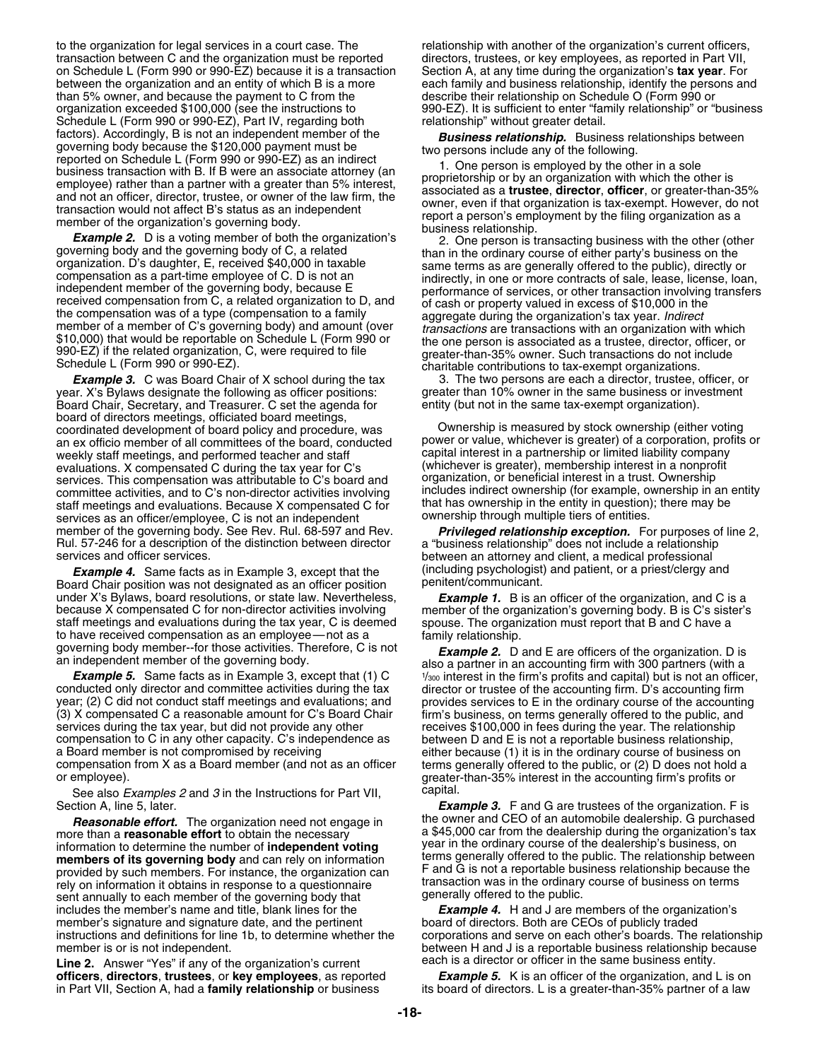to the organization for legal services in a court case. The transaction between C and the organization must be reported on Schedule L (Form 990 or 990-EZ) because it is a transaction between the organization and an entity of which B is a more than 5% owner, and because the payment to C from the organization exceeded $100,000 (see the instructions to Schedule L (Form 990 or 990-EZ), Part IV, regarding both factors). Accordingly, B is not an independent member of the governing body because the $120,000 payment must be reported on Schedule L (Form 990 or 990-EZ) as an indirect business transaction with B. If B were an associate attorney (an employee) rather than a partner with a greater than 5% interest, and not an officer, director, trustee, or owner of the law firm, the transaction would not affect B's status as an independent member of the organization's governing body.

***Example 2.*** D is a voting member of both the organization's governing body and the governing body of C, a related organization. D's daughter, E, received $40,000 in taxable compensation as a part-time employee of C. D is not an independent member of the governing body, because E received compensation from C, a related organization to D, and the compensation was of a type (compensation to a family member of a member of C's governing body) and amount (over $10,000) that would be reportable on Schedule L (Form 990 or 990-EZ) if the related organization, C, were required to file Schedule L (Form 990 or 990-EZ).

***Example 3.*** C was Board Chair of X school during the tax year. X's Bylaws designate the following as officer positions: Board Chair, Secretary, and Treasurer. C set the agenda for board of directors meetings, officiated board meetings, coordinated development of board policy and procedure, was an ex officio member of all committees of the board, conducted weekly staff meetings, and performed teacher and staff evaluations. X compensated C during the tax year for C's services. This compensation was attributable to C's board and committee activities, and to C's non-director activities involving staff meetings and evaluations. Because X compensated C for services as an officer/employee, C is not an independent member of the governing body. See Rev. Rul. 68-597 and Rev. Rul. 57-246 for a description of the distinction between director services and officer services.

***Example 4.*** Same facts as in Example 3, except that the Board Chair position was not designated as an officer position under X's Bylaws, board resolutions, or state law. Nevertheless, because X compensated C for non-director activities involving staff meetings and evaluations during the tax year, C is deemed to have received compensation as an employee—not as a governing body member--for those activities. Therefore, C is not an independent member of the governing body.

***Example 5.*** Same facts as in Example 3, except that (1) C conducted only director and committee activities during the tax year; (2) C did not conduct staff meetings and evaluations; and (3) X compensated C a reasonable amount for C's Board Chair services during the tax year, but did not provide any other compensation to C in any other capacity. C's independence as a Board member is not compromised by receiving compensation from X as a Board member (and not as an officer or employee).

See also *Examples 2* and *3* in the Instructions for Part VII, Section A, line 5, later.

***Reasonable effort.*** The organization need not engage in more than a **reasonable effort** to obtain the necessary information to determine the number of **independent voting members of its governing body** and can rely on information provided by such members. For instance, the organization can rely on information it obtains in response to a questionnaire sent annually to each member of the governing body that includes the member's name and title, blank lines for the member's signature and signature date, and the pertinent instructions and definitions for line 1b, to determine whether the member is or is not independent.

**Line 2.** Answer "Yes" if any of the organization's current **officers**, **directors**, **trustees**, or **key employees**, as reported in Part VII, Section A, had a **family relationship** or business relationship with another of the organization's current officers, directors, trustees, or key employees, as reported in Part VII, Section A, at any time during the organization's **tax year**. For each family and business relationship, identify the persons and describe their relationship on Schedule O (Form 990 or 990-EZ). It is sufficient to enter "family relationship" or "business relationship" without greater detail.

***Business relationship.*** Business relationships between two persons include any of the following.

1. One person is employed by the other in a sole proprietorship or by an organization with which the other is associated as a **trustee**, **director**, **officer**, or greater-than-35% owner, even if that organization is tax-exempt. However, do not report a person's employment by the filing organization as a business relationship.

2. One person is transacting business with the other (other than in the ordinary course of either party's business on the same terms as are generally offered to the public), directly or indirectly, in one or more contracts of sale, lease, license, loan, performance of services, or other transaction involving transfers of cash or property valued in excess of $10,000 in the aggregate during the organization's tax year. *Indirect transactions* are transactions with an organization with which the one person is associated as a trustee, director, officer, or greater-than-35% owner. Such transactions do not include charitable contributions to tax-exempt organizations.

3. The two persons are each a director, trustee, officer, or greater than 10% owner in the same business or investment entity (but not in the same tax-exempt organization).

Ownership is measured by stock ownership (either voting power or value, whichever is greater) of a corporation, profits or capital interest in a partnership or limited liability company (whichever is greater), membership interest in a nonprofit organization, or beneficial interest in a trust. Ownership includes indirect ownership (for example, ownership in an entity that has ownership in the entity in question); there may be ownership through multiple tiers of entities.

***Privileged relationship exception.*** For purposes of line 2, a "business relationship" does not include a relationship between an attorney and client, a medical professional (including psychologist) and patient, or a priest/clergy and penitent/communicant.

***Example 1.*** B is an officer of the organization, and C is a member of the organization's governing body. B is C's sister's spouse. The organization must report that B and C have a family relationship.

***Example 2.*** D and E are officers of the organization. D is also a partner in an accounting firm with 300 partners (with a $^{1}/_{300}$ interest in the firm's profits and capital) but is not an officer, director or trustee of the accounting firm. D's accounting firm provides services to E in the ordinary course of the accounting firm's business, on terms generally offered to the public, and receives $100,000 in fees during the year. The relationship between D and E is not a reportable business relationship, either because (1) it is in the ordinary course of business on terms generally offered to the public, or (2) D does not hold a greater-than-35% interest in the accounting firm's profits or capital.

***Example 3.*** F and G are trustees of the organization. F is the owner and CEO of an automobile dealership. G purchased a $45,000 car from the dealership during the organization's tax year in the ordinary course of the dealership's business, on terms generally offered to the public. The relationship between F and G is not a reportable business relationship because the transaction was in the ordinary course of business on terms generally offered to the public.

***Example 4.*** H and J are members of the organization's board of directors. Both are CEOs of publicly traded corporations and serve on each other's boards. The relationship between H and J is a reportable business relationship because each is a director or officer in the same business entity.

***Example 5.*** K is an officer of the organization, and L is on its board of directors. L is a greater-than-35% partner of a law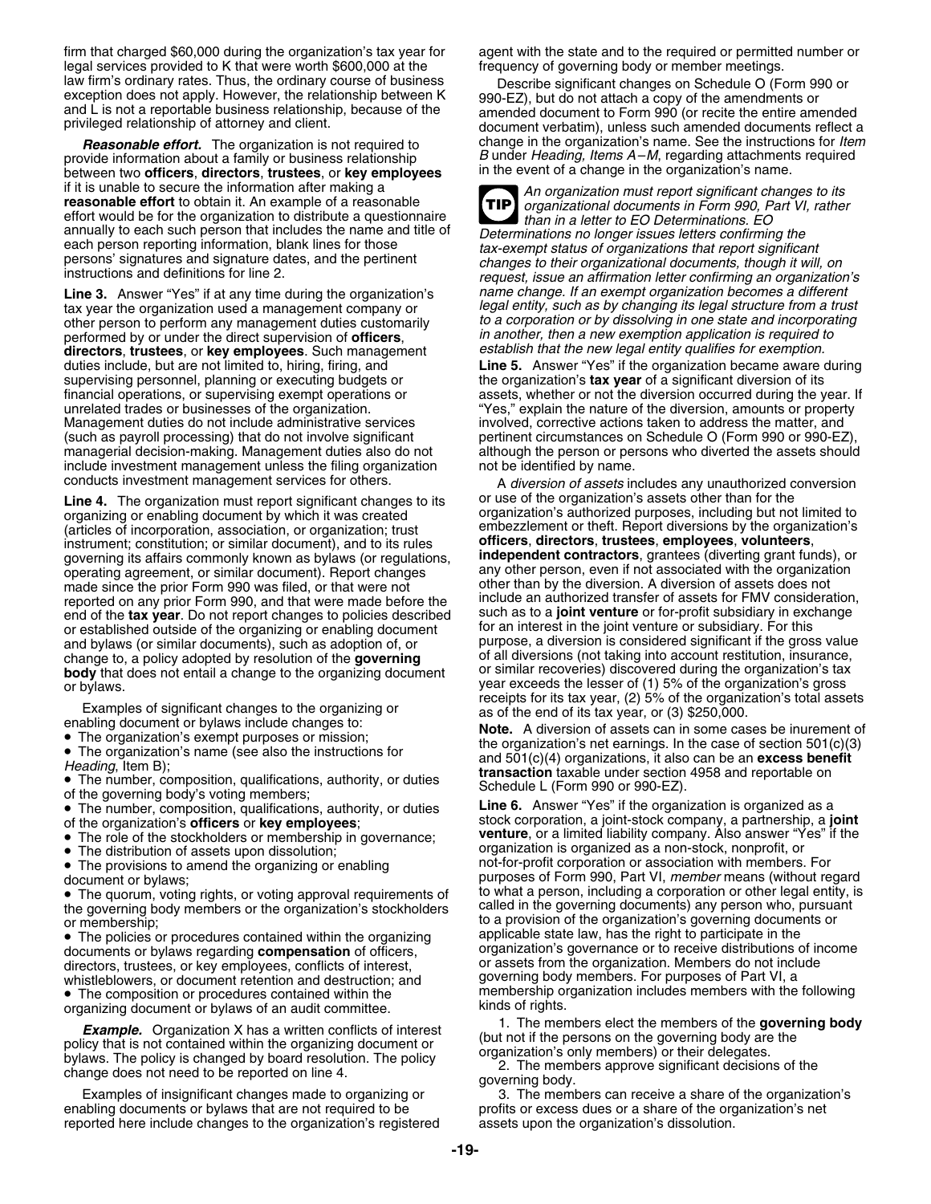firm that charged $60,000 during the organization's tax year for legal services provided to K that were worth $600,000 at the law firm's ordinary rates. Thus, the ordinary course of business exception does not apply. However, the relationship between K and L is not a reportable business relationship, because of the privileged relationship of attorney and client.

***Reasonable effort.*** The organization is not required to provide information about a family or business relationship between two **officers**, **directors**, **trustees**, or **key employees** if it is unable to secure the information after making a **reasonable effort** to obtain it. An example of a reasonable effort would be for the organization to distribute a questionnaire annually to each such person that includes the name and title of each person reporting information, blank lines for those persons' signatures and signature dates, and the pertinent instructions and definitions for line 2.

**Line 3.** Answer "Yes" if at any time during the organization's tax year the organization used a management company or other person to perform any management duties customarily performed by or under the direct supervision of **officers**, **directors**, **trustees**, or **key employees**. Such management duties include, but are not limited to, hiring, firing, and supervising personnel, planning or executing budgets or financial operations, or supervising exempt operations or unrelated trades or businesses of the organization. Management duties do not include administrative services (such as payroll processing) that do not involve significant managerial decision-making. Management duties also do not include investment management unless the filing organization conducts investment management services for others.

**Line 4.** The organization must report significant changes to its organizing or enabling document by which it was created (articles of incorporation, association, or organization; trust instrument; constitution; or similar document), and to its rules governing its affairs commonly known as bylaws (or regulations, operating agreement, or similar document). Report changes made since the prior Form 990 was filed, or that were not reported on any prior Form 990, and that were made before the end of the **tax year**. Do not report changes to policies described or established outside of the organizing or enabling document and bylaws (or similar documents), such as adoption of, or change to, a policy adopted by resolution of the **governing body** that does not entail a change to the organizing document or bylaws.

Examples of significant changes to the organizing or enabling document or bylaws include changes to:

- The organization's exempt purposes or mission;
- The organization's name (see also the instructions for *Heading*, Item B);
- The number, composition, qualifications, authority, or duties of the governing body's voting members;
- The number, composition, qualifications, authority, or duties of the organization's **officers** or **key employees**;
- The role of the stockholders or membership in governance;
- The distribution of assets upon dissolution;
- The provisions to amend the organizing or enabling document or bylaws;
- The quorum, voting rights, or voting approval requirements of the governing body members or the organization's stockholders or membership;
- The policies or procedures contained within the organizing documents or bylaws regarding **compensation** of officers, directors, trustees, or key employees, conflicts of interest, whistleblowers, or document retention and destruction; and
- The composition or procedures contained within the organizing document or bylaws of an audit committee.

***Example.*** Organization X has a written conflicts of interest policy that is not contained within the organizing document or bylaws. The policy is changed by board resolution. The policy change does not need to be reported on line 4.

Examples of insignificant changes made to organizing or enabling documents or bylaws that are not required to be reported here include changes to the organization's registered agent with the state and to the required or permitted number or frequency of governing body or member meetings.

Describe significant changes on Schedule O (Form 990 or 990-EZ), but do not attach a copy of the amendments or amended document to Form 990 (or recite the entire amended document verbatim), unless such amended documents reflect a change in the organization's name. See the instructions for *Item B* under *Heading, Items A–M*, regarding attachments required in the event of a change in the organization's name.

**TIP** *An organization must report significant changes to its organizational documents in Form 990, Part VI, rather than in a letter to EO Determinations. EO Determinations no longer issues letters confirming the tax-exempt status of organizations that report significant changes to their organizational documents, though it will, on request, issue an affirmation letter confirming an organization's name change. If an exempt organization becomes a different legal entity, such as by changing its legal structure from a trust to a corporation or by dissolving in one state and incorporating in another, then a new exemption application is required to establish that the new legal entity qualifies for exemption.*

**Line 5.** Answer "Yes" if the organization became aware during the organization's **tax year** of a significant diversion of its assets, whether or not the diversion occurred during the year. If "Yes," explain the nature of the diversion, amounts or property involved, corrective actions taken to address the matter, and pertinent circumstances on Schedule O (Form 990 or 990-EZ), although the person or persons who diverted the assets should not be identified by name.

A *diversion of assets* includes any unauthorized conversion or use of the organization's assets other than for the organization's authorized purposes, including but not limited to embezzlement or theft. Report diversions by the organization's **officers**, **directors**, **trustees**, **employees**, **volunteers**, **independent contractors**, grantees (diverting grant funds), or any other person, even if not associated with the organization other than by the diversion. A diversion of assets does not include an authorized transfer of assets for FMV consideration, such as to a **joint venture** or for-profit subsidiary in exchange for an interest in the joint venture or subsidiary. For this purpose, a diversion is considered significant if the gross value of all diversions (not taking into account restitution, insurance, or similar recoveries) discovered during the organization's tax year exceeds the lesser of (1) 5% of the organization's gross receipts for its tax year, (2) 5% of the organization's total assets as of the end of its tax year, or (3) $250,000.

**Note.** A diversion of assets can in some cases be inurement of the organization's net earnings. In the case of section 501(c)(3) and 501(c)(4) organizations, it also can be an **excess benefit transaction** taxable under section 4958 and reportable on Schedule L (Form 990 or 990-EZ).

**Line 6.** Answer "Yes" if the organization is organized as a stock corporation, a joint-stock company, a partnership, a **joint venture**, or a limited liability company. Also answer "Yes" if the organization is organized as a non-stock, nonprofit, or not-for-profit corporation or association with members. For purposes of Form 990, Part VI, *member* means (without regard to what a person, including a corporation or other legal entity, is called in the governing documents) any person who, pursuant to a provision of the organization's governing documents or applicable state law, has the right to participate in the organization's governance or to receive distributions of income or assets from the organization. Members do not include governing body members. For purposes of Part VI, a membership organization includes members with the following kinds of rights.

1. The members elect the members of the **governing body** (but not if the persons on the governing body are the organization's only members) or their delegates.
2. The members approve significant decisions of the governing body.
3. The members can receive a share of the organization's profits or excess dues or a share of the organization's net assets upon the organization's dissolution.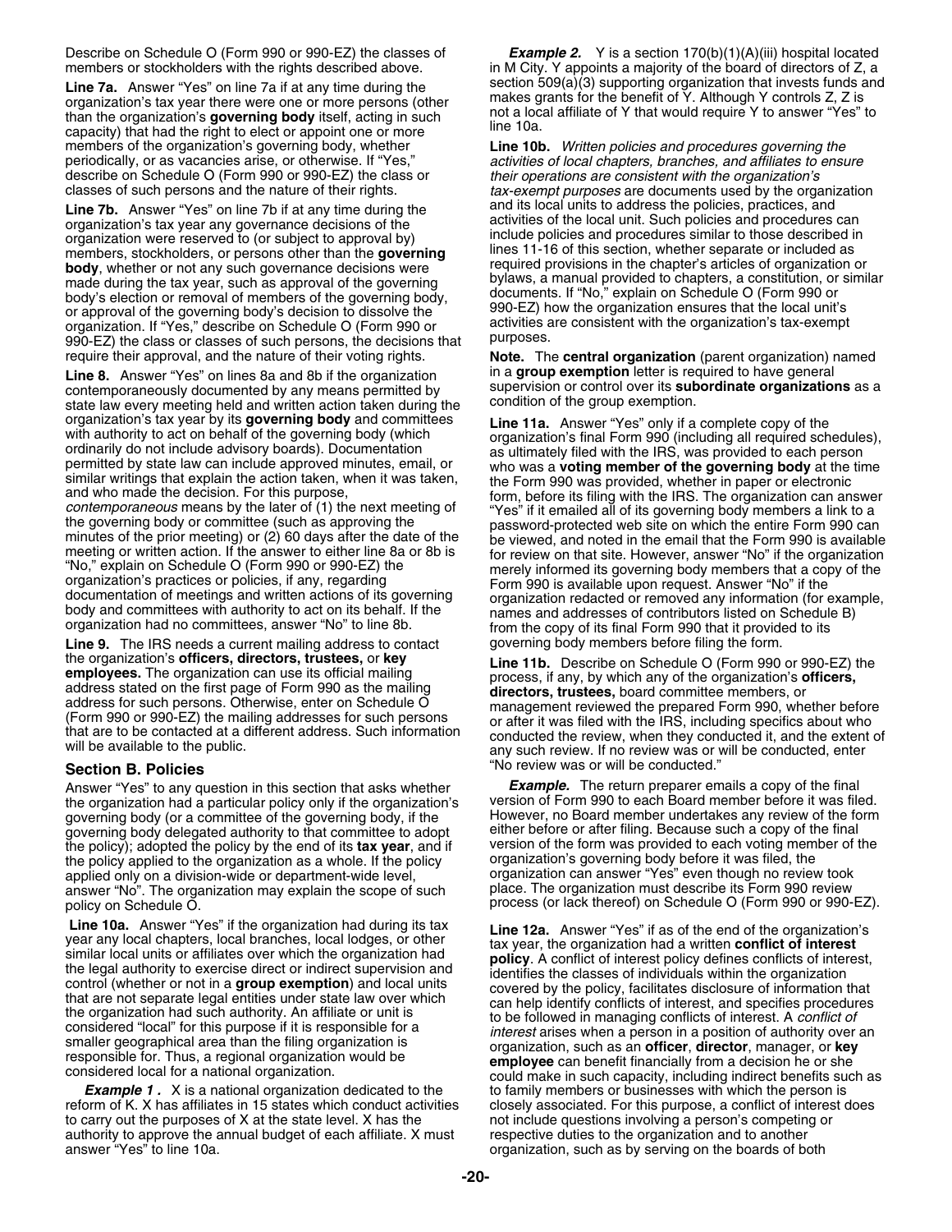Describe on Schedule O (Form 990 or 990-EZ) the classes of members or stockholders with the rights described above.

**Line 7a.** Answer "Yes" on line 7a if at any time during the organization's tax year there were one or more persons (other than the organization's **governing body** itself, acting in such capacity) that had the right to elect or appoint one or more members of the organization's governing body, whether periodically, as vacancies arise, or otherwise. If "Yes," describe on Schedule O (Form 990 or 990-EZ) the class or classes of such persons and the nature of their rights.

**Line 7b.** Answer "Yes" on line 7b if at any time during the organization's tax year any governance decisions of the organization were reserved to (or subject to approval by) members, stockholders, or persons other than the **governing body**, whether or not any such governance decisions were made during the tax year, such as approval of the governing body's election or removal of members of the governing body, or approval of the governing body's decision to dissolve the organization. If "Yes," describe on Schedule O (Form 990 or 990-EZ) the class or classes of such persons, the decisions that require their approval, and the nature of their voting rights.

**Line 8.** Answer "Yes" on lines 8a and 8b if the organization contemporaneously documented by any means permitted by state law every meeting held and written action taken during the organization's tax year by its **governing body** and committees with authority to act on behalf of the governing body (which ordinarily do not include advisory boards). Documentation permitted by state law can include approved minutes, email, or similar writings that explain the action taken, when it was taken, and who made the decision. For this purpose, *contemporaneous* means by the later of (1) the next meeting of the governing body or committee (such as approving the minutes of the prior meeting) or (2) 60 days after the date of the meeting or written action. If the answer to either line 8a or 8b is "No," explain on Schedule O (Form 990 or 990-EZ) the organization's practices or policies, if any, regarding documentation of meetings and written actions of its governing body and committees with authority to act on its behalf. If the organization had no committees, answer "No" to line 8b.

**Line 9.** The IRS needs a current mailing address to contact the organization's **officers, directors, trustees,** or **key employees.** The organization can use its official mailing address stated on the first page of Form 990 as the mailing address for such persons. Otherwise, enter on Schedule O (Form 990 or 990-EZ) the mailing addresses for such persons that are to be contacted at a different address. Such information will be available to the public.

## Section B. Policies

Answer "Yes" to any question in this section that asks whether the organization had a particular policy only if the organization's governing body (or a committee of the governing body, if the governing body delegated authority to that committee to adopt the policy); adopted the policy by the end of its **tax year**, and if the policy applied to the organization as a whole. If the policy applied only on a division-wide or department-wide level, answer "No". The organization may explain the scope of such policy on Schedule O.

**Line 10a.** Answer "Yes" if the organization had during its tax year any local chapters, local branches, local lodges, or other similar local units or affiliates over which the organization had the legal authority to exercise direct or indirect supervision and control (whether or not in a **group exemption**) and local units that are not separate legal entities under state law over which the organization had such authority. An affiliate or unit is considered "local" for this purpose if it is responsible for a smaller geographical area than the filing organization is responsible for. Thus, a regional organization would be considered local for a national organization.

***Example 1 .*** X is a national organization dedicated to the reform of K. X has affiliates in 15 states which conduct activities to carry out the purposes of X at the state level. X has the authority to approve the annual budget of each affiliate. X must answer "Yes" to line 10a.

***Example 2.*** Y is a section 170(b)(1)(A)(iii) hospital located in M City. Y appoints a majority of the board of directors of Z, a section 509(a)(3) supporting organization that invests funds and makes grants for the benefit of Y. Although Y controls Z, Z is not a local affiliate of Y that would require Y to answer "Yes" to line 10a.

**Line 10b.** *Written policies and procedures governing the activities of local chapters, branches, and affiliates to ensure their operations are consistent with the organization's tax-exempt purposes* are documents used by the organization and its local units to address the policies, practices, and activities of the local unit. Such policies and procedures can include policies and procedures similar to those described in lines 11-16 of this section, whether separate or included as required provisions in the chapter's articles of organization or bylaws, a manual provided to chapters, a constitution, or similar documents. If "No," explain on Schedule O (Form 990 or 990-EZ) how the organization ensures that the local unit's activities are consistent with the organization's tax-exempt purposes.

**Note.** The **central organization** (parent organization) named in a **group exemption** letter is required to have general supervision or control over its **subordinate organizations** as a condition of the group exemption.

**Line 11a.** Answer "Yes" only if a complete copy of the organization's final Form 990 (including all required schedules), as ultimately filed with the IRS, was provided to each person who was a **voting member of the governing body** at the time the Form 990 was provided, whether in paper or electronic form, before its filing with the IRS. The organization can answer "Yes" if it emailed all of its governing body members a link to a password-protected web site on which the entire Form 990 can be viewed, and noted in the email that the Form 990 is available for review on that site. However, answer "No" if the organization merely informed its governing body members that a copy of the Form 990 is available upon request. Answer "No" if the organization redacted or removed any information (for example, names and addresses of contributors listed on Schedule B) from the copy of its final Form 990 that it provided to its governing body members before filing the form.

**Line 11b.** Describe on Schedule O (Form 990 or 990-EZ) the process, if any, by which any of the organization's **officers, directors, trustees,** board committee members, or management reviewed the prepared Form 990, whether before or after it was filed with the IRS, including specifics about who conducted the review, when they conducted it, and the extent of any such review. If no review was or will be conducted, enter "No review was or will be conducted."

***Example.*** The return preparer emails a copy of the final version of Form 990 to each Board member before it was filed. However, no Board member undertakes any review of the form either before or after filing. Because such a copy of the final version of the form was provided to each voting member of the organization's governing body before it was filed, the organization can answer "Yes" even though no review took place. The organization must describe its Form 990 review process (or lack thereof) on Schedule O (Form 990 or 990-EZ).

**Line 12a.** Answer "Yes" if as of the end of the organization's tax year, the organization had a written **conflict of interest policy**. A conflict of interest policy defines conflicts of interest, identifies the classes of individuals within the organization covered by the policy, facilitates disclosure of information that can help identify conflicts of interest, and specifies procedures to be followed in managing conflicts of interest. A *conflict of interest* arises when a person in a position of authority over an organization, such as an **officer**, **director**, manager, or **key employee** can benefit financially from a decision he or she could make in such capacity, including indirect benefits such as to family members or businesses with which the person is closely associated. For this purpose, a conflict of interest does not include questions involving a person's competing or respective duties to the organization and to another organization, such as by serving on the boards of both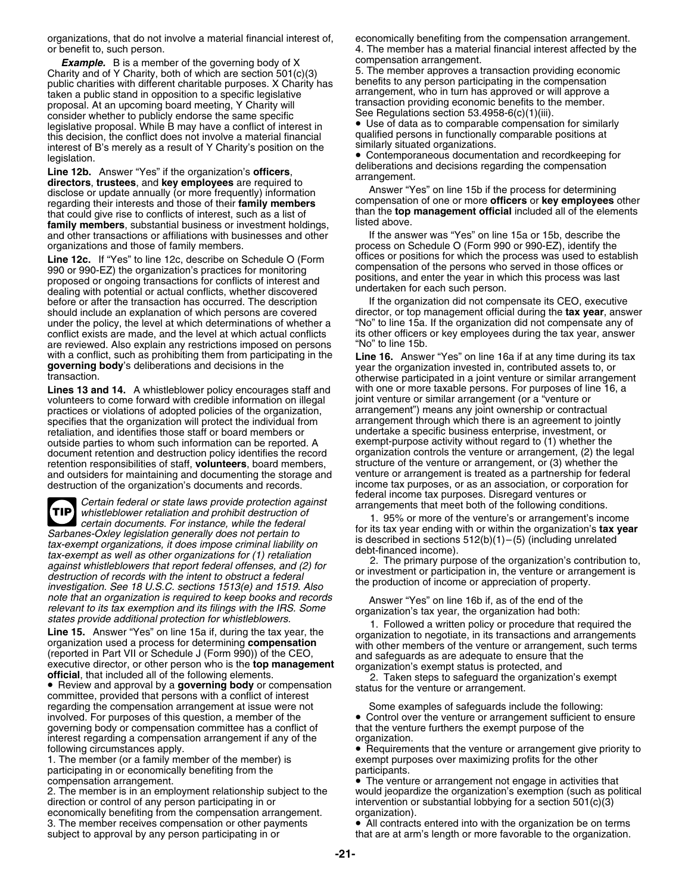organizations, that do not involve a material financial interest of, or benefit to, such person.

***Example.*** B is a member of the governing body of X Charity and of Y Charity, both of which are section 501(c)(3) public charities with different charitable purposes. X Charity has taken a public stand in opposition to a specific legislative proposal. At an upcoming board meeting, Y Charity will consider whether to publicly endorse the same specific legislative proposal. While B may have a conflict of interest in this decision, the conflict does not involve a material financial interest of B's merely as a result of Y Charity's position on the legislation.

**Line 12b.** Answer "Yes" if the organization's **officers**, **directors**, **trustees**, and **key employees** are required to disclose or update annually (or more frequently) information regarding their interests and those of their **family members** that could give rise to conflicts of interest, such as a list of **family members**, substantial business or investment holdings, and other transactions or affiliations with businesses and other organizations and those of family members.

**Line 12c.** If "Yes" to line 12c, describe on Schedule O (Form 990 or 990-EZ) the organization's practices for monitoring proposed or ongoing transactions for conflicts of interest and dealing with potential or actual conflicts, whether discovered before or after the transaction has occurred. The description should include an explanation of which persons are covered under the policy, the level at which determinations of whether a conflict exists are made, and the level at which actual conflicts are reviewed. Also explain any restrictions imposed on persons with a conflict, such as prohibiting them from participating in the **governing body**'s deliberations and decisions in the transaction.

**Lines 13 and 14.** A whistleblower policy encourages staff and volunteers to come forward with credible information on illegal practices or violations of adopted policies of the organization, specifies that the organization will protect the individual from retaliation, and identifies those staff or board members or outside parties to whom such information can be reported. A document retention and destruction policy identifies the record retention responsibilities of staff, **volunteers**, board members, and outsiders for maintaining and documenting the storage and destruction of the organization's documents and records.

**TIP** *Certain federal or state laws provide protection against whistleblower retaliation and prohibit destruction of certain documents. For instance, while the federal Sarbanes-Oxley legislation generally does not pertain to tax-exempt organizations, it does impose criminal liability on tax-exempt as well as other organizations for (1) retaliation against whistleblowers that report federal offenses, and (2) for destruction of records with the intent to obstruct a federal investigation. See 18 U.S.C. sections 1513(e) and 1519. Also note that an organization is required to keep books and records relevant to its tax exemption and its filings with the IRS. Some states provide additional protection for whistleblowers.*

**Line 15.** Answer "Yes" on line 15a if, during the tax year, the organization used a process for determining **compensation** (reported in Part VII or Schedule J (Form 990)) of the CEO, executive director, or other person who is the **top management official**, that included all of the following elements.

- Review and approval by a **governing body** or compensation committee, provided that persons with a conflict of interest regarding the compensation arrangement at issue were not involved. For purposes of this question, a member of the governing body or compensation committee has a conflict of interest regarding a compensation arrangement if any of the following circumstances apply.

1. The member (or a family member of the member) is participating in or economically benefiting from the compensation arrangement.
2. The member is in an employment relationship subject to the direction or control of any person participating in or economically benefiting from the compensation arrangement.
3. The member receives compensation or other payments subject to approval by any person participating in or economically benefiting from the compensation arrangement.
4. The member has a material financial interest affected by the compensation arrangement.
5. The member approves a transaction providing economic benefits to any person participating in the compensation arrangement, who in turn has approved or will approve a transaction providing economic benefits to the member.

See Regulations section 53.4958-6(c)(1)(iii).

- Use of data as to comparable compensation for similarly qualified persons in functionally comparable positions at similarly situated organizations.
- Contemporaneous documentation and recordkeeping for deliberations and decisions regarding the compensation arrangement.

Answer "Yes" on line 15b if the process for determining compensation of one or more **officers** or **key employees** other than the **top management official** included all of the elements listed above.

If the answer was "Yes" on line 15a or 15b, describe the process on Schedule O (Form 990 or 990-EZ), identify the offices or positions for which the process was used to establish compensation of the persons who served in those offices or positions, and enter the year in which this process was last undertaken for each such person.

If the organization did not compensate its CEO, executive director, or top management official during the **tax year**, answer "No" to line 15a. If the organization did not compensate any of its other officers or key employees during the tax year, answer "No" to line 15b.

**Line 16.** Answer "Yes" on line 16a if at any time during its tax year the organization invested in, contributed assets to, or otherwise participated in a joint venture or similar arrangement with one or more taxable persons. For purposes of line 16, a joint venture or similar arrangement (or a "venture or arrangement") means any joint ownership or contractual arrangement through which there is an agreement to jointly undertake a specific business enterprise, investment, or exempt-purpose activity without regard to (1) whether the organization controls the venture or arrangement, (2) the legal structure of the venture or arrangement, or (3) whether the venture or arrangement is treated as a partnership for federal income tax purposes, or as an association, or corporation for federal income tax purposes. Disregard ventures or arrangements that meet both of the following conditions.

1. 95% or more of the venture's or arrangement's income for its tax year ending with or within the organization's **tax year** is described in sections 512(b)(1)–(5) (including unrelated debt-financed income).
2. The primary purpose of the organization's contribution to, or investment or participation in, the venture or arrangement is the production of income or appreciation of property.

Answer "Yes" on line 16b if, as of the end of the organization's tax year, the organization had both:

1. Followed a written policy or procedure that required the organization to negotiate, in its transactions and arrangements with other members of the venture or arrangement, such terms and safeguards as are adequate to ensure that the organization's exempt status is protected, and
2. Taken steps to safeguard the organization's exempt status for the venture or arrangement.

Some examples of safeguards include the following:

- Control over the venture or arrangement sufficient to ensure that the venture furthers the exempt purpose of the organization.
- Requirements that the venture or arrangement give priority to exempt purposes over maximizing profits for the other participants.
- The venture or arrangement not engage in activities that would jeopardize the organization's exemption (such as political intervention or substantial lobbying for a section 501(c)(3) organization).
- All contracts entered into with the organization be on terms that are at arm's length or more favorable to the organization.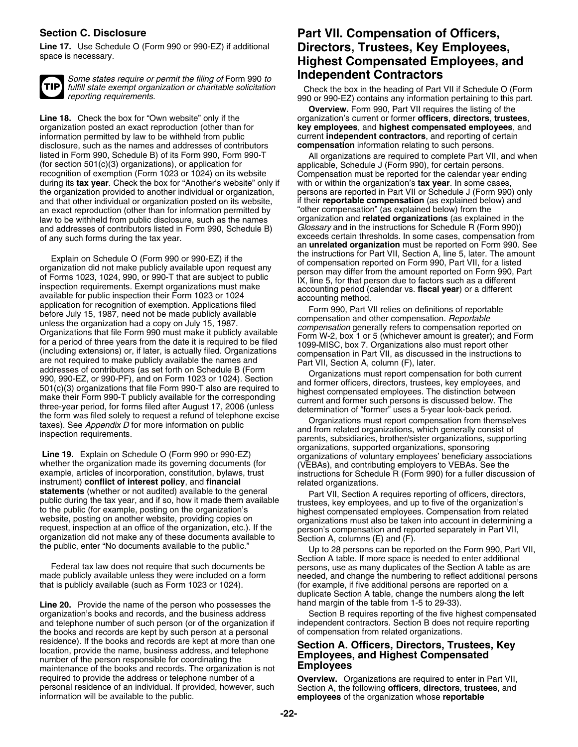## Section C. Disclosure

**Line 17.** Use Schedule O (Form 990 or 990-EZ) if additional space is necessary.

**TIP** *Some states require or permit the filing of* Form 990 *to fulfill state exempt organization or charitable solicitation reporting requirements.*

**Line 18.** Check the box for "Own website" only if the organization posted an exact reproduction (other than for information permitted by law to be withheld from public disclosure, such as the names and addresses of contributors listed in Form 990, Schedule B) of its Form 990, Form 990-T (for section 501(c)(3) organizations), or application for recognition of exemption (Form 1023 or 1024) on its website during its **tax year**. Check the box for "Another's website" only if the organization provided to another individual or organization, and that other individual or organization posted on its website, an exact reproduction (other than for information permitted by law to be withheld from public disclosure, such as the names and addresses of contributors listed in Form 990, Schedule B) of any such forms during the tax year.

Explain on Schedule O (Form 990 or 990-EZ) if the organization did not make publicly available upon request any of Forms 1023, 1024, 990, or 990-T that are subject to public inspection requirements. Exempt organizations must make available for public inspection their Form 1023 or 1024 application for recognition of exemption. Applications filed before July 15, 1987, need not be made publicly available unless the organization had a copy on July 15, 1987. Organizations that file Form 990 must make it publicly available for a period of three years from the date it is required to be filed (including extensions) or, if later, is actually filed. Organizations are not required to make publicly available the names and addresses of contributors (as set forth on Schedule B (Form 990, 990-EZ, or 990-PF), and on Form 1023 or 1024). Section 501(c)(3) organizations that file Form 990-T also are required to make their Form 990-T publicly available for the corresponding three-year period, for forms filed after August 17, 2006 (unless the form was filed solely to request a refund of telephone excise taxes). See *Appendix D* for more information on public inspection requirements.

**Line 19.** Explain on Schedule O (Form 990 or 990-EZ) whether the organization made its governing documents (for example, articles of incorporation, constitution, bylaws, trust instrument) **conflict of interest policy**, and **financial statements** (whether or not audited) available to the general public during the tax year, and if so, how it made them available to the public (for example, posting on the organization's website, posting on another website, providing copies on request, inspection at an office of the organization, etc.). If the organization did not make any of these documents available to the public, enter "No documents available to the public."

Federal tax law does not require that such documents be made publicly available unless they were included on a form that is publicly available (such as Form 1023 or 1024).

**Line 20.** Provide the name of the person who possesses the organization's books and records, and the business address and telephone number of such person (or of the organization if the books and records are kept by such person at a personal residence). If the books and records are kept at more than one location, provide the name, business address, and telephone number of the person responsible for coordinating the maintenance of the books and records. The organization is not required to provide the address or telephone number of a personal residence of an individual. If provided, however, such information will be available to the public.

# Part VII. Compensation of Officers, Directors, Trustees, Key Employees, Highest Compensated Employees, and Independent Contractors

Check the box in the heading of Part VII if Schedule O (Form 990 or 990-EZ) contains any information pertaining to this part.

**Overview.** Form 990, Part VII requires the listing of the organization's current or former **officers**, **directors**, **trustees**, **key employees**, and **highest compensated employees**, and current **independent contractors**, and reporting of certain **compensation** information relating to such persons.

All organizations are required to complete Part VII, and when applicable, Schedule J (Form 990), for certain persons. Compensation must be reported for the calendar year ending with or within the organization's **tax year**. In some cases, persons are reported in Part VII or Schedule J (Form 990) only if their **reportable compensation** (as explained below) and "other compensation" (as explained below) from the organization and **related organizations** (as explained in the *Glossary* and in the instructions for Schedule R (Form 990)) exceeds certain thresholds. In some cases, compensation from an **unrelated organization** must be reported on Form 990. See the instructions for Part VII, Section A, line 5, later. The amount of compensation reported on Form 990, Part VII, for a listed person may differ from the amount reported on Form 990, Part IX, line 5, for that person due to factors such as a different accounting period (calendar vs. **fiscal year**) or a different accounting method.

Form 990, Part VII relies on definitions of reportable compensation and other compensation. *Reportable compensation* generally refers to compensation reported on Form W-2, box 1 or 5 (whichever amount is greater); and Form 1099-MISC, box 7. Organizations also must report other compensation in Part VII, as discussed in the instructions to Part VII, Section A, column (F), later.

Organizations must report compensation for both current and former officers, directors, trustees, key employees, and highest compensated employees. The distinction between current and former such persons is discussed below. The determination of "former" uses a 5-year look-back period.

Organizations must report compensation from themselves and from related organizations, which generally consist of parents, subsidiaries, brother/sister organizations, supporting organizations, supported organizations, sponsoring organizations of voluntary employees' beneficiary associations (VEBAs), and contributing employers to VEBAs. See the instructions for Schedule R (Form 990) for a fuller discussion of related organizations.

Part VII, Section A requires reporting of officers, directors, trustees, key employees, and up to five of the organization's highest compensated employees. Compensation from related organizations must also be taken into account in determining a person's compensation and reported separately in Part VII, Section A, columns (E) and (F).

Up to 28 persons can be reported on the Form 990, Part VII, Section A table. If more space is needed to enter additional persons, use as many duplicates of the Section A table as are needed, and change the numbering to reflect additional persons (for example, if five additional persons are reported on a duplicate Section A table, change the numbers along the left hand margin of the table from 1-5 to 29-33).

Section B requires reporting of the five highest compensated independent contractors. Section B does not require reporting of compensation from related organizations.

## Section A. Officers, Directors, Trustees, Key Employees, and Highest Compensated Employees

**Overview.** Organizations are required to enter in Part VII, Section A, the following **officers**, **directors**, **trustees**, and **employees** of the organization whose **reportable**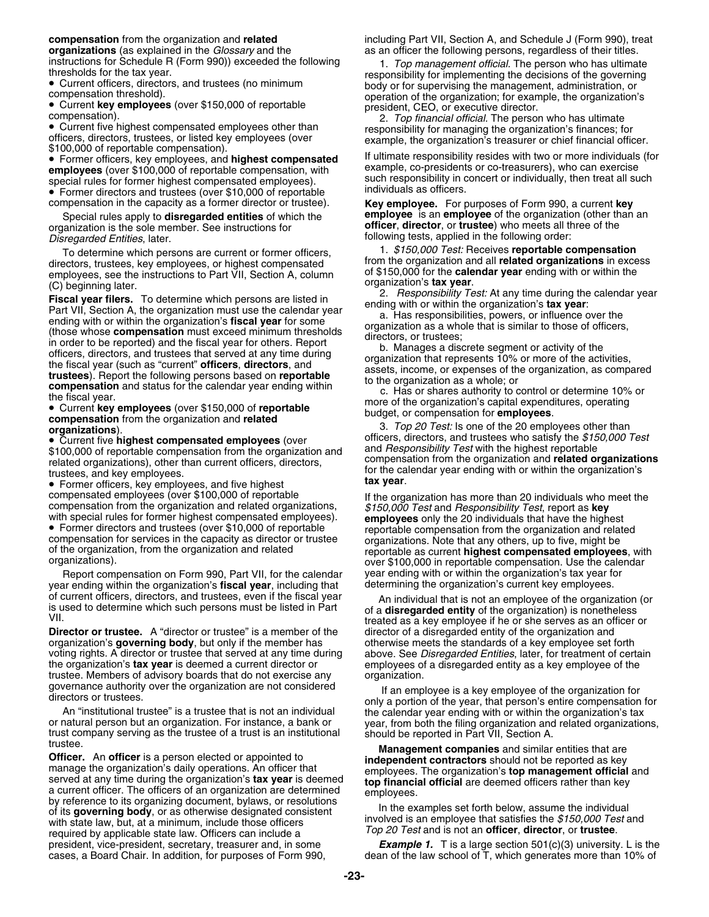**compensation** from the organization and **related organizations** (as explained in the *Glossary* and the instructions for Schedule R (Form 990)) exceeded the following thresholds for the tax year.

- Current officers, directors, and trustees (no minimum compensation threshold).
- Current **key employees** (over $150,000 of reportable compensation).
- Current five highest compensated employees other than officers, directors, trustees, or listed key employees (over $100,000 of reportable compensation).
- Former officers, key employees, and **highest compensated employees** (over $100,000 of reportable compensation, with special rules for former highest compensated employees).
- Former directors and trustees (over $10,000 of reportable compensation in the capacity as a former director or trustee).

Special rules apply to **disregarded entities** of which the organization is the sole member. See instructions for *Disregarded Entities*, later.

To determine which persons are current or former officers, directors, trustees, key employees, or highest compensated employees, see the instructions to Part VII, Section A, column (C) beginning later.

**Fiscal year filers.** To determine which persons are listed in Part VII, Section A, the organization must use the calendar year ending with or within the organization's **fiscal year** for some (those whose **compensation** must exceed minimum thresholds in order to be reported) and the fiscal year for others. Report officers, directors, and trustees that served at any time during the fiscal year (such as "current" **officers**, **directors**, and **trustees**). Report the following persons based on **reportable compensation** and status for the calendar year ending within the fiscal year.

- Current **key employees** (over $150,000 of **reportable compensation** from the organization and **related organizations**).
- Current five **highest compensated employees** (over $100,000 of reportable compensation from the organization and related organizations), other than current officers, directors, trustees, and key employees.
- Former officers, key employees, and five highest compensated employees (over $100,000 of reportable compensation from the organization and related organizations, with special rules for former highest compensated employees).
- Former directors and trustees (over $10,000 of reportable compensation for services in the capacity as director or trustee of the organization, from the organization and related organizations).

Report compensation on Form 990, Part VII, for the calendar year ending within the organization's **fiscal year**, including that of current officers, directors, and trustees, even if the fiscal year is used to determine which such persons must be listed in Part VII.

**Director or trustee.** A "director or trustee" is a member of the organization's **governing body**, but only if the member has voting rights. A director or trustee that served at any time during the organization's **tax year** is deemed a current director or trustee. Members of advisory boards that do not exercise any governance authority over the organization are not considered directors or trustees.

An "institutional trustee" is a trustee that is not an individual or natural person but an organization. For instance, a bank or trust company serving as the trustee of a trust is an institutional trustee.

**Officer.** An **officer** is a person elected or appointed to manage the organization's daily operations. An officer that served at any time during the organization's **tax year** is deemed a current officer. The officers of an organization are determined by reference to its organizing document, bylaws, or resolutions of its **governing body**, or as otherwise designated consistent with state law, but, at a minimum, include those officers required by applicable state law. Officers can include a president, vice-president, secretary, treasurer and, in some cases, a Board Chair. In addition, for purposes of Form 990, including Part VII, Section A, and Schedule J (Form 990), treat as an officer the following persons, regardless of their titles.

1. *Top management official.* The person who has ultimate responsibility for implementing the decisions of the governing body or for supervising the management, administration, or operation of the organization; for example, the organization's president, CEO, or executive director.
2. *Top financial official.* The person who has ultimate responsibility for managing the organization's finances; for example, the organization's treasurer or chief financial officer.

If ultimate responsibility resides with two or more individuals (for example, co-presidents or co-treasurers), who can exercise such responsibility in concert or individually, then treat all such individuals as officers.

**Key employee.** For purposes of Form 990, a current **key employee** is an **employee** of the organization (other than an **officer**, **director**, or **trustee**) who meets all three of the following tests, applied in the following order:

1. *$150,000 Test:* Receives **reportable compensation** from the organization and all **related organizations** in excess of $150,000 for the **calendar year** ending with or within the organization's **tax year**.
2. *Responsibility Test:* At any time during the calendar year ending with or within the organization's **tax year**:
   a. Has responsibilities, powers, or influence over the organization as a whole that is similar to those of officers, directors, or trustees;
   b. Manages a discrete segment or activity of the organization that represents 10% or more of the activities, assets, income, or expenses of the organization, as compared to the organization as a whole; or
   c. Has or shares authority to control or determine 10% or more of the organization's capital expenditures, operating budget, or compensation for **employees**.
3. *Top 20 Test:* Is one of the 20 employees other than officers, directors, and trustees who satisfy the *$150,000 Test* and *Responsibility Test* with the highest reportable compensation from the organization and **related organizations** for the calendar year ending with or within the organization's **tax year**.

If the organization has more than 20 individuals who meet the *$150,000 Test* and *Responsibility Test*, report as **key employees** only the 20 individuals that have the highest reportable compensation from the organization and related organizations. Note that any others, up to five, might be reportable as current **highest compensated employees**, with over $100,000 in reportable compensation. Use the calendar year ending with or within the organization's tax year for determining the organization's current key employees.

An individual that is not an employee of the organization (or of a **disregarded entity** of the organization) is nonetheless treated as a key employee if he or she serves as an officer or director of a disregarded entity of the organization and otherwise meets the standards of a key employee set forth above. See *Disregarded Entities*, later, for treatment of certain employees of a disregarded entity as a key employee of the organization.

If an employee is a key employee of the organization for only a portion of the year, that person's entire compensation for the calendar year ending with or within the organization's tax year, from both the filing organization and related organizations, should be reported in Part VII, Section A.

**Management companies** and similar entities that are **independent contractors** should not be reported as key employees. The organization's **top management official** and **top financial official** are deemed officers rather than key employees.

In the examples set forth below, assume the individual involved is an employee that satisfies the *$150,000 Test* and *Top 20 Test* and is not an **officer**, **director**, or **trustee**.

***Example 1.*** T is a large section 501(c)(3) university. L is the dean of the law school of T, which generates more than 10% of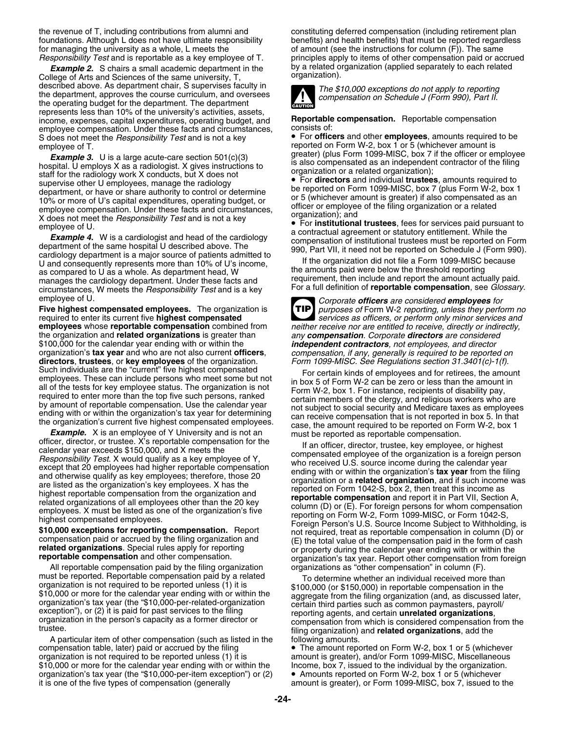the revenue of T, including contributions from alumni and foundations. Although L does not have ultimate responsibility for managing the university as a whole, L meets the *Responsibility Test* and is reportable as a key employee of T.

***Example 2.*** S chairs a small academic department in the College of Arts and Sciences of the same university, T, described above. As department chair, S supervises faculty in the department, approves the course curriculum, and oversees the operating budget for the department. The department represents less than 10% of the university's activities, assets, income, expenses, capital expenditures, operating budget, and employee compensation. Under these facts and circumstances, S does not meet the *Responsibility Test* and is not a key employee of T.

***Example 3.*** U is a large acute-care section 501(c)(3) hospital. U employs X as a radiologist. X gives instructions to staff for the radiology work X conducts, but X does not supervise other U employees, manage the radiology department, or have or share authority to control or determine 10% or more of U's capital expenditures, operating budget, or employee compensation. Under these facts and circumstances, X does not meet the *Responsibility Test* and is not a key employee of U.

***Example 4.*** W is a cardiologist and head of the cardiology department of the same hospital U described above. The cardiology department is a major source of patients admitted to U and consequently represents more than 10% of U's income, as compared to U as a whole. As department head, W manages the cardiology department. Under these facts and circumstances, W meets the *Responsibility Test* and is a key employee of U.

**Five highest compensated employees.** The organization is required to enter its current five **highest compensated employees** whose **reportable compensation** combined from the organization and **related organizations** is greater than $100,000 for the calendar year ending with or within the organization's **tax year** and who are not also current **officers**, **directors**, **trustees**, or **key employees** of the organization. Such individuals are the "current" five highest compensated employees. These can include persons who meet some but not all of the tests for key employee status. The organization is not required to enter more than the top five such persons, ranked by amount of reportable compensation. Use the calendar year ending with or within the organization's tax year for determining the organization's current five highest compensated employees.

***Example.*** X is an employee of Y University and is not an officer, director, or trustee. X's reportable compensation for the calendar year exceeds $150,000, and X meets the *Responsibility Test*. X would qualify as a key employee of Y, except that 20 employees had higher reportable compensation and otherwise qualify as key employees; therefore, those 20 are listed as the organization's key employees. X has the highest reportable compensation from the organization and related organizations of all employees other than the 20 key employees. X must be listed as one of the organization's five highest compensated employees.

**$10,000 exceptions for reporting compensation.** Report compensation paid or accrued by the filing organization and **related organizations**. Special rules apply for reporting **reportable compensation** and other compensation.

All reportable compensation paid by the filing organization must be reported. Reportable compensation paid by a related organization is not required to be reported unless (1) it is $10,000 or more for the calendar year ending with or within the organization's tax year (the "$10,000-per-related-organization exception"), or (2) it is paid for past services to the filing organization in the person's capacity as a former director or trustee.

A particular item of other compensation (such as listed in the compensation table, later) paid or accrued by the filing organization is not required to be reported unless (1) it is $10,000 or more for the calendar year ending with or within the organization's tax year (the "$10,000-per-item exception") or (2) it is one of the five types of compensation (generally constituting deferred compensation (including retirement plan benefits) and health benefits) that must be reported regardless of amount (see the instructions for column (F)). The same principles apply to items of other compensation paid or accrued by a related organization (applied separately to each related organization).

**CAUTION:** *The $10,000 exceptions do not apply to reporting compensation on Schedule J (Form 990), Part II.*

**Reportable compensation.** Reportable compensation consists of:

- For **officers** and other **employees**, amounts required to be reported on Form W-2, box 1 or 5 (whichever amount is greater) (plus Form 1099-MISC, box 7 if the officer or employee is also compensated as an independent contractor of the filing organization or a related organization);
- For **directors** and individual **trustees**, amounts required to be reported on Form 1099-MISC, box 7 (plus Form W-2, box 1 or 5 (whichever amount is greater) if also compensated as an officer or employee of the filing organization or a related organization); and
- For **institutional trustees**, fees for services paid pursuant to a contractual agreement or statutory entitlement. While the compensation of institutional trustees must be reported on Form 990, Part VII, it need not be reported on Schedule J (Form 990).

If the organization did not file a Form 1099-MISC because the amounts paid were below the threshold reporting requirement, then include and report the amount actually paid. For a full definition of **reportable compensation**, see *Glossary*.

**TIP:** *Corporate **officers** are considered **employees** for purposes of Form W-2 reporting, unless they perform no services as officers, or perform only minor services and neither receive nor are entitled to receive, directly or indirectly, any **compensation**. Corporate **directors** are considered **independent contractors**, not employees, and director compensation, if any, generally is required to be reported on Form 1099-MISC. See Regulations section 31.3401(c)-1(f).*

For certain kinds of employees and for retirees, the amount in box 5 of Form W-2 can be zero or less than the amount in Form W-2, box 1. For instance, recipients of disability pay, certain members of the clergy, and religious workers who are not subject to social security and Medicare taxes as employees can receive compensation that is not reported in box 5. In that case, the amount required to be reported on Form W-2, box 1 must be reported as reportable compensation.

If an officer, director, trustee, key employee, or highest compensated employee of the organization is a foreign person who received U.S. source income during the calendar year ending with or within the organization's **tax year** from the filing organization or a **related organization**, and if such income was reported on Form 1042-S, box 2, then treat this income as **reportable compensation** and report it in Part VII, Section A, column (D) or (E). For foreign persons for whom compensation reporting on Form W-2, Form 1099-MISC, or Form 1042-S, Foreign Person's U.S. Source Income Subject to Withholding, is not required, treat as reportable compensation in column (D) or (E) the total value of the compensation paid in the form of cash or property during the calendar year ending with or within the organization's tax year. Report other compensation from foreign organizations as "other compensation" in column (F).

To determine whether an individual received more than $100,000 (or $150,000) in reportable compensation in the aggregate from the filing organization (and, as discussed later, certain third parties such as common paymasters, payroll/reporting agents, and certain **unrelated organizations**, compensation from which is considered compensation from the filing organization) and **related organizations**, add the following amounts.

- The amount reported on Form W-2, box 1 or 5 (whichever amount is greater), and/or Form 1099-MISC, Miscellaneous Income, box 7, issued to the individual by the organization.
- Amounts reported on Form W-2, box 1 or 5 (whichever amount is greater), or Form 1099-MISC, box 7, issued to the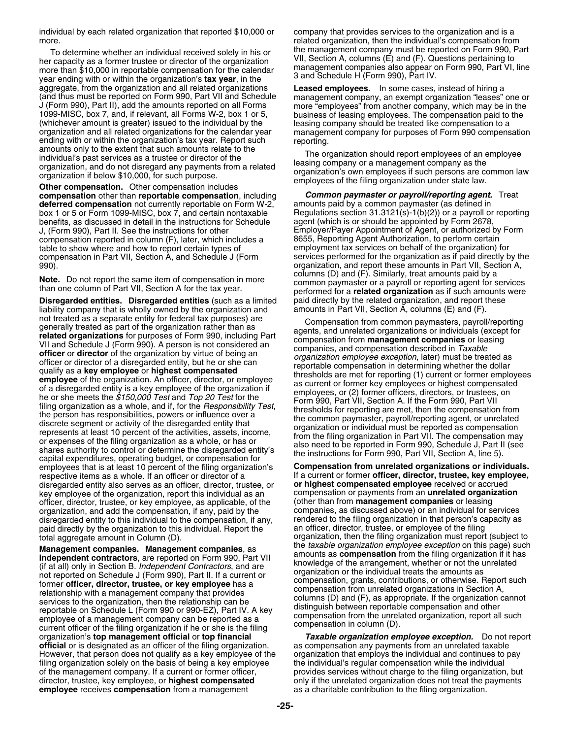individual by each related organization that reported $10,000 or more.

To determine whether an individual received solely in his or her capacity as a former trustee or director of the organization more than $10,000 in reportable compensation for the calendar year ending with or within the organization's **tax year**, in the aggregate, from the organization and all related organizations (and thus must be reported on Form 990, Part VII and Schedule J (Form 990), Part II), add the amounts reported on all Forms 1099-MISC, box 7, and, if relevant, all Forms W-2, box 1 or 5, (whichever amount is greater) issued to the individual by the organization and all related organizations for the calendar year ending with or within the organization's tax year. Report such amounts only to the extent that such amounts relate to the individual's past services as a trustee or director of the organization, and do not disregard any payments from a related organization if below $10,000, for such purpose.

**Other compensation.** Other compensation includes **compensation** other than **reportable compensation**, including **deferred compensation** not currently reportable on Form W-2, box 1 or 5 or Form 1099-MISC, box 7, and certain nontaxable benefits, as discussed in detail in the instructions for Schedule J, (Form 990), Part II. See the instructions for other compensation reported in column (F), later, which includes a table to show where and how to report certain types of compensation in Part VII, Section A, and Schedule J (Form 990).

**Note.** Do not report the same item of compensation in more than one column of Part VII, Section A for the tax year.

**Disregarded entities. Disregarded entities** (such as a limited liability company that is wholly owned by the organization and not treated as a separate entity for federal tax purposes) are generally treated as part of the organization rather than as **related organizations** for purposes of Form 990, including Part VII and Schedule J (Form 990). A person is not considered an **officer** or **director** of the organization by virtue of being an officer or director of a disregarded entity, but he or she can qualify as a **key employee** or **highest compensated employee** of the organization. An officer, director, or employee of a disregarded entity is a key employee of the organization if he or she meets the *$150,000 Test* and *Top 20 Test* for the filing organization as a whole, and if, for the *Responsibility Test*, the person has responsibilities, powers or influence over a discrete segment or activity of the disregarded entity that represents at least 10 percent of the activities, assets, income, or expenses of the filing organization as a whole, or has or shares authority to control or determine the disregarded entity's capital expenditures, operating budget, or compensation for employees that is at least 10 percent of the filing organization's respective items as a whole. If an officer or director of a disregarded entity also serves as an officer, director, trustee, or key employee of the organization, report this individual as an officer, director, trustee, or key employee, as applicable, of the organization, and add the compensation, if any, paid by the disregarded entity to this individual to the compensation, if any, paid directly by the organization to this individual. Report the total aggregate amount in Column (D).

**Management companies. Management companies**, as **independent contractors**, are reported on Form 990, Part VII (if at all) only in Section B. *Independent Contractors*, and are not reported on Schedule J (Form 990), Part II. If a current or former **officer, director, trustee, or key employee** has a relationship with a management company that provides services to the organization, then the relationship can be reportable on Schedule L (Form 990 or 990-EZ), Part IV. A key employee of a management company can be reported as a current officer of the filing organization if he or she is the filing organization's **top management official** or **top financial official** or is designated as an officer of the filing organization. However, that person does not qualify as a key employee of the filing organization solely on the basis of being a key employee of the management company. If a current or former officer, director, trustee, key employee, or **highest compensated employee** receives **compensation** from a management company that provides services to the organization and is a related organization, then the individual's compensation from the management company must be reported on Form 990, Part VII, Section A, columns (E) and (F). Questions pertaining to management companies also appear on Form 990, Part VI, line 3 and Schedule H (Form 990), Part IV.

**Leased employees.** In some cases, instead of hiring a management company, an exempt organization "leases" one or more "employees" from another company, which may be in the business of leasing employees. The compensation paid to the leasing company should be treated like compensation to a management company for purposes of Form 990 compensation reporting.

The organization should report employees of an employee leasing company or a management company as the organization's own employees if such persons are common law employees of the filing organization under state law.

***Common paymaster or payroll/reporting agent.*** Treat amounts paid by a common paymaster (as defined in Regulations section 31.3121(s)-1(b)(2)) or a payroll or reporting agent (which is or should be appointed by Form 2678, Employer/Payer Appointment of Agent, or authorized by Form 8655, Reporting Agent Authorization, to perform certain employment tax services on behalf of the organization) for services performed for the organization as if paid directly by the organization, and report these amounts in Part VII, Section A, columns (D) and (F). Similarly, treat amounts paid by a common paymaster or a payroll or reporting agent for services performed for a **related organization** as if such amounts were paid directly by the related organization, and report these amounts in Part VII, Section A, columns (E) and (F).

Compensation from common paymasters, payroll/reporting agents, and unrelated organizations or individuals (except for compensation from **management companies** or leasing companies, and compensation described in *Taxable organization employee exception*, later) must be treated as reportable compensation in determining whether the dollar thresholds are met for reporting (1) current or former employees as current or former key employees or highest compensated employees, or (2) former officers, directors, or trustees, on Form 990, Part VII, Section A. If the Form 990, Part VII thresholds for reporting are met, then the compensation from the common paymaster, payroll/reporting agent, or unrelated organization or individual must be reported as compensation from the filing organization in Part VII. The compensation may also need to be reported in Form 990, Schedule J, Part II (see the instructions for Form 990, Part VII, Section A, line 5).

**Compensation from unrelated organizations or individuals.** If a current or former **officer, director, trustee, key employee, or highest compensated employee** received or accrued compensation or payments from an **unrelated organization** (other than from **management companies** or leasing companies, as discussed above) or an individual for services rendered to the filing organization in that person's capacity as an officer, director, trustee, or employee of the filing organization, then the filing organization must report (subject to the *taxable organization employee exception* on this page) such amounts as **compensation** from the filing organization if it has knowledge of the arrangement, whether or not the unrelated organization or the individual treats the amounts as compensation, grants, contributions, or otherwise. Report such compensation from unrelated organizations in Section A, columns (D) and (F), as appropriate. If the organization cannot distinguish between reportable compensation and other compensation from the unrelated organization, report all such compensation in column (D).

***Taxable organization employee exception.*** Do not report as compensation any payments from an unrelated taxable organization that employs the individual and continues to pay the individual's regular compensation while the individual provides services without charge to the filing organization, but only if the unrelated organization does not treat the payments as a charitable contribution to the filing organization.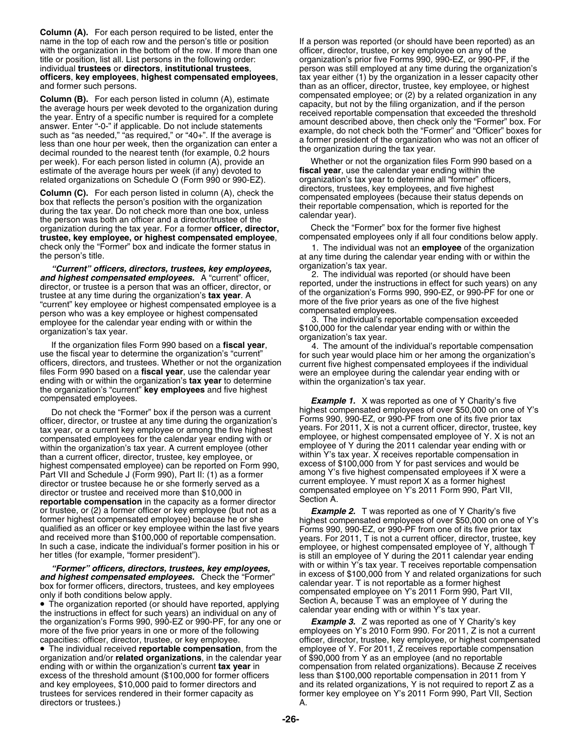**Column (A).** For each person required to be listed, enter the name in the top of each row and the person's title or position with the organization in the bottom of the row. If more than one title or position, list all. List persons in the following order: individual **trustees** or **directors**, **institutional trustees**, **officers**, **key employees**, **highest compensated employees**, and former such persons.

**Column (B).** For each person listed in column (A), estimate the average hours per week devoted to the organization during the year. Entry of a specific number is required for a complete answer. Enter "-0-" if applicable. Do not include statements such as "as needed," "as required," or "40+". If the average is less than one hour per week, then the organization can enter a decimal rounded to the nearest tenth (for example, 0.2 hours per week). For each person listed in column (A), provide an estimate of the average hours per week (if any) devoted to related organizations on Schedule O (Form 990 or 990-EZ).

**Column (C).** For each person listed in column (A), check the box that reflects the person's position with the organization during the tax year. Do not check more than one box, unless the person was both an officer and a director/trustee of the organization during the tax year. For a former **officer, director, trustee, key employee, or highest compensated employee**, check only the "Former" box and indicate the former status in the person's title.

***"Current" officers, directors, trustees, key employees, and highest compensated employees.*** A "current" officer, director, or trustee is a person that was an officer, director, or trustee at any time during the organization's **tax year**. A "current" key employee or highest compensated employee is a person who was a key employee or highest compensated employee for the calendar year ending with or within the organization's tax year.

If the organization files Form 990 based on a **fiscal year**, use the fiscal year to determine the organization's "current" officers, directors, and trustees. Whether or not the organization files Form 990 based on a **fiscal year**, use the calendar year ending with or within the organization's **tax year** to determine the organization's "current" **key employees** and five highest compensated employees.

Do not check the "Former" box if the person was a current officer, director, or trustee at any time during the organization's tax year, or a current key employee or among the five highest compensated employees for the calendar year ending with or within the organization's tax year. A current employee (other than a current officer, director, trustee, key employee, or highest compensated employee) can be reported on Form 990, Part VII and Schedule J (Form 990), Part II: (1) as a former director or trustee because he or she formerly served as a director or trustee and received more than $10,000 in **reportable compensation** in the capacity as a former director or trustee, or (2) a former officer or key employee (but not as a former highest compensated employee) because he or she qualified as an officer or key employee within the last five years and received more than $100,000 of reportable compensation. In such a case, indicate the individual's former position in his or her titles (for example, "former president").

***"Former" officers, directors, trustees, key employees, and highest compensated employees.*** Check the "Former" box for former officers, directors, trustees, and key employees only if both conditions below apply.

- The organization reported (or should have reported, applying the instructions in effect for such years) an individual on any of the organization's Forms 990, 990-EZ or 990-PF, for any one or more of the five prior years in one or more of the following capacities: officer, director, trustee, or key employee.
- The individual received **reportable compensation**, from the organization and/or **related organizations**, in the calendar year ending with or within the organization's current **tax year** in excess of the threshold amount ($100,000 for former officers and key employees, $10,000 paid to former directors and trustees for services rendered in their former capacity as directors or trustees.)

If a person was reported (or should have been reported) as an officer, director, trustee, or key employee on any of the organization's prior five Forms 990, 990-EZ, or 990-PF, if the person was still employed at any time during the organization's tax year either (1) by the organization in a lesser capacity other than as an officer, director, trustee, key employee, or highest compensated employee; or (2) by a related organization in any capacity, but not by the filing organization, and if the person received reportable compensation that exceeded the threshold amount described above, then check only the "Former" box. For example, do not check both the "Former" and "Officer" boxes for a former president of the organization who was not an officer of the organization during the tax year.

Whether or not the organization files Form 990 based on a **fiscal year**, use the calendar year ending within the organization's tax year to determine all "former" officers, directors, trustees, key employees, and five highest compensated employees (because their status depends on their reportable compensation, which is reported for the calendar year).

Check the "Former" box for the former five highest compensated employees only if all four conditions below apply.

1. The individual was not an **employee** of the organization at any time during the calendar year ending with or within the organization's tax year.
2. The individual was reported (or should have been reported, under the instructions in effect for such years) on any of the organization's Forms 990, 990-EZ, or 990-PF for one or more of the five prior years as one of the five highest compensated employees.
3. The individual's reportable compensation exceeded $100,000 for the calendar year ending with or within the organization's tax year.
4. The amount of the individual's reportable compensation for such year would place him or her among the organization's current five highest compensated employees if the individual were an employee during the calendar year ending with or within the organization's tax year.

***Example 1.*** X was reported as one of Y Charity's five highest compensated employees of over $50,000 on one of Y's Forms 990, 990-EZ, or 990-PF from one of its five prior tax years. For 2011, X is not a current officer, director, trustee, key employee, or highest compensated employee of Y. X is not an employee of Y during the 2011 calendar year ending with or within Y's tax year. X receives reportable compensation in excess of $100,000 from Y for past services and would be among Y's five highest compensated employees if X were a current employee. Y must report X as a former highest compensated employee on Y's 2011 Form 990, Part VII, Section A.

***Example 2.*** T was reported as one of Y Charity's five highest compensated employees of over $50,000 on one of Y's Forms 990, 990-EZ, or 990-PF from one of its five prior tax years. For 2011, T is not a current officer, director, trustee, key employee, or highest compensated employee of Y, although T is still an employee of Y during the 2011 calendar year ending with or within Y's tax year. T receives reportable compensation in excess of $100,000 from Y and related organizations for such calendar year. T is not reportable as a former highest compensated employee on Y's 2011 Form 990, Part VII, Section A, because T was an employee of Y during the calendar year ending with or within Y's tax year.

***Example 3.*** Z was reported as one of Y Charity's key employees on Y's 2010 Form 990. For 2011, Z is not a current officer, director, trustee, key employee, or highest compensated employee of Y. For 2011, Z receives reportable compensation of $90,000 from Y as an employee (and no reportable compensation from related organizations). Because Z receives less than $100,000 reportable compensation in 2011 from Y and its related organizations, Y is not required to report Z as a former key employee on Y's 2011 Form 990, Part VII, Section A.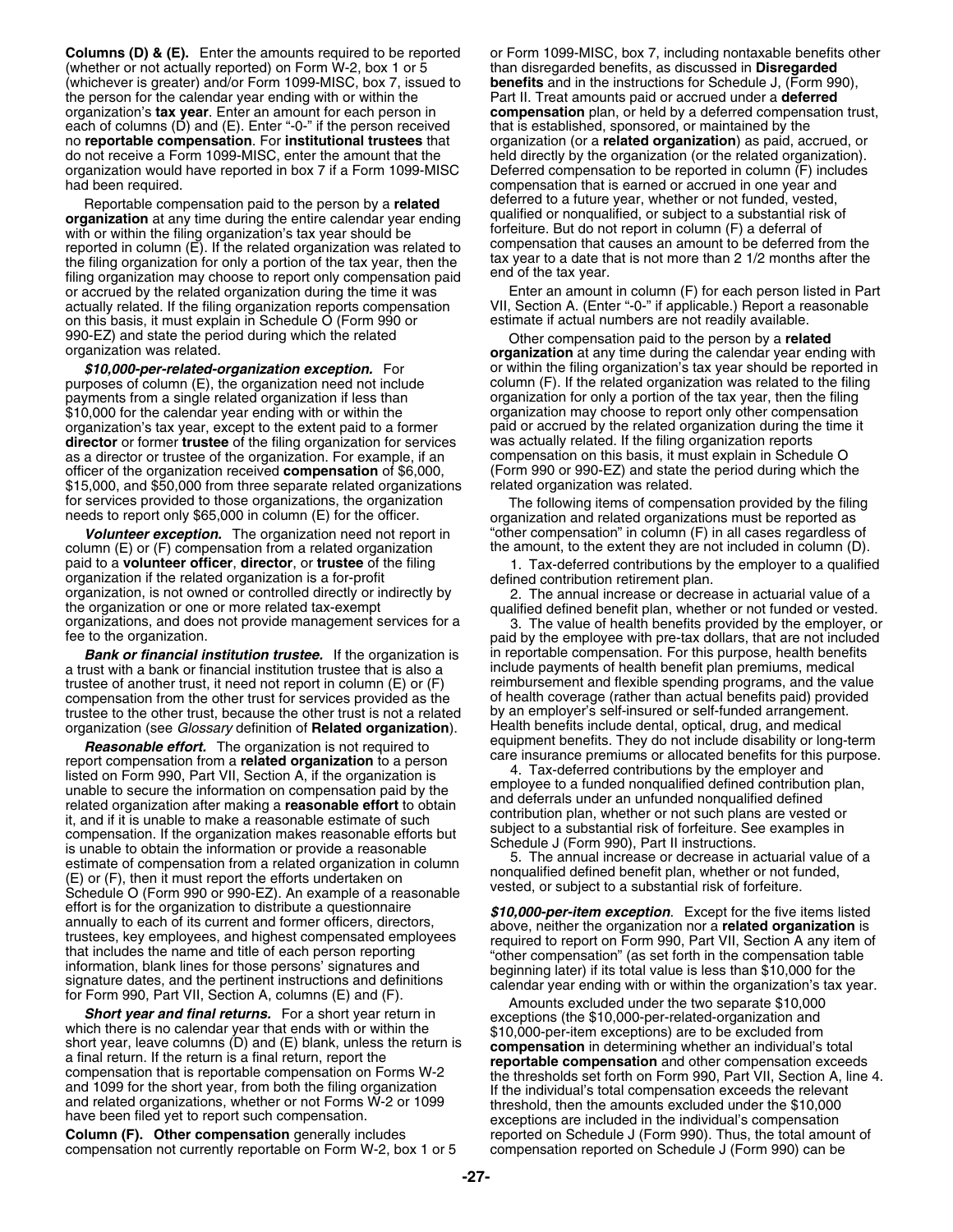**Columns (D) & (E).** Enter the amounts required to be reported (whether or not actually reported) on Form W-2, box 1 or 5 (whichever is greater) and/or Form 1099-MISC, box 7, issued to the person for the calendar year ending with or within the organization's **tax year**. Enter an amount for each person in each of columns (D) and (E). Enter "-0-" if the person received no **reportable compensation**. For **institutional trustees** that do not receive a Form 1099-MISC, enter the amount that the organization would have reported in box 7 if a Form 1099-MISC had been required.

Reportable compensation paid to the person by a **related organization** at any time during the entire calendar year ending with or within the filing organization's tax year should be reported in column (E). If the related organization was related to the filing organization for only a portion of the tax year, then the filing organization may choose to report only compensation paid or accrued by the related organization during the time it was actually related. If the filing organization reports compensation on this basis, it must explain in Schedule O (Form 990 or 990-EZ) and state the period during which the related organization was related.

***$10,000-per-related-organization exception.*** For purposes of column (E), the organization need not include payments from a single related organization if less than $10,000 for the calendar year ending with or within the organization's tax year, except to the extent paid to a former **director** or former **trustee** of the filing organization for services as a director or trustee of the organization. For example, if an officer of the organization received **compensation** of $6,000, $15,000, and $50,000 from three separate related organizations for services provided to those organizations, the organization needs to report only $65,000 in column (E) for the officer.

***Volunteer exception.*** The organization need not report in column (E) or (F) compensation from a related organization paid to a **volunteer officer**, **director**, or **trustee** of the filing organization if the related organization is a for-profit organization, is not owned or controlled directly or indirectly by the organization or one or more related tax-exempt organizations, and does not provide management services for a fee to the organization.

***Bank or financial institution trustee.*** If the organization is a trust with a bank or financial institution trustee that is also a trustee of another trust, it need not report in column (E) or (F) compensation from the other trust for services provided as the trustee to the other trust, because the other trust is not a related organization (see *Glossary* definition of **Related organization**).

***Reasonable effort.*** The organization is not required to report compensation from a **related organization** to a person listed on Form 990, Part VII, Section A, if the organization is unable to secure the information on compensation paid by the related organization after making a **reasonable effort** to obtain it, and if it is unable to make a reasonable estimate of such compensation. If the organization makes reasonable efforts but is unable to obtain the information or provide a reasonable estimate of compensation from a related organization in column (E) or (F), then it must report the efforts undertaken on Schedule O (Form 990 or 990-EZ). An example of a reasonable effort is for the organization to distribute a questionnaire annually to each of its current and former officers, directors, trustees, key employees, and highest compensated employees that includes the name and title of each person reporting information, blank lines for those persons' signatures and signature dates, and the pertinent instructions and definitions for Form 990, Part VII, Section A, columns (E) and (F).

***Short year and final returns.*** For a short year return in which there is no calendar year that ends with or within the short year, leave columns (D) and (E) blank, unless the return is a final return. If the return is a final return, report the compensation that is reportable compensation on Forms W-2 and 1099 for the short year, from both the filing organization and related organizations, whether or not Forms W-2 or 1099 have been filed yet to report such compensation.

**Column (F). Other compensation** generally includes compensation not currently reportable on Form W-2, box 1 or 5 or Form 1099-MISC, box 7, including nontaxable benefits other than disregarded benefits, as discussed in **Disregarded benefits** and in the instructions for Schedule J, (Form 990), Part II. Treat amounts paid or accrued under a **deferred compensation** plan, or held by a deferred compensation trust, that is established, sponsored, or maintained by the organization (or a **related organization**) as paid, accrued, or held directly by the organization (or the related organization). Deferred compensation to be reported in column (F) includes compensation that is earned or accrued in one year and deferred to a future year, whether or not funded, vested, qualified or nonqualified, or subject to a substantial risk of forfeiture. But do not report in column (F) a deferral of compensation that causes an amount to be deferred from the tax year to a date that is not more than 2 1/2 months after the end of the tax year.

Enter an amount in column (F) for each person listed in Part VII, Section A. (Enter "-0-" if applicable.) Report a reasonable estimate if actual numbers are not readily available.

Other compensation paid to the person by a **related organization** at any time during the calendar year ending with or within the filing organization's tax year should be reported in column (F). If the related organization was related to the filing organization for only a portion of the tax year, then the filing organization may choose to report only other compensation paid or accrued by the related organization during the time it was actually related. If the filing organization reports compensation on this basis, it must explain in Schedule O (Form 990 or 990-EZ) and state the period during which the related organization was related.

The following items of compensation provided by the filing organization and related organizations must be reported as "other compensation" in column (F) in all cases regardless of the amount, to the extent they are not included in column (D).

1. Tax-deferred contributions by the employer to a qualified defined contribution retirement plan.

2. The annual increase or decrease in actuarial value of a qualified defined benefit plan, whether or not funded or vested.

3. The value of health benefits provided by the employer, or paid by the employee with pre-tax dollars, that are not included in reportable compensation. For this purpose, health benefits include payments of health benefit plan premiums, medical reimbursement and flexible spending programs, and the value of health coverage (rather than actual benefits paid) provided by an employer's self-insured or self-funded arrangement. Health benefits include dental, optical, drug, and medical equipment benefits. They do not include disability or long-term care insurance premiums or allocated benefits for this purpose.

4. Tax-deferred contributions by the employer and employee to a funded nonqualified defined contribution plan, and deferrals under an unfunded nonqualified defined contribution plan, whether or not such plans are vested or subject to a substantial risk of forfeiture. See examples in Schedule J (Form 990), Part II instructions.

5. The annual increase or decrease in actuarial value of a nonqualified defined benefit plan, whether or not funded, vested, or subject to a substantial risk of forfeiture.

***$10,000-per-item exception.*** Except for the five items listed above, neither the organization nor a **related organization** is required to report on Form 990, Part VII, Section A any item of "other compensation" (as set forth in the compensation table beginning later) if its total value is less than $10,000 for the calendar year ending with or within the organization's tax year.

Amounts excluded under the two separate $10,000 exceptions (the $10,000-per-related-organization and $10,000-per-item exceptions) are to be excluded from **compensation** in determining whether an individual's total **reportable compensation** and other compensation exceeds the thresholds set forth on Form 990, Part VII, Section A, line 4. If the individual's total compensation exceeds the relevant threshold, then the amounts excluded under the $10,000 exceptions are included in the individual's compensation reported on Schedule J (Form 990). Thus, the total amount of compensation reported on Schedule J (Form 990) can be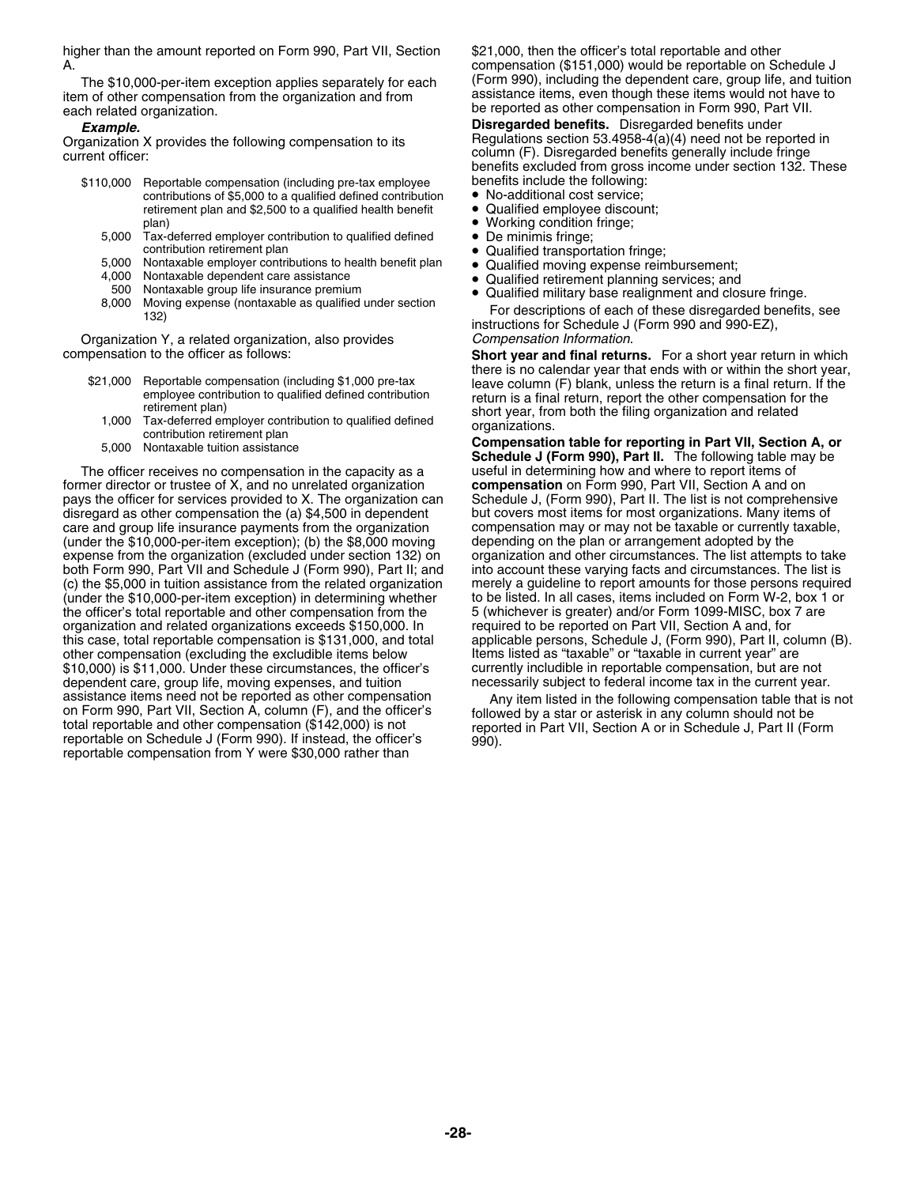higher than the amount reported on Form 990, Part VII, Section A.

The $10,000-per-item exception applies separately for each item of other compensation from the organization and from each related organization.

***Example.***

Organization X provides the following compensation to its current officer:

| | |
|---|---|
| $110,000 | Reportable compensation (including pre-tax employee contributions of $5,000 to a qualified defined contribution retirement plan and $2,500 to a qualified health benefit plan) |
| 5,000 | Tax-deferred employer contribution to qualified defined contribution retirement plan |
| 5,000 | Nontaxable employer contributions to health benefit plan |
| 4,000 | Nontaxable dependent care assistance |
| 500 | Nontaxable group life insurance premium |
| 8,000 | Moving expense (nontaxable as qualified under section 132) |

Organization Y, a related organization, also provides compensation to the officer as follows:

| | |
|---|---|
| $21,000 | Reportable compensation (including $1,000 pre-tax employee contribution to qualified defined contribution retirement plan) |
| 1,000 | Tax-deferred employer contribution to qualified defined contribution retirement plan |
| 5,000 | Nontaxable tuition assistance |

The officer receives no compensation in the capacity as a former director or trustee of X, and no unrelated organization pays the officer for services provided to X. The organization can disregard as other compensation the (a) $4,500 in dependent care and group life insurance payments from the organization (under the $10,000-per-item exception); (b) the $8,000 moving expense from the organization (excluded under section 132) on both Form 990, Part VII and Schedule J (Form 990), Part II; and (c) the $5,000 in tuition assistance from the related organization (under the $10,000-per-item exception) in determining whether the officer's total reportable and other compensation from the organization and related organizations exceeds $150,000. In this case, total reportable compensation is $131,000, and total other compensation (excluding the excludible items below $10,000) is $11,000. Under these circumstances, the officer's dependent care, group life, moving expenses, and tuition assistance items need not be reported as other compensation on Form 990, Part VII, Section A, column (F), and the officer's total reportable and other compensation ($142,000) is not reportable on Schedule J (Form 990). If instead, the officer's reportable compensation from Y were $30,000 rather than $21,000, then the officer's total reportable and other compensation ($151,000) would be reportable on Schedule J (Form 990), including the dependent care, group life, and tuition assistance items, even though these items would not have to be reported as other compensation in Form 990, Part VII.

**Disregarded benefits.** Disregarded benefits under Regulations section 53.4958-4(a)(4) need not be reported in column (F). Disregarded benefits generally include fringe benefits excluded from gross income under section 132. These benefits include the following:

- No-additional cost service;
- Qualified employee discount;
- Working condition fringe;
- De minimis fringe;
- Qualified transportation fringe;
- Qualified moving expense reimbursement;
- Qualified retirement planning services; and
- Qualified military base realignment and closure fringe.

For descriptions of each of these disregarded benefits, see instructions for Schedule J (Form 990 and 990-EZ), *Compensation Information.*

**Short year and final returns.** For a short year return in which there is no calendar year that ends with or within the short year, leave column (F) blank, unless the return is a final return. If the return is a final return, report the other compensation for the short year, from both the filing organization and related organizations.

**Compensation table for reporting in Part VII, Section A, or Schedule J (Form 990), Part II.** The following table may be useful in determining how and where to report items of **compensation** on Form 990, Part VII, Section A and on Schedule J, (Form 990), Part II. The list is not comprehensive but covers most items for most organizations. Many items of compensation may or may not be taxable or currently taxable, depending on the plan or arrangement adopted by the organization and other circumstances. The list attempts to take into account these varying facts and circumstances. The list is merely a guideline to report amounts for those persons required to be listed. In all cases, items included on Form W-2, box 1 or 5 (whichever is greater) and/or Form 1099-MISC, box 7 are required to be reported on Part VII, Section A and, for applicable persons, Schedule J, (Form 990), Part II, column (B). Items listed as "taxable" or "taxable in current year" are currently includible in reportable compensation, but are not necessarily subject to federal income tax in the current year.

Any item listed in the following compensation table that is not followed by a star or asterisk in any column should not be reported in Part VII, Section A or in Schedule J, Part II (Form 990).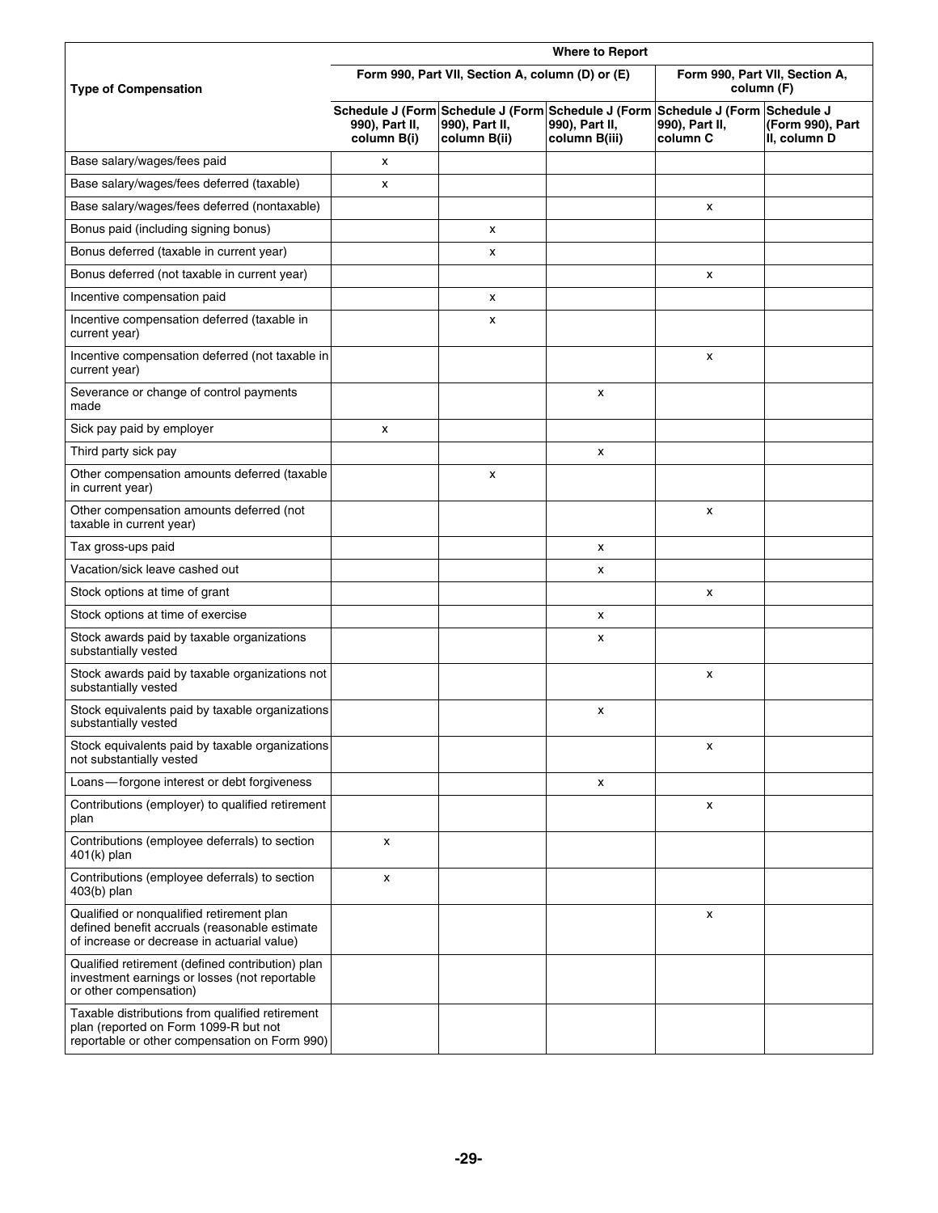| Type of Compensation | Where to Report | | | | |
|---|---|---|---|---|---|
| | Form 990, Part VII, Section A, column (D) or (E) | | | Form 990, Part VII, Section A, column (F) | |
| | Schedule J (Form 990), Part II, column B(i) | Schedule J (Form 990), Part II, column B(ii) | Schedule J (Form 990), Part II, column B(iii) | Schedule J (Form 990), Part II, column C | Schedule J (Form 990), Part II, column D |
| Base salary/wages/fees paid | x | | | | |
| Base salary/wages/fees deferred (taxable) | x | | | | |
| Base salary/wages/fees deferred (nontaxable) | | | | x | |
| Bonus paid (including signing bonus) | | x | | | |
| Bonus deferred (taxable in current year) | | x | | | |
| Bonus deferred (not taxable in current year) | | | | x | |
| Incentive compensation paid | | x | | | |
| Incentive compensation deferred (taxable in current year) | | x | | | |
| Incentive compensation deferred (not taxable in current year) | | | | x | |
| Severance or change of control payments made | | | x | | |
| Sick pay paid by employer | x | | | | |
| Third party sick pay | | | x | | |
| Other compensation amounts deferred (taxable in current year) | | x | | | |
| Other compensation amounts deferred (not taxable in current year) | | | | x | |
| Tax gross-ups paid | | | x | | |
| Vacation/sick leave cashed out | | | x | | |
| Stock options at time of grant | | | | x | |
| Stock options at time of exercise | | | x | | |
| Stock awards paid by taxable organizations substantially vested | | | x | | |
| Stock awards paid by taxable organizations not substantially vested | | | | x | |
| Stock equivalents paid by taxable organizations substantially vested | | | x | | |
| Stock equivalents paid by taxable organizations not substantially vested | | | | x | |
| Loans—forgone interest or debt forgiveness | | | x | | |
| Contributions (employer) to qualified retirement plan | | | | x | |
| Contributions (employee deferrals) to section 401(k) plan | x | | | | |
| Contributions (employee deferrals) to section 403(b) plan | x | | | | |
| Qualified or nonqualified retirement plan defined benefit accruals (reasonable estimate of increase or decrease in actuarial value) | | | | x | |
| Qualified retirement (defined contribution) plan investment earnings or losses (not reportable or other compensation) | | | | | |
| Taxable distributions from qualified retirement plan (reported on Form 1099-R but not reportable or other compensation on Form 990) | | | | | |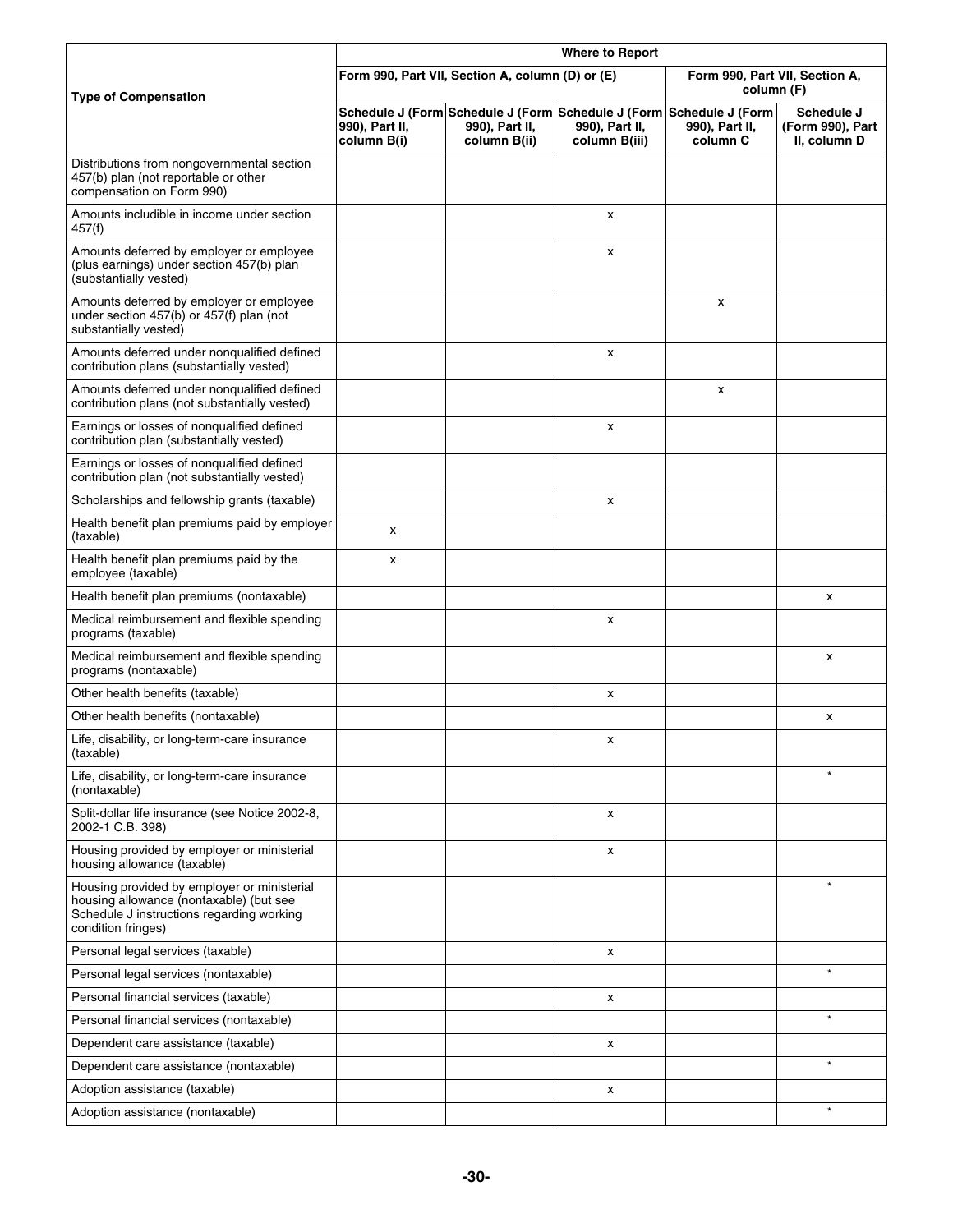| Type of Compensation | Where to Report | | | | |
|---|---|---|---|---|---|
| | Form 990, Part VII, Section A, column (D) or (E) | | | Form 990, Part VII, Section A, column (F) | |
| | Schedule J (Form 990), Part II, column B(i) | Schedule J (Form 990), Part II, column B(ii) | Schedule J (Form 990), Part II, column B(iii) | Schedule J (Form 990), Part II, column C | Schedule J (Form 990), Part II, column D |
| Distributions from nongovernmental section 457(b) plan (not reportable or other compensation on Form 990) | | | | | |
| Amounts includible in income under section 457(f) | | | x | | |
| Amounts deferred by employer or employee (plus earnings) under section 457(b) plan (substantially vested) | | | x | | |
| Amounts deferred by employer or employee under section 457(b) or 457(f) plan (not substantially vested) | | | | x | |
| Amounts deferred under nonqualified defined contribution plans (substantially vested) | | | x | | |
| Amounts deferred under nonqualified defined contribution plans (not substantially vested) | | | | x | |
| Earnings or losses of nonqualified defined contribution plan (substantially vested) | | | x | | |
| Earnings or losses of nonqualified defined contribution plan (not substantially vested) | | | | | |
| Scholarships and fellowship grants (taxable) | | | x | | |
| Health benefit plan premiums paid by employer (taxable) | x | | | | |
| Health benefit plan premiums paid by the employee (taxable) | x | | | | |
| Health benefit plan premiums (nontaxable) | | | | | x |
| Medical reimbursement and flexible spending programs (taxable) | | | x | | |
| Medical reimbursement and flexible spending programs (nontaxable) | | | | | x |
| Other health benefits (taxable) | | | x | | |
| Other health benefits (nontaxable) | | | | | x |
| Life, disability, or long-term-care insurance (taxable) | | | x | | |
| Life, disability, or long-term-care insurance (nontaxable) | | | | | * |
| Split-dollar life insurance (see Notice 2002-8, 2002-1 C.B. 398) | | | x | | |
| Housing provided by employer or ministerial housing allowance (taxable) | | | x | | |
| Housing provided by employer or ministerial housing allowance (nontaxable) (but see Schedule J instructions regarding working condition fringes) | | | | | * |
| Personal legal services (taxable) | | | x | | |
| Personal legal services (nontaxable) | | | | | * |
| Personal financial services (taxable) | | | x | | |
| Personal financial services (nontaxable) | | | | | * |
| Dependent care assistance (taxable) | | | x | | |
| Dependent care assistance (nontaxable) | | | | | * |
| Adoption assistance (taxable) | | | x | | |
| Adoption assistance (nontaxable) | | | | | * |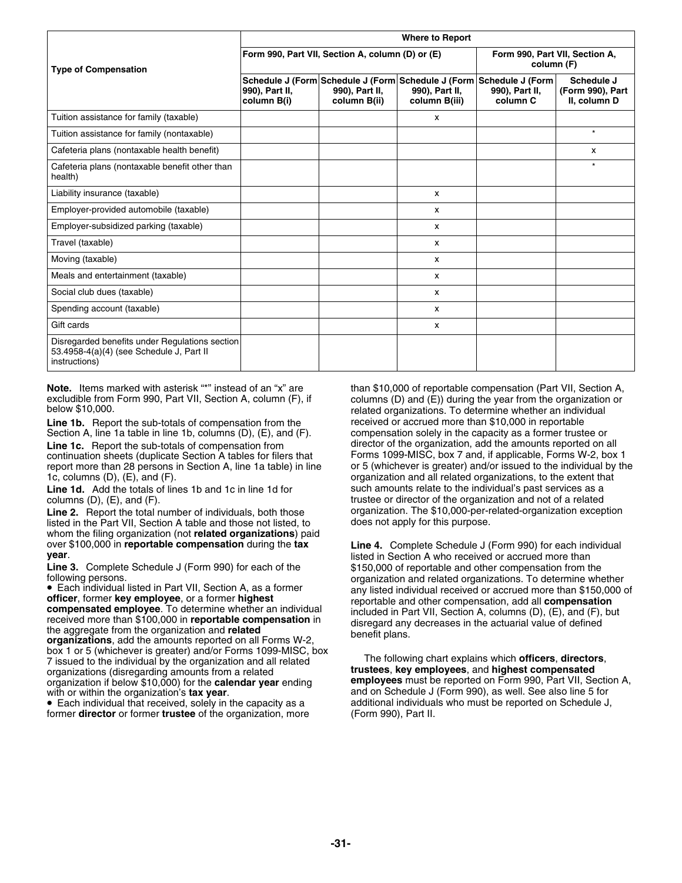| Type of Compensation | Where to Report | | | | |
|---|---|---|---|---|---|
| | Form 990, Part VII, Section A, column (D) or (E) | | | Form 990, Part VII, Section A, column (F) | |
| | Schedule J (Form 990), Part II, column B(i) | Schedule J (Form 990), Part II, column B(ii) | Schedule J (Form 990), Part II, column B(iii) | Schedule J (Form 990), Part II, column C | Schedule J (Form 990), Part II, column D |
| Tuition assistance for family (taxable) | | | x | | |
| Tuition assistance for family (nontaxable) | | | | | * |
| Cafeteria plans (nontaxable health benefit) | | | | | x |
| Cafeteria plans (nontaxable benefit other than health) | | | | | * |
| Liability insurance (taxable) | | | x | | |
| Employer-provided automobile (taxable) | | | x | | |
| Employer-subsidized parking (taxable) | | | x | | |
| Travel (taxable) | | | x | | |
| Moving (taxable) | | | x | | |
| Meals and entertainment (taxable) | | | x | | |
| Social club dues (taxable) | | | x | | |
| Spending account (taxable) | | | x | | |
| Gift cards | | | x | | |
| Disregarded benefits under Regulations section 53.4958-4(a)(4) (see Schedule J, Part II instructions) | | | | | |

**Note.** Items marked with asterisk "*" instead of an "x" are excludible from Form 990, Part VII, Section A, column (F), if below $10,000.

**Line 1b.** Report the sub-totals of compensation from the Section A, line 1a table in line 1b, columns (D), (E), and (F).

**Line 1c.** Report the sub-totals of compensation from continuation sheets (duplicate Section A tables for filers that report more than 28 persons in Section A, line 1a table) in line 1c, columns (D), (E), and (F).

**Line 1d.** Add the totals of lines 1b and 1c in line 1d for columns (D), (E), and (F).

**Line 2.** Report the total number of individuals, both those listed in the Part VII, Section A table and those not listed, to whom the filing organization (not **related organizations**) paid over $100,000 in **reportable compensation** during the **tax year**.

**Line 3.** Complete Schedule J (Form 990) for each of the following persons.

- Each individual listed in Part VII, Section A, as a former **officer**, former **key employee**, or a former **highest compensated employee**. To determine whether an individual received more than $100,000 in **reportable compensation** in the aggregate from the organization and **related organizations**, add the amounts reported on all Forms W-2, box 1 or 5 (whichever is greater) and/or Forms 1099-MISC, box 7 issued to the individual by the organization and all related organizations (disregarding amounts from a related organization if below $10,000) for the **calendar year** ending with or within the organization's **tax year**.
- Each individual that received, solely in the capacity as a former **director** or former **trustee** of the organization, more than $10,000 of reportable compensation (Part VII, Section A, columns (D) and (E)) during the year from the organization or related organizations. To determine whether an individual received or accrued more than $10,000 in reportable compensation solely in the capacity as a former trustee or director of the organization, add the amounts reported on all Forms 1099-MISC, box 7 and, if applicable, Forms W-2, box 1 or 5 (whichever is greater) and/or issued to the individual by the organization and all related organizations, to the extent that such amounts relate to the individual's past services as a trustee or director of the organization and not of a related organization. The $10,000-per-related-organization exception does not apply for this purpose.

**Line 4.** Complete Schedule J (Form 990) for each individual listed in Section A who received or accrued more than $150,000 of reportable and other compensation from the organization and related organizations. To determine whether any listed individual received or accrued more than $150,000 of reportable and other compensation, add all **compensation** included in Part VII, Section A, columns (D), (E), and (F), but disregard any decreases in the actuarial value of defined benefit plans.

The following chart explains which **officers**, **directors**, **trustees**, **key employees**, and **highest compensated employees** must be reported on Form 990, Part VII, Section A, and on Schedule J (Form 990), as well. See also line 5 for additional individuals who must be reported on Schedule J, (Form 990), Part II.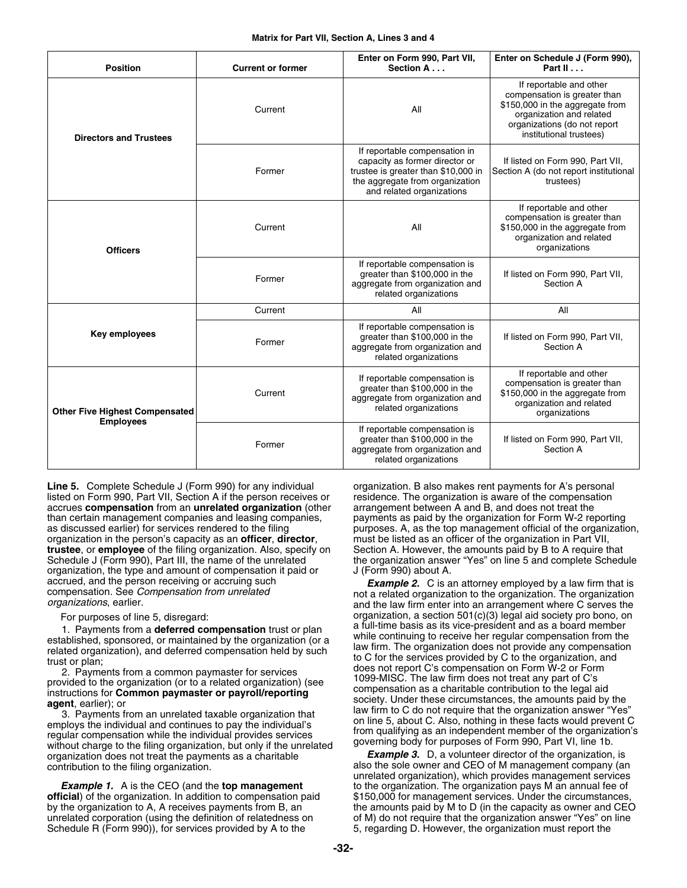**Matrix for Part VII, Section A, Lines 3 and 4**

| Position | Current or former | Enter on Form 990, Part VII, Section A . . . | Enter on Schedule J (Form 990), Part II . . . |
|---|---|---|---|
| **Directors and Trustees** | Current | All | If reportable and other compensation is greater than $150,000 in the aggregate from organization and related organizations (do not report institutional trustees) |
| | Former | If reportable compensation in capacity as former director or trustee is greater than $10,000 in the aggregate from organization and related organizations | If listed on Form 990, Part VII, Section A (do not report institutional trustees) |
| **Officers** | Current | All | If reportable and other compensation is greater than $150,000 in the aggregate from organization and related organizations |
| | Former | If reportable compensation is greater than $100,000 in the aggregate from organization and related organizations | If listed on Form 990, Part VII, Section A |
| **Key employees** | Current | All | All |
| | Former | If reportable compensation is greater than $100,000 in the aggregate from organization and related organizations | If listed on Form 990, Part VII, Section A |
| **Other Five Highest Compensated Employees** | Current | If reportable compensation is greater than $100,000 in the aggregate from organization and related organizations | If reportable and other compensation is greater than $150,000 in the aggregate from organization and related organizations |
| | Former | If reportable compensation is greater than $100,000 in the aggregate from organization and related organizations | If listed on Form 990, Part VII, Section A |

**Line 5.** Complete Schedule J (Form 990) for any individual listed on Form 990, Part VII, Section A if the person receives or accrues **compensation** from an **unrelated organization** (other than certain management companies and leasing companies, as discussed earlier) for services rendered to the filing organization in the person's capacity as an **officer**, **director**, **trustee**, or **employee** of the filing organization. Also, specify on Schedule J (Form 990), Part III, the name of the unrelated organization, the type and amount of compensation it paid or accrued, and the person receiving or accruing such compensation. See *Compensation from unrelated organizations*, earlier.

For purposes of line 5, disregard:

1. Payments from a **deferred compensation** trust or plan established, sponsored, or maintained by the organization (or a related organization), and deferred compensation held by such trust or plan;

2. Payments from a common paymaster for services provided to the organization (or to a related organization) (see instructions for **Common paymaster or payroll/reporting agent**, earlier); or

3. Payments from an unrelated taxable organization that employs the individual and continues to pay the individual's regular compensation while the individual provides services without charge to the filing organization, but only if the unrelated organization does not treat the payments as a charitable contribution to the filing organization.

***Example 1.*** A is the CEO (and the **top management official**) of the organization. In addition to compensation paid by the organization to A, A receives payments from B, an unrelated corporation (using the definition of relatedness on Schedule R (Form 990)), for services provided by A to the organization. B also makes rent payments for A's personal residence. The organization is aware of the compensation arrangement between A and B, and does not treat the payments as paid by the organization for Form W-2 reporting purposes. A, as the top management official of the organization, must be listed as an officer of the organization in Part VII, Section A. However, the amounts paid by B to A require that the organization answer "Yes" on line 5 and complete Schedule J (Form 990) about A.

***Example 2.*** C is an attorney employed by a law firm that is not a related organization to the organization. The organization and the law firm enter into an arrangement where C serves the organization, a section 501(c)(3) legal aid society pro bono, on a full-time basis as its vice-president and as a board member while continuing to receive her regular compensation from the law firm. The organization does not provide any compensation to C for the services provided by C to the organization, and does not report C's compensation on Form W-2 or Form 1099-MISC. The law firm does not treat any part of C's compensation as a charitable contribution to the legal aid society. Under these circumstances, the amounts paid by the law firm to C do not require that the organization answer "Yes" on line 5, about C. Also, nothing in these facts would prevent C from qualifying as an independent member of the organization's governing body for purposes of Form 990, Part VI, line 1b.

***Example 3.*** D, a volunteer director of the organization, is also the sole owner and CEO of M management company (an unrelated organization), which provides management services to the organization. The organization pays M an annual fee of $150,000 for management services. Under the circumstances, the amounts paid by M to D (in the capacity as owner and CEO of M) do not require that the organization answer "Yes" on line 5, regarding D. However, the organization must report the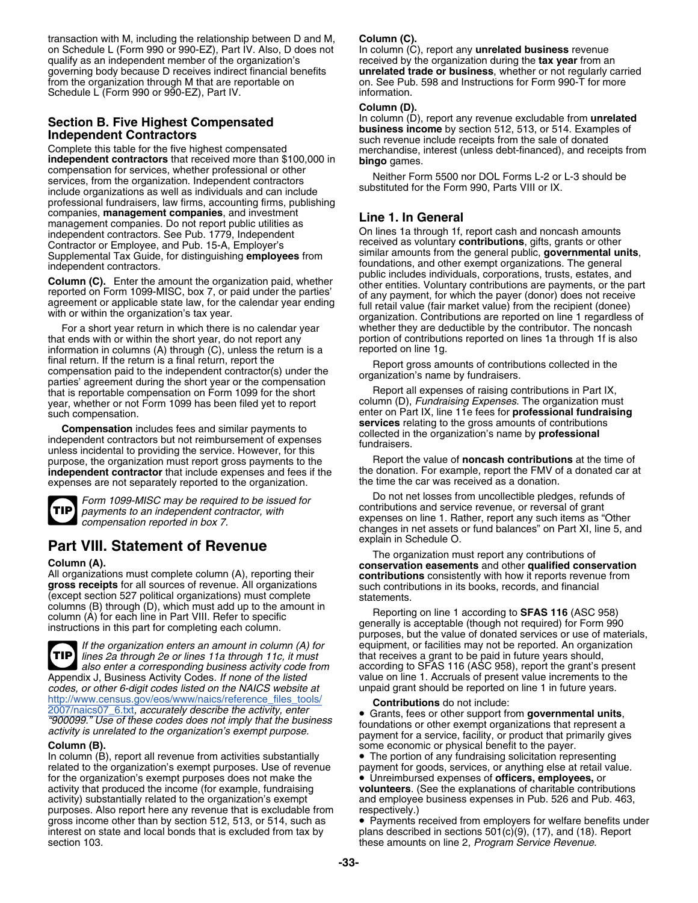transaction with M, including the relationship between D and M, on Schedule L (Form 990 or 990-EZ), Part IV. Also, D does not qualify as an independent member of the organization's governing body because D receives indirect financial benefits from the organization through M that are reportable on Schedule L (Form 990 or 990-EZ), Part IV.

## Section B. Five Highest Compensated Independent Contractors

Complete this table for the five highest compensated **independent contractors** that received more than $100,000 in compensation for services, whether professional or other services, from the organization. Independent contractors include organizations as well as individuals and can include professional fundraisers, law firms, accounting firms, publishing companies, **management companies**, and investment management companies. Do not report public utilities as independent contractors. See Pub. 1779, Independent Contractor or Employee, and Pub. 15-A, Employer's Supplemental Tax Guide, for distinguishing **employees** from independent contractors.

**Column (C).** Enter the amount the organization paid, whether reported on Form 1099-MISC, box 7, or paid under the parties' agreement or applicable state law, for the calendar year ending with or within the organization's tax year.

For a short year return in which there is no calendar year that ends with or within the short year, do not report any information in columns (A) through (C), unless the return is a final return. If the return is a final return, report the compensation paid to the independent contractor(s) under the parties' agreement during the short year or the compensation that is reportable compensation on Form 1099 for the short year, whether or not Form 1099 has been filed yet to report such compensation.

**Compensation** includes fees and similar payments to independent contractors but not reimbursement of expenses unless incidental to providing the service. However, for this purpose, the organization must report gross payments to the **independent contractor** that include expenses and fees if the expenses are not separately reported to the organization.

**TIP** *Form 1099-MISC may be required to be issued for payments to an independent contractor, with compensation reported in box 7.*

# Part VIII. Statement of Revenue

**Column (A).**
All organizations must complete column (A), reporting their **gross receipts** for all sources of revenue. All organizations (except section 527 political organizations) must complete columns (B) through (D), which must add up to the amount in column (A) for each line in Part VIII. Refer to specific instructions in this part for completing each column.

**TIP** *If the organization enters an amount in column (A) for lines 2a through 2e or lines 11a through 11c, it must also enter a corresponding business activity code from* Appendix J, Business Activity Codes. *If none of the listed codes, or other 6-digit codes listed on the NAICS website at* http://www.census.gov/eos/www/naics/reference_files_tools/2007/naics07_6.txt*, accurately describe the activity, enter "900099." Use of these codes does not imply that the business activity is unrelated to the organization's exempt purpose.*

**Column (B).**
In column (B), report all revenue from activities substantially related to the organization's exempt purposes. Use of revenue for the organization's exempt purposes does not make the activity that produced the income (for example, fundraising activity) substantially related to the organization's exempt purposes. Also report here any revenue that is excludable from gross income other than by section 512, 513, or 514, such as interest on state and local bonds that is excluded from tax by section 103.

**Column (C).**
In column (C), report any **unrelated business** revenue received by the organization during the **tax year** from an **unrelated trade or business**, whether or not regularly carried on. See Pub. 598 and Instructions for Form 990-T for more information.

**Column (D).**
In column (D), report any revenue excludable from **unrelated business income** by section 512, 513, or 514. Examples of such revenue include receipts from the sale of donated merchandise, interest (unless debt-financed), and receipts from **bingo** games.

Neither Form 5500 nor DOL Forms L-2 or L-3 should be substituted for the Form 990, Parts VIII or IX.

## Line 1. In General

On lines 1a through 1f, report cash and noncash amounts received as voluntary **contributions**, gifts, grants or other similar amounts from the general public, **governmental units**, foundations, and other exempt organizations. The general public includes individuals, corporations, trusts, estates, and other entities. Voluntary contributions are payments, or the part of any payment, for which the payer (donor) does not receive full retail value (fair market value) from the recipient (donee) organization. Contributions are reported on line 1 regardless of whether they are deductible by the contributor. The noncash portion of contributions reported on lines 1a through 1f is also reported on line 1g.

Report gross amounts of contributions collected in the organization's name by fundraisers.

Report all expenses of raising contributions in Part IX, column (D), *Fundraising Expenses*. The organization must enter on Part IX, line 11e fees for **professional fundraising services** relating to the gross amounts of contributions collected in the organization's name by **professional fundraisers**.

Report the value of **noncash contributions** at the time of the donation. For example, report the FMV of a donated car at the time the car was received as a donation.

Do not net losses from uncollectible pledges, refunds of contributions and service revenue, or reversal of grant expenses on line 1. Rather, report any such items as "Other changes in net assets or fund balances" on Part XI, line 5, and explain in Schedule O.

The organization must report any contributions of **conservation easements** and other **qualified conservation contributions** consistently with how it reports revenue from such contributions in its books, records, and financial statements.

Reporting on line 1 according to **SFAS 116** (ASC 958) generally is acceptable (though not required) for Form 990 purposes, but the value of donated services or use of materials, equipment, or facilities may not be reported. An organization that receives a grant to be paid in future years should, according to SFAS 116 (ASC 958), report the grant's present value on line 1. Accruals of present value increments to the unpaid grant should be reported on line 1 in future years.

**Contributions** do not include:

- Grants, fees or other support from **governmental units**, foundations or other exempt organizations that represent a payment for a service, facility, or product that primarily gives some economic or physical benefit to the payer.
- The portion of any fundraising solicitation representing payment for goods, services, or anything else at retail value.
- Unreimbursed expenses of **officers, employees,** or **volunteers**. (See the explanations of charitable contributions and employee business expenses in Pub. 526 and Pub. 463, respectively.)
- Payments received from employers for welfare benefits under plans described in sections 501(c)(9), (17), and (18). Report these amounts on line 2, *Program Service Revenue*.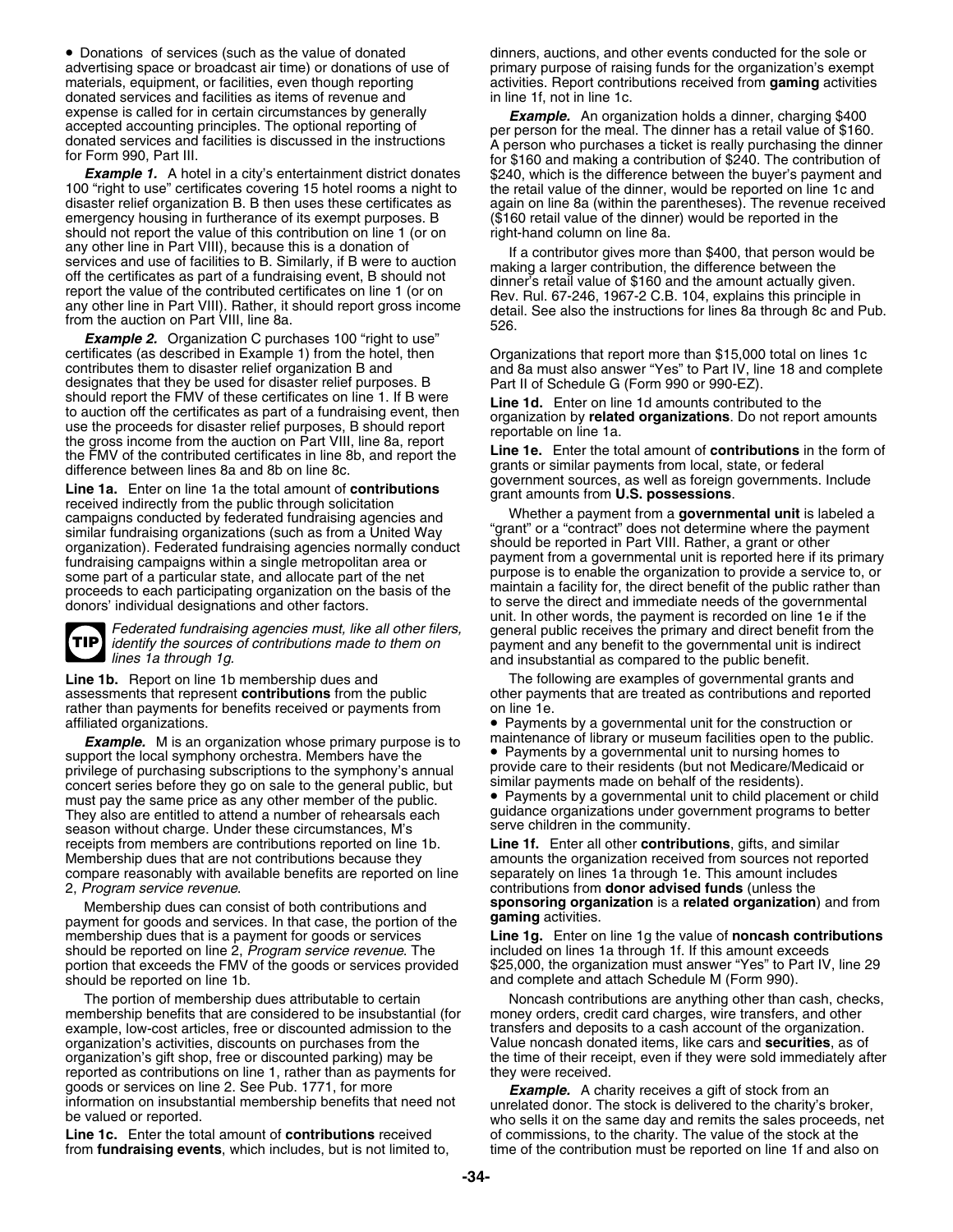• Donations of services (such as the value of donated advertising space or broadcast air time) or donations of use of materials, equipment, or facilities, even though reporting donated services and facilities as items of revenue and expense is called for in certain circumstances by generally accepted accounting principles. The optional reporting of donated services and facilities is discussed in the instructions for Form 990, Part III.

***Example 1.*** A hotel in a city's entertainment district donates 100 "right to use" certificates covering 15 hotel rooms a night to disaster relief organization B. B then uses these certificates as emergency housing in furtherance of its exempt purposes. B should not report the value of this contribution on line 1 (or on any other line in Part VIII), because this is a donation of services and use of facilities to B. Similarly, if B were to auction off the certificates as part of a fundraising event, B should not report the value of the contributed certificates on line 1 (or on any other line in Part VIII). Rather, it should report gross income from the auction on Part VIII, line 8a.

***Example 2.*** Organization C purchases 100 "right to use" certificates (as described in Example 1) from the hotel, then contributes them to disaster relief organization B and designates that they be used for disaster relief purposes. B should report the FMV of these certificates on line 1. If B were to auction off the certificates as part of a fundraising event, then use the proceeds for disaster relief purposes, B should report the gross income from the auction on Part VIII, line 8a, report the FMV of the contributed certificates in line 8b, and report the difference between lines 8a and 8b on line 8c.

**Line 1a.** Enter on line 1a the total amount of **contributions** received indirectly from the public through solicitation campaigns conducted by federated fundraising agencies and similar fundraising organizations (such as from a United Way organization). Federated fundraising agencies normally conduct fundraising campaigns within a single metropolitan area or some part of a particular state, and allocate part of the net proceeds to each participating organization on the basis of the donors' individual designations and other factors.

**TIP** *Federated fundraising agencies must, like all other filers, identify the sources of contributions made to them on lines 1a through 1g.*

**Line 1b.** Report on line 1b membership dues and assessments that represent **contributions** from the public rather than payments for benefits received or payments from affiliated organizations.

***Example.*** M is an organization whose primary purpose is to support the local symphony orchestra. Members have the privilege of purchasing subscriptions to the symphony's annual concert series before they go on sale to the general public, but must pay the same price as any other member of the public. They also are entitled to attend a number of rehearsals each season without charge. Under these circumstances, M's receipts from members are contributions reported on line 1b. Membership dues that are not contributions because they compare reasonably with available benefits are reported on line 2, *Program service revenue*.

Membership dues can consist of both contributions and payment for goods and services. In that case, the portion of the membership dues that is a payment for goods or services should be reported on line 2, *Program service revenue*. The portion that exceeds the FMV of the goods or services provided should be reported on line 1b.

The portion of membership dues attributable to certain membership benefits that are considered to be insubstantial (for example, low-cost articles, free or discounted admission to the organization's activities, discounts on purchases from the organization's gift shop, free or discounted parking) may be reported as contributions on line 1, rather than as payments for goods or services on line 2. See Pub. 1771, for more information on insubstantial membership benefits that need not be valued or reported.

**Line 1c.** Enter the total amount of **contributions** received from **fundraising events**, which includes, but is not limited to, dinners, auctions, and other events conducted for the sole or primary purpose of raising funds for the organization's exempt activities. Report contributions received from **gaming** activities in line 1f, not in line 1c.

***Example.*** An organization holds a dinner, charging $400 per person for the meal. The dinner has a retail value of $160. A person who purchases a ticket is really purchasing the dinner for $160 and making a contribution of $240. The contribution of $240, which is the difference between the buyer's payment and the retail value of the dinner, would be reported on line 1c and again on line 8a (within the parentheses). The revenue received ($160 retail value of the dinner) would be reported in the right-hand column on line 8a.

If a contributor gives more than $400, that person would be making a larger contribution, the difference between the dinner's retail value of $160 and the amount actually given. Rev. Rul. 67-246, 1967-2 C.B. 104, explains this principle in detail. See also the instructions for lines 8a through 8c and Pub. 526.

Organizations that report more than $15,000 total on lines 1c and 8a must also answer "Yes" to Part IV, line 18 and complete Part II of Schedule G (Form 990 or 990-EZ).

**Line 1d.** Enter on line 1d amounts contributed to the organization by **related organizations**. Do not report amounts reportable on line 1a.

**Line 1e.** Enter the total amount of **contributions** in the form of grants or similar payments from local, state, or federal government sources, as well as foreign governments. Include grant amounts from **U.S. possessions**.

Whether a payment from a **governmental unit** is labeled a "grant" or a "contract" does not determine where the payment should be reported in Part VIII. Rather, a grant or other payment from a governmental unit is reported here if its primary purpose is to enable the organization to provide a service to, or maintain a facility for, the direct benefit of the public rather than to serve the direct and immediate needs of the governmental unit. In other words, the payment is recorded on line 1e if the general public receives the primary and direct benefit from the payment and any benefit to the governmental unit is indirect and insubstantial as compared to the public benefit.

The following are examples of governmental grants and other payments that are treated as contributions and reported on line 1e.

- Payments by a governmental unit for the construction or maintenance of library or museum facilities open to the public.
- Payments by a governmental unit to nursing homes to provide care to their residents (but not Medicare/Medicaid or similar payments made on behalf of the residents).
- Payments by a governmental unit to child placement or child guidance organizations under government programs to better serve children in the community.

**Line 1f.** Enter all other **contributions**, gifts, and similar amounts the organization received from sources not reported separately on lines 1a through 1e. This amount includes contributions from **donor advised funds** (unless the **sponsoring organization** is a **related organization**) and from **gaming** activities.

**Line 1g.** Enter on line 1g the value of **noncash contributions** included on lines 1a through 1f. If this amount exceeds $25,000, the organization must answer "Yes" to Part IV, line 29 and complete and attach Schedule M (Form 990).

Noncash contributions are anything other than cash, checks, money orders, credit card charges, wire transfers, and other transfers and deposits to a cash account of the organization. Value noncash donated items, like cars and **securities**, as of the time of their receipt, even if they were sold immediately after they were received.

***Example.*** A charity receives a gift of stock from an unrelated donor. The stock is delivered to the charity's broker, who sells it on the same day and remits the sales proceeds, net of commissions, to the charity. The value of the stock at the time of the contribution must be reported on line 1f and also on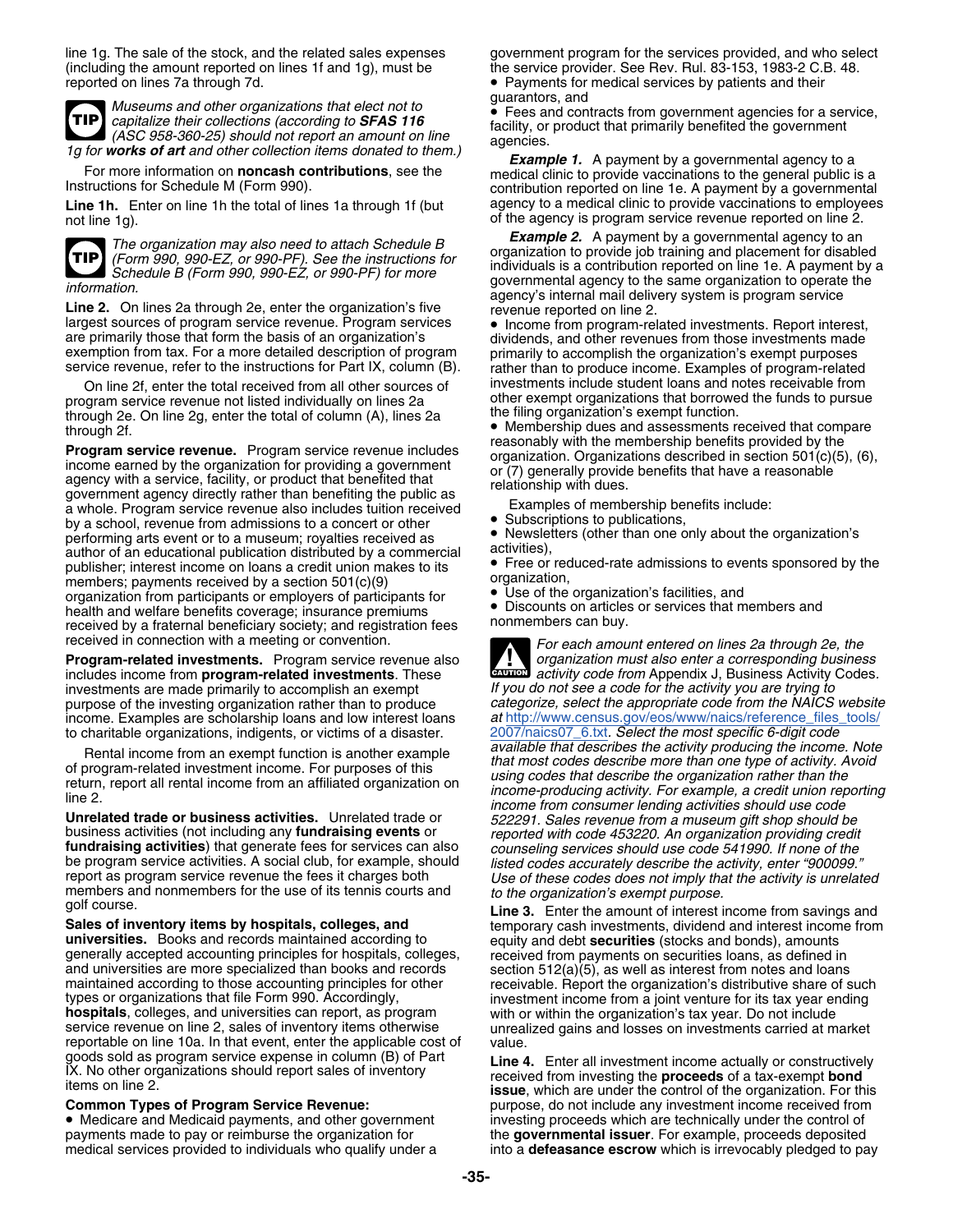line 1g. The sale of the stock, and the related sales expenses (including the amount reported on lines 1f and 1g), must be reported on lines 7a through 7d.

**TIP** *Museums and other organizations that elect not to capitalize their collections (according to **SFAS 116** (ASC 958-360-25) should not report an amount on line 1g for **works of art** and other collection items donated to them.)*

For more information on **noncash contributions**, see the Instructions for Schedule M (Form 990).

**Line 1h.** Enter on line 1h the total of lines 1a through 1f (but not line 1g).

**TIP** *The organization may also need to attach Schedule B (Form 990, 990-EZ, or 990-PF). See the instructions for Schedule B (Form 990, 990-EZ, or 990-PF) for more information.*

**Line 2.** On lines 2a through 2e, enter the organization's five largest sources of program service revenue. Program services are primarily those that form the basis of an organization's exemption from tax. For a more detailed description of program service revenue, refer to the instructions for Part IX, column (B).

On line 2f, enter the total received from all other sources of program service revenue not listed individually on lines 2a through 2e. On line 2g, enter the total of column (A), lines 2a through 2f.

**Program service revenue.** Program service revenue includes income earned by the organization for providing a government agency with a service, facility, or product that benefited that government agency directly rather than benefiting the public as a whole. Program service revenue also includes tuition received by a school, revenue from admissions to a concert or other performing arts event or to a museum; royalties received as author of an educational publication distributed by a commercial publisher; interest income on loans a credit union makes to its members; payments received by a section 501(c)(9) organization from participants or employers of participants for health and welfare benefits coverage; insurance premiums received by a fraternal beneficiary society; and registration fees received in connection with a meeting or convention.

**Program-related investments.** Program service revenue also includes income from **program-related investments**. These investments are made primarily to accomplish an exempt purpose of the investing organization rather than to produce income. Examples are scholarship loans and low interest loans to charitable organizations, indigents, or victims of a disaster.

Rental income from an exempt function is another example of program-related investment income. For purposes of this return, report all rental income from an affiliated organization on line 2.

**Unrelated trade or business activities.** Unrelated trade or business activities (not including any **fundraising events** or **fundraising activities**) that generate fees for services can also be program service activities. A social club, for example, should report as program service revenue the fees it charges both members and nonmembers for the use of its tennis courts and golf course.

**Sales of inventory items by hospitals, colleges, and universities.** Books and records maintained according to generally accepted accounting principles for hospitals, colleges, and universities are more specialized than books and records maintained according to those accounting principles for other types or organizations that file Form 990. Accordingly, **hospitals**, colleges, and universities can report, as program service revenue on line 2, sales of inventory items otherwise reportable on line 10a. In that event, enter the applicable cost of goods sold as program service expense in column (B) of Part IX. No other organizations should report sales of inventory items on line 2.

**Common Types of Program Service Revenue:**

- Medicare and Medicaid payments, and other government payments made to pay or reimburse the organization for medical services provided to individuals who qualify under a government program for the services provided, and who select the service provider. See Rev. Rul. 83-153, 1983-2 C.B. 48.
- Payments for medical services by patients and their guarantors, and
- Fees and contracts from government agencies for a service, facility, or product that primarily benefited the government agencies.

***Example 1.*** A payment by a governmental agency to a medical clinic to provide vaccinations to the general public is a contribution reported on line 1e. A payment by a governmental agency to a medical clinic to provide vaccinations to employees of the agency is program service revenue reported on line 2.

***Example 2.*** A payment by a governmental agency to an organization to provide job training and placement for disabled individuals is a contribution reported on line 1e. A payment by a governmental agency to the same organization to operate the agency's internal mail delivery system is program service revenue reported on line 2.

- Income from program-related investments. Report interest, dividends, and other revenues from those investments made primarily to accomplish the organization's exempt purposes rather than to produce income. Examples of program-related investments include student loans and notes receivable from other exempt organizations that borrowed the funds to pursue the filing organization's exempt function.
- Membership dues and assessments received that compare reasonably with the membership benefits provided by the organization. Organizations described in section 501(c)(5), (6), or (7) generally provide benefits that have a reasonable relationship with dues.

Examples of membership benefits include:

- Subscriptions to publications,
- Newsletters (other than one only about the organization's activities),
- Free or reduced-rate admissions to events sponsored by the organization,
- Use of the organization's facilities, and
- Discounts on articles or services that members and nonmembers can buy.

**CAUTION** *For each amount entered on lines 2a through 2e, the organization must also enter a corresponding business activity code from Appendix J, Business Activity Codes. If you do not see a code for the activity you are trying to categorize, select the appropriate code from the NAICS website at http://www.census.gov/eos/www/naics/reference_files_tools/2007/naics07_6.txt. Select the most specific 6-digit code available that describes the activity producing the income. Note that most codes describe more than one type of activity. Avoid using codes that describe the organization rather than the income-producing activity. For example, a credit union reporting income from consumer lending activities should use code 522291. Sales revenue from a museum gift shop should be reported with code 453220. An organization providing credit counseling services should use code 541990. If none of the listed codes accurately describe the activity, enter "900099." Use of these codes does not imply that the activity is unrelated to the organization's exempt purpose.*

**Line 3.** Enter the amount of interest income from savings and temporary cash investments, dividend and interest income from equity and debt **securities** (stocks and bonds), amounts received from payments on securities loans, as defined in section 512(a)(5), as well as interest from notes and loans receivable. Report the organization's distributive share of such investment income from a joint venture for its tax year ending with or within the organization's tax year. Do not include unrealized gains and losses on investments carried at market value.

**Line 4.** Enter all investment income actually or constructively received from investing the **proceeds** of a tax-exempt **bond issue**, which are under the control of the organization. For this purpose, do not include any investment income received from investing proceeds which are technically under the control of the **governmental issuer**. For example, proceeds deposited into a **defeasance escrow** which is irrevocably pledged to pay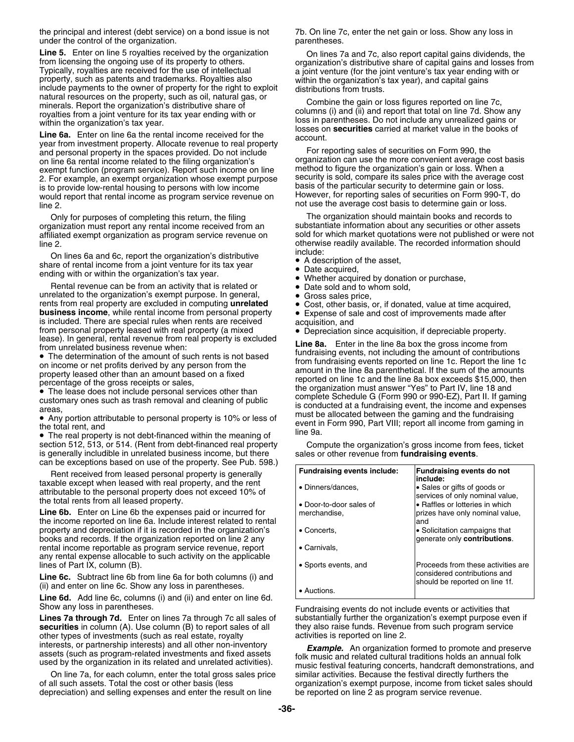the principal and interest (debt service) on a bond issue is not under the control of the organization.

**Line 5.** Enter on line 5 royalties received by the organization from licensing the ongoing use of its property to others. Typically, royalties are received for the use of intellectual property, such as patents and trademarks. Royalties also include payments to the owner of property for the right to exploit natural resources on the property, such as oil, natural gas, or minerals. Report the organization's distributive share of royalties from a joint venture for its tax year ending with or within the organization's tax year.

**Line 6a.** Enter on line 6a the rental income received for the year from investment property. Allocate revenue to real property and personal property in the spaces provided. Do not include on line 6a rental income related to the filing organization's exempt function (program service). Report such income on line 2. For example, an exempt organization whose exempt purpose is to provide low-rental housing to persons with low income would report that rental income as program service revenue on line 2.

Only for purposes of completing this return, the filing organization must report any rental income received from an affiliated exempt organization as program service revenue on line 2.

On lines 6a and 6c, report the organization's distributive share of rental income from a joint venture for its tax year ending with or within the organization's tax year.

Rental revenue can be from an activity that is related or unrelated to the organization's exempt purpose. In general, rents from real property are excluded in computing **unrelated business income**, while rental income from personal property is included. There are special rules when rents are received from personal property leased with real property (a mixed lease). In general, rental revenue from real property is excluded from unrelated business revenue when:

- The determination of the amount of such rents is not based on income or net profits derived by any person from the property leased other than an amount based on a fixed percentage of the gross receipts or sales,
- The lease does not include personal services other than customary ones such as trash removal and cleaning of public areas,
- Any portion attributable to personal property is 10% or less of the total rent, and
- The real property is not debt-financed within the meaning of section 512, 513, or 514. (Rent from debt-financed real property is generally includible in unrelated business income, but there can be exceptions based on use of the property. See Pub. 598.)

Rent received from leased personal property is generally taxable except when leased with real property, and the rent attributable to the personal property does not exceed 10% of the total rents from all leased property.

**Line 6b.** Enter on Line 6b the expenses paid or incurred for the income reported on line 6a. Include interest related to rental property and depreciation if it is recorded in the organization's books and records. If the organization reported on line 2 any rental income reportable as program service revenue, report any rental expense allocable to such activity on the applicable lines of Part IX, column (B).

**Line 6c.** Subtract line 6b from line 6a for both columns (i) and (ii) and enter on line 6c. Show any loss in parentheses.

**Line 6d.** Add line 6c, columns (i) and (ii) and enter on line 6d. Show any loss in parentheses.

**Lines 7a through 7d.** Enter on lines 7a through 7c all sales of **securities** in column (A). Use column (B) to report sales of all other types of investments (such as real estate, royalty interests, or partnership interests) and all other non-inventory assets (such as program-related investments and fixed assets used by the organization in its related and unrelated activities).

On line 7a, for each column, enter the total gross sales price of all such assets. Total the cost or other basis (less depreciation) and selling expenses and enter the result on line 7b. On line 7c, enter the net gain or loss. Show any loss in parentheses.

On lines 7a and 7c, also report capital gains dividends, the organization's distributive share of capital gains and losses from a joint venture (for the joint venture's tax year ending with or within the organization's tax year), and capital gains distributions from trusts.

Combine the gain or loss figures reported on line 7c, columns (i) and (ii) and report that total on line 7d. Show any loss in parentheses. Do not include any unrealized gains or losses on **securities** carried at market value in the books of account.

For reporting sales of securities on Form 990, the organization can use the more convenient average cost basis method to figure the organization's gain or loss. When a security is sold, compare its sales price with the average cost basis of the particular security to determine gain or loss. However, for reporting sales of securities on Form 990-T, do not use the average cost basis to determine gain or loss.

The organization should maintain books and records to substantiate information about any securities or other assets sold for which market quotations were not published or were not otherwise readily available. The recorded information should include:

- A description of the asset,
- Date acquired,
- Whether acquired by donation or purchase,
- Date sold and to whom sold,
- Gross sales price,
- Cost, other basis, or, if donated, value at time acquired,
- Expense of sale and cost of improvements made after acquisition, and
- Depreciation since acquisition, if depreciable property.

**Line 8a.** Enter in the line 8a box the gross income from fundraising events, not including the amount of contributions from fundraising events reported on line 1c. Report the line 1c amount in the line 8a parenthetical. If the sum of the amounts reported on line 1c and the line 8a box exceeds $15,000, then the organization must answer "Yes" to Part IV, line 18 and complete Schedule G (Form 990 or 990-EZ), Part II. If gaming is conducted at a fundraising event, the income and expenses must be allocated between the gaming and the fundraising event in Form 990, Part VIII; report all income from gaming in line 9a.

Compute the organization's gross income from fees, ticket sales or other revenue from **fundraising events**.

| Fundraising events include: | Fundraising events do not include: |
|---|---|
| • Dinners/dances, | • Sales or gifts of goods or services of only nominal value, |
| • Door-to-door sales of merchandise, | • Raffles or lotteries in which prizes have only nominal value, and |
| • Concerts, | • Solicitation campaigns that generate only **contributions**. |
| • Carnivals, | |
| • Sports events, and | Proceeds from these activities are considered contributions and should be reported on line 1f. |
| • Auctions. | |

Fundraising events do not include events or activities that substantially further the organization's exempt purpose even if they also raise funds. Revenue from such program service activities is reported on line 2.

***Example.*** An organization formed to promote and preserve folk music and related cultural traditions holds an annual folk music festival featuring concerts, handcraft demonstrations, and similar activities. Because the festival directly furthers the organization's exempt purpose, income from ticket sales should be reported on line 2 as program service revenue.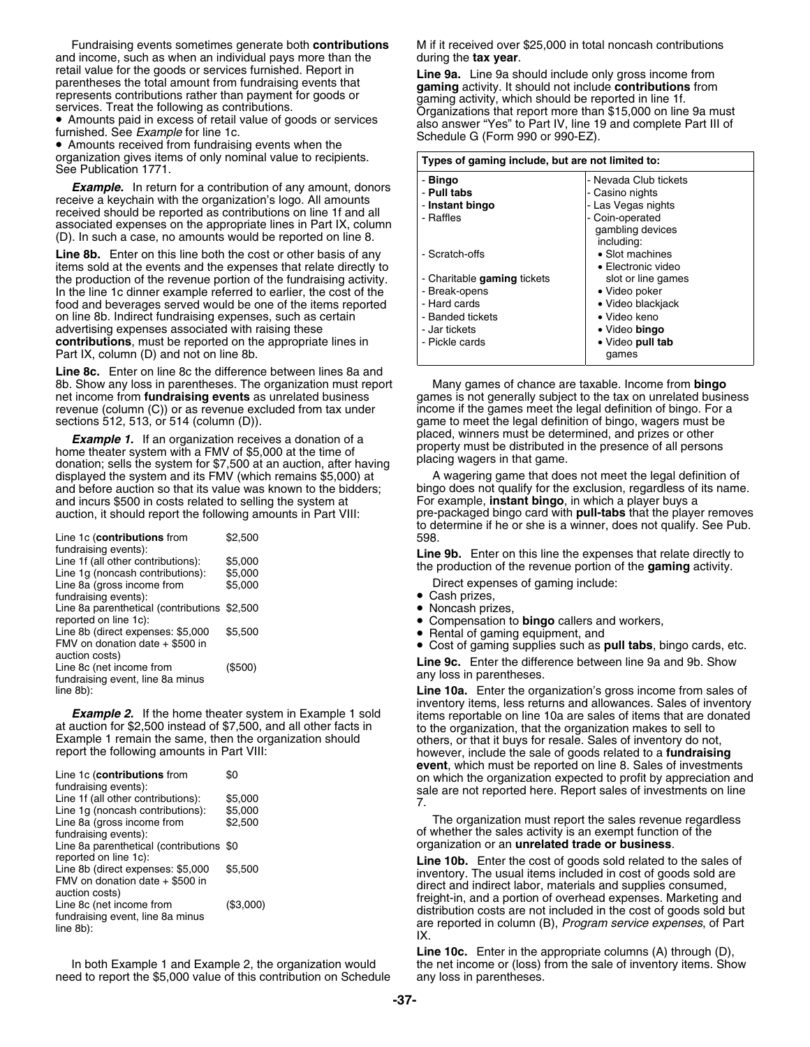Fundraising events sometimes generate both **contributions** and income, such as when an individual pays more than the retail value for the goods or services furnished. Report in parentheses the total amount from fundraising events that represents contributions rather than payment for goods or services. Treat the following as contributions.

- Amounts paid in excess of retail value of goods or services furnished. See *Example* for line 1c.
- Amounts received from fundraising events when the organization gives items of only nominal value to recipients. See Publication 1771.

***Example.*** In return for a contribution of any amount, donors receive a keychain with the organization's logo. All amounts received should be reported as contributions on line 1f and all associated expenses on the appropriate lines in Part IX, column (D). In such a case, no amounts would be reported on line 8.

**Line 8b.** Enter on this line both the cost or other basis of any items sold at the events and the expenses that relate directly to the production of the revenue portion of the fundraising activity. In the line 1c dinner example referred to earlier, the cost of the food and beverages served would be one of the items reported on line 8b. Indirect fundraising expenses, such as certain advertising expenses associated with raising these **contributions**, must be reported on the appropriate lines in Part IX, column (D) and not on line 8b.

**Line 8c.** Enter on line 8c the difference between lines 8a and 8b. Show any loss in parentheses. The organization must report net income from **fundraising events** as unrelated business revenue (column (C)) or as revenue excluded from tax under sections 512, 513, or 514 (column (D)).

***Example 1.*** If an organization receives a donation of a home theater system with a FMV of $5,000 at the time of donation; sells the system for $7,500 at an auction, after having displayed the system and its FMV (which remains $5,000) at and before auction so that its value was known to the bidders; and incurs $500 in costs related to selling the system at auction, it should report the following amounts in Part VIII:

| | |
|---|---|
| Line 1c (**contributions** from fundraising events): | $2,500 |
| Line 1f (all other contributions): | $5,000 |
| Line 1g (noncash contributions): | $5,000 |
| Line 8a (gross income from fundraising events): | $5,000 |
| Line 8a parenthetical (contributions reported on line 1c): | $2,500 |
| Line 8b (direct expenses: $5,000 FMV on donation date + $500 in auction costs) | $5,500 |
| Line 8c (net income from fundraising event, line 8a minus line 8b): | ($500) |

***Example 2.*** If the home theater system in Example 1 sold at auction for $2,500 instead of $7,500, and all other facts in Example 1 remain the same, then the organization should report the following amounts in Part VIII:

| | |
|---|---|
| Line 1c (**contributions** from fundraising events): | $0 |
| Line 1f (all other contributions): | $5,000 |
| Line 1g (noncash contributions): | $5,000 |
| Line 8a (gross income from fundraising events): | $2,500 |
| Line 8a parenthetical (contributions reported on line 1c): | $0 |
| Line 8b (direct expenses: $5,000 FMV on donation date + $500 in auction costs) | $5,500 |
| Line 8c (net income from fundraising event, line 8a minus line 8b): | ($3,000) |

In both Example 1 and Example 2, the organization would need to report the $5,000 value of this contribution on Schedule M if it received over $25,000 in total noncash contributions during the **tax year**.

**Line 9a.** Line 9a should include only gross income from **gaming** activity. It should not include **contributions** from gaming activity, which should be reported in line 1f. Organizations that report more than $15,000 on line 9a must also answer "Yes" to Part IV, line 19 and complete Part III of Schedule G (Form 990 or 990-EZ).

| **Types of gaming include, but are not limited to:** | |
|---|---|
| - **Bingo** | - Nevada Club tickets |
| - **Pull tabs** | - Casino nights |
| - **Instant bingo** | - Las Vegas nights |
| - Raffles | - Coin-operated gambling devices including: |
| - Scratch-offs | • Slot machines |
| | • Electronic video slot or line games |
| - Charitable **gaming** tickets | |
| - Break-opens | • Video poker |
| - Hard cards | • Video blackjack |
| - Banded tickets | • Video keno |
| - Jar tickets | • Video **bingo** |
| - Pickle cards | • Video **pull tab** games |

Many games of chance are taxable. Income from **bingo** games is not generally subject to the tax on unrelated business income if the games meet the legal definition of bingo. For a game to meet the legal definition of bingo, wagers must be placed, winners must be determined, and prizes or other property must be distributed in the presence of all persons placing wagers in that game.

A wagering game that does not meet the legal definition of bingo does not qualify for the exclusion, regardless of its name. For example, **instant bingo**, in which a player buys a pre-packaged bingo card with **pull-tabs** that the player removes to determine if he or she is a winner, does not qualify. See Pub. 598.

**Line 9b.** Enter on this line the expenses that relate directly to the production of the revenue portion of the **gaming** activity.

Direct expenses of gaming include:

- Cash prizes,
- Noncash prizes,
- Compensation to **bingo** callers and workers,
- Rental of gaming equipment, and
- Cost of gaming supplies such as **pull tabs**, bingo cards, etc.

**Line 9c.** Enter the difference between line 9a and 9b. Show any loss in parentheses.

**Line 10a.** Enter the organization's gross income from sales of inventory items, less returns and allowances. Sales of inventory items reportable on line 10a are sales of items that are donated to the organization, that the organization makes to sell to others, or that it buys for resale. Sales of inventory do not, however, include the sale of goods related to a **fundraising event**, which must be reported on line 8. Sales of investments on which the organization expected to profit by appreciation and sale are not reported here. Report sales of investments on line 7.

The organization must report the sales revenue regardless of whether the sales activity is an exempt function of the organization or an **unrelated trade or business**.

**Line 10b.** Enter the cost of goods sold related to the sales of inventory. The usual items included in cost of goods sold are direct and indirect labor, materials and supplies consumed, freight-in, and a portion of overhead expenses. Marketing and distribution costs are not included in the cost of goods sold but are reported in column (B), *Program service expenses*, of Part IX.

**Line 10c.** Enter in the appropriate columns (A) through (D), the net income or (loss) from the sale of inventory items. Show any loss in parentheses.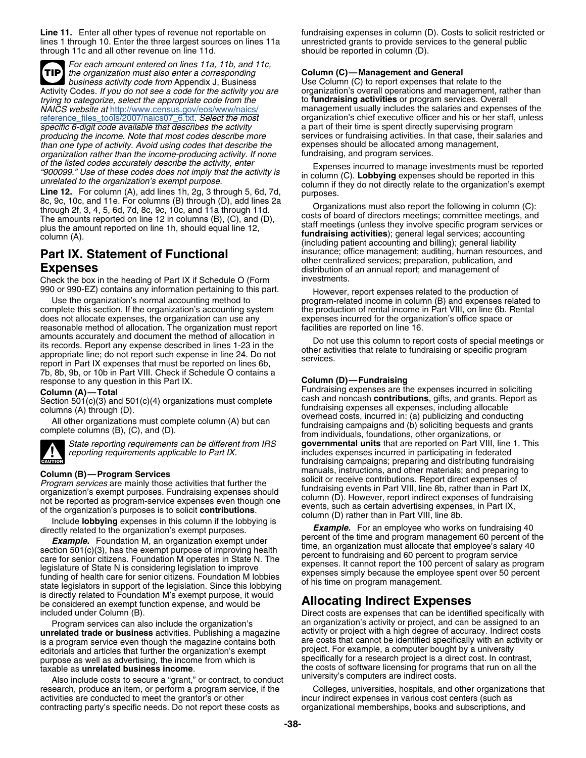**Line 11.** Enter all other types of revenue not reportable on lines 1 through 10. Enter the three largest sources on lines 11a through 11c and all other revenue on line 11d.

> **TIP** *For each amount entered on lines 11a, 11b, and 11c, the organization must also enter a corresponding business activity code from* Appendix J, Business Activity Codes. *If you do not see a code for the activity you are trying to categorize, select the appropriate code from the NAICS website at* http://www.census.gov/eos/www/naics/reference_files_tools/2007/naics07_6.txt. *Select the most specific 6-digit code available that describes the activity producing the income. Note that most codes describe more than one type of activity. Avoid using codes that describe the organization rather than the income-producing activity. If none of the listed codes accurately describe the activity, enter "900099." Use of these codes does not imply that the activity is unrelated to the organization's exempt purpose.*

**Line 12.** For column (A), add lines 1h, 2g, 3 through 5, 6d, 7d, 8c, 9c, 10c, and 11e. For columns (B) through (D), add lines 2a through 2f, 3, 4, 5, 6d, 7d, 8c, 9c, 10c, and 11a through 11d. The amounts reported on line 12 in columns (B), (C), and (D), plus the amount reported on line 1h, should equal line 12, column (A).

## Part IX. Statement of Functional Expenses

Check the box in the heading of Part IX if Schedule O (Form 990 or 990-EZ) contains any information pertaining to this part.

Use the organization's normal accounting method to complete this section. If the organization's accounting system does not allocate expenses, the organization can use any reasonable method of allocation. The organization must report amounts accurately and document the method of allocation in its records. Report any expense described in lines 1-23 in the appropriate line; do not report such expense in line 24. Do not report in Part IX expenses that must be reported on lines 6b, 7b, 8b, 9b, or 10b in Part VIII. Check if Schedule O contains a response to any question in this Part IX.

### Column (A)—Total

Section 501(c)(3) and 501(c)(4) organizations must complete columns (A) through (D).

All other organizations must complete column (A) but can complete columns (B), (C), and (D).

> **CAUTION** *State reporting requirements can be different from IRS reporting requirements applicable to Part IX.*

### Column (B)—Program Services

*Program services* are mainly those activities that further the organization's exempt purposes. Fundraising expenses should not be reported as program-service expenses even though one of the organization's purposes is to solicit **contributions**.

Include **lobbying** expenses in this column if the lobbying is directly related to the organization's exempt purposes.

***Example.*** Foundation M, an organization exempt under section 501(c)(3), has the exempt purpose of improving health care for senior citizens. Foundation M operates in State N. The legislature of State N is considering legislation to improve funding of health care for senior citizens. Foundation M lobbies state legislators in support of the legislation. Since this lobbying is directly related to Foundation M's exempt purpose, it would be considered an exempt function expense, and would be included under Column (B).

Program services can also include the organization's **unrelated trade or business** activities. Publishing a magazine is a program service even though the magazine contains both editorials and articles that further the organization's exempt purpose as well as advertising, the income from which is taxable as **unrelated business income**.

Also include costs to secure a "grant," or contract, to conduct research, produce an item, or perform a program service, if the activities are conducted to meet the grantor's or other contracting party's specific needs. Do not report these costs as fundraising expenses in column (D). Costs to solicit restricted or unrestricted grants to provide services to the general public should be reported in column (D).

### Column (C)—Management and General

Use Column (C) to report expenses that relate to the organization's overall operations and management, rather than to **fundraising activities** or program services. Overall management usually includes the salaries and expenses of the organization's chief executive officer and his or her staff, unless a part of their time is spent directly supervising program services or fundraising activities. In that case, their salaries and expenses should be allocated among management, fundraising, and program services.

Expenses incurred to manage investments must be reported in column (C). **Lobbying** expenses should be reported in this column if they do not directly relate to the organization's exempt purposes.

Organizations must also report the following in column (C): costs of board of directors meetings; committee meetings, and staff meetings (unless they involve specific program services or **fundraising activities**); general legal services; accounting (including patient accounting and billing); general liability insurance; office management; auditing, human resources, and other centralized services; preparation, publication, and distribution of an annual report; and management of investments.

However, report expenses related to the production of program-related income in column (B) and expenses related to the production of rental income in Part VIII, on line 6b. Rental expenses incurred for the organization's office space or facilities are reported on line 16.

Do not use this column to report costs of special meetings or other activities that relate to fundraising or specific program services.

### Column (D)—Fundraising

Fundraising expenses are the expenses incurred in soliciting cash and noncash **contributions**, gifts, and grants. Report as fundraising expenses all expenses, including allocable overhead costs, incurred in: (a) publicizing and conducting fundraising campaigns and (b) soliciting bequests and grants from individuals, foundations, other organizations, or **governmental units** that are reported on Part VIII, line 1. This includes expenses incurred in participating in federated fundraising campaigns; preparing and distributing fundraising manuals, instructions, and other materials; and preparing to solicit or receive contributions. Report direct expenses of fundraising events in Part VIII, line 8b, rather than in Part IX, column (D). However, report indirect expenses of fundraising events, such as certain advertising expenses, in Part IX, column (D) rather than in Part VIII, line 8b.

***Example.*** For an employee who works on fundraising 40 percent of the time and program management 60 percent of the time, an organization must allocate that employee's salary 40 percent to fundraising and 60 percent to program service expenses. It cannot report the 100 percent of salary as program expenses simply because the employee spent over 50 percent of his time on program management.

## Allocating Indirect Expenses

Direct costs are expenses that can be identified specifically with an organization's activity or project, and can be assigned to an activity or project with a high degree of accuracy. Indirect costs are costs that cannot be identified specifically with an activity or project. For example, a computer bought by a university specifically for a research project is a direct cost. In contrast, the costs of software licensing for programs that run on all the university's computers are indirect costs.

Colleges, universities, hospitals, and other organizations that incur indirect expenses in various cost centers (such as organizational memberships, books and subscriptions, and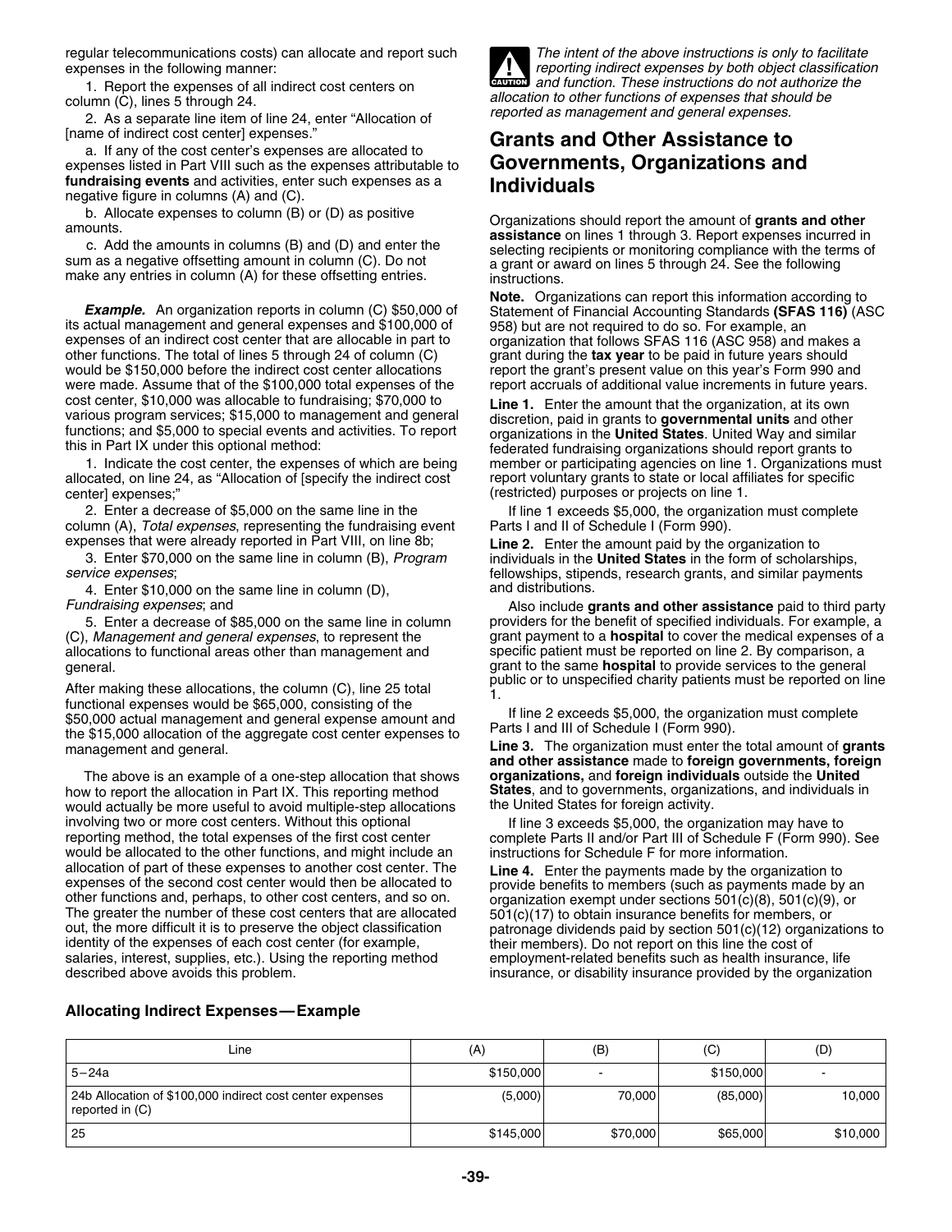regular telecommunications costs) can allocate and report such expenses in the following manner:

1. Report the expenses of all indirect cost centers on column (C), lines 5 through 24.

2. As a separate line item of line 24, enter "Allocation of [name of indirect cost center] expenses."

a. If any of the cost center's expenses are allocated to expenses listed in Part VIII such as the expenses attributable to **fundraising events** and activities, enter such expenses as a negative figure in columns (A) and (C).

b. Allocate expenses to column (B) or (D) as positive amounts.

c. Add the amounts in columns (B) and (D) and enter the sum as a negative offsetting amount in column (C). Do not make any entries in column (A) for these offsetting entries.

***Example.*** An organization reports in column (C) $50,000 of its actual management and general expenses and $100,000 of expenses of an indirect cost center that are allocable in part to other functions. The total of lines 5 through 24 of column (C) would be $150,000 before the indirect cost center allocations were made. Assume that of the $100,000 total expenses of the cost center, $10,000 was allocable to fundraising; $70,000 to various program services; $15,000 to management and general functions; and $5,000 to special events and activities. To report this in Part IX under this optional method:

1. Indicate the cost center, the expenses of which are being allocated, on line 24, as "Allocation of [specify the indirect cost center] expenses;"

2. Enter a decrease of $5,000 on the same line in the column (A), *Total expenses*, representing the fundraising event expenses that were already reported in Part VIII, on line 8b;

3. Enter $70,000 on the same line in column (B), *Program service expenses*;

4. Enter $10,000 on the same line in column (D), *Fundraising expenses*; and

5. Enter a decrease of $85,000 on the same line in column (C), *Management and general expenses*, to represent the allocations to functional areas other than management and general.

After making these allocations, the column (C), line 25 total functional expenses would be $65,000, consisting of the $50,000 actual management and general expense amount and the $15,000 allocation of the aggregate cost center expenses to management and general.

The above is an example of a one-step allocation that shows how to report the allocation in Part IX. This reporting method would actually be more useful to avoid multiple-step allocations involving two or more cost centers. Without this optional reporting method, the total expenses of the first cost center would be allocated to the other functions, and might include an allocation of part of these expenses to another cost center. The expenses of the second cost center would then be allocated to other functions and, perhaps, to other cost centers, and so on. The greater the number of these cost centers that are allocated out, the more difficult it is to preserve the object classification identity of the expenses of each cost center (for example, salaries, interest, supplies, etc.). Using the reporting method described above avoids this problem.

**CAUTION** *The intent of the above instructions is only to facilitate reporting indirect expenses by both object classification and function. These instructions do not authorize the allocation to other functions of expenses that should be reported as management and general expenses.*

## Grants and Other Assistance to Governments, Organizations and Individuals

Organizations should report the amount of **grants and other assistance** on lines 1 through 3. Report expenses incurred in selecting recipients or monitoring compliance with the terms of a grant or award on lines 5 through 24. See the following instructions.

**Note.** Organizations can report this information according to Statement of Financial Accounting Standards **(SFAS 116)** (ASC 958) but are not required to do so. For example, an organization that follows SFAS 116 (ASC 958) and makes a grant during the **tax year** to be paid in future years should report the grant's present value on this year's Form 990 and report accruals of additional value increments in future years.

**Line 1.** Enter the amount that the organization, at its own discretion, paid in grants to **governmental units** and other organizations in the **United States**. United Way and similar federated fundraising organizations should report grants to member or participating agencies on line 1. Organizations must report voluntary grants to state or local affiliates for specific (restricted) purposes or projects on line 1.

If line 1 exceeds $5,000, the organization must complete Parts I and II of Schedule I (Form 990).

**Line 2.** Enter the amount paid by the organization to individuals in the **United States** in the form of scholarships, fellowships, stipends, research grants, and similar payments and distributions.

Also include **grants and other assistance** paid to third party providers for the benefit of specified individuals. For example, a grant payment to a **hospital** to cover the medical expenses of a specific patient must be reported on line 2. By comparison, a grant to the same **hospital** to provide services to the general public or to unspecified charity patients must be reported on line 1.

If line 2 exceeds $5,000, the organization must complete Parts I and III of Schedule I (Form 990).

**Line 3.** The organization must enter the total amount of **grants and other assistance** made to **foreign governments, foreign organizations,** and **foreign individuals** outside the **United States**, and to governments, organizations, and individuals in the United States for foreign activity.

If line 3 exceeds $5,000, the organization may have to complete Parts II and/or Part III of Schedule F (Form 990). See instructions for Schedule F for more information.

**Line 4.** Enter the payments made by the organization to provide benefits to members (such as payments made by an organization exempt under sections 501(c)(8), 501(c)(9), or 501(c)(17) to obtain insurance benefits for members, or patronage dividends paid by section 501(c)(12) organizations to their members). Do not report on this line the cost of employment-related benefits such as health insurance, life insurance, or disability insurance provided by the organization

### Allocating Indirect Expenses—Example

| Line | (A) | (B) | (C) | (D) |
|---|---|---|---|---|
| 5–24a | $150,000 | - | $150,000 | - |
| 24b Allocation of $100,000 indirect cost center expenses reported in (C) | (5,000) | 70,000 | (85,000) | 10,000 |
| 25 | $145,000 | $70,000 | $65,000 | $10,000 |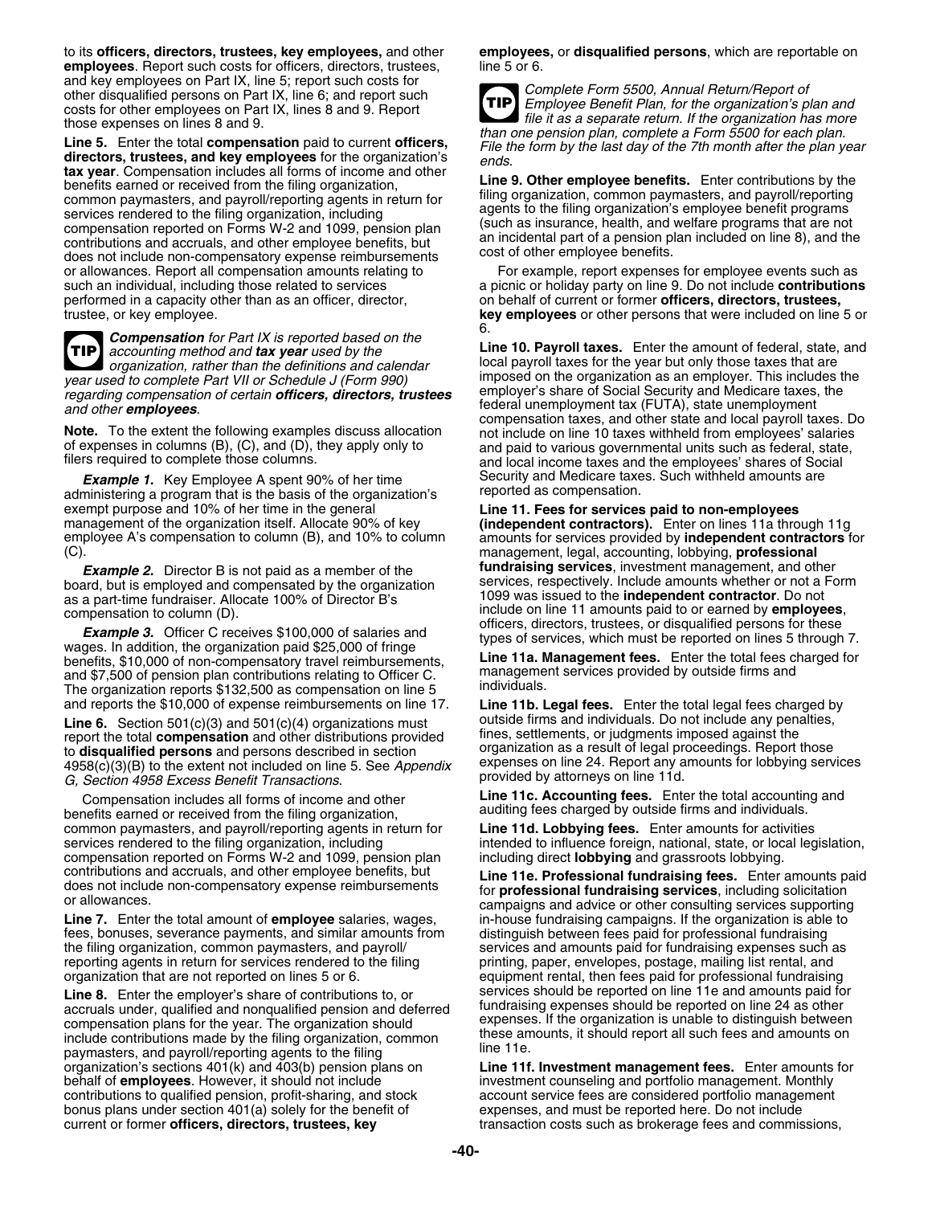to its **officers, directors, trustees, key employees,** and other **employees**. Report such costs for officers, directors, trustees, and key employees on Part IX, line 5; report such costs for other disqualified persons on Part IX, line 6; and report such costs for other employees on Part IX, lines 8 and 9. Report those expenses on lines 8 and 9.

**Line 5.** Enter the total **compensation** paid to current **officers, directors, trustees, and key employees** for the organization's **tax year**. Compensation includes all forms of income and other benefits earned or received from the filing organization, common paymasters, and payroll/reporting agents in return for services rendered to the filing organization, including compensation reported on Forms W-2 and 1099, pension plan contributions and accruals, and other employee benefits, but does not include non-compensatory expense reimbursements or allowances. Report all compensation amounts relating to such an individual, including those related to services performed in a capacity other than as an officer, director, trustee, or key employee.

**TIP** *Compensation for Part IX is reported based on the accounting method and **tax year** used by the organization, rather than the definitions and calendar year used to complete Part VII or Schedule J (Form 990) regarding compensation of certain **officers, directors, trustees** and other **employees**.*

**Note.** To the extent the following examples discuss allocation of expenses in columns (B), (C), and (D), they apply only to filers required to complete those columns.

***Example 1.*** Key Employee A spent 90% of her time administering a program that is the basis of the organization's exempt purpose and 10% of her time in the general management of the organization itself. Allocate 90% of key employee A's compensation to column (B), and 10% to column (C).

***Example 2.*** Director B is not paid as a member of the board, but is employed and compensated by the organization as a part-time fundraiser. Allocate 100% of Director B's compensation to column (D).

***Example 3.*** Officer C receives $100,000 of salaries and wages. In addition, the organization paid $25,000 of fringe benefits, $10,000 of non-compensatory travel reimbursements, and $7,500 of pension plan contributions relating to Officer C. The organization reports $132,500 as compensation on line 5 and reports the $10,000 of expense reimbursements on line 17.

**Line 6.** Section 501(c)(3) and 501(c)(4) organizations must report the total **compensation** and other distributions provided to **disqualified persons** and persons described in section 4958(c)(3)(B) to the extent not included on line 5. See *Appendix G, Section 4958 Excess Benefit Transactions*.

Compensation includes all forms of income and other benefits earned or received from the filing organization, common paymasters, and payroll/reporting agents in return for services rendered to the filing organization, including compensation reported on Forms W-2 and 1099, pension plan contributions and accruals, and other employee benefits, but does not include non-compensatory expense reimbursements or allowances.

**Line 7.** Enter the total amount of **employee** salaries, wages, fees, bonuses, severance payments, and similar amounts from the filing organization, common paymasters, and payroll/reporting agents in return for services rendered to the filing organization that are not reported on lines 5 or 6.

**Line 8.** Enter the employer's share of contributions to, or accruals under, qualified and nonqualified pension and deferred compensation plans for the year. The organization should include contributions made by the filing organization, common paymasters, and payroll/reporting agents to the filing organization's sections 401(k) and 403(b) pension plans on behalf of **employees**. However, it should not include contributions to qualified pension, profit-sharing, and stock bonus plans under section 401(a) solely for the benefit of current or former **officers, directors, trustees, key employees,** or **disqualified persons**, which are reportable on line 5 or 6.

**TIP** *Complete Form 5500, Annual Return/Report of Employee Benefit Plan, for the organization's plan and file it as a separate return. If the organization has more than one pension plan, complete a Form 5500 for each plan. File the form by the last day of the 7th month after the plan year ends.*

**Line 9. Other employee benefits.** Enter contributions by the filing organization, common paymasters, and payroll/reporting agents to the filing organization's employee benefit programs (such as insurance, health, and welfare programs that are not an incidental part of a pension plan included on line 8), and the cost of other employee benefits.

For example, report expenses for employee events such as a picnic or holiday party on line 9. Do not include **contributions** on behalf of current or former **officers, directors, trustees, key employees** or other persons that were included on line 5 or 6.

**Line 10. Payroll taxes.** Enter the amount of federal, state, and local payroll taxes for the year but only those taxes that are imposed on the organization as an employer. This includes the employer's share of Social Security and Medicare taxes, the federal unemployment tax (FUTA), state unemployment compensation taxes, and other state and local payroll taxes. Do not include on line 10 taxes withheld from employees' salaries and paid to various governmental units such as federal, state, and local income taxes and the employees' shares of Social Security and Medicare taxes. Such withheld amounts are reported as compensation.

**Line 11. Fees for services paid to non-employees (independent contractors).** Enter on lines 11a through 11g amounts for services provided by **independent contractors** for management, legal, accounting, lobbying, **professional fundraising services**, investment management, and other services, respectively. Include amounts whether or not a Form 1099 was issued to the **independent contractor**. Do not include on line 11 amounts paid to or earned by **employees**, officers, directors, trustees, or disqualified persons for these types of services, which must be reported on lines 5 through 7.

**Line 11a. Management fees.** Enter the total fees charged for management services provided by outside firms and individuals.

**Line 11b. Legal fees.** Enter the total legal fees charged by outside firms and individuals. Do not include any penalties, fines, settlements, or judgments imposed against the organization as a result of legal proceedings. Report those expenses on line 24. Report any amounts for lobbying services provided by attorneys on line 11d.

**Line 11c. Accounting fees.** Enter the total accounting and auditing fees charged by outside firms and individuals.

**Line 11d. Lobbying fees.** Enter amounts for activities intended to influence foreign, national, state, or local legislation, including direct **lobbying** and grassroots lobbying.

**Line 11e. Professional fundraising fees.** Enter amounts paid for **professional fundraising services**, including solicitation campaigns and advice or other consulting services supporting in-house fundraising campaigns. If the organization is able to distinguish between fees paid for professional fundraising services and amounts paid for fundraising expenses such as printing, paper, envelopes, postage, mailing list rental, and equipment rental, then fees paid for professional fundraising services should be reported on line 11e and amounts paid for fundraising expenses should be reported on line 24 as other expenses. If the organization is unable to distinguish between these amounts, it should report all such fees and amounts on line 11e.

**Line 11f. Investment management fees.** Enter amounts for investment counseling and portfolio management. Monthly account service fees are considered portfolio management expenses, and must be reported here. Do not include transaction costs such as brokerage fees and commissions,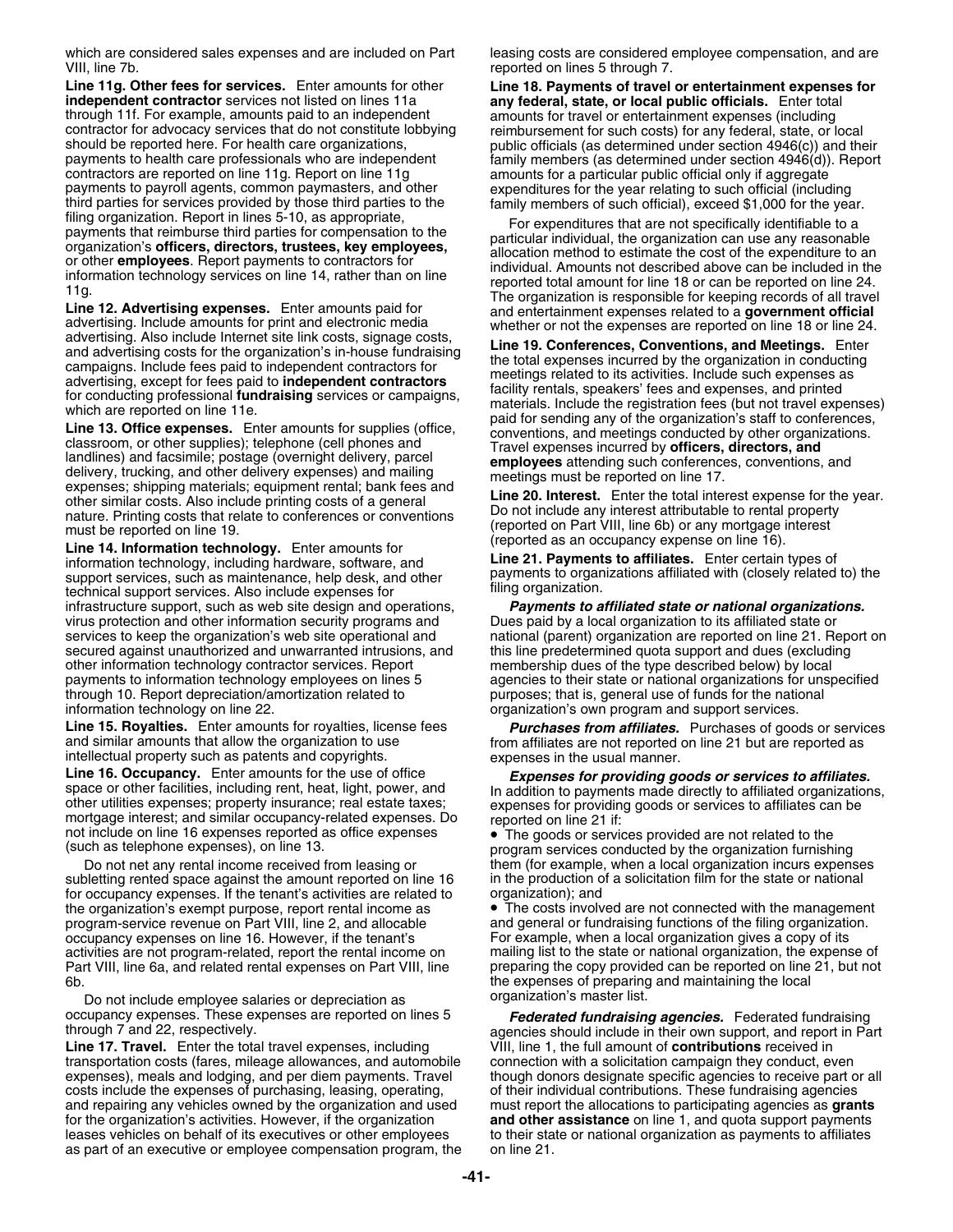which are considered sales expenses and are included on Part VIII, line 7b.

**Line 11g. Other fees for services.** Enter amounts for other **independent contractor** services not listed on lines 11a through 11f. For example, amounts paid to an independent contractor for advocacy services that do not constitute lobbying should be reported here. For health care organizations, payments to health care professionals who are independent contractors are reported on line 11g. Report on line 11g payments to payroll agents, common paymasters, and other third parties for services provided by those third parties to the filing organization. Report in lines 5-10, as appropriate, payments that reimburse third parties for compensation to the organization's **officers, directors, trustees, key employees,** or other **employees**. Report payments to contractors for information technology services on line 14, rather than on line 11g.

**Line 12. Advertising expenses.** Enter amounts paid for advertising. Include amounts for print and electronic media advertising. Also include Internet site link costs, signage costs, and advertising costs for the organization's in-house fundraising campaigns. Include fees paid to independent contractors for advertising, except for fees paid to **independent contractors** for conducting professional **fundraising** services or campaigns, which are reported on line 11e.

**Line 13. Office expenses.** Enter amounts for supplies (office, classroom, or other supplies); telephone (cell phones and landlines) and facsimile; postage (overnight delivery, parcel delivery, trucking, and other delivery expenses) and mailing expenses; shipping materials; equipment rental; bank fees and other similar costs. Also include printing costs of a general nature. Printing costs that relate to conferences or conventions must be reported on line 19.

**Line 14. Information technology.** Enter amounts for information technology, including hardware, software, and support services, such as maintenance, help desk, and other technical support services. Also include expenses for infrastructure support, such as web site design and operations, virus protection and other information security programs and services to keep the organization's web site operational and secured against unauthorized and unwarranted intrusions, and other information technology contractor services. Report payments to information technology employees on lines 5 through 10. Report depreciation/amortization related to information technology on line 22.

**Line 15. Royalties.** Enter amounts for royalties, license fees and similar amounts that allow the organization to use intellectual property such as patents and copyrights.

**Line 16. Occupancy.** Enter amounts for the use of office space or other facilities, including rent, heat, light, power, and other utilities expenses; property insurance; real estate taxes; mortgage interest; and similar occupancy-related expenses. Do not include on line 16 expenses reported as office expenses (such as telephone expenses), on line 13.

Do not net any rental income received from leasing or subletting rented space against the amount reported on line 16 for occupancy expenses. If the tenant's activities are related to the organization's exempt purpose, report rental income as program-service revenue on Part VIII, line 2, and allocable occupancy expenses on line 16. However, if the tenant's activities are not program-related, report the rental income on Part VIII, line 6a, and related rental expenses on Part VIII, line 6b.

Do not include employee salaries or depreciation as occupancy expenses. These expenses are reported on lines 5 through 7 and 22, respectively.

**Line 17. Travel.** Enter the total travel expenses, including transportation costs (fares, mileage allowances, and automobile expenses), meals and lodging, and per diem payments. Travel costs include the expenses of purchasing, leasing, operating, and repairing any vehicles owned by the organization and used for the organization's activities. However, if the organization leases vehicles on behalf of its executives or other employees as part of an executive or employee compensation program, the leasing costs are considered employee compensation, and are reported on lines 5 through 7.

**Line 18. Payments of travel or entertainment expenses for any federal, state, or local public officials.** Enter total amounts for travel or entertainment expenses (including reimbursement for such costs) for any federal, state, or local public officials (as determined under section 4946(c)) and their family members (as determined under section 4946(d)). Report amounts for a particular public official only if aggregate expenditures for the year relating to such official (including family members of such official), exceed $1,000 for the year.

For expenditures that are not specifically identifiable to a particular individual, the organization can use any reasonable allocation method to estimate the cost of the expenditure to an individual. Amounts not described above can be included in the reported total amount for line 18 or can be reported on line 24. The organization is responsible for keeping records of all travel and entertainment expenses related to a **government official** whether or not the expenses are reported on line 18 or line 24.

**Line 19. Conferences, Conventions, and Meetings.** Enter the total expenses incurred by the organization in conducting meetings related to its activities. Include such expenses as facility rentals, speakers' fees and expenses, and printed materials. Include the registration fees (but not travel expenses) paid for sending any of the organization's staff to conferences, conventions, and meetings conducted by other organizations. Travel expenses incurred by **officers, directors, and employees** attending such conferences, conventions, and meetings must be reported on line 17.

**Line 20. Interest.** Enter the total interest expense for the year. Do not include any interest attributable to rental property (reported on Part VIII, line 6b) or any mortgage interest (reported as an occupancy expense on line 16).

**Line 21. Payments to affiliates.** Enter certain types of payments to organizations affiliated with (closely related to) the filing organization.

***Payments to affiliated state or national organizations.*** Dues paid by a local organization to its affiliated state or national (parent) organization are reported on line 21. Report on this line predetermined quota support and dues (excluding membership dues of the type described below) by local agencies to their state or national organizations for unspecified purposes; that is, general use of funds for the national organization's own program and support services.

***Purchases from affiliates.*** Purchases of goods or services from affiliates are not reported on line 21 but are reported as expenses in the usual manner.

***Expenses for providing goods or services to affiliates.*** In addition to payments made directly to affiliated organizations, expenses for providing goods or services to affiliates can be reported on line 21 if:

- The goods or services provided are not related to the program services conducted by the organization furnishing them (for example, when a local organization incurs expenses in the production of a solicitation film for the state or national organization); and
- The costs involved are not connected with the management and general or fundraising functions of the filing organization.

For example, when a local organization gives a copy of its mailing list to the state or national organization, the expense of preparing the copy provided can be reported on line 21, but not the expenses of preparing and maintaining the local organization's master list.

***Federated fundraising agencies.*** Federated fundraising agencies should include in their own support, and report in Part VIII, line 1, the full amount of **contributions** received in connection with a solicitation campaign they conduct, even though donors designate specific agencies to receive part or all of their individual contributions. These fundraising agencies must report the allocations to participating agencies as **grants and other assistance** on line 1, and quota support payments to their state or national organization as payments to affiliates on line 21.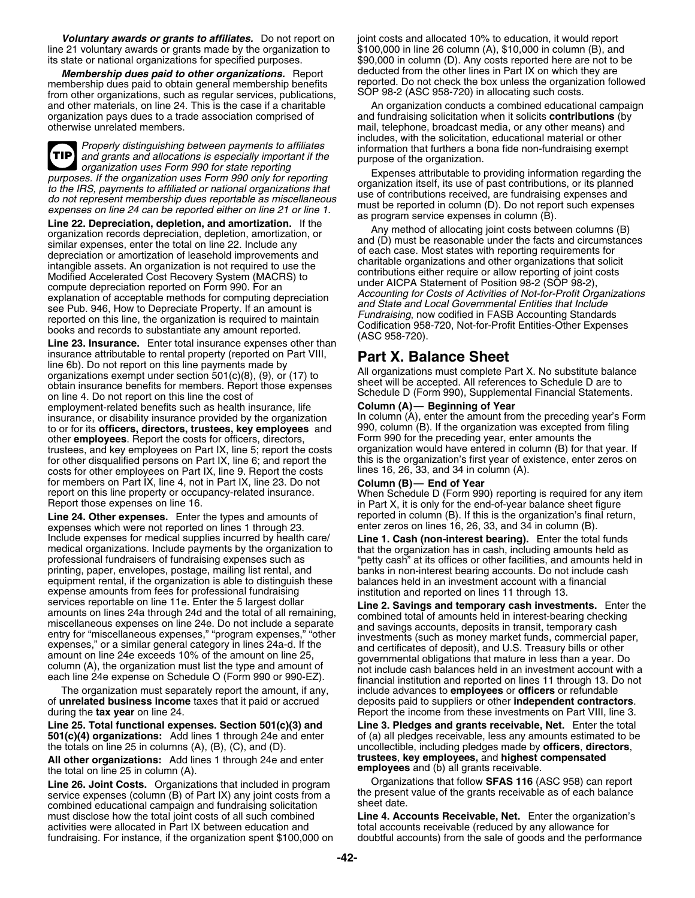***Voluntary awards or grants to affiliates.*** Do not report on line 21 voluntary awards or grants made by the organization to its state or national organizations for specified purposes.

***Membership dues paid to other organizations.*** Report membership dues paid to obtain general membership benefits from other organizations, such as regular services, publications, and other materials, on line 24. This is the case if a charitable organization pays dues to a trade association comprised of otherwise unrelated members.

**TIP** *Properly distinguishing between payments to affiliates and grants and allocations is especially important if the organization uses Form 990 for state reporting purposes. If the organization uses Form 990 only for reporting to the IRS, payments to affiliated or national organizations that do not represent membership dues reportable as miscellaneous expenses on line 24 can be reported either on line 21 or line 1.*

**Line 22. Depreciation, depletion, and amortization.** If the organization records depreciation, depletion, amortization, or similar expenses, enter the total on line 22. Include any depreciation or amortization of leasehold improvements and intangible assets. An organization is not required to use the Modified Accelerated Cost Recovery System (MACRS) to compute depreciation reported on Form 990. For an explanation of acceptable methods for computing depreciation see Pub. 946, How to Depreciate Property. If an amount is reported on this line, the organization is required to maintain books and records to substantiate any amount reported.

**Line 23. Insurance.** Enter total insurance expenses other than insurance attributable to rental property (reported on Part VIII, line 6b). Do not report on this line payments made by organizations exempt under section 501(c)(8), (9), or (17) to obtain insurance benefits for members. Report those expenses on line 4. Do not report on this line the cost of employment-related benefits such as health insurance, life insurance, or disability insurance provided by the organization to or for its **officers, directors, trustees, key employees** and other **employees**. Report the costs for officers, directors, trustees, and key employees on Part IX, line 5; report the costs for other disqualified persons on Part IX, line 6; and report the costs for other employees on Part IX, line 9. Report the costs for members on Part IX, line 4, not in Part IX, line 23. Do not report on this line property or occupancy-related insurance. Report those expenses on line 16.

**Line 24. Other expenses.** Enter the types and amounts of expenses which were not reported on lines 1 through 23. Include expenses for medical supplies incurred by health care/medical organizations. Include payments by the organization to professional fundraisers of fundraising expenses such as printing, paper, envelopes, postage, mailing list rental, and equipment rental, if the organization is able to distinguish these expense amounts from fees for professional fundraising services reportable on line 11e. Enter the 5 largest dollar amounts on lines 24a through 24d and the total of all remaining, miscellaneous expenses on line 24e. Do not include a separate entry for "miscellaneous expenses," "program expenses," "other expenses," or a similar general category in lines 24a-d. If the amount on line 24e exceeds 10% of the amount on line 25, column (A), the organization must list the type and amount of each line 24e expense on Schedule O (Form 990 or 990-EZ).

The organization must separately report the amount, if any, of **unrelated business income** taxes that it paid or accrued during the **tax year** on line 24.

**Line 25. Total functional expenses. Section 501(c)(3) and 501(c)(4) organizations:** Add lines 1 through 24e and enter the totals on line 25 in columns (A), (B), (C), and (D).

**All other organizations:** Add lines 1 through 24e and enter the total on line 25 in column (A).

**Line 26. Joint Costs.** Organizations that included in program service expenses (column (B) of Part IX) any joint costs from a combined educational campaign and fundraising solicitation must disclose how the total joint costs of all such combined activities were allocated in Part IX between education and fundraising. For instance, if the organization spent $100,000 on joint costs and allocated 10% to education, it would report $100,000 in line 26 column (A), $10,000 in column (B), and $90,000 in column (D). Any costs reported here are not to be deducted from the other lines in Part IX on which they are reported. Do not check the box unless the organization followed SOP 98-2 (ASC 958-720) in allocating such costs.

An organization conducts a combined educational campaign and fundraising solicitation when it solicits **contributions** (by mail, telephone, broadcast media, or any other means) and includes, with the solicitation, educational material or other information that furthers a bona fide non-fundraising exempt purpose of the organization.

Expenses attributable to providing information regarding the organization itself, its use of past contributions, or its planned use of contributions received, are fundraising expenses and must be reported in column (D). Do not report such expenses as program service expenses in column (B).

Any method of allocating joint costs between columns (B) and (D) must be reasonable under the facts and circumstances of each case. Most states with reporting requirements for charitable organizations and other organizations that solicit contributions either require or allow reporting of joint costs under AICPA Statement of Position 98-2 (SOP 98-2), *Accounting for Costs of Activities of Not-for-Profit Organizations and State and Local Governmental Entities that Include Fundraising*, now codified in FASB Accounting Standards Codification 958-720, Not-for-Profit Entities-Other Expenses (ASC 958-720).

## Part X. Balance Sheet

All organizations must complete Part X. No substitute balance sheet will be accepted. All references to Schedule D are to Schedule D (Form 990), Supplemental Financial Statements.

**Column (A)— Beginning of Year**

In column (A), enter the amount from the preceding year's Form 990, column (B). If the organization was excepted from filing Form 990 for the preceding year, enter amounts the organization would have entered in column (B) for that year. If this is the organization's first year of existence, enter zeros on lines 16, 26, 33, and 34 in column (A).

**Column (B)— End of Year**

When Schedule D (Form 990) reporting is required for any item in Part X, it is only for the end-of-year balance sheet figure reported in column (B). If this is the organization's final return, enter zeros on lines 16, 26, 33, and 34 in column (B).

**Line 1. Cash (non-interest bearing).** Enter the total funds that the organization has in cash, including amounts held as "petty cash" at its offices or other facilities, and amounts held in banks in non-interest bearing accounts. Do not include cash balances held in an investment account with a financial institution and reported on lines 11 through 13.

**Line 2. Savings and temporary cash investments.** Enter the combined total of amounts held in interest-bearing checking and savings accounts, deposits in transit, temporary cash investments (such as money market funds, commercial paper, and certificates of deposit), and U.S. Treasury bills or other governmental obligations that mature in less than a year. Do not include cash balances held in an investment account with a financial institution and reported on lines 11 through 13. Do not include advances to **employees** or **officers** or refundable deposits paid to suppliers or other **independent contractors**. Report the income from these investments on Part VIII, line 3.

**Line 3. Pledges and grants receivable, Net.** Enter the total of (a) all pledges receivable, less any amounts estimated to be uncollectible, including pledges made by **officers**, **directors**, **trustees**, **key employees,** and **highest compensated employees** and (b) all grants receivable.

Organizations that follow **SFAS 116** (ASC 958) can report the present value of the grants receivable as of each balance sheet date.

**Line 4. Accounts Receivable, Net.** Enter the organization's total accounts receivable (reduced by any allowance for doubtful accounts) from the sale of goods and the performance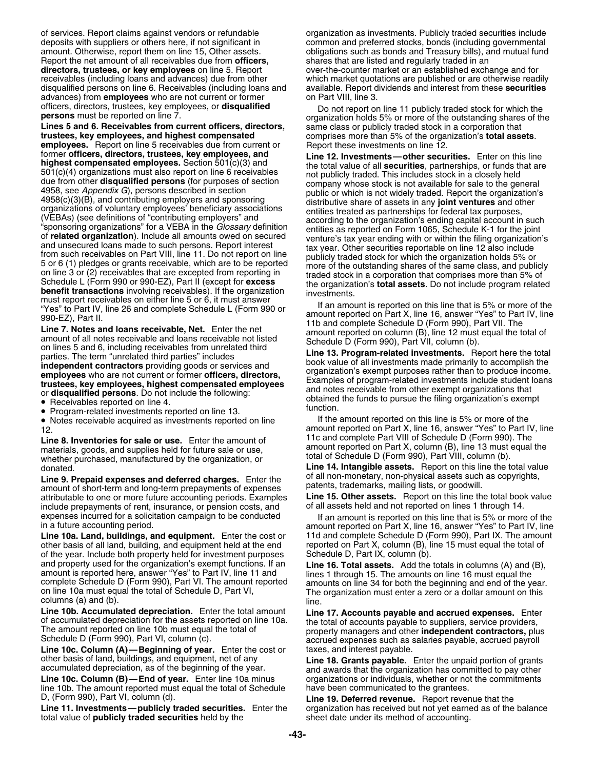of services. Report claims against vendors or refundable deposits with suppliers or others here, if not significant in amount. Otherwise, report them on line 15, Other assets. Report the net amount of all receivables due from **officers, directors, trustees, or key employees** on line 5. Report receivables (including loans and advances) due from other disqualified persons on line 6. Receivables (including loans and advances) from **employees** who are not current or former officers, directors, trustees, key employees, or **disqualified persons** must be reported on line 7.

**Lines 5 and 6. Receivables from current officers, directors, trustees, key employees, and highest compensated employees.** Report on line 5 receivables due from current or former **officers, directors, trustees, key employees, and highest compensated employees.** Section 501(c)(3) and 501(c)(4) organizations must also report on line 6 receivables due from other **disqualified persons** (for purposes of section 4958, see *Appendix G*), persons described in section 4958(c)(3)(B), and contributing employers and sponsoring organizations of voluntary employees' beneficiary associations (VEBAs) (see definitions of "contributing employers" and "sponsoring organizations" for a VEBA in the *Glossary* definition of **related organization**). Include all amounts owed on secured and unsecured loans made to such persons. Report interest from such receivables on Part VIII, line 11. Do not report on line 5 or 6 (1) pledges or grants receivable, which are to be reported on line 3 or (2) receivables that are excepted from reporting in Schedule L (Form 990 or 990-EZ), Part II (except for **excess benefit transactions** involving receivables). If the organization must report receivables on either line 5 or 6, it must answer "Yes" to Part IV, line 26 and complete Schedule L (Form 990 or 990-EZ), Part II.

**Line 7. Notes and loans receivable, Net.** Enter the net amount of all notes receivable and loans receivable not listed on lines 5 and 6, including receivables from unrelated third parties. The term "unrelated third parties" includes **independent contractors** providing goods or services and **employees** who are not current or former **officers, directors, trustees, key employees, highest compensated employees** or **disqualified persons**. Do not include the following:

- Receivables reported on line 4.
- Program-related investments reported on line 13.
- Notes receivable acquired as investments reported on line 12.

**Line 8. Inventories for sale or use.** Enter the amount of materials, goods, and supplies held for future sale or use, whether purchased, manufactured by the organization, or donated.

**Line 9. Prepaid expenses and deferred charges.** Enter the amount of short-term and long-term prepayments of expenses attributable to one or more future accounting periods. Examples include prepayments of rent, insurance, or pension costs, and expenses incurred for a solicitation campaign to be conducted in a future accounting period.

**Line 10a. Land, buildings, and equipment.** Enter the cost or other basis of all land, building, and equipment held at the end of the year. Include both property held for investment purposes and property used for the organization's exempt functions. If an amount is reported here, answer "Yes" to Part IV, line 11 and complete Schedule D (Form 990), Part VI. The amount reported on line 10a must equal the total of Schedule D, Part VI, columns (a) and (b).

**Line 10b. Accumulated depreciation.** Enter the total amount of accumulated depreciation for the assets reported on line 10a. The amount reported on line 10b must equal the total of Schedule D (Form 990), Part VI, column (c).

**Line 10c. Column (A)—Beginning of year.** Enter the cost or other basis of land, buildings, and equipment, net of any accumulated depreciation, as of the beginning of the year.

**Line 10c. Column (B)—End of year.** Enter line 10a minus line 10b. The amount reported must equal the total of Schedule D, (Form 990), Part VI, column (d).

**Line 11. Investments—publicly traded securities.** Enter the total value of **publicly traded securities** held by the organization as investments. Publicly traded securities include common and preferred stocks, bonds (including governmental obligations such as bonds and Treasury bills), and mutual fund shares that are listed and regularly traded in an over-the-counter market or an established exchange and for which market quotations are published or are otherwise readily available. Report dividends and interest from these **securities** on Part VIII, line 3.

Do not report on line 11 publicly traded stock for which the organization holds 5% or more of the outstanding shares of the same class or publicly traded stock in a corporation that comprises more than 5% of the organization's **total assets**. Report these investments on line 12.

**Line 12. Investments—other securities.** Enter on this line the total value of all **securities**, partnerships, or funds that are not publicly traded. This includes stock in a closely held company whose stock is not available for sale to the general public or which is not widely traded. Report the organization's distributive share of assets in any **joint ventures** and other entities treated as partnerships for federal tax purposes, according to the organization's ending capital account in such entities as reported on Form 1065, Schedule K-1 for the joint venture's tax year ending with or within the filing organization's tax year. Other securities reportable on line 12 also include publicly traded stock for which the organization holds 5% or more of the outstanding shares of the same class, and publicly traded stock in a corporation that comprises more than 5% of the organization's **total assets**. Do not include program related investments.

If an amount is reported on this line that is 5% or more of the amount reported on Part X, line 16, answer "Yes" to Part IV, line 11b and complete Schedule D (Form 990), Part VII. The amount reported on column (B), line 12 must equal the total of Schedule D (Form 990), Part VII, column (b).

**Line 13. Program-related investments.** Report here the total book value of all investments made primarily to accomplish the organization's exempt purposes rather than to produce income. Examples of program-related investments include student loans and notes receivable from other exempt organizations that obtained the funds to pursue the filing organization's exempt function.

If the amount reported on this line is 5% or more of the amount reported on Part X, line 16, answer "Yes" to Part IV, line 11c and complete Part VIII of Schedule D (Form 990). The amount reported on Part X, column (B), line 13 must equal the total of Schedule D (Form 990), Part VIII, column (b).

**Line 14. Intangible assets.** Report on this line the total value of all non-monetary, non-physical assets such as copyrights, patents, trademarks, mailing lists, or goodwill.

**Line 15. Other assets.** Report on this line the total book value of all assets held and not reported on lines 1 through 14.

If an amount is reported on this line that is 5% or more of the amount reported on Part X, line 16, answer "Yes" to Part IV, line 11d and complete Schedule D (Form 990), Part IX. The amount reported on Part X, column (B), line 15 must equal the total of Schedule D, Part IX, column (b).

**Line 16. Total assets.** Add the totals in columns (A) and (B), lines 1 through 15. The amounts on line 16 must equal the amounts on line 34 for both the beginning and end of the year. The organization must enter a zero or a dollar amount on this line.

**Line 17. Accounts payable and accrued expenses.** Enter the total of accounts payable to suppliers, service providers, property managers and other **independent contractors,** plus accrued expenses such as salaries payable, accrued payroll taxes, and interest payable.

**Line 18. Grants payable.** Enter the unpaid portion of grants and awards that the organization has committed to pay other organizations or individuals, whether or not the commitments have been communicated to the grantees.

**Line 19. Deferred revenue.** Report revenue that the organization has received but not yet earned as of the balance sheet date under its method of accounting.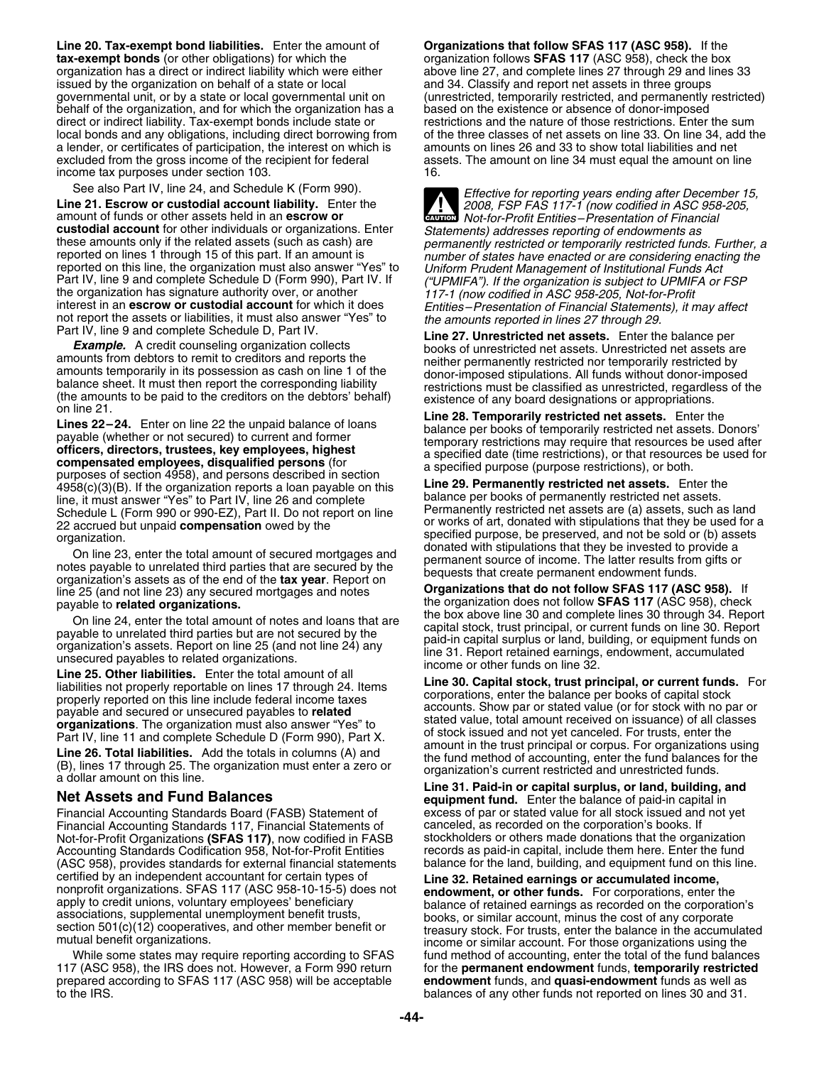**Line 20. Tax-exempt bond liabilities.** Enter the amount of **tax-exempt bonds** (or other obligations) for which the organization has a direct or indirect liability which were either issued by the organization on behalf of a state or local governmental unit, or by a state or local governmental unit on behalf of the organization, and for which the organization has a direct or indirect liability. Tax-exempt bonds include state or local bonds and any obligations, including direct borrowing from a lender, or certificates of participation, the interest on which is excluded from the gross income of the recipient for federal income tax purposes under section 103.

See also Part IV, line 24, and Schedule K (Form 990).

**Line 21. Escrow or custodial account liability.** Enter the amount of funds or other assets held in an **escrow or custodial account** for other individuals or organizations. Enter these amounts only if the related assets (such as cash) are reported on lines 1 through 15 of this part. If an amount is reported on this line, the organization must also answer "Yes" to Part IV, line 9 and complete Schedule D (Form 990), Part IV. If the organization has signature authority over, or another interest in an **escrow or custodial account** for which it does not report the assets or liabilities, it must also answer "Yes" to Part IV, line 9 and complete Schedule D, Part IV.

***Example.*** A credit counseling organization collects amounts from debtors to remit to creditors and reports the amounts temporarily in its possession as cash on line 1 of the balance sheet. It must then report the corresponding liability (the amounts to be paid to the creditors on the debtors' behalf) on line 21.

**Lines 22–24.** Enter on line 22 the unpaid balance of loans payable (whether or not secured) to current and former **officers, directors, trustees, key employees, highest compensated employees, disqualified persons** (for purposes of section 4958), and persons described in section 4958(c)(3)(B). If the organization reports a loan payable on this line, it must answer "Yes" to Part IV, line 26 and complete Schedule L (Form 990 or 990-EZ), Part II. Do not report on line 22 accrued but unpaid **compensation** owed by the organization.

On line 23, enter the total amount of secured mortgages and notes payable to unrelated third parties that are secured by the organization's assets as of the end of the **tax year**. Report on line 25 (and not line 23) any secured mortgages and notes payable to **related organizations.**

On line 24, enter the total amount of notes and loans that are payable to unrelated third parties but are not secured by the organization's assets. Report on line 25 (and not line 24) any unsecured payables to related organizations.

**Line 25. Other liabilities.** Enter the total amount of all liabilities not properly reportable on lines 17 through 24. Items properly reported on this line include federal income taxes payable and secured or unsecured payables to **related organizations**. The organization must also answer "Yes" to Part IV, line 11 and complete Schedule D (Form 990), Part X.

**Line 26. Total liabilities.** Add the totals in columns (A) and (B), lines 17 through 25. The organization must enter a zero or a dollar amount on this line.

## Net Assets and Fund Balances

Financial Accounting Standards Board (FASB) Statement of Financial Accounting Standards 117, Financial Statements of Not-for-Profit Organizations **(SFAS 117)**, now codified in FASB Accounting Standards Codification 958, Not-for-Profit Entities (ASC 958), provides standards for external financial statements certified by an independent accountant for certain types of nonprofit organizations. SFAS 117 (ASC 958-10-15-5) does not apply to credit unions, voluntary employees' beneficiary associations, supplemental unemployment benefit trusts, section 501(c)(12) cooperatives, and other member benefit or mutual benefit organizations.

While some states may require reporting according to SFAS 117 (ASC 958), the IRS does not. However, a Form 990 return prepared according to SFAS 117 (ASC 958) will be acceptable to the IRS.

**Organizations that follow SFAS 117 (ASC 958).** If the organization follows **SFAS 117** (ASC 958), check the box above line 27, and complete lines 27 through 29 and lines 33 and 34. Classify and report net assets in three groups (unrestricted, temporarily restricted, and permanently restricted) based on the existence or absence of donor-imposed restrictions and the nature of those restrictions. Enter the sum of the three classes of net assets on line 33. On line 34, add the amounts on lines 26 and 33 to show total liabilities and net assets. The amount on line 34 must equal the amount on line 16.

**CAUTION** *Effective for reporting years ending after December 15, 2008, FSP FAS 117-1 (now codified in ASC 958-205, Not-for-Profit Entities–Presentation of Financial Statements) addresses reporting of endowments as permanently restricted or temporarily restricted funds. Further, a number of states have enacted or are considering enacting the Uniform Prudent Management of Institutional Funds Act ("UPMIFA"). If the organization is subject to UPMIFA or FSP 117-1 (now codified in ASC 958-205, Not-for-Profit Entities–Presentation of Financial Statements), it may affect the amounts reported in lines 27 through 29.*

**Line 27. Unrestricted net assets.** Enter the balance per books of unrestricted net assets. Unrestricted net assets are neither permanently restricted nor temporarily restricted by donor-imposed stipulations. All funds without donor-imposed restrictions must be classified as unrestricted, regardless of the existence of any board designations or appropriations.

**Line 28. Temporarily restricted net assets.** Enter the balance per books of temporarily restricted net assets. Donors' temporary restrictions may require that resources be used after a specified date (time restrictions), or that resources be used for a specified purpose (purpose restrictions), or both.

**Line 29. Permanently restricted net assets.** Enter the balance per books of permanently restricted net assets. Permanently restricted net assets are (a) assets, such as land or works of art, donated with stipulations that they be used for a specified purpose, be preserved, and not be sold or (b) assets donated with stipulations that they be invested to provide a permanent source of income. The latter results from gifts or bequests that create permanent endowment funds.

**Organizations that do not follow SFAS 117 (ASC 958).** If the organization does not follow **SFAS 117** (ASC 958), check the box above line 30 and complete lines 30 through 34. Report capital stock, trust principal, or current funds on line 30. Report paid-in capital surplus or land, building, or equipment funds on line 31. Report retained earnings, endowment, accumulated income or other funds on line 32.

**Line 30. Capital stock, trust principal, or current funds.** For corporations, enter the balance per books of capital stock accounts. Show par or stated value (or for stock with no par or stated value, total amount received on issuance) of all classes of stock issued and not yet canceled. For trusts, enter the amount in the trust principal or corpus. For organizations using the fund method of accounting, enter the fund balances for the organization's current restricted and unrestricted funds.

**Line 31. Paid-in or capital surplus, or land, building, and equipment fund.** Enter the balance of paid-in capital in excess of par or stated value for all stock issued and not yet canceled, as recorded on the corporation's books. If stockholders or others made donations that the organization records as paid-in capital, include them here. Enter the fund balance for the land, building, and equipment fund on this line.

**Line 32. Retained earnings or accumulated income, endowment, or other funds.** For corporations, enter the balance of retained earnings as recorded on the corporation's books, or similar account, minus the cost of any corporate treasury stock. For trusts, enter the balance in the accumulated income or similar account. For those organizations using the fund method of accounting, enter the total of the fund balances for the **permanent endowment** funds, **temporarily restricted endowment** funds, and **quasi-endowment** funds as well as balances of any other funds not reported on lines 30 and 31.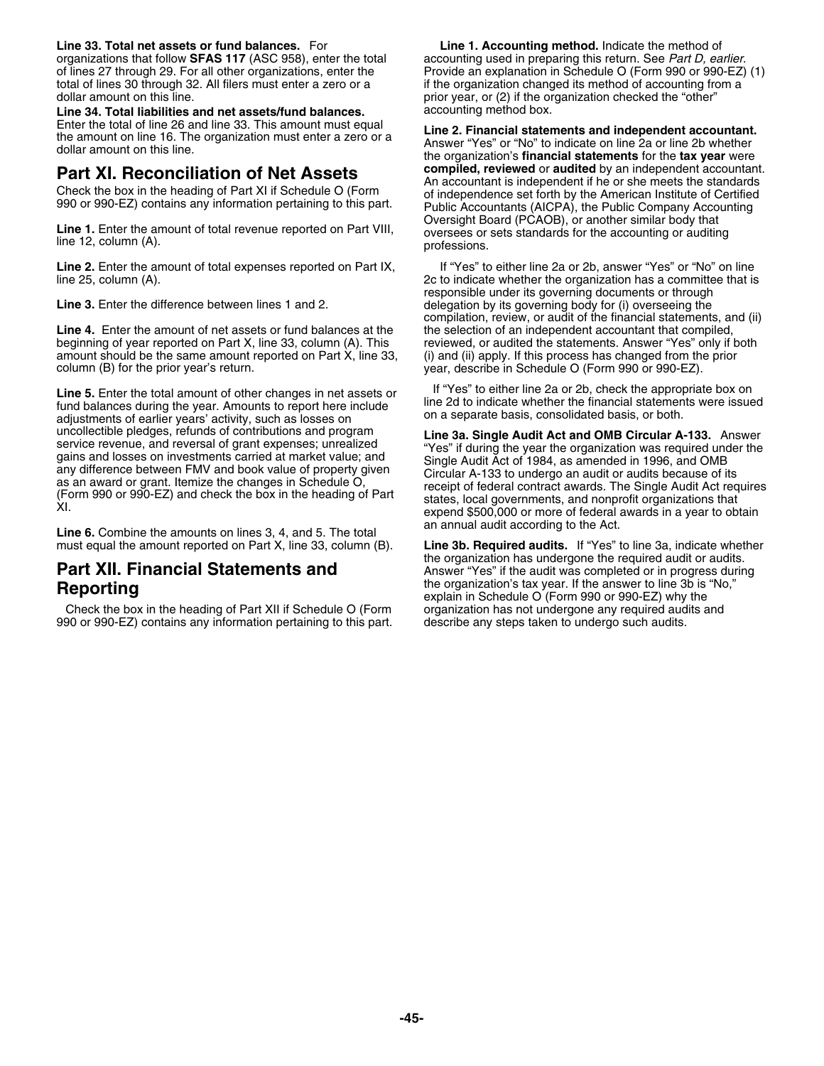**Line 33. Total net assets or fund balances.** For organizations that follow **SFAS 117** (ASC 958), enter the total of lines 27 through 29. For all other organizations, enter the total of lines 30 through 32. All filers must enter a zero or a dollar amount on this line.

**Line 34. Total liabilities and net assets/fund balances.** Enter the total of line 26 and line 33. This amount must equal the amount on line 16. The organization must enter a zero or a dollar amount on this line.

## Part XI. Reconciliation of Net Assets

Check the box in the heading of Part XI if Schedule O (Form 990 or 990-EZ) contains any information pertaining to this part.

**Line 1.** Enter the amount of total revenue reported on Part VIII, line 12, column (A).

**Line 2.** Enter the amount of total expenses reported on Part IX, line 25, column (A).

**Line 3.** Enter the difference between lines 1 and 2.

**Line 4.** Enter the amount of net assets or fund balances at the beginning of year reported on Part X, line 33, column (A). This amount should be the same amount reported on Part X, line 33, column (B) for the prior year's return.

**Line 5.** Enter the total amount of other changes in net assets or fund balances during the year. Amounts to report here include adjustments of earlier years' activity, such as losses on uncollectible pledges, refunds of contributions and program service revenue, and reversal of grant expenses; unrealized gains and losses on investments carried at market value; and any difference between FMV and book value of property given as an award or grant. Itemize the changes in Schedule O, (Form 990 or 990-EZ) and check the box in the heading of Part XI.

**Line 6.** Combine the amounts on lines 3, 4, and 5. The total must equal the amount reported on Part X, line 33, column (B).

## Part XII. Financial Statements and Reporting

Check the box in the heading of Part XII if Schedule O (Form 990 or 990-EZ) contains any information pertaining to this part.

**Line 1. Accounting method.** Indicate the method of accounting used in preparing this return. See *Part D, earlier*. Provide an explanation in Schedule O (Form 990 or 990-EZ) (1) if the organization changed its method of accounting from a prior year, or (2) if the organization checked the "other" accounting method box.

**Line 2. Financial statements and independent accountant.** Answer "Yes" or "No" to indicate on line 2a or line 2b whether the organization's **financial statements** for the **tax year** were **compiled, reviewed** or **audited** by an independent accountant. An accountant is independent if he or she meets the standards of independence set forth by the American Institute of Certified Public Accountants (AICPA), the Public Company Accounting Oversight Board (PCAOB), or another similar body that oversees or sets standards for the accounting or auditing professions.

If "Yes" to either line 2a or 2b, answer "Yes" or "No" on line 2c to indicate whether the organization has a committee that is responsible under its governing documents or through delegation by its governing body for (i) overseeing the compilation, review, or audit of the financial statements, and (ii) the selection of an independent accountant that compiled, reviewed, or audited the statements. Answer "Yes" only if both (i) and (ii) apply. If this process has changed from the prior year, describe in Schedule O (Form 990 or 990-EZ).

If "Yes" to either line 2a or 2b, check the appropriate box on line 2d to indicate whether the financial statements were issued on a separate basis, consolidated basis, or both.

**Line 3a. Single Audit Act and OMB Circular A-133.** Answer "Yes" if during the year the organization was required under the Single Audit Act of 1984, as amended in 1996, and OMB Circular A-133 to undergo an audit or audits because of its receipt of federal contract awards. The Single Audit Act requires states, local governments, and nonprofit organizations that expend $500,000 or more of federal awards in a year to obtain an annual audit according to the Act.

**Line 3b. Required audits.** If "Yes" to line 3a, indicate whether the organization has undergone the required audit or audits. Answer "Yes" if the audit was completed or in progress during the organization's tax year. If the answer to line 3b is "No," explain in Schedule O (Form 990 or 990-EZ) why the organization has not undergone any required audits and describe any steps taken to undergo such audits.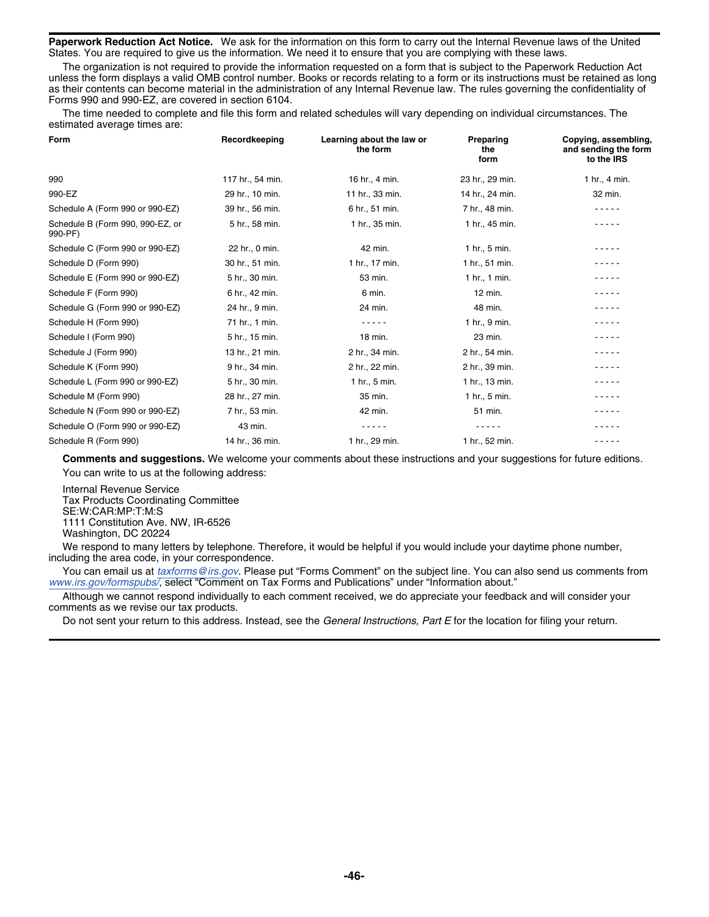**Paperwork Reduction Act Notice.** We ask for the information on this form to carry out the Internal Revenue laws of the United States. You are required to give us the information. We need it to ensure that you are complying with these laws.

The organization is not required to provide the information requested on a form that is subject to the Paperwork Reduction Act unless the form displays a valid OMB control number. Books or records relating to a form or its instructions must be retained as long as their contents can become material in the administration of any Internal Revenue law. The rules governing the confidentiality of Forms 990 and 990-EZ, are covered in section 6104.

The time needed to complete and file this form and related schedules will vary depending on individual circumstances. The estimated average times are:

| Form | Recordkeeping | Learning about the law or the form | Preparing the form | Copying, assembling, and sending the form to the IRS |
|---|---|---|---|---|
| 990 | 117 hr., 54 min. | 16 hr., 4 min. | 23 hr., 29 min. | 1 hr., 4 min. |
| 990-EZ | 29 hr., 10 min. | 11 hr., 33 min. | 14 hr., 24 min. | 32 min. |
| Schedule A (Form 990 or 990-EZ) | 39 hr., 56 min. | 6 hr., 51 min. | 7 hr., 48 min. | - - - - - |
| Schedule B (Form 990, 990-EZ, or 990-PF) | 5 hr., 58 min. | 1 hr., 35 min. | 1 hr., 45 min. | - - - - - |
| Schedule C (Form 990 or 990-EZ) | 22 hr., 0 min. | 42 min. | 1 hr., 5 min. | - - - - - |
| Schedule D (Form 990) | 30 hr., 51 min. | 1 hr., 17 min. | 1 hr., 51 min. | - - - - - |
| Schedule E (Form 990 or 990-EZ) | 5 hr., 30 min. | 53 min. | 1 hr., 1 min. | - - - - - |
| Schedule F (Form 990) | 6 hr., 42 min. | 6 min. | 12 min. | - - - - - |
| Schedule G (Form 990 or 990-EZ) | 24 hr., 9 min. | 24 min. | 48 min. | - - - - - |
| Schedule H (Form 990) | 71 hr., 1 min. | - - - - - | 1 hr., 9 min. | - - - - - |
| Schedule I (Form 990) | 5 hr., 15 min. | 18 min. | 23 min. | - - - - - |
| Schedule J (Form 990) | 13 hr., 21 min. | 2 hr., 34 min. | 2 hr., 54 min. | - - - - - |
| Schedule K (Form 990) | 9 hr., 34 min. | 2 hr., 22 min. | 2 hr., 39 min. | - - - - - |
| Schedule L (Form 990 or 990-EZ) | 5 hr., 30 min. | 1 hr., 5 min. | 1 hr., 13 min. | - - - - - |
| Schedule M (Form 990) | 28 hr., 27 min. | 35 min. | 1 hr., 5 min. | - - - - - |
| Schedule N (Form 990 or 990-EZ) | 7 hr., 53 min. | 42 min. | 51 min. | - - - - - |
| Schedule O (Form 990 or 990-EZ) | 43 min. | - - - - - | - - - - - | - - - - - |
| Schedule R (Form 990) | 14 hr., 36 min. | 1 hr., 29 min. | 1 hr., 52 min. | - - - - - |

**Comments and suggestions.** We welcome your comments about these instructions and your suggestions for future editions.

You can write to us at the following address:

Internal Revenue Service
Tax Products Coordinating Committee
SE:W:CAR:MP:T:M:S
1111 Constitution Ave. NW, IR-6526
Washington, DC 20224

We respond to many letters by telephone. Therefore, it would be helpful if you would include your daytime phone number, including the area code, in your correspondence.

You can email us at *taxforms@irs.gov*. Please put "Forms Comment" on the subject line. You can also send us comments from *www.irs.gov/formspubs/*, select "Comment on Tax Forms and Publications" under "Information about."

Although we cannot respond individually to each comment received, we do appreciate your feedback and will consider your comments as we revise our tax products.

Do not sent your return to this address. Instead, see the *General Instructions, Part E* for the location for filing your return.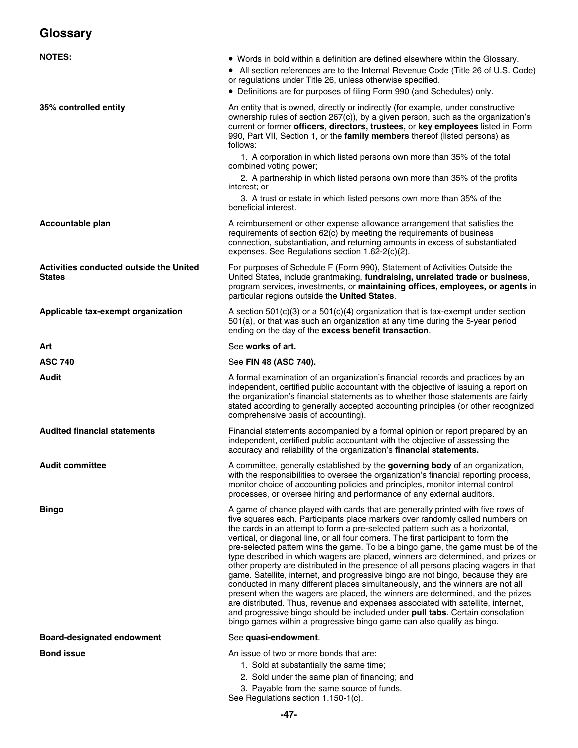# Glossary

**NOTES:**

- Words in bold within a definition are defined elsewhere within the Glossary.
- All section references are to the Internal Revenue Code (Title 26 of U.S. Code) or regulations under Title 26, unless otherwise specified.
- Definitions are for purposes of filing Form 990 (and Schedules) only.

**35% controlled entity**

An entity that is owned, directly or indirectly (for example, under constructive ownership rules of section 267(c)), by a given person, such as the organization's current or former **officers, directors, trustees,** or **key employees** listed in Form 990, Part VII, Section 1, or the **family members** thereof (listed persons) as follows:

1. A corporation in which listed persons own more than 35% of the total combined voting power;
2. A partnership in which listed persons own more than 35% of the profits interest; or
3. A trust or estate in which listed persons own more than 35% of the beneficial interest.

**Accountable plan**

A reimbursement or other expense allowance arrangement that satisfies the requirements of section 62(c) by meeting the requirements of business connection, substantiation, and returning amounts in excess of substantiated expenses. See Regulations section 1.62-2(c)(2).

**Activities conducted outside the United States**

For purposes of Schedule F (Form 990), Statement of Activities Outside the United States, include grantmaking, **fundraising, unrelated trade or business**, program services, investments, or **maintaining offices, employees, or agents** in particular regions outside the **United States**.

**Applicable tax-exempt organization**

A section 501(c)(3) or a 501(c)(4) organization that is tax-exempt under section 501(a), or that was such an organization at any time during the 5-year period ending on the day of the **excess benefit transaction**.

**Art**

See **works of art.**

**ASC 740**

See **FIN 48 (ASC 740).**

**Audit**

A formal examination of an organization's financial records and practices by an independent, certified public accountant with the objective of issuing a report on the organization's financial statements as to whether those statements are fairly stated according to generally accepted accounting principles (or other recognized comprehensive basis of accounting).

**Audited financial statements**

Financial statements accompanied by a formal opinion or report prepared by an independent, certified public accountant with the objective of assessing the accuracy and reliability of the organization's **financial statements.**

**Audit committee**

A committee, generally established by the **governing body** of an organization, with the responsibilities to oversee the organization's financial reporting process, monitor choice of accounting policies and principles, monitor internal control processes, or oversee hiring and performance of any external auditors.

**Bingo**

A game of chance played with cards that are generally printed with five rows of five squares each. Participants place markers over randomly called numbers on the cards in an attempt to form a pre-selected pattern such as a horizontal, vertical, or diagonal line, or all four corners. The first participant to form the pre-selected pattern wins the game. To be a bingo game, the game must be of the type described in which wagers are placed, winners are determined, and prizes or other property are distributed in the presence of all persons placing wagers in that game. Satellite, internet, and progressive bingo are not bingo, because they are conducted in many different places simultaneously, and the winners are not all present when the wagers are placed, the winners are determined, and the prizes are distributed. Thus, revenue and expenses associated with satellite, internet, and progressive bingo should be included under **pull tabs**. Certain consolation bingo games within a progressive bingo game can also qualify as bingo.

**Board-designated endowment**

See **quasi-endowment**.

**Bond issue**

An issue of two or more bonds that are:

1. Sold at substantially the same time;
2. Sold under the same plan of financing; and
3. Payable from the same source of funds.

See Regulations section 1.150-1(c).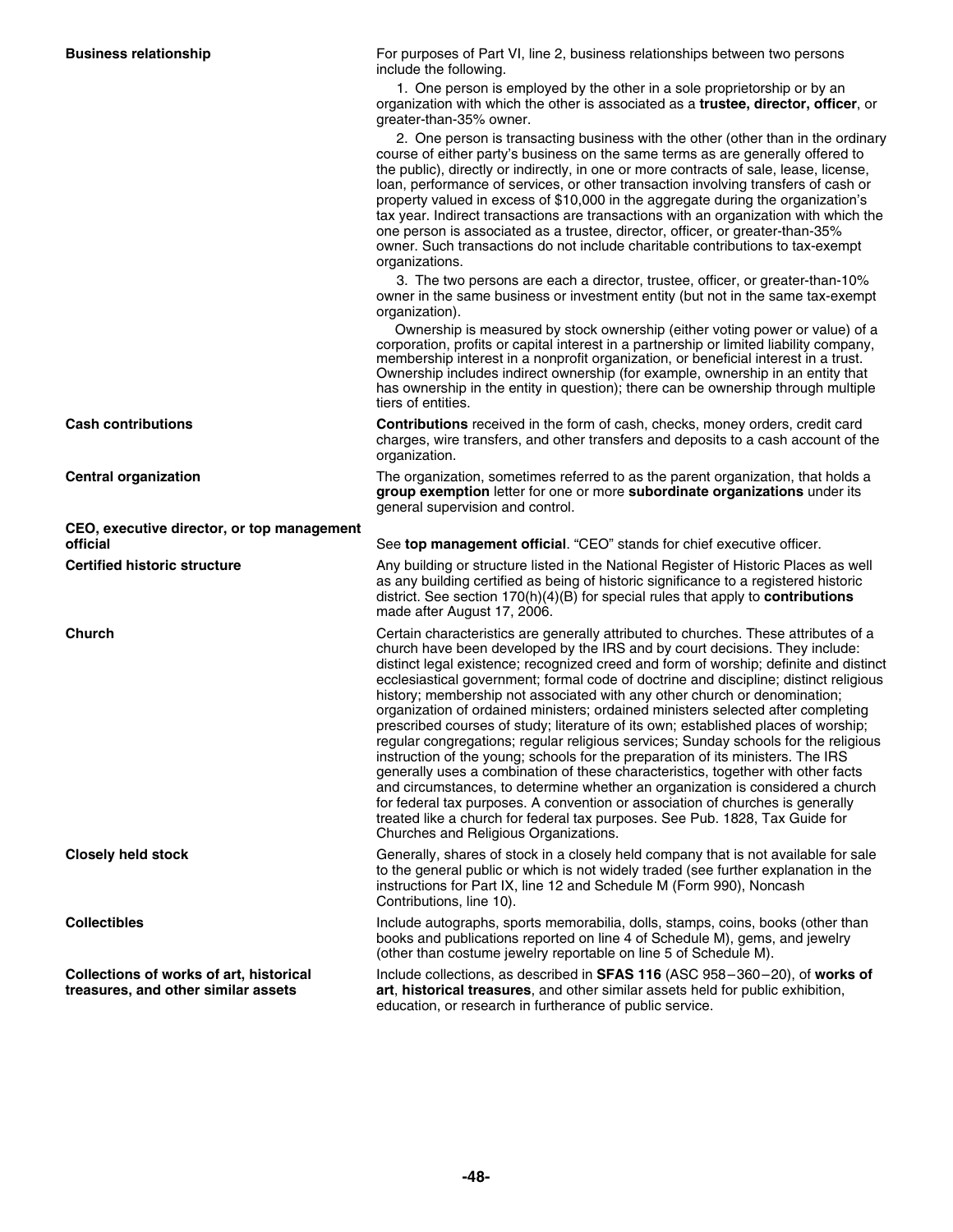**Business relationship**

For purposes of Part VI, line 2, business relationships between two persons include the following.

1. One person is employed by the other in a sole proprietorship or by an organization with which the other is associated as a **trustee, director, officer**, or greater-than-35% owner.

2. One person is transacting business with the other (other than in the ordinary course of either party's business on the same terms as are generally offered to the public), directly or indirectly, in one or more contracts of sale, lease, license, loan, performance of services, or other transaction involving transfers of cash or property valued in excess of $10,000 in the aggregate during the organization's tax year. Indirect transactions are transactions with an organization with which the one person is associated as a trustee, director, officer, or greater-than-35% owner. Such transactions do not include charitable contributions to tax-exempt organizations.

3. The two persons are each a director, trustee, officer, or greater-than-10% owner in the same business or investment entity (but not in the same tax-exempt organization).

Ownership is measured by stock ownership (either voting power or value) of a corporation, profits or capital interest in a partnership or limited liability company, membership interest in a nonprofit organization, or beneficial interest in a trust. Ownership includes indirect ownership (for example, ownership in an entity that has ownership in the entity in question); there can be ownership through multiple tiers of entities.

**Cash contributions**

**Contributions** received in the form of cash, checks, money orders, credit card charges, wire transfers, and other transfers and deposits to a cash account of the organization.

**Central organization**

The organization, sometimes referred to as the parent organization, that holds a **group exemption** letter for one or more **subordinate organizations** under its general supervision and control.

**CEO, executive director, or top management official**

See **top management official**. "CEO" stands for chief executive officer.

**Certified historic structure**

Any building or structure listed in the National Register of Historic Places as well as any building certified as being of historic significance to a registered historic district. See section 170(h)(4)(B) for special rules that apply to **contributions** made after August 17, 2006.

**Church**

Certain characteristics are generally attributed to churches. These attributes of a church have been developed by the IRS and by court decisions. They include: distinct legal existence; recognized creed and form of worship; definite and distinct ecclesiastical government; formal code of doctrine and discipline; distinct religious history; membership not associated with any other church or denomination; organization of ordained ministers; ordained ministers selected after completing prescribed courses of study; literature of its own; established places of worship; regular congregations; regular religious services; Sunday schools for the religious instruction of the young; schools for the preparation of its ministers. The IRS generally uses a combination of these characteristics, together with other facts and circumstances, to determine whether an organization is considered a church for federal tax purposes. A convention or association of churches is generally treated like a church for federal tax purposes. See Pub. 1828, Tax Guide for Churches and Religious Organizations.

**Closely held stock**

Generally, shares of stock in a closely held company that is not available for sale to the general public or which is not widely traded (see further explanation in the instructions for Part IX, line 12 and Schedule M (Form 990), Noncash Contributions, line 10).

**Collectibles**

Include autographs, sports memorabilia, dolls, stamps, coins, books (other than books and publications reported on line 4 of Schedule M), gems, and jewelry (other than costume jewelry reportable on line 5 of Schedule M).

**Collections of works of art, historical treasures, and other similar assets**

Include collections, as described in **SFAS 116** (ASC 958–360–20), of **works of art**, **historical treasures**, and other similar assets held for public exhibition, education, or research in furtherance of public service.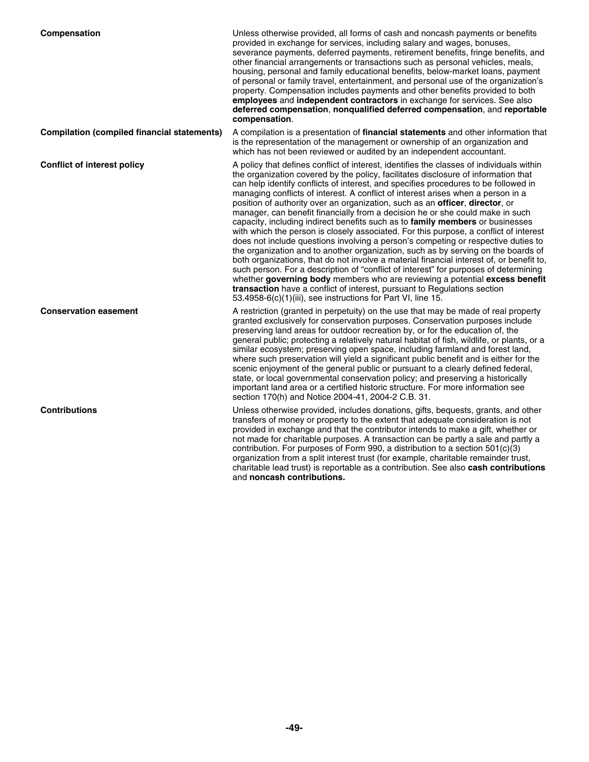**Compensation**

Unless otherwise provided, all forms of cash and noncash payments or benefits provided in exchange for services, including salary and wages, bonuses, severance payments, deferred payments, retirement benefits, fringe benefits, and other financial arrangements or transactions such as personal vehicles, meals, housing, personal and family educational benefits, below-market loans, payment of personal or family travel, entertainment, and personal use of the organization's property. Compensation includes payments and other benefits provided to both **employees** and **independent contractors** in exchange for services. See also **deferred compensation**, **nonqualified deferred compensation**, and **reportable compensation**.

**Compilation (compiled financial statements)**

A compilation is a presentation of **financial statements** and other information that is the representation of the management or ownership of an organization and which has not been reviewed or audited by an independent accountant.

**Conflict of interest policy**

A policy that defines conflict of interest, identifies the classes of individuals within the organization covered by the policy, facilitates disclosure of information that can help identify conflicts of interest, and specifies procedures to be followed in managing conflicts of interest. A conflict of interest arises when a person in a position of authority over an organization, such as an **officer**, **director**, or manager, can benefit financially from a decision he or she could make in such capacity, including indirect benefits such as to **family members** or businesses with which the person is closely associated. For this purpose, a conflict of interest does not include questions involving a person's competing or respective duties to the organization and to another organization, such as by serving on the boards of both organizations, that do not involve a material financial interest of, or benefit to, such person. For a description of "conflict of interest" for purposes of determining whether **governing body** members who are reviewing a potential **excess benefit transaction** have a conflict of interest, pursuant to Regulations section 53.4958-6(c)(1)(iii), see instructions for Part VI, line 15.

**Conservation easement**

A restriction (granted in perpetuity) on the use that may be made of real property granted exclusively for conservation purposes. Conservation purposes include preserving land areas for outdoor recreation by, or for the education of, the general public; protecting a relatively natural habitat of fish, wildlife, or plants, or a similar ecosystem; preserving open space, including farmland and forest land, where such preservation will yield a significant public benefit and is either for the scenic enjoyment of the general public or pursuant to a clearly defined federal, state, or local governmental conservation policy; and preserving a historically important land area or a certified historic structure. For more information see section 170(h) and Notice 2004-41, 2004-2 C.B. 31.

**Contributions**

Unless otherwise provided, includes donations, gifts, bequests, grants, and other transfers of money or property to the extent that adequate consideration is not provided in exchange and that the contributor intends to make a gift, whether or not made for charitable purposes. A transaction can be partly a sale and partly a contribution. For purposes of Form 990, a distribution to a section 501(c)(3) organization from a split interest trust (for example, charitable remainder trust, charitable lead trust) is reportable as a contribution. See also **cash contributions** and **noncash contributions.**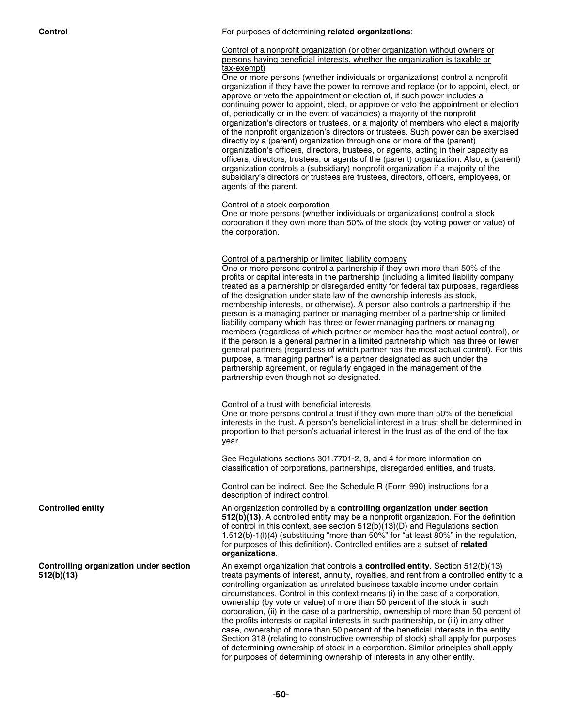**Control**

For purposes of determining **related organizations**:

Control of a nonprofit organization (or other organization without owners or persons having beneficial interests, whether the organization is taxable or tax-exempt)

One or more persons (whether individuals or organizations) control a nonprofit organization if they have the power to remove and replace (or to appoint, elect, or approve or veto the appointment or election of, if such power includes a continuing power to appoint, elect, or approve or veto the appointment or election of, periodically or in the event of vacancies) a majority of the nonprofit organization's directors or trustees, or a majority of members who elect a majority of the nonprofit organization's directors or trustees. Such power can be exercised directly by a (parent) organization through one or more of the (parent) organization's officers, directors, trustees, or agents, acting in their capacity as officers, directors, trustees, or agents of the (parent) organization. Also, a (parent) organization controls a (subsidiary) nonprofit organization if a majority of the subsidiary's directors or trustees are trustees, directors, officers, employees, or agents of the parent.

Control of a stock corporation

One or more persons (whether individuals or organizations) control a stock corporation if they own more than 50% of the stock (by voting power or value) of the corporation.

Control of a partnership or limited liability company

One or more persons control a partnership if they own more than 50% of the profits or capital interests in the partnership (including a limited liability company treated as a partnership or disregarded entity for federal tax purposes, regardless of the designation under state law of the ownership interests as stock, membership interests, or otherwise). A person also controls a partnership if the person is a managing partner or managing member of a partnership or limited liability company which has three or fewer managing partners or managing members (regardless of which partner or member has the most actual control), or if the person is a general partner in a limited partnership which has three or fewer general partners (regardless of which partner has the most actual control). For this purpose, a "managing partner" is a partner designated as such under the partnership agreement, or regularly engaged in the management of the partnership even though not so designated.

Control of a trust with beneficial interests

One or more persons control a trust if they own more than 50% of the beneficial interests in the trust. A person's beneficial interest in a trust shall be determined in proportion to that person's actuarial interest in the trust as of the end of the tax year.

See Regulations sections 301.7701-2, 3, and 4 for more information on classification of corporations, partnerships, disregarded entities, and trusts.

Control can be indirect. See the Schedule R (Form 990) instructions for a description of indirect control.

**Controlled entity**

An organization controlled by a **controlling organization under section 512(b)(13)**. A controlled entity may be a nonprofit organization. For the definition of control in this context, see section 512(b)(13)(D) and Regulations section 1.512(b)-1(l)(4) (substituting "more than 50%" for "at least 80%" in the regulation, for purposes of this definition). Controlled entities are a subset of **related organizations**.

**Controlling organization under section 512(b)(13)**

An exempt organization that controls a **controlled entity**. Section 512(b)(13) treats payments of interest, annuity, royalties, and rent from a controlled entity to a controlling organization as unrelated business taxable income under certain circumstances. Control in this context means (i) in the case of a corporation, ownership (by vote or value) of more than 50 percent of the stock in such corporation, (ii) in the case of a partnership, ownership of more than 50 percent of the profits interests or capital interests in such partnership, or (iii) in any other case, ownership of more than 50 percent of the beneficial interests in the entity. Section 318 (relating to constructive ownership of stock) shall apply for purposes of determining ownership of stock in a corporation. Similar principles shall apply for purposes of determining ownership of interests in any other entity.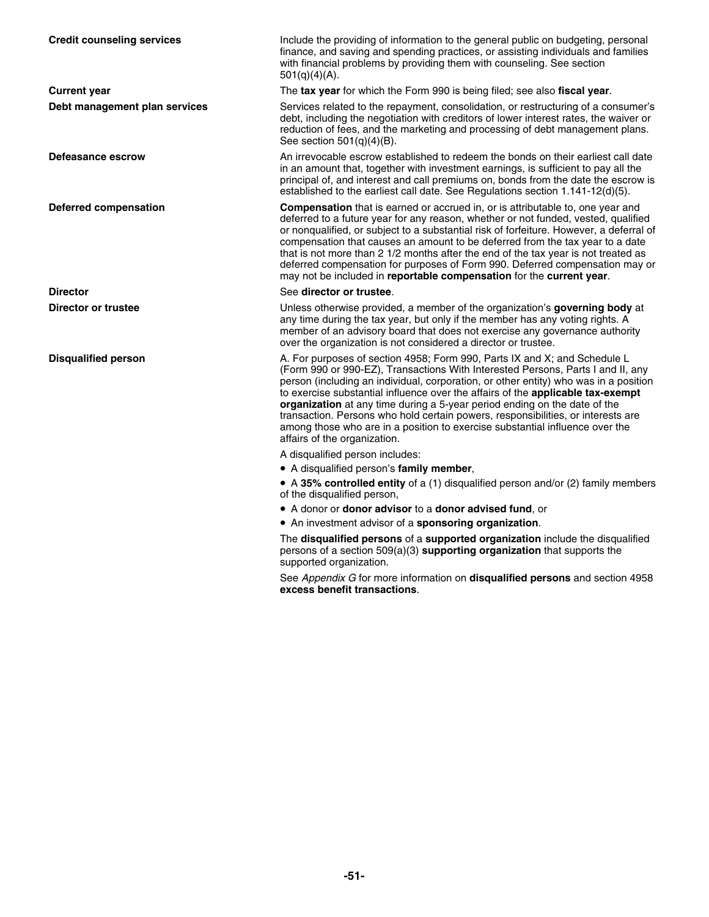**Credit counseling services**

Include the providing of information to the general public on budgeting, personal finance, and saving and spending practices, or assisting individuals and families with financial problems by providing them with counseling. See section 501(q)(4)(A).

**Current year**

The **tax year** for which the Form 990 is being filed; see also **fiscal year**.

**Debt management plan services**

Services related to the repayment, consolidation, or restructuring of a consumer's debt, including the negotiation with creditors of lower interest rates, the waiver or reduction of fees, and the marketing and processing of debt management plans. See section 501(q)(4)(B).

**Defeasance escrow**

An irrevocable escrow established to redeem the bonds on their earliest call date in an amount that, together with investment earnings, is sufficient to pay all the principal of, and interest and call premiums on, bonds from the date the escrow is established to the earliest call date. See Regulations section 1.141-12(d)(5).

**Deferred compensation**

**Compensation** that is earned or accrued in, or is attributable to, one year and deferred to a future year for any reason, whether or not funded, vested, qualified or nonqualified, or subject to a substantial risk of forfeiture. However, a deferral of compensation that causes an amount to be deferred from the tax year to a date that is not more than 2 1/2 months after the end of the tax year is not treated as deferred compensation for purposes of Form 990. Deferred compensation may or may not be included in **reportable compensation** for the **current year**.

**Director**

See **director or trustee**.

**Director or trustee**

Unless otherwise provided, a member of the organization's **governing body** at any time during the tax year, but only if the member has any voting rights. A member of an advisory board that does not exercise any governance authority over the organization is not considered a director or trustee.

**Disqualified person**

A. For purposes of section 4958; Form 990, Parts IX and X; and Schedule L (Form 990 or 990-EZ), Transactions With Interested Persons, Parts I and II, any person (including an individual, corporation, or other entity) who was in a position to exercise substantial influence over the affairs of the **applicable tax-exempt organization** at any time during a 5-year period ending on the date of the transaction. Persons who hold certain powers, responsibilities, or interests are among those who are in a position to exercise substantial influence over the affairs of the organization.

A disqualified person includes:

- A disqualified person's **family member**,
- A **35% controlled entity** of a (1) disqualified person and/or (2) family members of the disqualified person,
- A donor or **donor advisor** to a **donor advised fund**, or
- An investment advisor of a **sponsoring organization**.

The **disqualified persons** of a **supported organization** include the disqualified persons of a section 509(a)(3) **supporting organization** that supports the supported organization.

See *Appendix G* for more information on **disqualified persons** and section 4958 **excess benefit transactions**.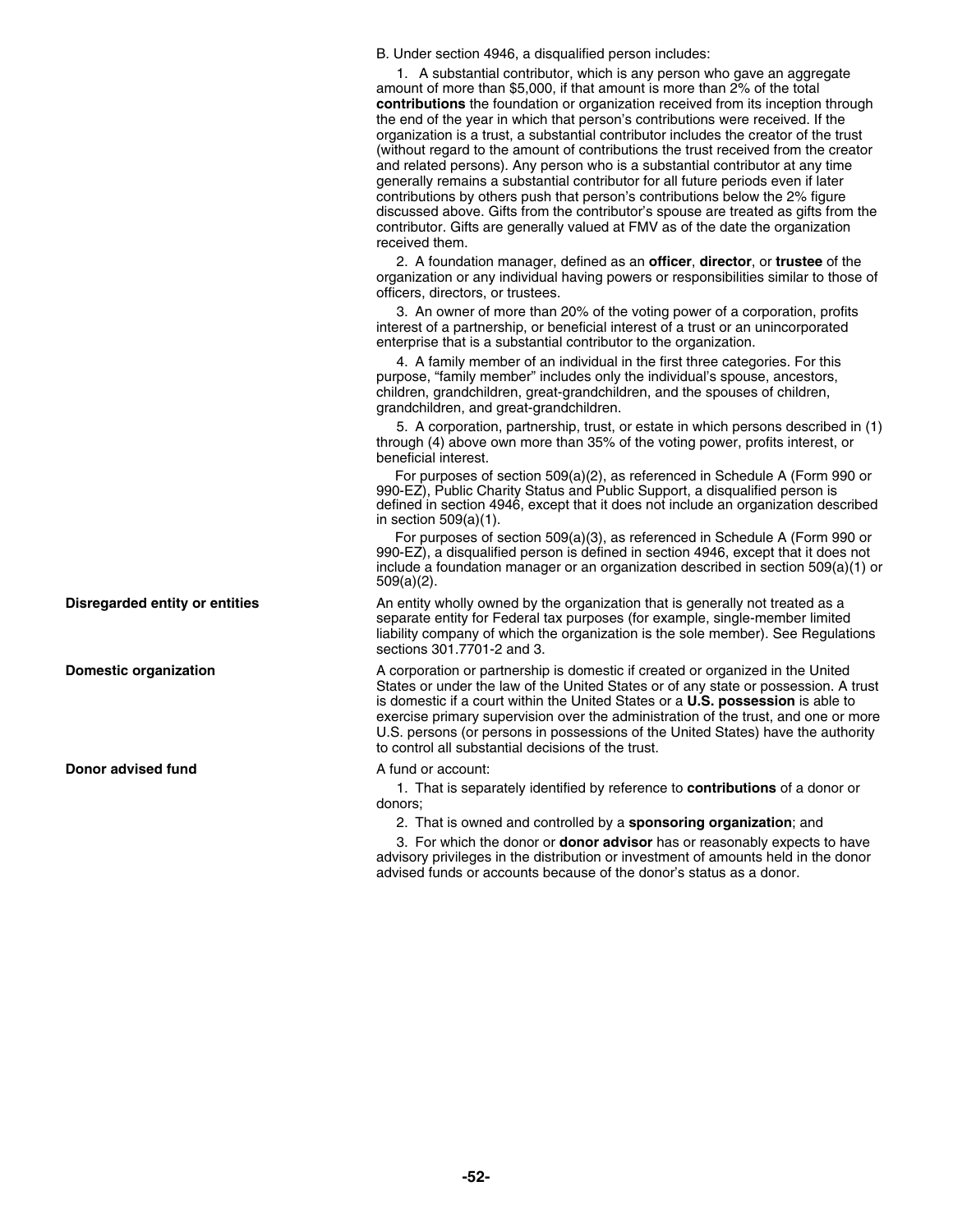B. Under section 4946, a disqualified person includes:

1. A substantial contributor, which is any person who gave an aggregate amount of more than $5,000, if that amount is more than 2% of the total **contributions** the foundation or organization received from its inception through the end of the year in which that person's contributions were received. If the organization is a trust, a substantial contributor includes the creator of the trust (without regard to the amount of contributions the trust received from the creator and related persons). Any person who is a substantial contributor at any time generally remains a substantial contributor for all future periods even if later contributions by others push that person's contributions below the 2% figure discussed above. Gifts from the contributor's spouse are treated as gifts from the contributor. Gifts are generally valued at FMV as of the date the organization received them.

2. A foundation manager, defined as an **officer**, **director**, or **trustee** of the organization or any individual having powers or responsibilities similar to those of officers, directors, or trustees.

3. An owner of more than 20% of the voting power of a corporation, profits interest of a partnership, or beneficial interest of a trust or an unincorporated enterprise that is a substantial contributor to the organization.

4. A family member of an individual in the first three categories. For this purpose, "family member" includes only the individual's spouse, ancestors, children, grandchildren, great-grandchildren, and the spouses of children, grandchildren, and great-grandchildren.

5. A corporation, partnership, trust, or estate in which persons described in (1) through (4) above own more than 35% of the voting power, profits interest, or beneficial interest.

For purposes of section 509(a)(2), as referenced in Schedule A (Form 990 or 990-EZ), Public Charity Status and Public Support, a disqualified person is defined in section 4946, except that it does not include an organization described in section 509(a)(1).

For purposes of section 509(a)(3), as referenced in Schedule A (Form 990 or 990-EZ), a disqualified person is defined in section 4946, except that it does not include a foundation manager or an organization described in section 509(a)(1) or 509(a)(2).

**Disregarded entity or entities**

An entity wholly owned by the organization that is generally not treated as a separate entity for Federal tax purposes (for example, single-member limited liability company of which the organization is the sole member). See Regulations sections 301.7701-2 and 3.

**Domestic organization**

A corporation or partnership is domestic if created or organized in the United States or under the law of the United States or of any state or possession. A trust is domestic if a court within the United States or a **U.S. possession** is able to exercise primary supervision over the administration of the trust, and one or more U.S. persons (or persons in possessions of the United States) have the authority to control all substantial decisions of the trust.

**Donor advised fund**

A fund or account:

1. That is separately identified by reference to **contributions** of a donor or donors;

2. That is owned and controlled by a **sponsoring organization**; and

3. For which the donor or **donor advisor** has or reasonably expects to have advisory privileges in the distribution or investment of amounts held in the donor advised funds or accounts because of the donor's status as a donor.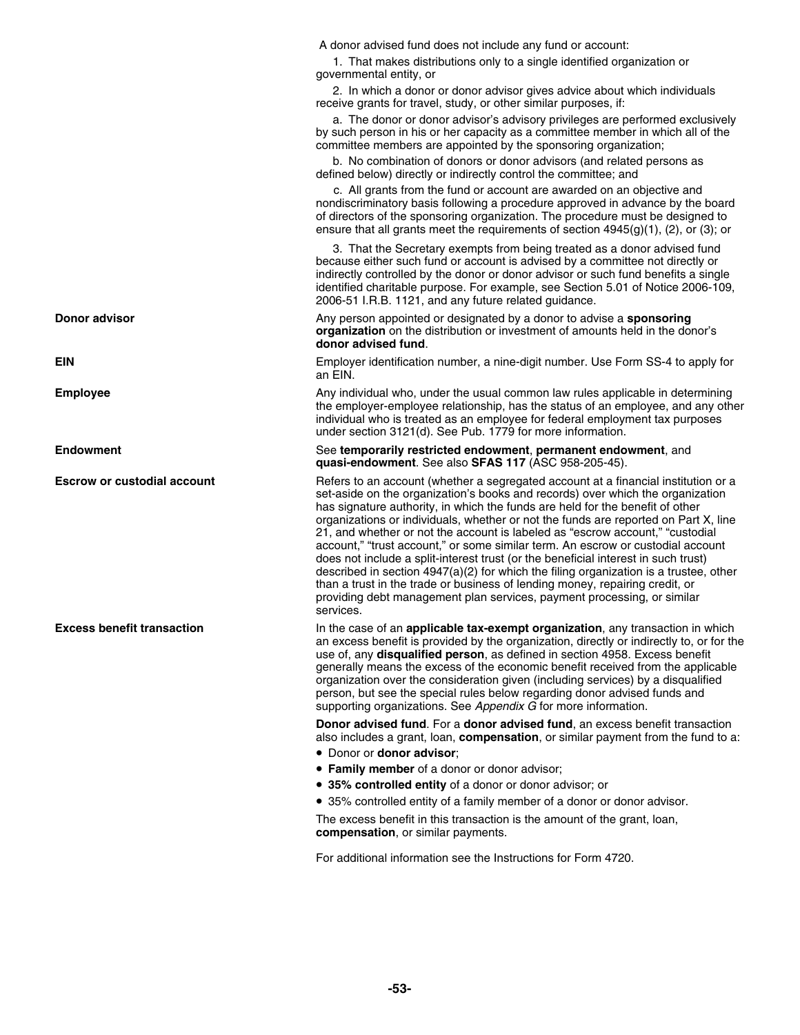A donor advised fund does not include any fund or account:

1. That makes distributions only to a single identified organization or governmental entity, or

2. In which a donor or donor advisor gives advice about which individuals receive grants for travel, study, or other similar purposes, if:

a. The donor or donor advisor's advisory privileges are performed exclusively by such person in his or her capacity as a committee member in which all of the committee members are appointed by the sponsoring organization;

b. No combination of donors or donor advisors (and related persons as defined below) directly or indirectly control the committee; and

c. All grants from the fund or account are awarded on an objective and nondiscriminatory basis following a procedure approved in advance by the board of directors of the sponsoring organization. The procedure must be designed to ensure that all grants meet the requirements of section 4945(g)(1), (2), or (3); or

3. That the Secretary exempts from being treated as a donor advised fund because either such fund or account is advised by a committee not directly or indirectly controlled by the donor or donor advisor or such fund benefits a single identified charitable purpose. For example, see Section 5.01 of Notice 2006-109, 2006-51 I.R.B. 1121, and any future related guidance.

**Donor advisor**

Any person appointed or designated by a donor to advise a **sponsoring organization** on the distribution or investment of amounts held in the donor's **donor advised fund**.

**EIN**

Employer identification number, a nine-digit number. Use Form SS-4 to apply for an EIN.

**Employee**

Any individual who, under the usual common law rules applicable in determining the employer-employee relationship, has the status of an employee, and any other individual who is treated as an employee for federal employment tax purposes under section 3121(d). See Pub. 1779 for more information.

**Endowment**

See **temporarily restricted endowment**, **permanent endowment**, and **quasi-endowment**. See also **SFAS 117** (ASC 958-205-45).

**Escrow or custodial account**

Refers to an account (whether a segregated account at a financial institution or a set-aside on the organization's books and records) over which the organization has signature authority, in which the funds are held for the benefit of other organizations or individuals, whether or not the funds are reported on Part X, line 21, and whether or not the account is labeled as "escrow account," "custodial account," "trust account," or some similar term. An escrow or custodial account does not include a split-interest trust (or the beneficial interest in such trust) described in section 4947(a)(2) for which the filing organization is a trustee, other than a trust in the trade or business of lending money, repairing credit, or providing debt management plan services, payment processing, or similar services.

**Excess benefit transaction**

In the case of an **applicable tax-exempt organization**, any transaction in which an excess benefit is provided by the organization, directly or indirectly to, or for the use of, any **disqualified person**, as defined in section 4958. Excess benefit generally means the excess of the economic benefit received from the applicable organization over the consideration given (including services) by a disqualified person, but see the special rules below regarding donor advised funds and supporting organizations. See *Appendix G* for more information.

**Donor advised fund**. For a **donor advised fund**, an excess benefit transaction also includes a grant, loan, **compensation**, or similar payment from the fund to a:

- Donor or **donor advisor**;
- **Family member** of a donor or donor advisor;
- **35% controlled entity** of a donor or donor advisor; or
- 35% controlled entity of a family member of a donor or donor advisor.

The excess benefit in this transaction is the amount of the grant, loan, **compensation**, or similar payments.

For additional information see the Instructions for Form 4720.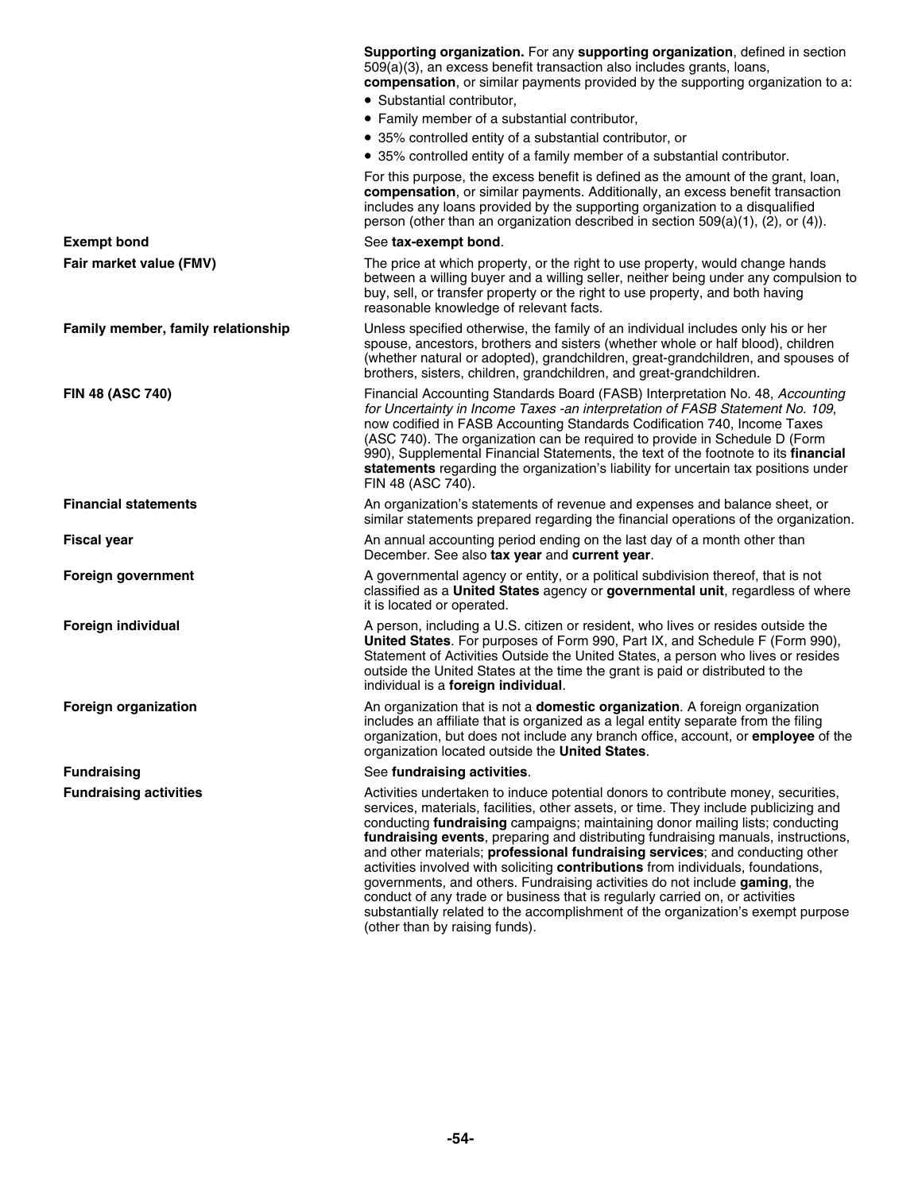**Supporting organization.** For any **supporting organization**, defined in section 509(a)(3), an excess benefit transaction also includes grants, loans, **compensation**, or similar payments provided by the supporting organization to a:

- Substantial contributor,
- Family member of a substantial contributor,
- 35% controlled entity of a substantial contributor, or
- 35% controlled entity of a family member of a substantial contributor.

For this purpose, the excess benefit is defined as the amount of the grant, loan, **compensation**, or similar payments. Additionally, an excess benefit transaction includes any loans provided by the supporting organization to a disqualified person (other than an organization described in section 509(a)(1), (2), or (4)).

**Exempt bond**

See **tax-exempt bond**.

**Fair market value (FMV)**

The price at which property, or the right to use property, would change hands between a willing buyer and a willing seller, neither being under any compulsion to buy, sell, or transfer property or the right to use property, and both having reasonable knowledge of relevant facts.

**Family member, family relationship**

Unless specified otherwise, the family of an individual includes only his or her spouse, ancestors, brothers and sisters (whether whole or half blood), children (whether natural or adopted), grandchildren, great-grandchildren, and spouses of brothers, sisters, children, grandchildren, and great-grandchildren.

**FIN 48 (ASC 740)**

Financial Accounting Standards Board (FASB) Interpretation No. 48, *Accounting for Uncertainty in Income Taxes -an interpretation of FASB Statement No. 109*, now codified in FASB Accounting Standards Codification 740, Income Taxes (ASC 740). The organization can be required to provide in Schedule D (Form 990), Supplemental Financial Statements, the text of the footnote to its **financial statements** regarding the organization's liability for uncertain tax positions under FIN 48 (ASC 740).

**Financial statements**

An organization's statements of revenue and expenses and balance sheet, or similar statements prepared regarding the financial operations of the organization.

**Fiscal year**

An annual accounting period ending on the last day of a month other than December. See also **tax year** and **current year**.

**Foreign government**

A governmental agency or entity, or a political subdivision thereof, that is not classified as a **United States** agency or **governmental unit**, regardless of where it is located or operated.

**Foreign individual**

A person, including a U.S. citizen or resident, who lives or resides outside the **United States**. For purposes of Form 990, Part IX, and Schedule F (Form 990), Statement of Activities Outside the United States, a person who lives or resides outside the United States at the time the grant is paid or distributed to the individual is a **foreign individual**.

**Foreign organization**

An organization that is not a **domestic organization**. A foreign organization includes an affiliate that is organized as a legal entity separate from the filing organization, but does not include any branch office, account, or **employee** of the organization located outside the **United States**.

**Fundraising**

See **fundraising activities**.

**Fundraising activities**

Activities undertaken to induce potential donors to contribute money, securities, services, materials, facilities, other assets, or time. They include publicizing and conducting **fundraising** campaigns; maintaining donor mailing lists; conducting **fundraising events**, preparing and distributing fundraising manuals, instructions, and other materials; **professional fundraising services**; and conducting other activities involved with soliciting **contributions** from individuals, foundations, governments, and others. Fundraising activities do not include **gaming**, the conduct of any trade or business that is regularly carried on, or activities substantially related to the accomplishment of the organization's exempt purpose (other than by raising funds).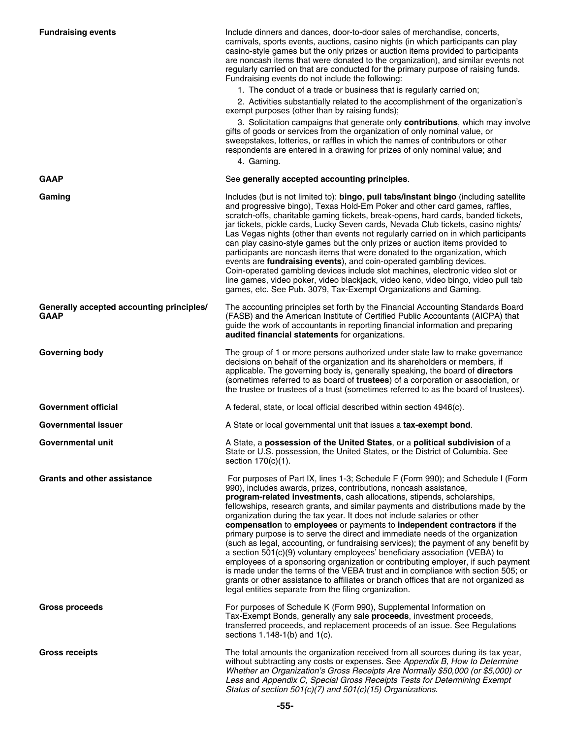**Fundraising events**

Include dinners and dances, door-to-door sales of merchandise, concerts, carnivals, sports events, auctions, casino nights (in which participants can play casino-style games but the only prizes or auction items provided to participants are noncash items that were donated to the organization), and similar events not regularly carried on that are conducted for the primary purpose of raising funds. Fundraising events do not include the following:

1. The conduct of a trade or business that is regularly carried on;
2. Activities substantially related to the accomplishment of the organization's exempt purposes (other than by raising funds);
3. Solicitation campaigns that generate only **contributions**, which may involve gifts of goods or services from the organization of only nominal value, or sweepstakes, lotteries, or raffles in which the names of contributors or other respondents are entered in a drawing for prizes of only nominal value; and
4. Gaming.

**GAAP**

See **generally accepted accounting principles**.

**Gaming**

Includes (but is not limited to): **bingo**, **pull tabs/instant bingo** (including satellite and progressive bingo), Texas Hold-Em Poker and other card games, raffles, scratch-offs, charitable gaming tickets, break-opens, hard cards, banded tickets, jar tickets, pickle cards, Lucky Seven cards, Nevada Club tickets, casino nights/ Las Vegas nights (other than events not regularly carried on in which participants can play casino-style games but the only prizes or auction items provided to participants are noncash items that were donated to the organization, which events are **fundraising events**), and coin-operated gambling devices. Coin-operated gambling devices include slot machines, electronic video slot or line games, video poker, video blackjack, video keno, video bingo, video pull tab games, etc. See Pub. 3079, Tax-Exempt Organizations and Gaming.

**Generally accepted accounting principles/ GAAP**

The accounting principles set forth by the Financial Accounting Standards Board (FASB) and the American Institute of Certified Public Accountants (AICPA) that guide the work of accountants in reporting financial information and preparing **audited financial statements** for organizations.

**Governing body**

The group of 1 or more persons authorized under state law to make governance decisions on behalf of the organization and its shareholders or members, if applicable. The governing body is, generally speaking, the board of **directors** (sometimes referred to as board of **trustees**) of a corporation or association, or the trustee or trustees of a trust (sometimes referred to as the board of trustees).

**Government official**

A federal, state, or local official described within section 4946(c).

**Governmental issuer**

A State or local governmental unit that issues a **tax-exempt bond**.

**Governmental unit**

A State, a **possession of the United States**, or a **political subdivision** of a State or U.S. possession, the United States, or the District of Columbia. See section 170(c)(1).

**Grants and other assistance**

For purposes of Part IX, lines 1-3; Schedule F (Form 990); and Schedule I (Form 990), includes awards, prizes, contributions, noncash assistance, **program-related investments**, cash allocations, stipends, scholarships, fellowships, research grants, and similar payments and distributions made by the organization during the tax year. It does not include salaries or other **compensation** to **employees** or payments to **independent contractors** if the primary purpose is to serve the direct and immediate needs of the organization (such as legal, accounting, or fundraising services); the payment of any benefit by a section 501(c)(9) voluntary employees' beneficiary association (VEBA) to employees of a sponsoring organization or contributing employer, if such payment is made under the terms of the VEBA trust and in compliance with section 505; or grants or other assistance to affiliates or branch offices that are not organized as legal entities separate from the filing organization.

**Gross proceeds**

For purposes of Schedule K (Form 990), Supplemental Information on Tax-Exempt Bonds, generally any sale **proceeds**, investment proceeds, transferred proceeds, and replacement proceeds of an issue. See Regulations sections 1.148-1(b) and 1(c).

**Gross receipts**

The total amounts the organization received from all sources during its tax year, without subtracting any costs or expenses. See *Appendix B, How to Determine Whether an Organization's Gross Receipts Are Normally $50,000 (or $5,000) or Less* and *Appendix C, Special Gross Receipts Tests for Determining Exempt Status of section 501(c)(7) and 501(c)(15) Organizations*.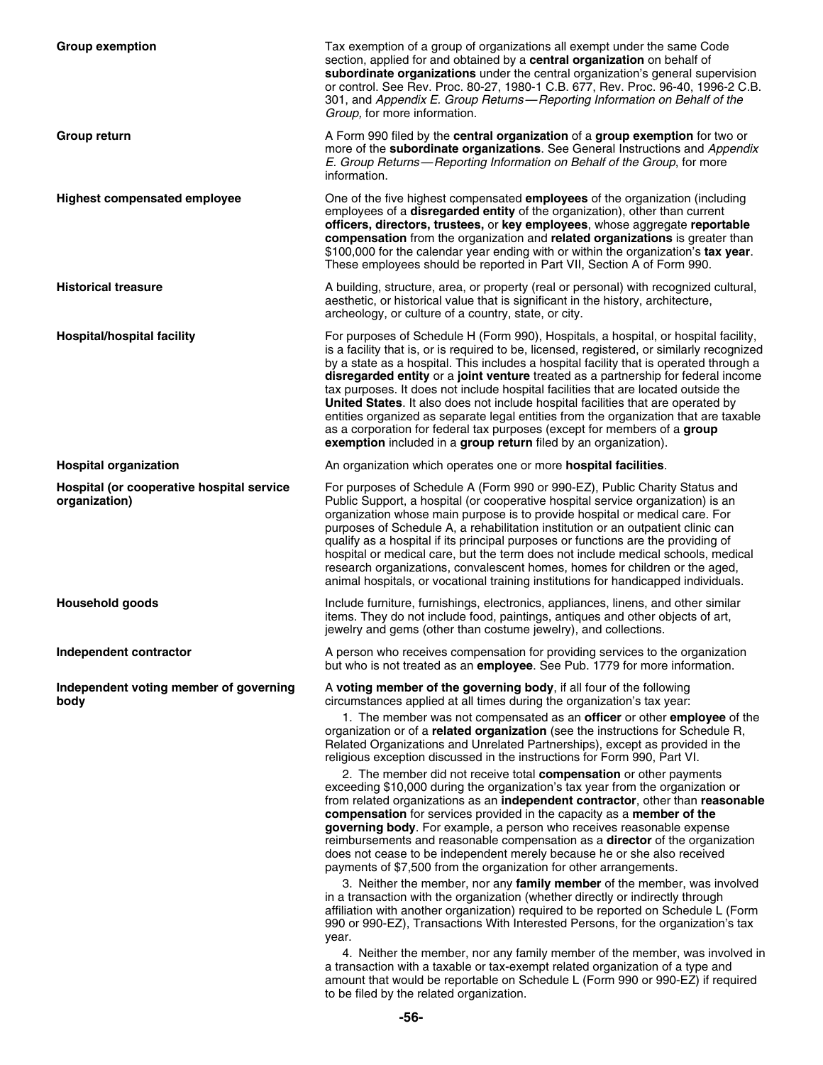**Group exemption**

Tax exemption of a group of organizations all exempt under the same Code section, applied for and obtained by a **central organization** on behalf of **subordinate organizations** under the central organization's general supervision or control. See Rev. Proc. 80-27, 1980-1 C.B. 677, Rev. Proc. 96-40, 1996-2 C.B. 301, and *Appendix E. Group Returns—Reporting Information on Behalf of the Group,* for more information.

**Group return**

A Form 990 filed by the **central organization** of a **group exemption** for two or more of the **subordinate organizations**. See General Instructions and *Appendix E. Group Returns—Reporting Information on Behalf of the Group*, for more information.

**Highest compensated employee**

One of the five highest compensated **employees** of the organization (including employees of a **disregarded entity** of the organization), other than current **officers, directors, trustees,** or **key employees**, whose aggregate **reportable compensation** from the organization and **related organizations** is greater than $100,000 for the calendar year ending with or within the organization's **tax year**. These employees should be reported in Part VII, Section A of Form 990.

**Historical treasure**

A building, structure, area, or property (real or personal) with recognized cultural, aesthetic, or historical value that is significant in the history, architecture, archeology, or culture of a country, state, or city.

**Hospital/hospital facility**

For purposes of Schedule H (Form 990), Hospitals, a hospital, or hospital facility, is a facility that is, or is required to be, licensed, registered, or similarly recognized by a state as a hospital. This includes a hospital facility that is operated through a **disregarded entity** or a **joint venture** treated as a partnership for federal income tax purposes. It does not include hospital facilities that are located outside the **United States**. It also does not include hospital facilities that are operated by entities organized as separate legal entities from the organization that are taxable as a corporation for federal tax purposes (except for members of a **group exemption** included in a **group return** filed by an organization).

**Hospital organization**

An organization which operates one or more **hospital facilities**.

**Hospital (or cooperative hospital service organization)**

For purposes of Schedule A (Form 990 or 990-EZ), Public Charity Status and Public Support, a hospital (or cooperative hospital service organization) is an organization whose main purpose is to provide hospital or medical care. For purposes of Schedule A, a rehabilitation institution or an outpatient clinic can qualify as a hospital if its principal purposes or functions are the providing of hospital or medical care, but the term does not include medical schools, medical research organizations, convalescent homes, homes for children or the aged, animal hospitals, or vocational training institutions for handicapped individuals.

**Household goods**

Include furniture, furnishings, electronics, appliances, linens, and other similar items. They do not include food, paintings, antiques and other objects of art, jewelry and gems (other than costume jewelry), and collections.

**Independent contractor**

A person who receives compensation for providing services to the organization but who is not treated as an **employee**. See Pub. 1779 for more information.

**Independent voting member of governing body**

A **voting member of the governing body**, if all four of the following circumstances applied at all times during the organization's tax year:

1. The member was not compensated as an **officer** or other **employee** of the organization or of a **related organization** (see the instructions for Schedule R, Related Organizations and Unrelated Partnerships), except as provided in the religious exception discussed in the instructions for Form 990, Part VI.

2. The member did not receive total **compensation** or other payments exceeding $10,000 during the organization's tax year from the organization or from related organizations as an **independent contractor**, other than **reasonable compensation** for services provided in the capacity as a **member of the governing body**. For example, a person who receives reasonable expense reimbursements and reasonable compensation as a **director** of the organization does not cease to be independent merely because he or she also received payments of $7,500 from the organization for other arrangements.

3. Neither the member, nor any **family member** of the member, was involved in a transaction with the organization (whether directly or indirectly through affiliation with another organization) required to be reported on Schedule L (Form 990 or 990-EZ), Transactions With Interested Persons, for the organization's tax year.

4. Neither the member, nor any family member of the member, was involved in a transaction with a taxable or tax-exempt related organization of a type and amount that would be reportable on Schedule L (Form 990 or 990-EZ) if required to be filed by the related organization.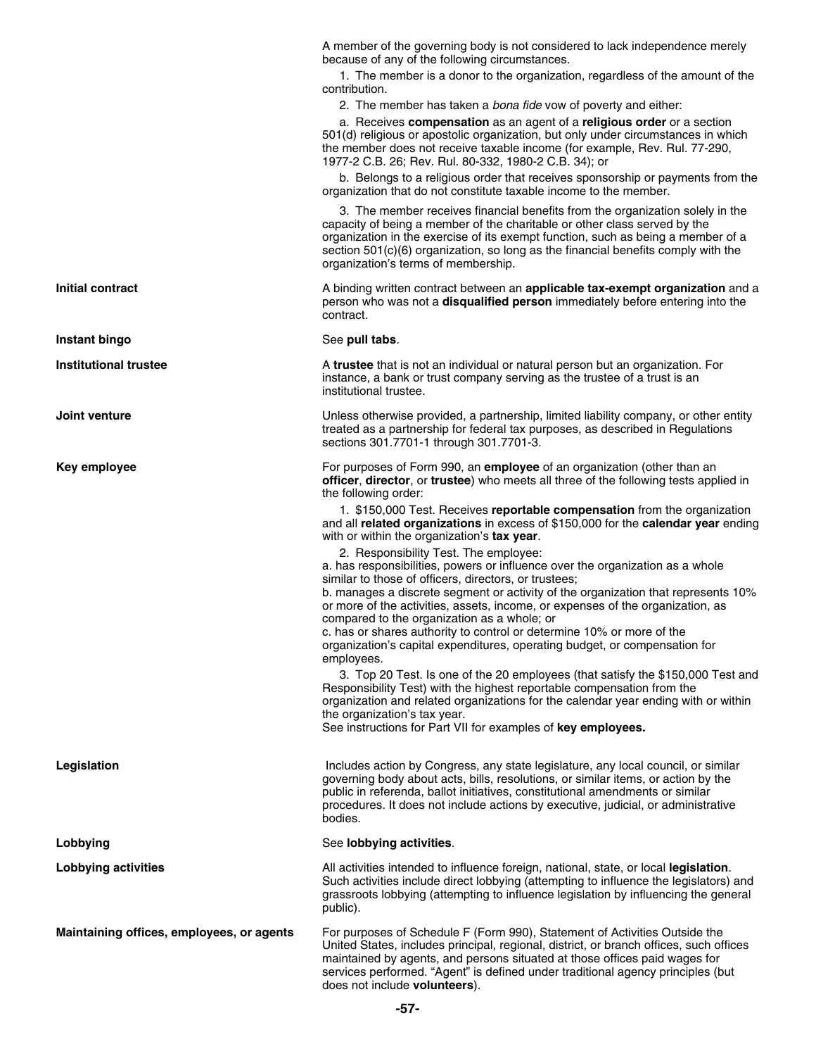A member of the governing body is not considered to lack independence merely because of any of the following circumstances.

1. The member is a donor to the organization, regardless of the amount of the contribution.

2. The member has taken a *bona fide* vow of poverty and either:

a. Receives **compensation** as an agent of a **religious order** or a section 501(d) religious or apostolic organization, but only under circumstances in which the member does not receive taxable income (for example, Rev. Rul. 77-290, 1977-2 C.B. 26; Rev. Rul. 80-332, 1980-2 C.B. 34); or

b. Belongs to a religious order that receives sponsorship or payments from the organization that do not constitute taxable income to the member.

3. The member receives financial benefits from the organization solely in the capacity of being a member of the charitable or other class served by the organization in the exercise of its exempt function, such as being a member of a section 501(c)(6) organization, so long as the financial benefits comply with the organization's terms of membership.

**Initial contract**

A binding written contract between an **applicable tax-exempt organization** and a person who was not a **disqualified person** immediately before entering into the contract.

**Instant bingo**

See **pull tabs**.

**Institutional trustee**

A **trustee** that is not an individual or natural person but an organization. For instance, a bank or trust company serving as the trustee of a trust is an institutional trustee.

**Joint venture**

Unless otherwise provided, a partnership, limited liability company, or other entity treated as a partnership for federal tax purposes, as described in Regulations sections 301.7701-1 through 301.7701-3.

**Key employee**

For purposes of Form 990, an **employee** of an organization (other than an **officer**, **director**, or **trustee**) who meets all three of the following tests applied in the following order:

1. $150,000 Test. Receives **reportable compensation** from the organization and all **related organizations** in excess of $150,000 for the **calendar year** ending with or within the organization's **tax year**.

2. Responsibility Test. The employee:
a. has responsibilities, powers or influence over the organization as a whole similar to those of officers, directors, or trustees;
b. manages a discrete segment or activity of the organization that represents 10% or more of the activities, assets, income, or expenses of the organization, as compared to the organization as a whole; or
c. has or shares authority to control or determine 10% or more of the organization's capital expenditures, operating budget, or compensation for employees.

3. Top 20 Test. Is one of the 20 employees (that satisfy the $150,000 Test and Responsibility Test) with the highest reportable compensation from the organization and related organizations for the calendar year ending with or within the organization's tax year.
See instructions for Part VII for examples of **key employees.**

**Legislation**

Includes action by Congress, any state legislature, any local council, or similar governing body about acts, bills, resolutions, or similar items, or action by the public in referenda, ballot initiatives, constitutional amendments or similar procedures. It does not include actions by executive, judicial, or administrative bodies.

**Lobbying**

See **lobbying activities**.

**Lobbying activities**

All activities intended to influence foreign, national, state, or local **legislation**. Such activities include direct lobbying (attempting to influence the legislators) and grassroots lobbying (attempting to influence legislation by influencing the general public).

**Maintaining offices, employees, or agents**

For purposes of Schedule F (Form 990), Statement of Activities Outside the United States, includes principal, regional, district, or branch offices, such offices maintained by agents, and persons situated at those offices paid wages for services performed. "Agent" is defined under traditional agency principles (but does not include **volunteers**).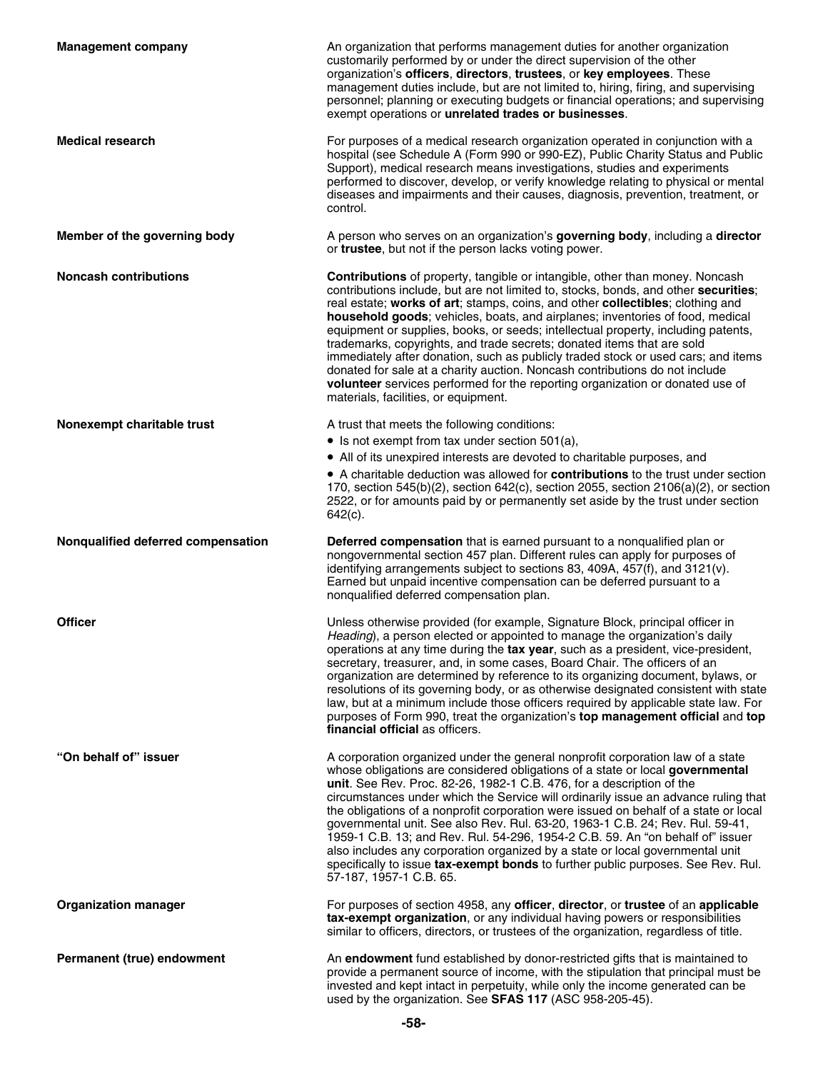**Management company**

An organization that performs management duties for another organization customarily performed by or under the direct supervision of the other organization's **officers**, **directors**, **trustees**, or **key employees**. These management duties include, but are not limited to, hiring, firing, and supervising personnel; planning or executing budgets or financial operations; and supervising exempt operations or **unrelated trades or businesses**.

**Medical research**

For purposes of a medical research organization operated in conjunction with a hospital (see Schedule A (Form 990 or 990-EZ), Public Charity Status and Public Support), medical research means investigations, studies and experiments performed to discover, develop, or verify knowledge relating to physical or mental diseases and impairments and their causes, diagnosis, prevention, treatment, or control.

**Member of the governing body**

A person who serves on an organization's **governing body**, including a **director** or **trustee**, but not if the person lacks voting power.

**Noncash contributions**

**Contributions** of property, tangible or intangible, other than money. Noncash contributions include, but are not limited to, stocks, bonds, and other **securities**; real estate; **works of art**; stamps, coins, and other **collectibles**; clothing and **household goods**; vehicles, boats, and airplanes; inventories of food, medical equipment or supplies, books, or seeds; intellectual property, including patents, trademarks, copyrights, and trade secrets; donated items that are sold immediately after donation, such as publicly traded stock or used cars; and items donated for sale at a charity auction. Noncash contributions do not include **volunteer** services performed for the reporting organization or donated use of materials, facilities, or equipment.

**Nonexempt charitable trust**

A trust that meets the following conditions:

- Is not exempt from tax under section 501(a),
- All of its unexpired interests are devoted to charitable purposes, and
- A charitable deduction was allowed for **contributions** to the trust under section 170, section 545(b)(2), section 642(c), section 2055, section 2106(a)(2), or section 2522, or for amounts paid by or permanently set aside by the trust under section 642(c).

**Nonqualified deferred compensation**

**Deferred compensation** that is earned pursuant to a nonqualified plan or nongovernmental section 457 plan. Different rules can apply for purposes of identifying arrangements subject to sections 83, 409A, 457(f), and 3121(v). Earned but unpaid incentive compensation can be deferred pursuant to a nonqualified deferred compensation plan.

**Officer**

Unless otherwise provided (for example, Signature Block, principal officer in *Heading*), a person elected or appointed to manage the organization's daily operations at any time during the **tax year**, such as a president, vice-president, secretary, treasurer, and, in some cases, Board Chair. The officers of an organization are determined by reference to its organizing document, bylaws, or resolutions of its governing body, or as otherwise designated consistent with state law, but at a minimum include those officers required by applicable state law. For purposes of Form 990, treat the organization's **top management official** and **top financial official** as officers.

**"On behalf of" issuer**

A corporation organized under the general nonprofit corporation law of a state whose obligations are considered obligations of a state or local **governmental unit**. See Rev. Proc. 82-26, 1982-1 C.B. 476, for a description of the circumstances under which the Service will ordinarily issue an advance ruling that the obligations of a nonprofit corporation were issued on behalf of a state or local governmental unit. See also Rev. Rul. 63-20, 1963-1 C.B. 24; Rev. Rul. 59-41, 1959-1 C.B. 13; and Rev. Rul. 54-296, 1954-2 C.B. 59. An "on behalf of" issuer also includes any corporation organized by a state or local governmental unit specifically to issue **tax-exempt bonds** to further public purposes. See Rev. Rul. 57-187, 1957-1 C.B. 65.

**Organization manager**

For purposes of section 4958, any **officer**, **director**, or **trustee** of an **applicable tax-exempt organization**, or any individual having powers or responsibilities similar to officers, directors, or trustees of the organization, regardless of title.

**Permanent (true) endowment**

An **endowment** fund established by donor-restricted gifts that is maintained to provide a permanent source of income, with the stipulation that principal must be invested and kept intact in perpetuity, while only the income generated can be used by the organization. See **SFAS 117** (ASC 958-205-45).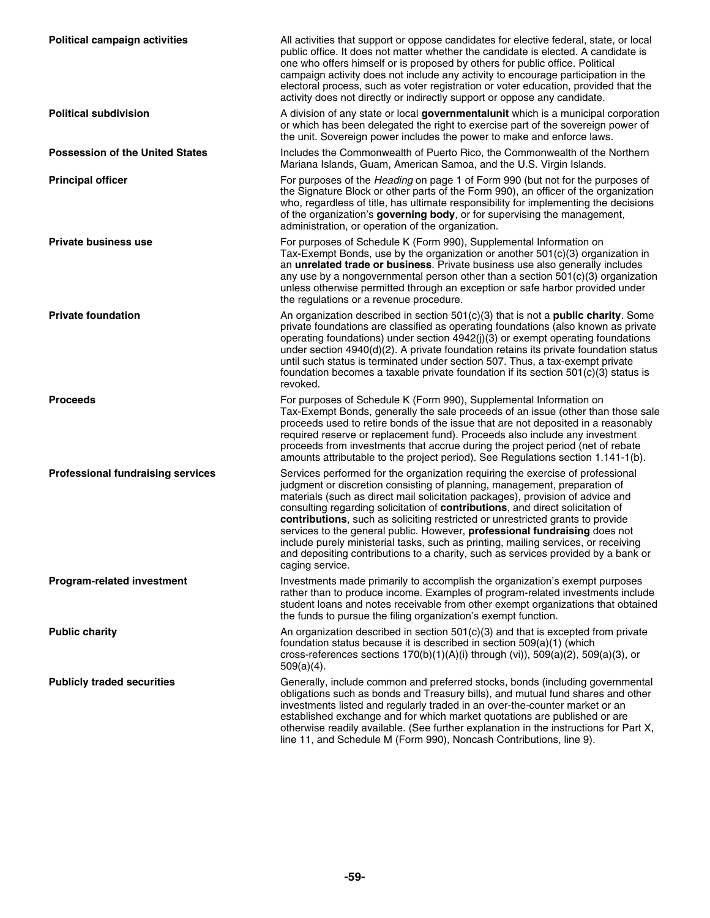**Political campaign activities**

All activities that support or oppose candidates for elective federal, state, or local public office. It does not matter whether the candidate is elected. A candidate is one who offers himself or is proposed by others for public office. Political campaign activity does not include any activity to encourage participation in the electoral process, such as voter registration or voter education, provided that the activity does not directly or indirectly support or oppose any candidate.

**Political subdivision**

A division of any state or local **governmentalunit** which is a municipal corporation or which has been delegated the right to exercise part of the sovereign power of the unit. Sovereign power includes the power to make and enforce laws.

**Possession of the United States**

Includes the Commonwealth of Puerto Rico, the Commonwealth of the Northern Mariana Islands, Guam, American Samoa, and the U.S. Virgin Islands.

**Principal officer**

For purposes of the *Heading* on page 1 of Form 990 (but not for the purposes of the Signature Block or other parts of the Form 990), an officer of the organization who, regardless of title, has ultimate responsibility for implementing the decisions of the organization's **governing body**, or for supervising the management, administration, or operation of the organization.

**Private business use**

For purposes of Schedule K (Form 990), Supplemental Information on Tax-Exempt Bonds, use by the organization or another 501(c)(3) organization in an **unrelated trade or business**. Private business use also generally includes any use by a nongovernmental person other than a section 501(c)(3) organization unless otherwise permitted through an exception or safe harbor provided under the regulations or a revenue procedure.

**Private foundation**

An organization described in section 501(c)(3) that is not a **public charity**. Some private foundations are classified as operating foundations (also known as private operating foundations) under section 4942(j)(3) or exempt operating foundations under section 4940(d)(2). A private foundation retains its private foundation status until such status is terminated under section 507. Thus, a tax-exempt private foundation becomes a taxable private foundation if its section 501(c)(3) status is revoked.

**Proceeds**

For purposes of Schedule K (Form 990), Supplemental Information on Tax-Exempt Bonds, generally the sale proceeds of an issue (other than those sale proceeds used to retire bonds of the issue that are not deposited in a reasonably required reserve or replacement fund). Proceeds also include any investment proceeds from investments that accrue during the project period (net of rebate amounts attributable to the project period). See Regulations section 1.141-1(b).

**Professional fundraising services**

Services performed for the organization requiring the exercise of professional judgment or discretion consisting of planning, management, preparation of materials (such as direct mail solicitation packages), provision of advice and consulting regarding solicitation of **contributions**, and direct solicitation of **contributions**, such as soliciting restricted or unrestricted grants to provide services to the general public. However, **professional fundraising** does not include purely ministerial tasks, such as printing, mailing services, or receiving and depositing contributions to a charity, such as services provided by a bank or caging service.

**Program-related investment**

Investments made primarily to accomplish the organization's exempt purposes rather than to produce income. Examples of program-related investments include student loans and notes receivable from other exempt organizations that obtained the funds to pursue the filing organization's exempt function.

**Public charity**

An organization described in section 501(c)(3) and that is excepted from private foundation status because it is described in section 509(a)(1) (which cross-references sections 170(b)(1)(A)(i) through (vi)), 509(a)(2), 509(a)(3), or 509(a)(4).

**Publicly traded securities**

Generally, include common and preferred stocks, bonds (including governmental obligations such as bonds and Treasury bills), and mutual fund shares and other investments listed and regularly traded in an over-the-counter market or an established exchange and for which market quotations are published or are otherwise readily available. (See further explanation in the instructions for Part X, line 11, and Schedule M (Form 990), Noncash Contributions, line 9).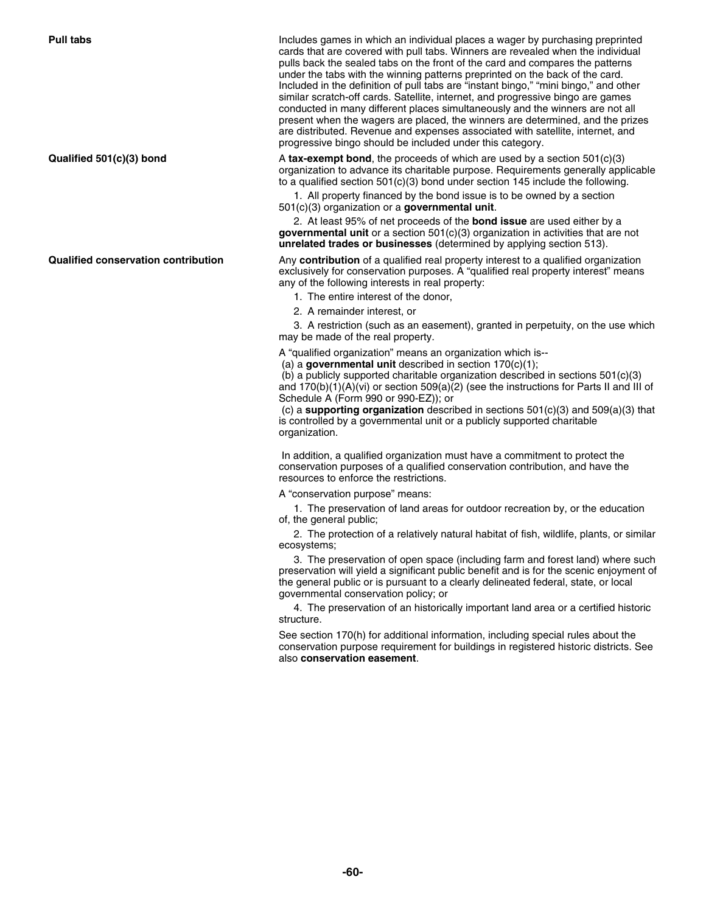**Pull tabs**

Includes games in which an individual places a wager by purchasing preprinted cards that are covered with pull tabs. Winners are revealed when the individual pulls back the sealed tabs on the front of the card and compares the patterns under the tabs with the winning patterns preprinted on the back of the card. Included in the definition of pull tabs are "instant bingo," "mini bingo," and other similar scratch-off cards. Satellite, internet, and progressive bingo are games conducted in many different places simultaneously and the winners are not all present when the wagers are placed, the winners are determined, and the prizes are distributed. Revenue and expenses associated with satellite, internet, and progressive bingo should be included under this category.

**Qualified 501(c)(3) bond**

A **tax-exempt bond**, the proceeds of which are used by a section 501(c)(3) organization to advance its charitable purpose. Requirements generally applicable to a qualified section 501(c)(3) bond under section 145 include the following.

1. All property financed by the bond issue is to be owned by a section 501(c)(3) organization or a **governmental unit**.
2. At least 95% of net proceeds of the **bond issue** are used either by a **governmental unit** or a section 501(c)(3) organization in activities that are not **unrelated trades or businesses** (determined by applying section 513).

**Qualified conservation contribution**

Any **contribution** of a qualified real property interest to a qualified organization exclusively for conservation purposes. A "qualified real property interest" means any of the following interests in real property:

1. The entire interest of the donor,
2. A remainder interest, or
3. A restriction (such as an easement), granted in perpetuity, on the use which may be made of the real property.

A "qualified organization" means an organization which is--

(a) a **governmental unit** described in section 170(c)(1);

(b) a publicly supported charitable organization described in sections 501(c)(3) and 170(b)(1)(A)(vi) or section 509(a)(2) (see the instructions for Parts II and III of Schedule A (Form 990 or 990-EZ)); or

(c) a **supporting organization** described in sections 501(c)(3) and 509(a)(3) that is controlled by a governmental unit or a publicly supported charitable organization.

In addition, a qualified organization must have a commitment to protect the conservation purposes of a qualified conservation contribution, and have the resources to enforce the restrictions.

A "conservation purpose" means:

1. The preservation of land areas for outdoor recreation by, or the education of, the general public;
2. The protection of a relatively natural habitat of fish, wildlife, plants, or similar ecosystems;
3. The preservation of open space (including farm and forest land) where such preservation will yield a significant public benefit and is for the scenic enjoyment of the general public or is pursuant to a clearly delineated federal, state, or local governmental conservation policy; or
4. The preservation of an historically important land area or a certified historic structure.

See section 170(h) for additional information, including special rules about the conservation purpose requirement for buildings in registered historic districts. See also **conservation easement**.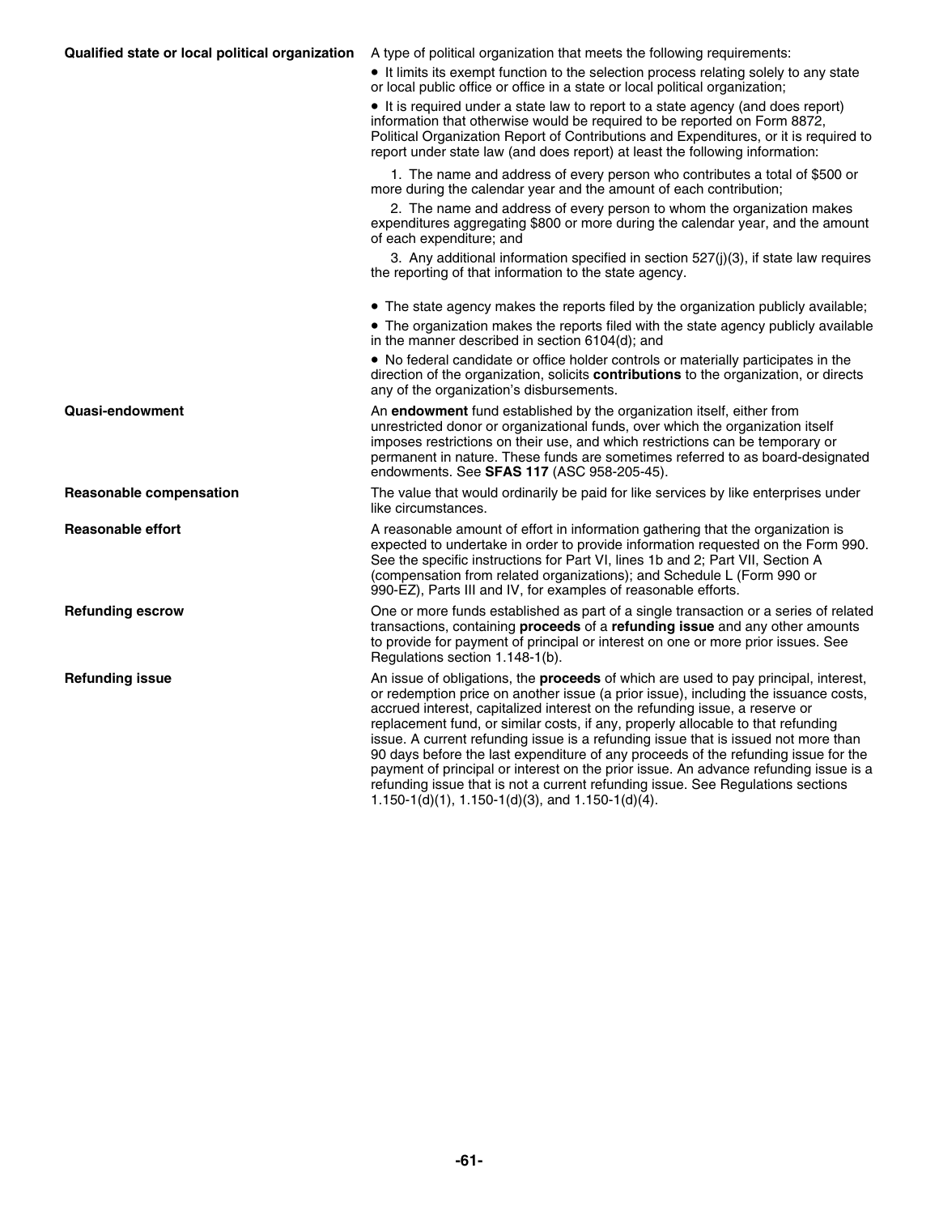**Qualified state or local political organization**

A type of political organization that meets the following requirements:

- It limits its exempt function to the selection process relating solely to any state or local public office or office in a state or local political organization;
- It is required under a state law to report to a state agency (and does report) information that otherwise would be required to be reported on Form 8872, Political Organization Report of Contributions and Expenditures, or it is required to report under state law (and does report) at least the following information:

  1. The name and address of every person who contributes a total of $500 or more during the calendar year and the amount of each contribution;
  2. The name and address of every person to whom the organization makes expenditures aggregating $800 or more during the calendar year, and the amount of each expenditure; and
  3. Any additional information specified in section 527(j)(3), if state law requires the reporting of that information to the state agency.

- The state agency makes the reports filed by the organization publicly available;
- The organization makes the reports filed with the state agency publicly available in the manner described in section 6104(d); and
- No federal candidate or office holder controls or materially participates in the direction of the organization, solicits **contributions** to the organization, or directs any of the organization's disbursements.

**Quasi-endowment**

An **endowment** fund established by the organization itself, either from unrestricted donor or organizational funds, over which the organization itself imposes restrictions on their use, and which restrictions can be temporary or permanent in nature. These funds are sometimes referred to as board-designated endowments. See **SFAS 117** (ASC 958-205-45).

**Reasonable compensation**

The value that would ordinarily be paid for like services by like enterprises under like circumstances.

**Reasonable effort**

A reasonable amount of effort in information gathering that the organization is expected to undertake in order to provide information requested on the Form 990. See the specific instructions for Part VI, lines 1b and 2; Part VII, Section A (compensation from related organizations); and Schedule L (Form 990 or 990-EZ), Parts III and IV, for examples of reasonable efforts.

**Refunding escrow**

One or more funds established as part of a single transaction or a series of related transactions, containing **proceeds** of a **refunding issue** and any other amounts to provide for payment of principal or interest on one or more prior issues. See Regulations section 1.148-1(b).

**Refunding issue**

An issue of obligations, the **proceeds** of which are used to pay principal, interest, or redemption price on another issue (a prior issue), including the issuance costs, accrued interest, capitalized interest on the refunding issue, a reserve or replacement fund, or similar costs, if any, properly allocable to that refunding issue. A current refunding issue is a refunding issue that is issued not more than 90 days before the last expenditure of any proceeds of the refunding issue for the payment of principal or interest on the prior issue. An advance refunding issue is a refunding issue that is not a current refunding issue. See Regulations sections 1.150-1(d)(1), 1.150-1(d)(3), and 1.150-1(d)(4).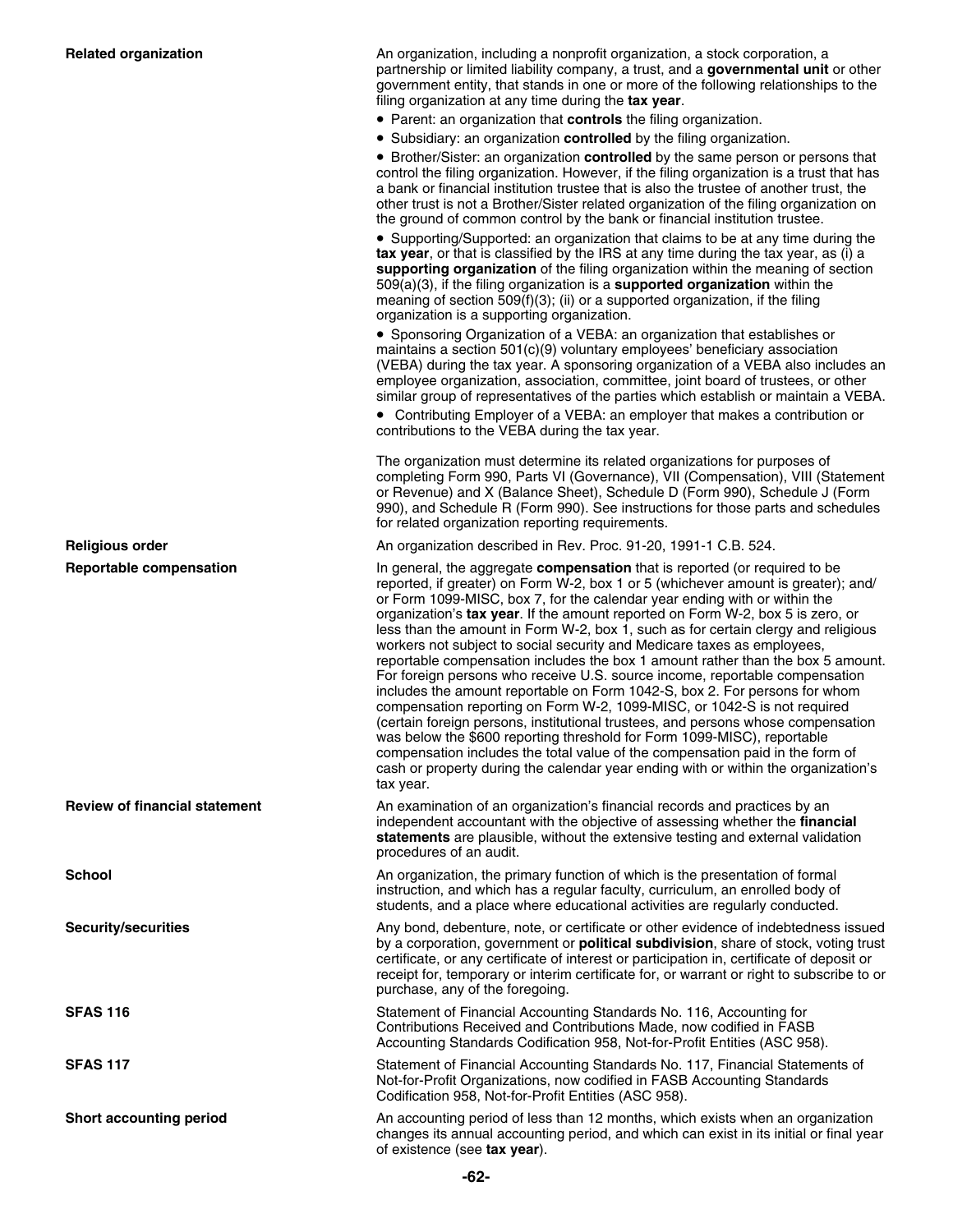**Related organization**

An organization, including a nonprofit organization, a stock corporation, a partnership or limited liability company, a trust, and a **governmental unit** or other government entity, that stands in one or more of the following relationships to the filing organization at any time during the **tax year**.

- Parent: an organization that **controls** the filing organization.
- Subsidiary: an organization **controlled** by the filing organization.
- Brother/Sister: an organization **controlled** by the same person or persons that control the filing organization. However, if the filing organization is a trust that has a bank or financial institution trustee that is also the trustee of another trust, the other trust is not a Brother/Sister related organization of the filing organization on the ground of common control by the bank or financial institution trustee.
- Supporting/Supported: an organization that claims to be at any time during the **tax year**, or that is classified by the IRS at any time during the tax year, as (i) a **supporting organization** of the filing organization within the meaning of section 509(a)(3), if the filing organization is a **supported organization** within the meaning of section 509(f)(3); (ii) or a supported organization, if the filing organization is a supporting organization.
- Sponsoring Organization of a VEBA: an organization that establishes or maintains a section 501(c)(9) voluntary employees' beneficiary association (VEBA) during the tax year. A sponsoring organization of a VEBA also includes an employee organization, association, committee, joint board of trustees, or other similar group of representatives of the parties which establish or maintain a VEBA.
- Contributing Employer of a VEBA: an employer that makes a contribution or contributions to the VEBA during the tax year.

The organization must determine its related organizations for purposes of completing Form 990, Parts VI (Governance), VII (Compensation), VIII (Statement or Revenue) and X (Balance Sheet), Schedule D (Form 990), Schedule J (Form 990), and Schedule R (Form 990). See instructions for those parts and schedules for related organization reporting requirements.

**Religious order**

An organization described in Rev. Proc. 91-20, 1991-1 C.B. 524.

**Reportable compensation**

In general, the aggregate **compensation** that is reported (or required to be reported, if greater) on Form W-2, box 1 or 5 (whichever amount is greater); and/or Form 1099-MISC, box 7, for the calendar year ending with or within the organization's **tax year**. If the amount reported on Form W-2, box 5 is zero, or less than the amount in Form W-2, box 1, such as for certain clergy and religious workers not subject to social security and Medicare taxes as employees, reportable compensation includes the box 1 amount rather than the box 5 amount. For foreign persons who receive U.S. source income, reportable compensation includes the amount reportable on Form 1042-S, box 2. For persons for whom compensation reporting on Form W-2, 1099-MISC, or 1042-S is not required (certain foreign persons, institutional trustees, and persons whose compensation was below the $600 reporting threshold for Form 1099-MISC), reportable compensation includes the total value of the compensation paid in the form of cash or property during the calendar year ending with or within the organization's tax year.

**Review of financial statement**

An examination of an organization's financial records and practices by an independent accountant with the objective of assessing whether the **financial statements** are plausible, without the extensive testing and external validation procedures of an audit.

**School**

An organization, the primary function of which is the presentation of formal instruction, and which has a regular faculty, curriculum, an enrolled body of students, and a place where educational activities are regularly conducted.

**Security/securities**

Any bond, debenture, note, or certificate or other evidence of indebtedness issued by a corporation, government or **political subdivision**, share of stock, voting trust certificate, or any certificate of interest or participation in, certificate of deposit or receipt for, temporary or interim certificate for, or warrant or right to subscribe to or purchase, any of the foregoing.

**SFAS 116**

Statement of Financial Accounting Standards No. 116, Accounting for Contributions Received and Contributions Made, now codified in FASB Accounting Standards Codification 958, Not-for-Profit Entities (ASC 958).

**SFAS 117**

Statement of Financial Accounting Standards No. 117, Financial Statements of Not-for-Profit Organizations, now codified in FASB Accounting Standards Codification 958, Not-for-Profit Entities (ASC 958).

**Short accounting period**

An accounting period of less than 12 months, which exists when an organization changes its annual accounting period, and which can exist in its initial or final year of existence (see **tax year**).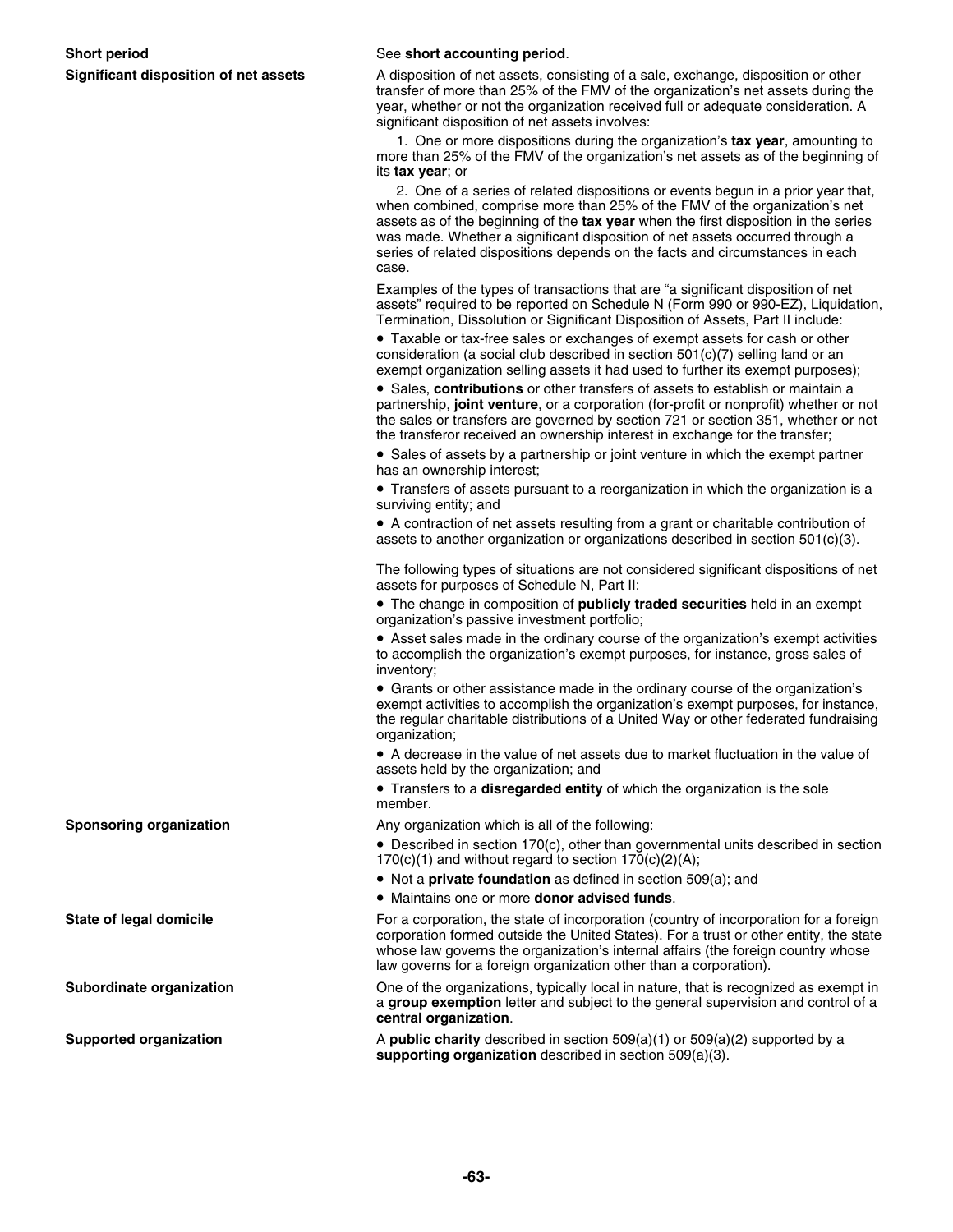**Short period**

See **short accounting period**.

**Significant disposition of net assets**

A disposition of net assets, consisting of a sale, exchange, disposition or other transfer of more than 25% of the FMV of the organization's net assets during the year, whether or not the organization received full or adequate consideration. A significant disposition of net assets involves:

1. One or more dispositions during the organization's **tax year**, amounting to more than 25% of the FMV of the organization's net assets as of the beginning of its **tax year**; or

2. One of a series of related dispositions or events begun in a prior year that, when combined, comprise more than 25% of the FMV of the organization's net assets as of the beginning of the **tax year** when the first disposition in the series was made. Whether a significant disposition of net assets occurred through a series of related dispositions depends on the facts and circumstances in each case.

Examples of the types of transactions that are "a significant disposition of net assets" required to be reported on Schedule N (Form 990 or 990-EZ), Liquidation, Termination, Dissolution or Significant Disposition of Assets, Part II include:

- Taxable or tax-free sales or exchanges of exempt assets for cash or other consideration (a social club described in section 501(c)(7) selling land or an exempt organization selling assets it had used to further its exempt purposes);
- Sales, **contributions** or other transfers of assets to establish or maintain a partnership, **joint venture**, or a corporation (for-profit or nonprofit) whether or not the sales or transfers are governed by section 721 or section 351, whether or not the transferor received an ownership interest in exchange for the transfer;
- Sales of assets by a partnership or joint venture in which the exempt partner has an ownership interest;
- Transfers of assets pursuant to a reorganization in which the organization is a surviving entity; and
- A contraction of net assets resulting from a grant or charitable contribution of assets to another organization or organizations described in section 501(c)(3).

The following types of situations are not considered significant dispositions of net assets for purposes of Schedule N, Part II:

- The change in composition of **publicly traded securities** held in an exempt organization's passive investment portfolio;
- Asset sales made in the ordinary course of the organization's exempt activities to accomplish the organization's exempt purposes, for instance, gross sales of inventory;
- Grants or other assistance made in the ordinary course of the organization's exempt activities to accomplish the organization's exempt purposes, for instance, the regular charitable distributions of a United Way or other federated fundraising organization;
- A decrease in the value of net assets due to market fluctuation in the value of assets held by the organization; and
- Transfers to a **disregarded entity** of which the organization is the sole member.

**Sponsoring organization**

Any organization which is all of the following:

- Described in section 170(c), other than governmental units described in section 170(c)(1) and without regard to section 170(c)(2)(A);
- Not a **private foundation** as defined in section 509(a); and
- Maintains one or more **donor advised funds**.

**State of legal domicile**

For a corporation, the state of incorporation (country of incorporation for a foreign corporation formed outside the United States). For a trust or other entity, the state whose law governs the organization's internal affairs (the foreign country whose law governs for a foreign organization other than a corporation).

**Subordinate organization**

One of the organizations, typically local in nature, that is recognized as exempt in a **group exemption** letter and subject to the general supervision and control of a **central organization**.

**Supported organization**

A **public charity** described in section 509(a)(1) or 509(a)(2) supported by a **supporting organization** described in section 509(a)(3).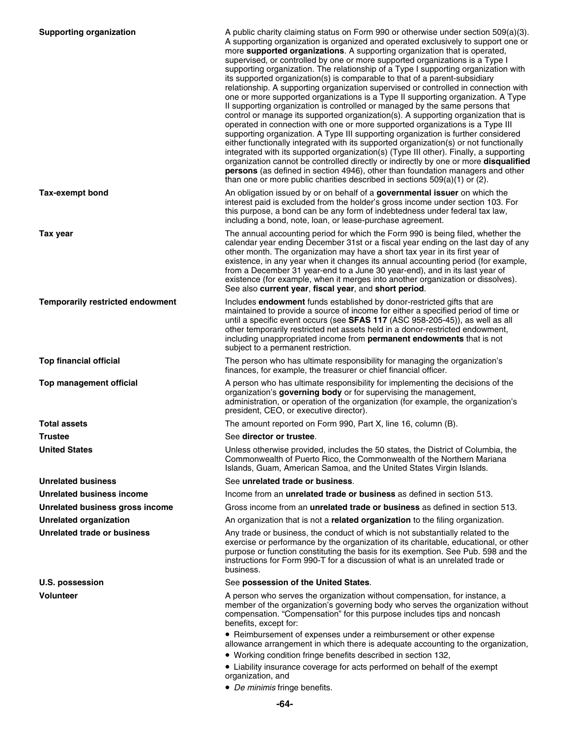**Supporting organization**

A public charity claiming status on Form 990 or otherwise under section 509(a)(3). A supporting organization is organized and operated exclusively to support one or more **supported organizations**. A supporting organization that is operated, supervised, or controlled by one or more supported organizations is a Type I supporting organization. The relationship of a Type I supporting organization with its supported organization(s) is comparable to that of a parent-subsidiary relationship. A supporting organization supervised or controlled in connection with one or more supported organizations is a Type II supporting organization. A Type II supporting organization is controlled or managed by the same persons that control or manage its supported organization(s). A supporting organization that is operated in connection with one or more supported organizations is a Type III supporting organization. A Type III supporting organization is further considered either functionally integrated with its supported organization(s) or not functionally integrated with its supported organization(s) (Type III other). Finally, a supporting organization cannot be controlled directly or indirectly by one or more **disqualified persons** (as defined in section 4946), other than foundation managers and other than one or more public charities described in sections 509(a)(1) or (2).

**Tax-exempt bond**

An obligation issued by or on behalf of a **governmental issuer** on which the interest paid is excluded from the holder's gross income under section 103. For this purpose, a bond can be any form of indebtedness under federal tax law, including a bond, note, loan, or lease-purchase agreement.

**Tax year**

The annual accounting period for which the Form 990 is being filed, whether the calendar year ending December 31st or a fiscal year ending on the last day of any other month. The organization may have a short tax year in its first year of existence, in any year when it changes its annual accounting period (for example, from a December 31 year-end to a June 30 year-end), and in its last year of existence (for example, when it merges into another organization or dissolves). See also **current year**, **fiscal year**, and **short period**.

**Temporarily restricted endowment**

Includes **endowment** funds established by donor-restricted gifts that are maintained to provide a source of income for either a specified period of time or until a specific event occurs (see **SFAS 117** (ASC 958-205-45)), as well as all other temporarily restricted net assets held in a donor-restricted endowment, including unappropriated income from **permanent endowments** that is not subject to a permanent restriction.

**Top financial official**

The person who has ultimate responsibility for managing the organization's finances, for example, the treasurer or chief financial officer.

**Top management official**

A person who has ultimate responsibility for implementing the decisions of the organization's **governing body** or for supervising the management, administration, or operation of the organization (for example, the organization's president, CEO, or executive director).

**Total assets**

The amount reported on Form 990, Part X, line 16, column (B).

**Trustee**

See **director or trustee**.

**United States**

Unless otherwise provided, includes the 50 states, the District of Columbia, the Commonwealth of Puerto Rico, the Commonwealth of the Northern Mariana Islands, Guam, American Samoa, and the United States Virgin Islands.

**Unrelated business**

See **unrelated trade or business**.

**Unrelated business income**

Income from an **unrelated trade or business** as defined in section 513.

**Unrelated business gross income**

Gross income from an **unrelated trade or business** as defined in section 513.

**Unrelated organization**

An organization that is not a **related organization** to the filing organization.

**Unrelated trade or business**

Any trade or business, the conduct of which is not substantially related to the exercise or performance by the organization of its charitable, educational, or other purpose or function constituting the basis for its exemption. See Pub. 598 and the instructions for Form 990-T for a discussion of what is an unrelated trade or business.

**U.S. possession**

See **possession of the United States**.

**Volunteer**

A person who serves the organization without compensation, for instance, a member of the organization's governing body who serves the organization without compensation. "Compensation" for this purpose includes tips and noncash benefits, except for:

- Reimbursement of expenses under a reimbursement or other expense allowance arrangement in which there is adequate accounting to the organization,
- Working condition fringe benefits described in section 132,
- Liability insurance coverage for acts performed on behalf of the exempt organization, and
- *De minimis* fringe benefits.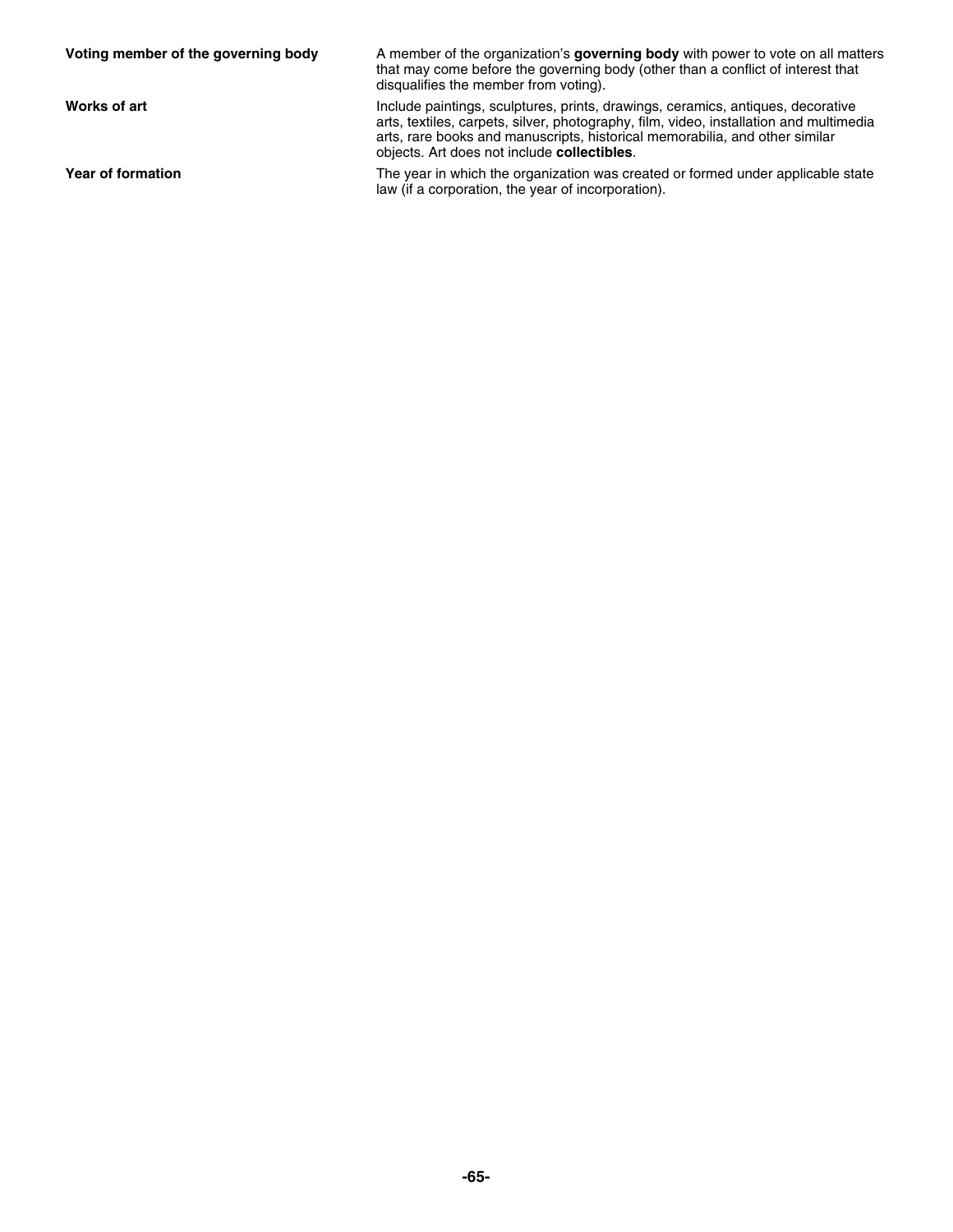**Voting member of the governing body** — A member of the organization's **governing body** with power to vote on all matters that may come before the governing body (other than a conflict of interest that disqualifies the member from voting).

**Works of art** — Include paintings, sculptures, prints, drawings, ceramics, antiques, decorative arts, textiles, carpets, silver, photography, film, video, installation and multimedia arts, rare books and manuscripts, historical memorabilia, and other similar objects. Art does not include **collectibles**.

**Year of formation** — The year in which the organization was created or formed under applicable state law (if a corporation, the year of incorporation).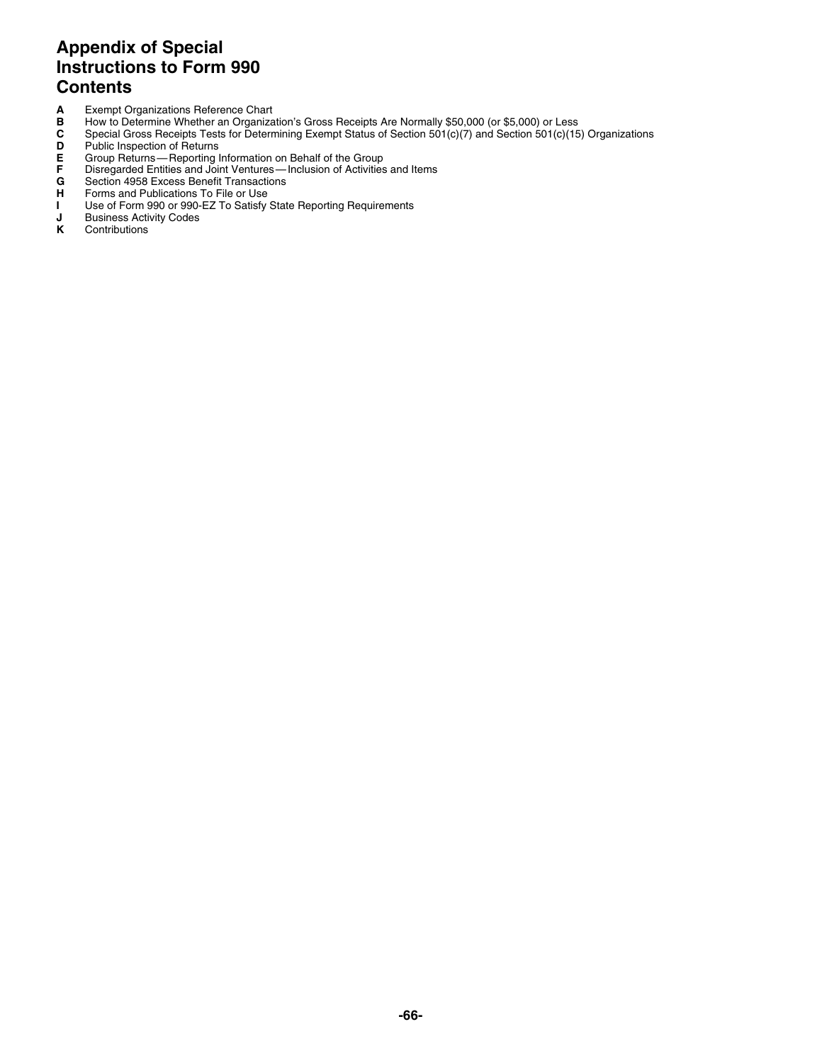# Appendix of Special Instructions to Form 990 Contents

- **A** Exempt Organizations Reference Chart
- **B** How to Determine Whether an Organization's Gross Receipts Are Normally $50,000 (or $5,000) or Less
- **C** Special Gross Receipts Tests for Determining Exempt Status of Section 501(c)(7) and Section 501(c)(15) Organizations
- **D** Public Inspection of Returns
- **E** Group Returns—Reporting Information on Behalf of the Group
- **F** Disregarded Entities and Joint Ventures—Inclusion of Activities and Items
- **G** Section 4958 Excess Benefit Transactions
- **H** Forms and Publications To File or Use
- **I** Use of Form 990 or 990-EZ To Satisfy State Reporting Requirements
- **J** Business Activity Codes
- **K** Contributions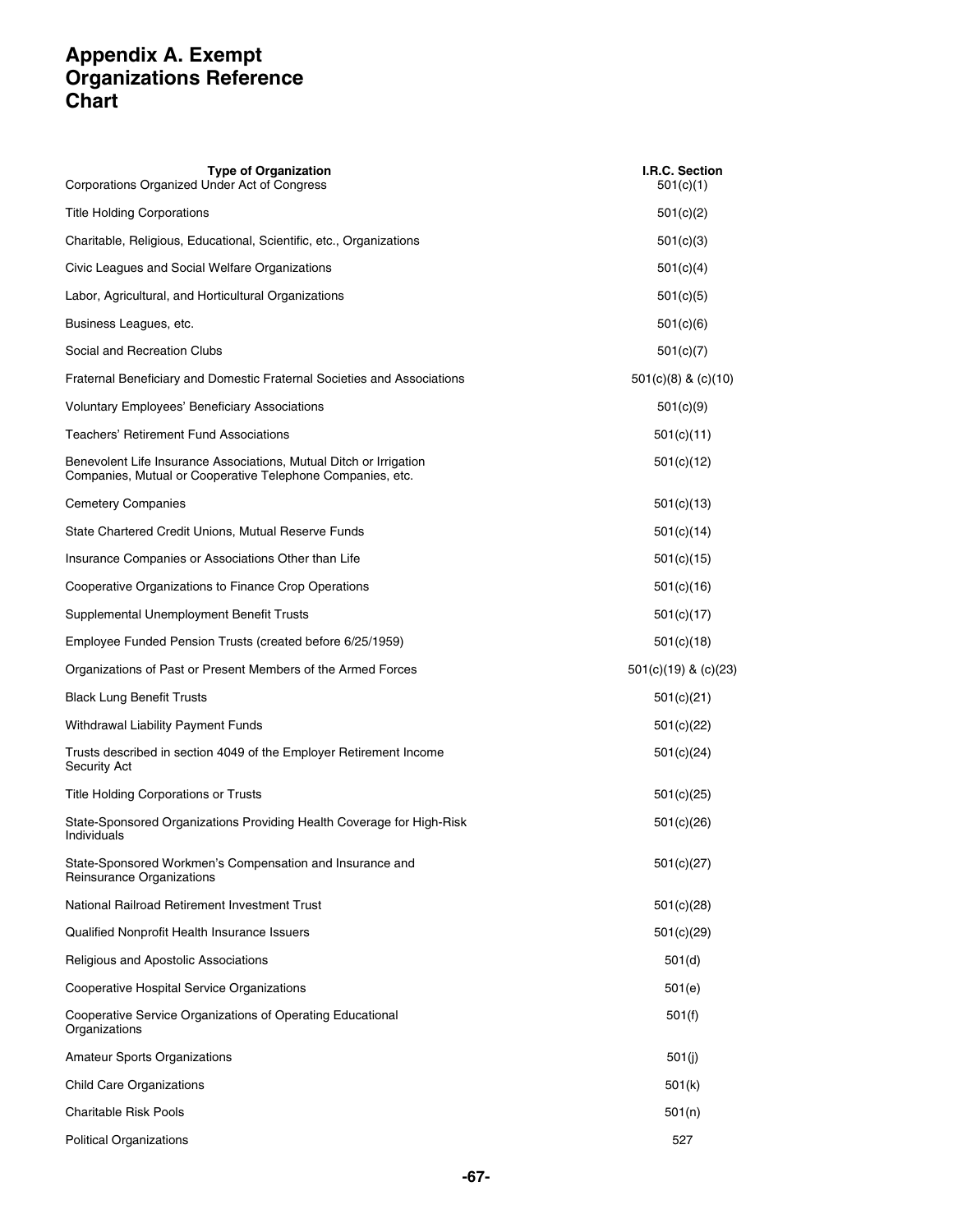# Appendix A. Exempt Organizations Reference Chart

| Type of Organization | I.R.C. Section |
|---|---|
| Corporations Organized Under Act of Congress | 501(c)(1) |
| Title Holding Corporations | 501(c)(2) |
| Charitable, Religious, Educational, Scientific, etc., Organizations | 501(c)(3) |
| Civic Leagues and Social Welfare Organizations | 501(c)(4) |
| Labor, Agricultural, and Horticultural Organizations | 501(c)(5) |
| Business Leagues, etc. | 501(c)(6) |
| Social and Recreation Clubs | 501(c)(7) |
| Fraternal Beneficiary and Domestic Fraternal Societies and Associations | 501(c)(8) & (c)(10) |
| Voluntary Employees' Beneficiary Associations | 501(c)(9) |
| Teachers' Retirement Fund Associations | 501(c)(11) |
| Benevolent Life Insurance Associations, Mutual Ditch or Irrigation Companies, Mutual or Cooperative Telephone Companies, etc. | 501(c)(12) |
| Cemetery Companies | 501(c)(13) |
| State Chartered Credit Unions, Mutual Reserve Funds | 501(c)(14) |
| Insurance Companies or Associations Other than Life | 501(c)(15) |
| Cooperative Organizations to Finance Crop Operations | 501(c)(16) |
| Supplemental Unemployment Benefit Trusts | 501(c)(17) |
| Employee Funded Pension Trusts (created before 6/25/1959) | 501(c)(18) |
| Organizations of Past or Present Members of the Armed Forces | 501(c)(19) & (c)(23) |
| Black Lung Benefit Trusts | 501(c)(21) |
| Withdrawal Liability Payment Funds | 501(c)(22) |
| Trusts described in section 4049 of the Employer Retirement Income Security Act | 501(c)(24) |
| Title Holding Corporations or Trusts | 501(c)(25) |
| State-Sponsored Organizations Providing Health Coverage for High-Risk Individuals | 501(c)(26) |
| State-Sponsored Workmen's Compensation and Insurance and Reinsurance Organizations | 501(c)(27) |
| National Railroad Retirement Investment Trust | 501(c)(28) |
| Qualified Nonprofit Health Insurance Issuers | 501(c)(29) |
| Religious and Apostolic Associations | 501(d) |
| Cooperative Hospital Service Organizations | 501(e) |
| Cooperative Service Organizations of Operating Educational Organizations | 501(f) |
| Amateur Sports Organizations | 501(j) |
| Child Care Organizations | 501(k) |
| Charitable Risk Pools | 501(n) |
| Political Organizations | 527 |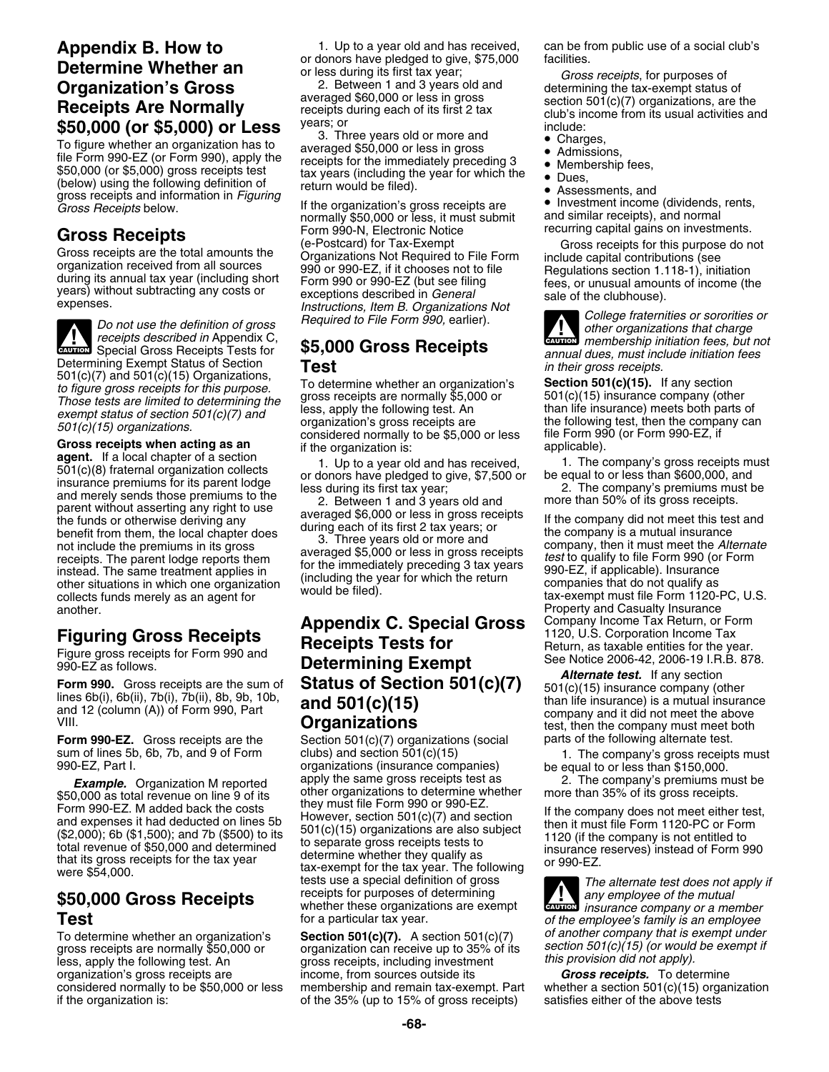## Appendix B. How to Determine Whether an Organization's Gross Receipts Are Normally $50,000 (or $5,000) or Less

To figure whether an organization has to file Form 990-EZ (or Form 990), apply the $50,000 (or $5,000) gross receipts test (below) using the following definition of gross receipts and information in *Figuring Gross Receipts* below.

### Gross Receipts

Gross receipts are the total amounts the organization received from all sources during its annual tax year (including short years) without subtracting any costs or expenses.

**CAUTION** *Do not use the definition of gross receipts described in* Appendix C, Special Gross Receipts Tests for Determining Exempt Status of Section 501(c)(7) and 501(c)(15) Organizations, *to figure gross receipts for this purpose. Those tests are limited to determining the exempt status of section 501(c)(7) and 501(c)(15) organizations.*

**Gross receipts when acting as an agent.** If a local chapter of a section 501(c)(8) fraternal organization collects insurance premiums for its parent lodge and merely sends those premiums to the parent without asserting any right to use the funds or otherwise deriving any benefit from them, the local chapter does not include the premiums in its gross receipts. The parent lodge reports them instead. The same treatment applies in other situations in which one organization collects funds merely as an agent for another.

### Figuring Gross Receipts

Figure gross receipts for Form 990 and 990-EZ as follows.

**Form 990.** Gross receipts are the sum of lines 6b(i), 6b(ii), 7b(i), 7b(ii), 8b, 9b, 10b, and 12 (column (A)) of Form 990, Part VIII.

**Form 990-EZ.** Gross receipts are the sum of lines 5b, 6b, 7b, and 9 of Form 990-EZ, Part I.

***Example.*** Organization M reported $50,000 as total revenue on line 9 of its Form 990-EZ. M added back the costs and expenses it had deducted on lines 5b ($2,000); 6b ($1,500); and 7b ($500) to its total revenue of $50,000 and determined that its gross receipts for the tax year were $54,000.

### $50,000 Gross Receipts Test

To determine whether an organization's gross receipts are normally $50,000 or less, apply the following test. An organization's gross receipts are considered normally to be $50,000 or less if the organization is:

1. Up to a year old and has received, or donors have pledged to give, $75,000 or less during its first tax year;
2. Between 1 and 3 years old and averaged $60,000 or less in gross receipts during each of its first 2 tax years; or
3. Three years old or more and averaged $50,000 or less in gross receipts for the immediately preceding 3 tax years (including the year for which the return would be filed).

If the organization's gross receipts are normally $50,000 or less, it must submit Form 990-N, Electronic Notice (e-Postcard) for Tax-Exempt Organizations Not Required to File Form 990 or 990-EZ, if it chooses not to file Form 990 or 990-EZ (but see filing exceptions described in *General Instructions, Item B. Organizations Not Required to File Form 990,* earlier).

### $5,000 Gross Receipts Test

To determine whether an organization's gross receipts are normally $5,000 or less, apply the following test. An organization's gross receipts are considered normally to be $5,000 or less if the organization is:

1. Up to a year old and has received, or donors have pledged to give, $7,500 or less during its first tax year;
2. Between 1 and 3 years old and averaged $6,000 or less in gross receipts during each of its first 2 tax years; or
3. Three years old or more and averaged $5,000 or less in gross receipts for the immediately preceding 3 tax years (including the year for which the return would be filed).

## Appendix C. Special Gross Receipts Tests for Determining Exempt Status of Section 501(c)(7) and 501(c)(15) Organizations

Section 501(c)(7) organizations (social clubs) and section 501(c)(15) organizations (insurance companies) apply the same gross receipts test as other organizations to determine whether they must file Form 990 or 990-EZ. However, section 501(c)(7) and section 501(c)(15) organizations are also subject to separate gross receipts tests to determine whether they qualify as tax-exempt for the tax year. The following tests use a special definition of gross receipts for purposes of determining whether these organizations are exempt for a particular tax year.

**Section 501(c)(7).** A section 501(c)(7) organization can receive up to 35% of its gross receipts, including investment income, from sources outside its membership and remain tax-exempt. Part of the 35% (up to 15% of gross receipts) can be from public use of a social club's facilities.

*Gross receipts*, for purposes of determining the tax-exempt status of section 501(c)(7) organizations, are the club's income from its usual activities and include:

- Charges,
- Admissions,
- Membership fees,
- Dues,
- Assessments, and
- Investment income (dividends, rents, and similar receipts), and normal recurring capital gains on investments.

Gross receipts for this purpose do not include capital contributions (see Regulations section 1.118-1), initiation fees, or unusual amounts of income (the sale of the clubhouse).

**CAUTION** *College fraternities or sororities or other organizations that charge membership initiation fees, but not annual dues, must include initiation fees in their gross receipts.*

**Section 501(c)(15).** If any section 501(c)(15) insurance company (other than life insurance) meets both parts of the following test, then the company can file Form 990 (or Form 990-EZ, if applicable).

1. The company's gross receipts must be equal to or less than $600,000, and
2. The company's premiums must be more than 50% of its gross receipts.

If the company did not meet this test and the company is a mutual insurance company, then it must meet the *Alternate test* to qualify to file Form 990 (or Form 990-EZ, if applicable). Insurance companies that do not qualify as tax-exempt must file Form 1120-PC, U.S. Property and Casualty Insurance Company Income Tax Return, or Form 1120, U.S. Corporation Income Tax Return, as taxable entities for the year. See Notice 2006-42, 2006-19 I.R.B. 878.

***Alternate test.*** If any section 501(c)(15) insurance company (other than life insurance) is a mutual insurance company and it did not meet the above test, then the company must meet both parts of the following alternate test.

1. The company's gross receipts must be equal to or less than $150,000.
2. The company's premiums must be more than 35% of its gross receipts.

If the company does not meet either test, then it must file Form 1120-PC or Form 1120 (if the company is not entitled to insurance reserves) instead of Form 990 or 990-EZ.

**CAUTION** *The alternate test does not apply if any employee of the mutual insurance company or a member of the employee's family is an employee of another company that is exempt under section 501(c)(15) (or would be exempt if this provision did not apply).*

***Gross receipts.*** To determine whether a section 501(c)(15) organization satisfies either of the above tests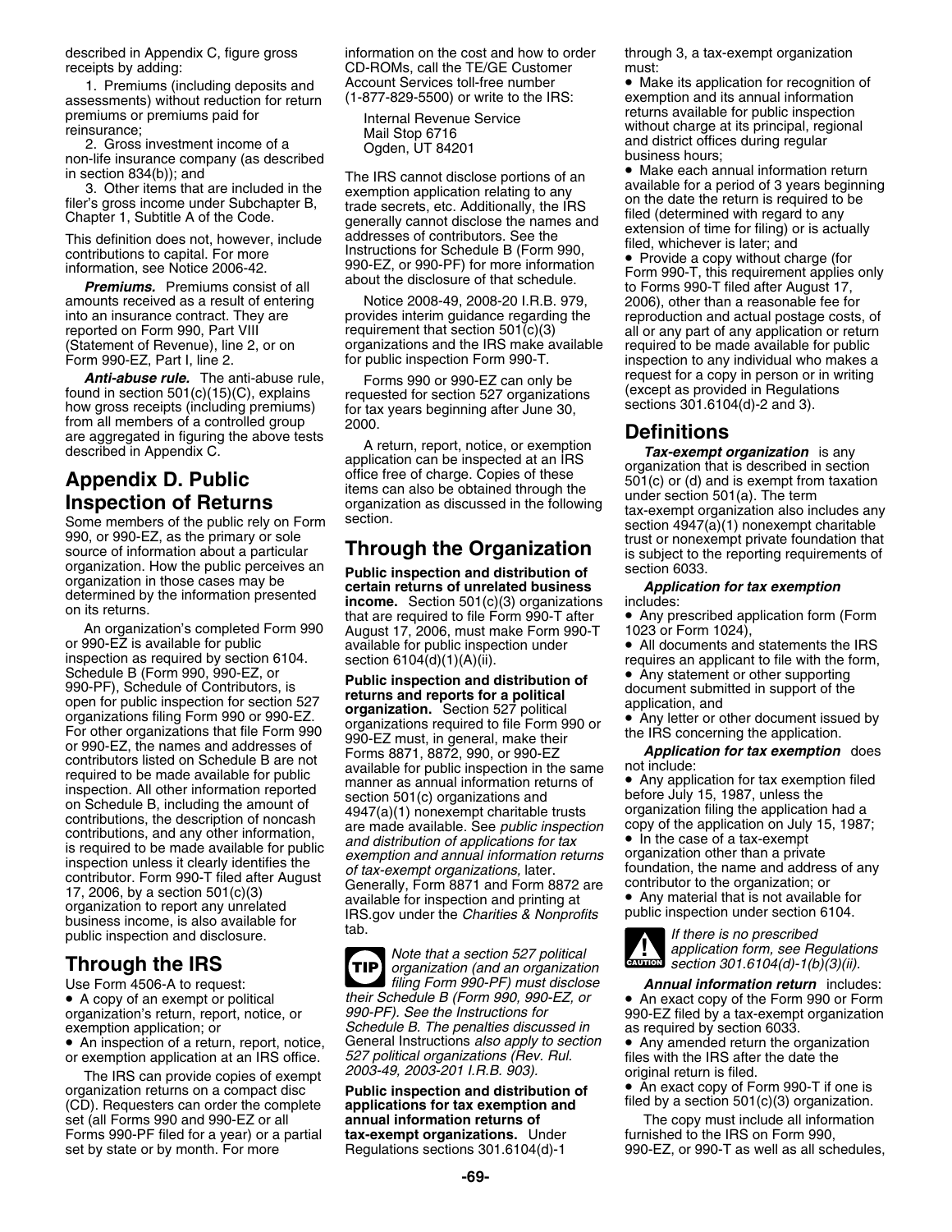described in Appendix C, figure gross receipts by adding:

1. Premiums (including deposits and assessments) without reduction for return premiums or premiums paid for reinsurance;

2. Gross investment income of a non-life insurance company (as described in section 834(b)); and

3. Other items that are included in the filer's gross income under Subchapter B, Chapter 1, Subtitle A of the Code.

This definition does not, however, include contributions to capital. For more information, see Notice 2006-42.

***Premiums.*** Premiums consist of all amounts received as a result of entering into an insurance contract. They are reported on Form 990, Part VIII (Statement of Revenue), line 2, or on Form 990-EZ, Part I, line 2.

***Anti-abuse rule.*** The anti-abuse rule, found in section 501(c)(15)(C), explains how gross receipts (including premiums) from all members of a controlled group are aggregated in figuring the above tests described in Appendix C.

# Appendix D. Public Inspection of Returns

Some members of the public rely on Form 990, or 990-EZ, as the primary or sole source of information about a particular organization. How the public perceives an organization in those cases may be determined by the information presented on its returns.

An organization's completed Form 990 or 990-EZ is available for public inspection as required by section 6104. Schedule B (Form 990, 990-EZ, or 990-PF), Schedule of Contributors, is open for public inspection for section 527 organizations filing Form 990 or 990-EZ. For other organizations that file Form 990 or 990-EZ, the names and addresses of contributors listed on Schedule B are not required to be made available for public inspection. All other information reported on Schedule B, including the amount of contributions, the description of noncash contributions, and any other information, is required to be made available for public inspection unless it clearly identifies the contributor. Form 990-T filed after August 17, 2006, by a section 501(c)(3) organization to report any unrelated business income, is also available for public inspection and disclosure.

## Through the IRS

Use Form 4506-A to request:

- A copy of an exempt or political organization's return, report, notice, or exemption application; or
- An inspection of a return, report, notice, or exemption application at an IRS office.

The IRS can provide copies of exempt organization returns on a compact disc (CD). Requesters can order the complete set (all Forms 990 and 990-EZ or all Forms 990-PF filed for a year) or a partial set by state or by month. For more information on the cost and how to order CD-ROMs, call the TE/GE Customer Account Services toll-free number (1-877-829-5500) or write to the IRS:

Internal Revenue Service
Mail Stop 6716
Ogden, UT 84201

The IRS cannot disclose portions of an exemption application relating to any trade secrets, etc. Additionally, the IRS generally cannot disclose the names and addresses of contributors. See the Instructions for Schedule B (Form 990, 990-EZ, or 990-PF) for more information about the disclosure of that schedule.

Notice 2008-49, 2008-20 I.R.B. 979, provides interim guidance regarding the requirement that section 501(c)(3) organizations and the IRS make available for public inspection Form 990-T.

Forms 990 or 990-EZ can only be requested for section 527 organizations for tax years beginning after June 30, 2000.

A return, report, notice, or exemption application can be inspected at an IRS office free of charge. Copies of these items can also be obtained through the organization as discussed in the following section.

## Through the Organization

**Public inspection and distribution of certain returns of unrelated business income.** Section 501(c)(3) organizations that are required to file Form 990-T after August 17, 2006, must make Form 990-T available for public inspection under section 6104(d)(1)(A)(ii).

**Public inspection and distribution of returns and reports for a political organization.** Section 527 political organizations required to file Form 990 or 990-EZ must, in general, make their Forms 8871, 8872, 990, or 990-EZ available for public inspection in the same manner as annual information returns of section 501(c) organizations and 4947(a)(1) nonexempt charitable trusts are made available. See *public inspection and distribution of applications for tax exemption and annual information returns of tax-exempt organizations,* later. Generally, Form 8871 and Form 8872 are available for inspection and printing at IRS.gov under the *Charities & Nonprofits* tab.

TIP: *Note that a section 527 political organization (and an organization filing Form 990-PF) must disclose their Schedule B (Form 990, 990-EZ, or 990-PF). See the Instructions for Schedule B. The penalties discussed in General Instructions also apply to section 527 political organizations (Rev. Rul. 2003-49, 2003-201 I.R.B. 903).*

**Public inspection and distribution of applications for tax exemption and annual information returns of tax-exempt organizations.** Under Regulations sections 301.6104(d)-1 through 3, a tax-exempt organization must:

- Make its application for recognition of exemption and its annual information returns available for public inspection without charge at its principal, regional and district offices during regular business hours;
- Make each annual information return available for a period of 3 years beginning on the date the return is required to be filed (determined with regard to any extension of time for filing) or is actually filed, whichever is later; and
- Provide a copy without charge (for Form 990-T, this requirement applies only to Forms 990-T filed after August 17, 2006), other than a reasonable fee for reproduction and actual postage costs, of all or any part of any application or return required to be made available for public inspection to any individual who makes a request for a copy in person or in writing (except as provided in Regulations sections 301.6104(d)-2 and 3).

## Definitions

***Tax-exempt organization*** is any organization that is described in section 501(c) or (d) and is exempt from taxation under section 501(a). The term tax-exempt organization also includes any section 4947(a)(1) nonexempt charitable trust or nonexempt private foundation that is subject to the reporting requirements of section 6033.

***Application for tax exemption*** includes:

- Any prescribed application form (Form 1023 or Form 1024),
- All documents and statements the IRS requires an applicant to file with the form,
- Any statement or other supporting document submitted in support of the application, and
- Any letter or other document issued by the IRS concerning the application.

***Application for tax exemption*** does not include:

- Any application for tax exemption filed before July 15, 1987, unless the organization filing the application had a copy of the application on July 15, 1987;
- In the case of a tax-exempt organization other than a private foundation, the name and address of any contributor to the organization; or
- Any material that is not available for public inspection under section 6104.

CAUTION: *If there is no prescribed application form, see Regulations section 301.6104(d)-1(b)(3)(ii).*

***Annual information return*** includes:

- An exact copy of the Form 990 or Form 990-EZ filed by a tax-exempt organization as required by section 6033.
- Any amended return the organization files with the IRS after the date the original return is filed.
- An exact copy of Form 990-T if one is filed by a section 501(c)(3) organization.

The copy must include all information furnished to the IRS on Form 990, 990-EZ, or 990-T as well as all schedules,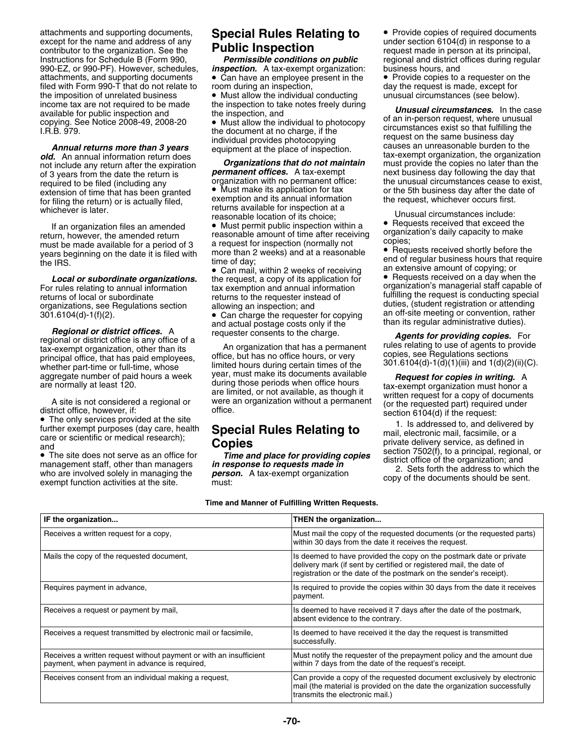attachments and supporting documents, except for the name and address of any contributor to the organization. See the Instructions for Schedule B (Form 990, 990-EZ, or 990-PF). However, schedules, attachments, and supporting documents filed with Form 990-T that do not relate to the imposition of unrelated business income tax are not required to be made available for public inspection and copying. See Notice 2008-49, 2008-20 I.R.B. 979.

***Annual returns more than 3 years old.*** An annual information return does not include any return after the expiration of 3 years from the date the return is required to be filed (including any extension of time that has been granted for filing the return) or is actually filed, whichever is later.

If an organization files an amended return, however, the amended return must be made available for a period of 3 years beginning on the date it is filed with the IRS.

***Local or subordinate organizations.*** For rules relating to annual information returns of local or subordinate organizations, see Regulations section 301.6104(d)-1(f)(2).

***Regional or district offices.*** A regional or district office is any office of a tax-exempt organization, other than its principal office, that has paid employees, whether part-time or full-time, whose aggregate number of paid hours a week are normally at least 120.

A site is not considered a regional or district office, however, if:

- The only services provided at the site further exempt purposes (day care, health care or scientific or medical research); and
- The site does not serve as an office for management staff, other than managers who are involved solely in managing the exempt function activities at the site.

## Special Rules Relating to Public Inspection

***Permissible conditions on public inspection.*** A tax-exempt organization:

- Can have an employee present in the room during an inspection,
- Must allow the individual conducting the inspection to take notes freely during the inspection, and
- Must allow the individual to photocopy the document at no charge, if the individual provides photocopying equipment at the place of inspection.

***Organizations that do not maintain permanent offices.*** A tax-exempt organization with no permanent office:

- Must make its application for tax exemption and its annual information returns available for inspection at a reasonable location of its choice;
- Must permit public inspection within a reasonable amount of time after receiving a request for inspection (normally not more than 2 weeks) and at a reasonable time of day;
- Can mail, within 2 weeks of receiving the request, a copy of its application for tax exemption and annual information returns to the requester instead of allowing an inspection; and
- Can charge the requester for copying and actual postage costs only if the requester consents to the charge.

An organization that has a permanent office, but has no office hours, or very limited hours during certain times of the year, must make its documents available during those periods when office hours are limited, or not available, as though it were an organization without a permanent office.

## Special Rules Relating to Copies

***Time and place for providing copies in response to requests made in person.*** A tax-exempt organization must:

- Provide copies of required documents under section 6104(d) in response to a request made in person at its principal, regional and district offices during regular business hours, and
- Provide copies to a requester on the day the request is made, except for unusual circumstances (see below).

***Unusual circumstances.*** In the case of an in-person request, where unusual circumstances exist so that fulfilling the request on the same business day causes an unreasonable burden to the tax-exempt organization, the organization must provide the copies no later than the next business day following the day that the unusual circumstances cease to exist, or the 5th business day after the date of the request, whichever occurs first.

Unusual circumstances include:

- Requests received that exceed the organization's daily capacity to make copies;
- Requests received shortly before the end of regular business hours that require an extensive amount of copying; or
- Requests received on a day when the organization's managerial staff capable of fulfilling the request is conducting special duties, (student registration or attending an off-site meeting or convention, rather than its regular administrative duties).

***Agents for providing copies.*** For rules relating to use of agents to provide copies, see Regulations sections 301.6104(d)-1(d)(1)(iii) and 1(d)(2)(ii)(C).

***Request for copies in writing.*** A tax-exempt organization must honor a written request for a copy of documents (or the requested part) required under section 6104(d) if the request:

1. Is addressed to, and delivered by mail, electronic mail, facsimile, or a private delivery service, as defined in section 7502(f), to a principal, regional, or district office of the organization; and
2. Sets forth the address to which the copy of the documents should be sent.

**Time and Manner of Fulfilling Written Requests.**

| IF the organization... | THEN the organization... |
|---|---|
| Receives a written request for a copy, | Must mail the copy of the requested documents (or the requested parts) within 30 days from the date it receives the request. |
| Mails the copy of the requested document, | Is deemed to have provided the copy on the postmark date or private delivery mark (if sent by certified or registered mail, the date of registration or the date of the postmark on the sender's receipt). |
| Requires payment in advance, | Is required to provide the copies within 30 days from the date it receives payment. |
| Receives a request or payment by mail, | Is deemed to have received it 7 days after the date of the postmark, absent evidence to the contrary. |
| Receives a request transmitted by electronic mail or facsimile, | Is deemed to have received it the day the request is transmitted successfully. |
| Receives a written request without payment or with an insufficient payment, when payment in advance is required, | Must notify the requester of the prepayment policy and the amount due within 7 days from the date of the request's receipt. |
| Receives consent from an individual making a request, | Can provide a copy of the requested document exclusively by electronic mail (the material is provided on the date the organization successfully transmits the electronic mail.) |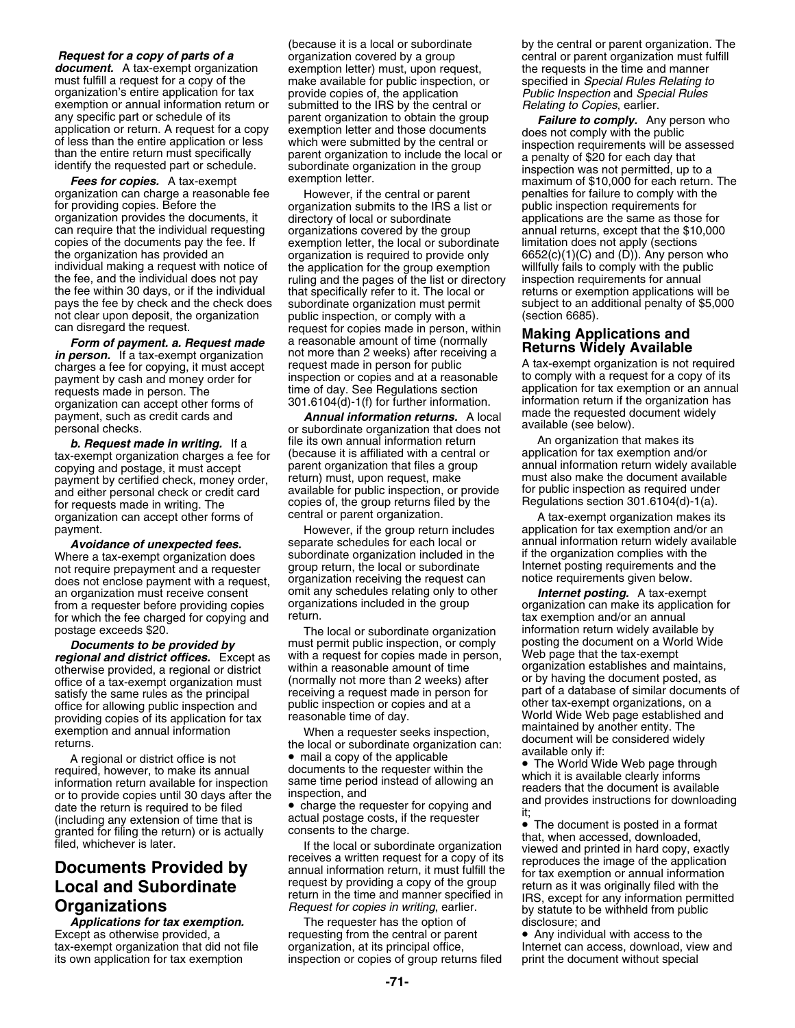***Request for a copy of parts of a document.*** A tax-exempt organization must fulfill a request for a copy of the organization's entire application for tax exemption or annual information return or any specific part or schedule of its application or return. A request for a copy of less than the entire application or less than the entire return must specifically identify the requested part or schedule.

***Fees for copies.*** A tax-exempt organization can charge a reasonable fee for providing copies. Before the organization provides the documents, it can require that the individual requesting copies of the documents pay the fee. If the organization has provided an individual making a request with notice of the fee, and the individual does not pay the fee within 30 days, or if the individual pays the fee by check and the check does not clear upon deposit, the organization can disregard the request.

***Form of payment. a. Request made in person.*** If a tax-exempt organization charges a fee for copying, it must accept payment by cash and money order for requests made in person. The organization can accept other forms of payment, such as credit cards and personal checks.

***b. Request made in writing.*** If a tax-exempt organization charges a fee for copying and postage, it must accept payment by certified check, money order, and either personal check or credit card for requests made in writing. The organization can accept other forms of payment.

***Avoidance of unexpected fees.*** Where a tax-exempt organization does not require prepayment and a requester does not enclose payment with a request, an organization must receive consent from a requester before providing copies for which the fee charged for copying and postage exceeds $20.

***Documents to be provided by regional and district offices.*** Except as otherwise provided, a regional or district office of a tax-exempt organization must satisfy the same rules as the principal office for allowing public inspection and providing copies of its application for tax exemption and annual information returns.

A regional or district office is not required, however, to make its annual information return available for inspection or to provide copies until 30 days after the date the return is required to be filed (including any extension of time that is granted for filing the return) or is actually filed, whichever is later.

# Documents Provided by Local and Subordinate Organizations

***Applications for tax exemption.*** Except as otherwise provided, a tax-exempt organization that did not file its own application for tax exemption (because it is a local or subordinate organization covered by a group exemption letter) must, upon request, make available for public inspection, or provide copies of, the application submitted to the IRS by the central or parent organization to obtain the group exemption letter and those documents which were submitted by the central or parent organization to include the local or subordinate organization in the group exemption letter.

However, if the central or parent organization submits to the IRS a list or directory of local or subordinate organizations covered by the group exemption letter, the local or subordinate organization is required to provide only the application for the group exemption ruling and the pages of the list or directory that specifically refer to it. The local or subordinate organization must permit public inspection, or comply with a request for copies made in person, within a reasonable amount of time (normally not more than 2 weeks) after receiving a request made in person for public inspection or copies and at a reasonable time of day. See Regulations section 301.6104(d)-1(f) for further information.

***Annual information returns.*** A local or subordinate organization that does not file its own annual information return (because it is affiliated with a central or parent organization that files a group return) must, upon request, make available for public inspection, or provide copies of, the group returns filed by the central or parent organization.

However, if the group return includes separate schedules for each local or subordinate organization included in the group return, the local or subordinate organization receiving the request can omit any schedules relating only to other organizations included in the group return.

The local or subordinate organization must permit public inspection, or comply with a request for copies made in person, within a reasonable amount of time (normally not more than 2 weeks) after receiving a request made in person for public inspection or copies and at a reasonable time of day.

When a requester seeks inspection, the local or subordinate organization can:

- mail a copy of the applicable documents to the requester within the same time period instead of allowing an inspection, and
- charge the requester for copying and actual postage costs, if the requester consents to the charge.

If the local or subordinate organization receives a written request for a copy of its annual information return, it must fulfill the request by providing a copy of the group return in the time and manner specified in *Request for copies in writing*, earlier.

The requester has the option of requesting from the central or parent organization, at its principal office, inspection or copies of group returns filed by the central or parent organization. The central or parent organization must fulfill the requests in the time and manner specified in *Special Rules Relating to Public Inspection* and *Special Rules Relating to Copies*, earlier.

***Failure to comply.*** Any person who does not comply with the public inspection requirements will be assessed a penalty of $20 for each day that inspection was not permitted, up to a maximum of $10,000 for each return. The penalties for failure to comply with the public inspection requirements for applications are the same as those for annual returns, except that the $10,000 limitation does not apply (sections 6652(c)(1)(C) and (D)). Any person who willfully fails to comply with the public inspection requirements for annual returns or exemption applications will be subject to an additional penalty of $5,000 (section 6685).

## Making Applications and Returns Widely Available

A tax-exempt organization is not required to comply with a request for a copy of its application for tax exemption or an annual information return if the organization has made the requested document widely available (see below).

An organization that makes its application for tax exemption and/or annual information return widely available must also make the document available for public inspection as required under Regulations section 301.6104(d)-1(a).

A tax-exempt organization makes its application for tax exemption and/or an annual information return widely available if the organization complies with the Internet posting requirements and the notice requirements given below.

***Internet posting.*** A tax-exempt organization can make its application for tax exemption and/or an annual information return widely available by posting the document on a World Wide Web page that the tax-exempt organization establishes and maintains, or by having the document posted, as part of a database of similar documents of other tax-exempt organizations, on a World Wide Web page established and maintained by another entity. The document will be considered widely available only if:

- The World Wide Web page through which it is available clearly informs readers that the document is available and provides instructions for downloading it;
- The document is posted in a format that, when accessed, downloaded, viewed and printed in hard copy, exactly reproduces the image of the application for tax exemption or annual information return as it was originally filed with the IRS, except for any information permitted by statute to be withheld from public disclosure; and
- Any individual with access to the Internet can access, download, view and print the document without special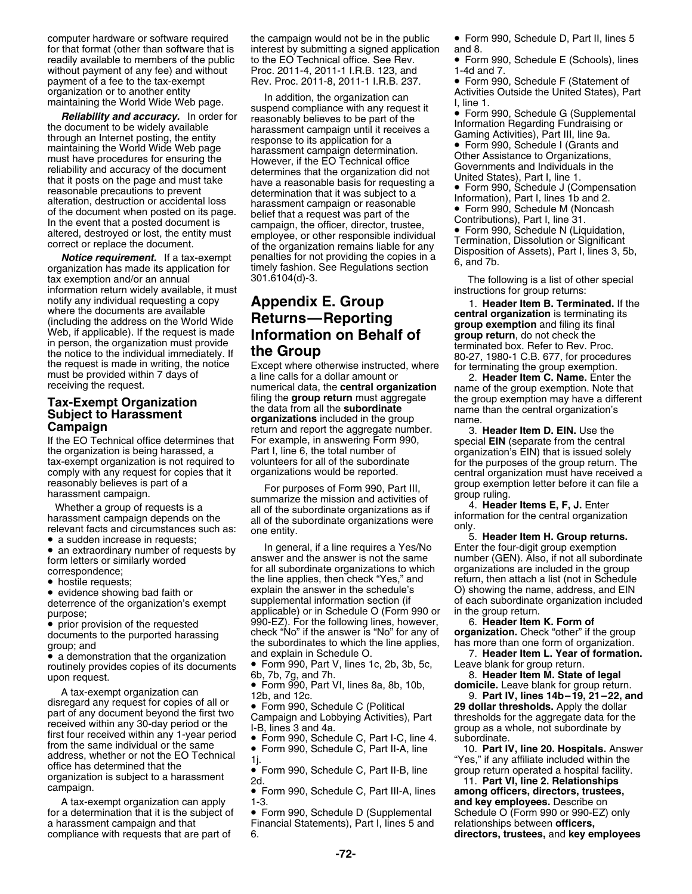computer hardware or software required for that format (other than software that is readily available to members of the public without payment of any fee) and without payment of a fee to the tax-exempt organization or to another entity maintaining the World Wide Web page.

***Reliability and accuracy.*** In order for the document to be widely available through an Internet posting, the entity maintaining the World Wide Web page must have procedures for ensuring the reliability and accuracy of the document that it posts on the page and must take reasonable precautions to prevent alteration, destruction or accidental loss of the document when posted on its page. In the event that a posted document is altered, destroyed or lost, the entity must correct or replace the document.

***Notice requirement.*** If a tax-exempt organization has made its application for tax exemption and/or an annual information return widely available, it must notify any individual requesting a copy where the documents are available (including the address on the World Wide Web, if applicable). If the request is made in person, the organization must provide the notice to the individual immediately. If the request is made in writing, the notice must be provided within 7 days of receiving the request.

## Tax-Exempt Organization Subject to Harassment Campaign

If the EO Technical office determines that the organization is being harassed, a tax-exempt organization is not required to comply with any request for copies that it reasonably believes is part of a harassment campaign.

Whether a group of requests is a harassment campaign depends on the relevant facts and circumstances such as:

- a sudden increase in requests;
- an extraordinary number of requests by form letters or similarly worded correspondence;
- hostile requests;
- evidence showing bad faith or deterrence of the organization's exempt purpose;
- prior provision of the requested documents to the purported harassing group; and
- a demonstration that the organization routinely provides copies of its documents upon request.

A tax-exempt organization can disregard any request for copies of all or part of any document beyond the first two received within any 30-day period or the first four received within any 1-year period from the same individual or the same address, whether or not the EO Technical office has determined that the organization is subject to a harassment campaign.

A tax-exempt organization can apply for a determination that it is the subject of a harassment campaign and that compliance with requests that are part of the campaign would not be in the public interest by submitting a signed application to the EO Technical office. See Rev. Proc. 2011-4, 2011-1 I.R.B. 123, and Rev. Proc. 2011-8, 2011-1 I.R.B. 237.

In addition, the organization can suspend compliance with any request it reasonably believes to be part of the harassment campaign until it receives a response to its application for a harassment campaign determination. However, if the EO Technical office determines that the organization did not have a reasonable basis for requesting a determination that it was subject to a harassment campaign or reasonable belief that a request was part of the campaign, the officer, director, trustee, employee, or other responsible individual of the organization remains liable for any penalties for not providing the copies in a timely fashion. See Regulations section 301.6104(d)-3.

# Appendix E. Group Returns—Reporting Information on Behalf of the Group

Except where otherwise instructed, where a line calls for a dollar amount or numerical data, the **central organization** filing the **group return** must aggregate the data from all the **subordinate organizations** included in the group return and report the aggregate number. For example, in answering Form 990, Part I, line 6, the total number of volunteers for all of the subordinate organizations would be reported.

For purposes of Form 990, Part III, summarize the mission and activities of all of the subordinate organizations as if all of the subordinate organizations were one entity.

In general, if a line requires a Yes/No answer and the answer is not the same for all subordinate organizations to which the line applies, then check "Yes," and explain the answer in the schedule's supplemental information section (if applicable) or in Schedule O (Form 990 or 990-EZ). For the following lines, however, check "No" if the answer is "No" for any of the subordinates to which the line applies, and explain in Schedule O.

- Form 990, Part V, lines 1c, 2b, 3b, 5c, 6b, 7b, 7g, and 7h.
- Form 990, Part VI, lines 8a, 8b, 10b, 12b, and 12c.
- Form 990, Schedule C (Political Campaign and Lobbying Activities), Part I-B, lines 3 and 4a.
- Form 990, Schedule C, Part I-C, line 4.
- Form 990, Schedule C, Part II-A, line 1j.
- Form 990, Schedule C, Part II-B, line 2d.
- Form 990, Schedule C, Part III-A, lines 1-3.
- Form 990, Schedule D (Supplemental Financial Statements), Part I, lines 5 and 6.
- Form 990, Schedule D, Part II, lines 5 and 8.
- Form 990, Schedule E (Schools), lines 1-4d and 7.
- Form 990, Schedule F (Statement of Activities Outside the United States), Part I, line 1.
- Form 990, Schedule G (Supplemental Information Regarding Fundraising or Gaming Activities), Part III, line 9a.
- Form 990, Schedule I (Grants and Other Assistance to Organizations, Governments and Individuals in the United States), Part I, line 1.
- Form 990, Schedule J (Compensation Information), Part I, lines 1b and 2.
- Form 990, Schedule M (Noncash Contributions), Part I, line 31.
- Form 990, Schedule N (Liquidation, Termination, Dissolution or Significant Disposition of Assets), Part I, lines 3, 5b, 6, and 7b.

The following is a list of other special instructions for group returns:

1. **Header Item B. Terminated.** If the **central organization** is terminating its **group exemption** and filing its final **group return**, do not check the terminated box. Refer to Rev. Proc. 80-27, 1980-1 C.B. 677, for procedures for terminating the group exemption.
2. **Header Item C. Name.** Enter the name of the group exemption. Note that the group exemption may have a different name than the central organization's name.
3. **Header Item D. EIN.** Use the special **EIN** (separate from the central organization's EIN) that is issued solely for the purposes of the group return. The central organization must have received a group exemption letter before it can file a group ruling.
4. **Header Items E, F, J.** Enter information for the central organization only.
5. **Header Item H. Group returns.** Enter the four-digit group exemption number (GEN). Also, if not all subordinate organizations are included in the group return, then attach a list (not in Schedule O) showing the name, address, and EIN of each subordinate organization included in the group return.
6. **Header Item K. Form of organization.** Check "other" if the group has more than one form of organization.
7. **Header Item L. Year of formation.** Leave blank for group return.
8. **Header Item M. State of legal domicile.** Leave blank for group return.
9. **Part IV, lines 14b–19, 21–22, and 29 dollar thresholds.** Apply the dollar thresholds for the aggregate data for the group as a whole, not subordinate by subordinate.
10. **Part IV, line 20. Hospitals.** Answer "Yes," if any affiliate included within the group return operated a hospital facility.
11. **Part VI, line 2. Relationships among officers, directors, trustees, and key employees.** Describe on Schedule O (Form 990 or 990-EZ) only relationships between **officers, directors, trustees,** and **key employees**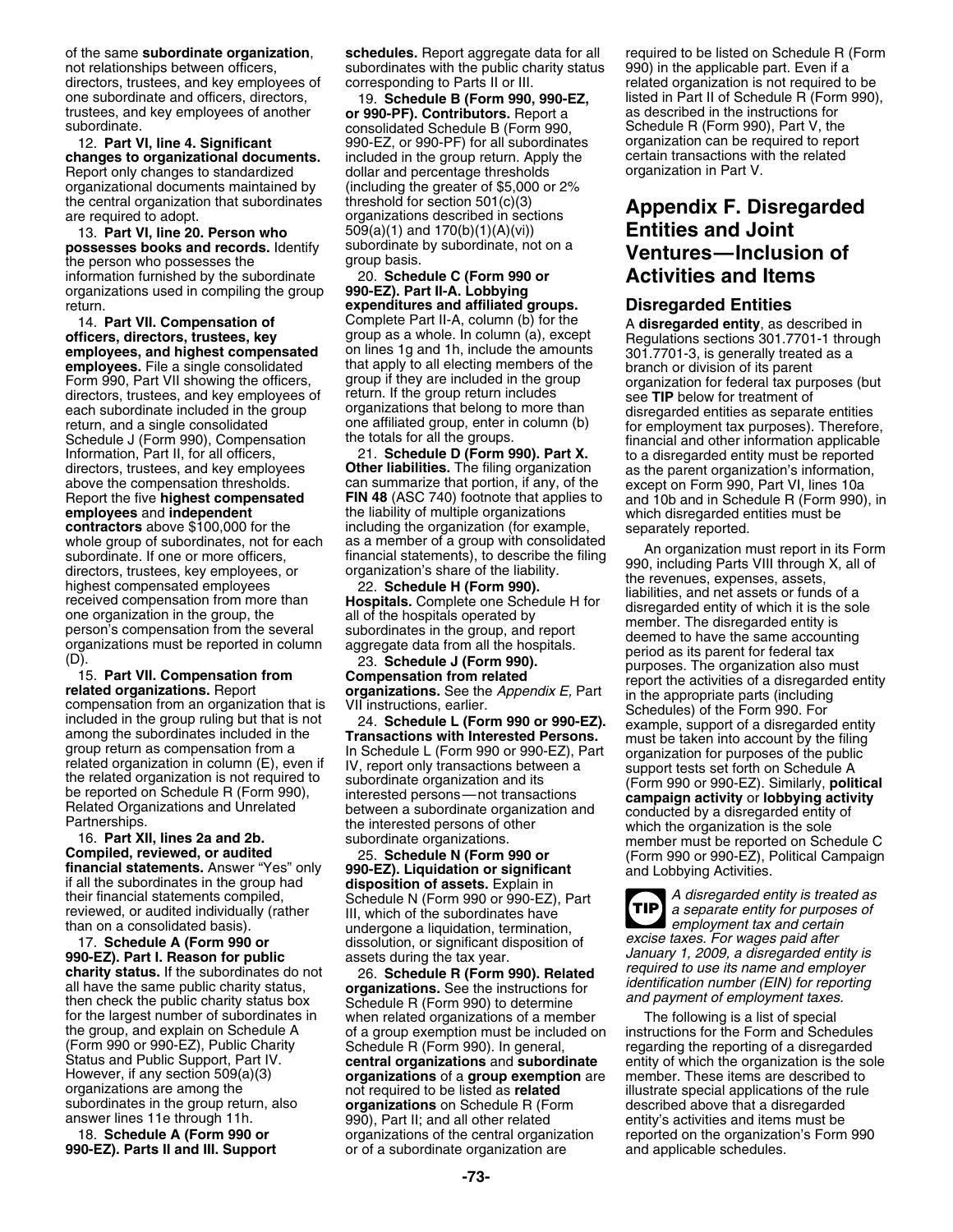of the same **subordinate organization**, not relationships between officers, directors, trustees, and key employees of one subordinate and officers, directors, trustees, and key employees of another subordinate.

12. **Part VI, line 4. Significant changes to organizational documents.** Report only changes to standardized organizational documents maintained by the central organization that subordinates are required to adopt.

13. **Part VI, line 20. Person who possesses books and records.** Identify the person who possesses the information furnished by the subordinate organizations used in compiling the group return.

14. **Part VII. Compensation of officers, directors, trustees, key employees, and highest compensated employees.** File a single consolidated Form 990, Part VII showing the officers, directors, trustees, and key employees of each subordinate included in the group return, and a single consolidated Schedule J (Form 990), Compensation Information, Part II, for all officers, directors, trustees, and key employees above the compensation thresholds. Report the five **highest compensated employees** and **independent contractors** above $100,000 for the whole group of subordinates, not for each subordinate. If one or more officers, directors, trustees, key employees, or highest compensated employees received compensation from more than one organization in the group, the person's compensation from the several organizations must be reported in column (D).

15. **Part VII. Compensation from related organizations.** Report compensation from an organization that is included in the group ruling but that is not among the subordinates included in the group return as compensation from a related organization in column (E), even if the related organization is not required to be reported on Schedule R (Form 990), Related Organizations and Unrelated Partnerships.

16. **Part XII, lines 2a and 2b. Compiled, reviewed, or audited financial statements.** Answer "Yes" only if all the subordinates in the group had their financial statements compiled, reviewed, or audited individually (rather than on a consolidated basis).

17. **Schedule A (Form 990 or 990-EZ). Part I. Reason for public charity status.** If the subordinates do not all have the same public charity status, then check the public charity status box for the largest number of subordinates in the group, and explain on Schedule A (Form 990 or 990-EZ), Public Charity Status and Public Support, Part IV. However, if any section 509(a)(3) organizations are among the subordinates in the group return, also answer lines 11e through 11h.

18. **Schedule A (Form 990 or 990-EZ). Parts II and III. Support schedules.** Report aggregate data for all subordinates with the public charity status corresponding to Parts II or III.

19. **Schedule B (Form 990, 990-EZ, or 990-PF). Contributors.** Report a consolidated Schedule B (Form 990, 990-EZ, or 990-PF) for all subordinates included in the group return. Apply the dollar and percentage thresholds (including the greater of $5,000 or 2% threshold for section 501(c)(3) organizations described in sections 509(a)(1) and 170(b)(1)(A)(vi)) subordinate by subordinate, not on a group basis.

20. **Schedule C (Form 990 or 990-EZ). Part II-A. Lobbying expenditures and affiliated groups.** Complete Part II-A, column (b) for the group as a whole. In column (a), except on lines 1g and 1h, include the amounts that apply to all electing members of the group if they are included in the group return. If the group return includes organizations that belong to more than one affiliated group, enter in column (b) the totals for all the groups.

21. **Schedule D (Form 990). Part X. Other liabilities.** The filing organization can summarize that portion, if any, of the **FIN 48** (ASC 740) footnote that applies to the liability of multiple organizations including the organization (for example, as a member of a group with consolidated financial statements), to describe the filing organization's share of the liability.

22. **Schedule H (Form 990). Hospitals.** Complete one Schedule H for all of the hospitals operated by subordinates in the group, and report aggregate data from all the hospitals.

23. **Schedule J (Form 990). Compensation from related organizations.** See the *Appendix E,* Part VII instructions, earlier.

24. **Schedule L (Form 990 or 990-EZ). Transactions with Interested Persons.** In Schedule L (Form 990 or 990-EZ), Part IV, report only transactions between a subordinate organization and its interested persons—not transactions between a subordinate organization and the interested persons of other subordinate organizations.

25. **Schedule N (Form 990 or 990-EZ). Liquidation or significant disposition of assets.** Explain in Schedule N (Form 990 or 990-EZ), Part III, which of the subordinates have undergone a liquidation, termination, dissolution, or significant disposition of assets during the tax year.

26. **Schedule R (Form 990). Related organizations.** See the instructions for Schedule R (Form 990) to determine when related organizations of a member of a group exemption must be included on Schedule R (Form 990). In general, **central organizations** and **subordinate organizations** of a **group exemption** are not required to be listed as **related organizations** on Schedule R (Form 990), Part II; and all other related organizations of the central organization or of a subordinate organization are required to be listed on Schedule R (Form 990) in the applicable part. Even if a related organization is not required to be listed in Part II of Schedule R (Form 990), as described in the instructions for Schedule R (Form 990), Part V, the organization can be required to report certain transactions with the related organization in Part V.

# Appendix F. Disregarded Entities and Joint Ventures—Inclusion of Activities and Items

## Disregarded Entities

A **disregarded entity**, as described in Regulations sections 301.7701-1 through 301.7701-3, is generally treated as a branch or division of its parent organization for federal tax purposes (but see **TIP** below for treatment of disregarded entities as separate entities for employment tax purposes). Therefore, financial and other information applicable to a disregarded entity must be reported as the parent organization's information, except on Form 990, Part VI, lines 10a and 10b and in Schedule R (Form 990), in which disregarded entities must be separately reported.

An organization must report in its Form 990, including Parts VIII through X, all of the revenues, expenses, assets, liabilities, and net assets or funds of a disregarded entity of which it is the sole member. The disregarded entity is deemed to have the same accounting period as its parent for federal tax purposes. The organization also must report the activities of a disregarded entity in the appropriate parts (including Schedules) of the Form 990. For example, support of a disregarded entity must be taken into account by the filing organization for purposes of the public support tests set forth on Schedule A (Form 990 or 990-EZ). Similarly, **political campaign activity** or **lobbying activity** conducted by a disregarded entity of which the organization is the sole member must be reported on Schedule C (Form 990 or 990-EZ), Political Campaign and Lobbying Activities.

**TIP** *A disregarded entity is treated as a separate entity for purposes of employment tax and certain excise taxes. For wages paid after January 1, 2009, a disregarded entity is required to use its name and employer identification number (EIN) for reporting and payment of employment taxes.*

The following is a list of special instructions for the Form and Schedules regarding the reporting of a disregarded entity of which the organization is the sole member. These items are described to illustrate special applications of the rule described above that a disregarded entity's activities and items must be reported on the organization's Form 990 and applicable schedules.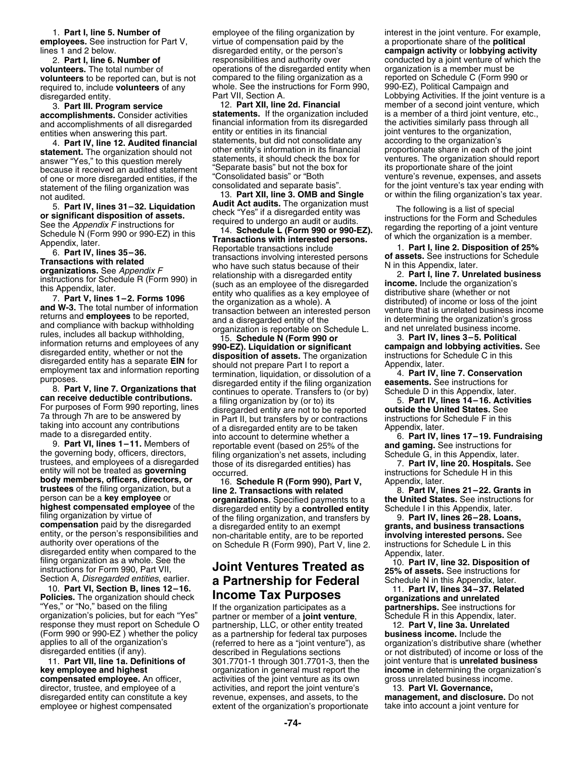1. **Part I, line 5. Number of employees.** See instruction for Part V, lines 1 and 2 below.

2. **Part I, line 6. Number of volunteers.** The total number of **volunteers** to be reported can, but is not required to, include **volunteers** of any disregarded entity.

3. **Part III. Program service accomplishments.** Consider activities and accomplishments of all disregarded entities when answering this part.

4. **Part IV, line 12. Audited financial statement.** The organization should not answer "Yes," to this question merely because it received an audited statement of one or more disregarded entities, if the statement of the filing organization was not audited.

5. **Part IV, lines 31–32. Liquidation or significant disposition of assets.** See the *Appendix F* instructions for Schedule N (Form 990 or 990-EZ) in this Appendix, later.

6. **Part IV, lines 35–36. Transactions with related organizations.** See *Appendix F* instructions for Schedule R (Form 990) in this Appendix, later.

7. **Part V, lines 1–2. Forms 1096 and W-3.** The total number of information returns and **employees** to be reported, and compliance with backup withholding rules, includes all backup withholding, information returns and employees of any disregarded entity, whether or not the disregarded entity has a separate **EIN** for employment tax and information reporting purposes.

8. **Part V, line 7. Organizations that can receive deductible contributions.** For purposes of Form 990 reporting, lines 7a through 7h are to be answered by taking into account any contributions made to a disregarded entity.

9. **Part VI, lines 1–11.** Members of the governing body, officers, directors, trustees, and employees of a disregarded entity will not be treated as **governing body members, officers, directors, or trustees** of the filing organization, but a person can be a **key employee** or **highest compensated employee** of the filing organization by virtue of **compensation** paid by the disregarded entity, or the person's responsibilities and authority over operations of the disregarded entity when compared to the filing organization as a whole. See the instructions for Form 990, Part VII, Section A, *Disregarded entities*, earlier.

10. **Part VI, Section B, lines 12–16. Policies.** The organization should check "Yes," or "No," based on the filing organization's policies, but for each "Yes" response they must report on Schedule O (Form 990 or 990-EZ ) whether the policy applies to all of the organization's disregarded entities (if any).

11. **Part VII, line 1a. Definitions of key employee and highest compensated employee.** An officer, director, trustee, and employee of a disregarded entity can constitute a key employee or highest compensated employee of the filing organization by virtue of compensation paid by the disregarded entity, or the person's responsibilities and authority over operations of the disregarded entity when compared to the filing organization as a whole. See the instructions for Form 990, Part VII, Section A.

12. **Part XII, line 2d. Financial statements.** If the organization included financial information from its disregarded entity or entities in its financial statements, but did not consolidate any other entity's information in its financial statements, it should check the box for "Separate basis" but not the box for "Consolidated basis" or "Both consolidated and separate basis".

13. **Part XII, line 3. OMB and Single Audit Act audits.** The organization must check "Yes" if a disregarded entity was required to undergo an audit or audits.

14. **Schedule L (Form 990 or 990-EZ). Transactions with interested persons.** Reportable transactions include transactions involving interested persons who have such status because of their relationship with a disregarded entity (such as an employee of the disregarded entity who qualifies as a key employee of the organization as a whole). A transaction between an interested person and a disregarded entity of the organization is reportable on Schedule L.

15. **Schedule N (Form 990 or 990-EZ). Liquidation or significant disposition of assets.** The organization should not prepare Part I to report a termination, liquidation, or dissolution of a disregarded entity if the filing organization continues to operate. Transfers to (or by) a filing organization by (or to) its disregarded entity are not to be reported in Part II, but transfers by or contractions of a disregarded entity are to be taken into account to determine whether a reportable event (based on 25% of the filing organization's net assets, including those of its disregarded entities) has occurred.

16. **Schedule R (Form 990), Part V, line 2. Transactions with related organizations.** Specified payments to a disregarded entity by a **controlled entity** of the filing organization, and transfers by a disregarded entity to an exempt non-charitable entity, are to be reported on Schedule R (Form 990), Part V, line 2.

# Joint Ventures Treated as a Partnership for Federal Income Tax Purposes

If the organization participates as a partner or member of a **joint venture**, partnership, LLC, or other entity treated as a partnership for federal tax purposes (referred to here as a "joint venture"), as described in Regulations sections 301.7701-1 through 301.7701-3, then the organization in general must report the activities of the joint venture as its own activities, and report the joint venture's revenue, expenses, and assets, to the extent of the organization's proportionate interest in the joint venture. For example, a proportionate share of the **political campaign activity** or **lobbying activity** conducted by a joint venture of which the organization is a member must be reported on Schedule C (Form 990 or 990-EZ), Political Campaign and Lobbying Activities. If the joint venture is a member of a second joint venture, which is a member of a third joint venture, etc., the activities similarly pass through all joint ventures to the organization, according to the organization's proportionate share in each of the joint ventures. The organization should report its proportionate share of the joint venture's revenue, expenses, and assets for the joint venture's tax year ending with or within the filing organization's tax year.

The following is a list of special instructions for the Form and Schedules regarding the reporting of a joint venture of which the organization is a member.

1. **Part I, line 2. Disposition of 25% of assets.** See instructions for Schedule N in this Appendix, later.

2. **Part I, line 7. Unrelated business income.** Include the organization's distributive share (whether or not distributed) of income or loss of the joint venture that is unrelated business income in determining the organization's gross and net unrelated business income.

3. **Part IV, lines 3–5. Political campaign and lobbying activities.** See instructions for Schedule C in this Appendix, later.

4. **Part IV, line 7. Conservation easements.** See instructions for Schedule D in this Appendix, later.

5. **Part IV, lines 14–16. Activities outside the United States.** See instructions for Schedule F in this Appendix, later.

6. **Part IV, lines 17–19. Fundraising and gaming.** See instructions for Schedule G, in this Appendix, later.

7. **Part IV, line 20. Hospitals.** See instructions for Schedule H in this Appendix, later.

8. **Part IV, lines 21–22. Grants in the United States.** See instructions for Schedule I in this Appendix, later.

9. **Part IV, lines 26–28. Loans, grants, and business transactions involving interested persons.** See instructions for Schedule L in this Appendix, later.

10. **Part IV, line 32. Disposition of 25% of assets.** See instructions for Schedule N in this Appendix, later.

11. **Part IV, lines 34–37. Related organizations and unrelated partnerships.** See instructions for Schedule R in this Appendix, later.

12. **Part V, line 3a. Unrelated business income.** Include the organization's distributive share (whether or not distributed) of income or loss of the joint venture that is **unrelated business income** in determining the organization's gross unrelated business income.

13. **Part VI. Governance, management, and disclosure.** Do not take into account a joint venture for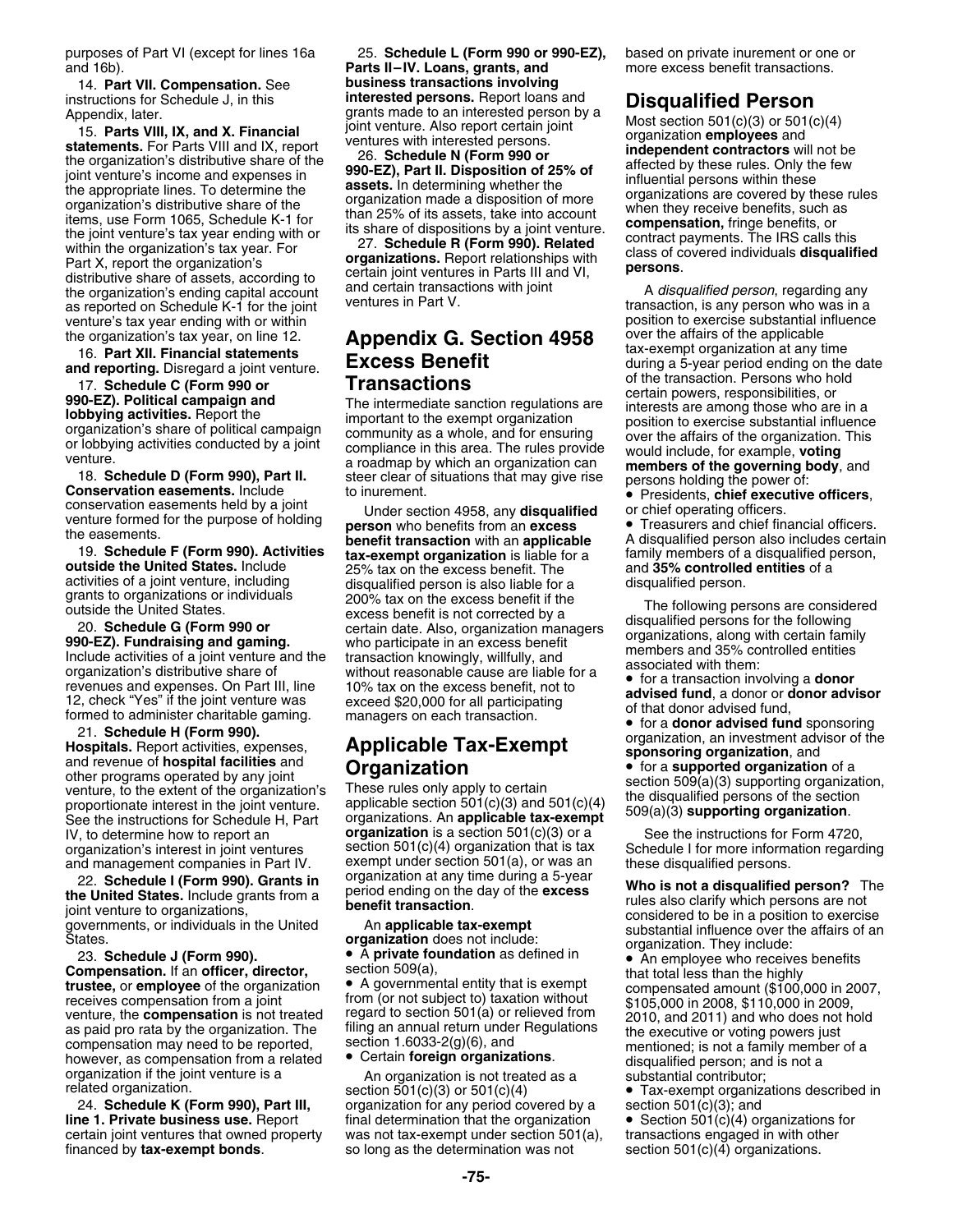purposes of Part VI (except for lines 16a and 16b).

14. **Part VII. Compensation.** See instructions for Schedule J, in this Appendix, later.

15. **Parts VIII, IX, and X. Financial statements.** For Parts VIII and IX, report the organization's distributive share of the joint venture's income and expenses in the appropriate lines. To determine the organization's distributive share of the items, use Form 1065, Schedule K-1 for the joint venture's tax year ending with or within the organization's tax year. For Part X, report the organization's distributive share of assets, according to the organization's ending capital account as reported on Schedule K-1 for the joint venture's tax year ending with or within the organization's tax year, on line 12.

16. **Part XII. Financial statements and reporting.** Disregard a joint venture.

17. **Schedule C (Form 990 or 990-EZ). Political campaign and lobbying activities.** Report the organization's share of political campaign or lobbying activities conducted by a joint venture.

18. **Schedule D (Form 990), Part II. Conservation easements.** Include conservation easements held by a joint venture formed for the purpose of holding the easements.

19. **Schedule F (Form 990). Activities outside the United States.** Include activities of a joint venture, including grants to organizations or individuals outside the United States.

20. **Schedule G (Form 990 or 990-EZ). Fundraising and gaming.** Include activities of a joint venture and the organization's distributive share of revenues and expenses. On Part III, line 12, check "Yes" if the joint venture was formed to administer charitable gaming.

21. **Schedule H (Form 990). Hospitals.** Report activities, expenses, and revenue of **hospital facilities** and other programs operated by any joint venture, to the extent of the organization's proportionate interest in the joint venture. See the instructions for Schedule H, Part IV, to determine how to report an organization's interest in joint ventures and management companies in Part IV.

22. **Schedule I (Form 990). Grants in the United States.** Include grants from a joint venture to organizations, governments, or individuals in the United States.

23. **Schedule J (Form 990). Compensation.** If an **officer, director, trustee,** or **employee** of the organization receives compensation from a joint venture, the **compensation** is not treated as paid pro rata by the organization. The compensation may need to be reported, however, as compensation from a related organization if the joint venture is a related organization.

24. **Schedule K (Form 990), Part III, line 1. Private business use.** Report certain joint ventures that owned property financed by **tax-exempt bonds**.

25. **Schedule L (Form 990 or 990-EZ), Parts II–IV. Loans, grants, and business transactions involving interested persons.** Report loans and grants made to an interested person by a joint venture. Also report certain joint ventures with interested persons.

26. **Schedule N (Form 990 or 990-EZ), Part II. Disposition of 25% of assets.** In determining whether the organization made a disposition of more than 25% of its assets, take into account its share of dispositions by a joint venture.

27. **Schedule R (Form 990). Related organizations.** Report relationships with certain joint ventures in Parts III and VI, and certain transactions with joint ventures in Part V.

# Appendix G. Section 4958 Excess Benefit Transactions

The intermediate sanction regulations are important to the exempt organization community as a whole, and for ensuring compliance in this area. The rules provide a roadmap by which an organization can steer clear of situations that may give rise to inurement.

Under section 4958, any **disqualified person** who benefits from an **excess benefit transaction** with an **applicable tax-exempt organization** is liable for a 25% tax on the excess benefit. The disqualified person is also liable for a 200% tax on the excess benefit if the excess benefit is not corrected by a certain date. Also, organization managers who participate in an excess benefit transaction knowingly, willfully, and without reasonable cause are liable for a 10% tax on the excess benefit, not to exceed $20,000 for all participating managers on each transaction.

## Applicable Tax-Exempt Organization

These rules only apply to certain applicable section 501(c)(3) and 501(c)(4) organizations. An **applicable tax-exempt organization** is a section 501(c)(3) or a section 501(c)(4) organization that is tax exempt under section 501(a), or was an organization at any time during a 5-year period ending on the day of the **excess benefit transaction**.

An **applicable tax-exempt organization** does not include:

- A **private foundation** as defined in section 509(a),
- A governmental entity that is exempt from (or not subject to) taxation without regard to section 501(a) or relieved from filing an annual return under Regulations section 1.6033-2(g)(6), and
- Certain **foreign organizations**.

An organization is not treated as a section 501(c)(3) or 501(c)(4) organization for any period covered by a final determination that the organization was not tax-exempt under section 501(a), so long as the determination was not based on private inurement or one or more excess benefit transactions.

## Disqualified Person

Most section 501(c)(3) or 501(c)(4) organization **employees** and **independent contractors** will not be affected by these rules. Only the few influential persons within these organizations are covered by these rules when they receive benefits, such as **compensation,** fringe benefits, or contract payments. The IRS calls this class of covered individuals **disqualified persons**.

A *disqualified person*, regarding any transaction, is any person who was in a position to exercise substantial influence over the affairs of the applicable tax-exempt organization at any time during a 5-year period ending on the date of the transaction. Persons who hold certain powers, responsibilities, or interests are among those who are in a position to exercise substantial influence over the affairs of the organization. This would include, for example, **voting members of the governing body**, and persons holding the power of:

- Presidents, **chief executive officers**, or chief operating officers.
- Treasurers and chief financial officers.

A disqualified person also includes certain family members of a disqualified person, and **35% controlled entities** of a disqualified person.

The following persons are considered disqualified persons for the following organizations, along with certain family members and 35% controlled entities associated with them:

- for a transaction involving a **donor advised fund**, a donor or **donor advisor** of that donor advised fund,
- for a **donor advised fund** sponsoring organization, an investment advisor of the **sponsoring organization**, and
- for a **supported organization** of a section 509(a)(3) supporting organization, the disqualified persons of the section 509(a)(3) **supporting organization**.

See the instructions for Form 4720, Schedule I for more information regarding these disqualified persons.

**Who is not a disqualified person?** The rules also clarify which persons are not considered to be in a position to exercise substantial influence over the affairs of an organization. They include:

- An employee who receives benefits that total less than the highly compensated amount ($100,000 in 2007, $105,000 in 2008, $110,000 in 2009, 2010, and 2011) and who does not hold the executive or voting powers just mentioned; is not a family member of a disqualified person; and is not a substantial contributor;
- Tax-exempt organizations described in section 501(c)(3); and
- Section 501(c)(4) organizations for transactions engaged in with other section 501(c)(4) organizations.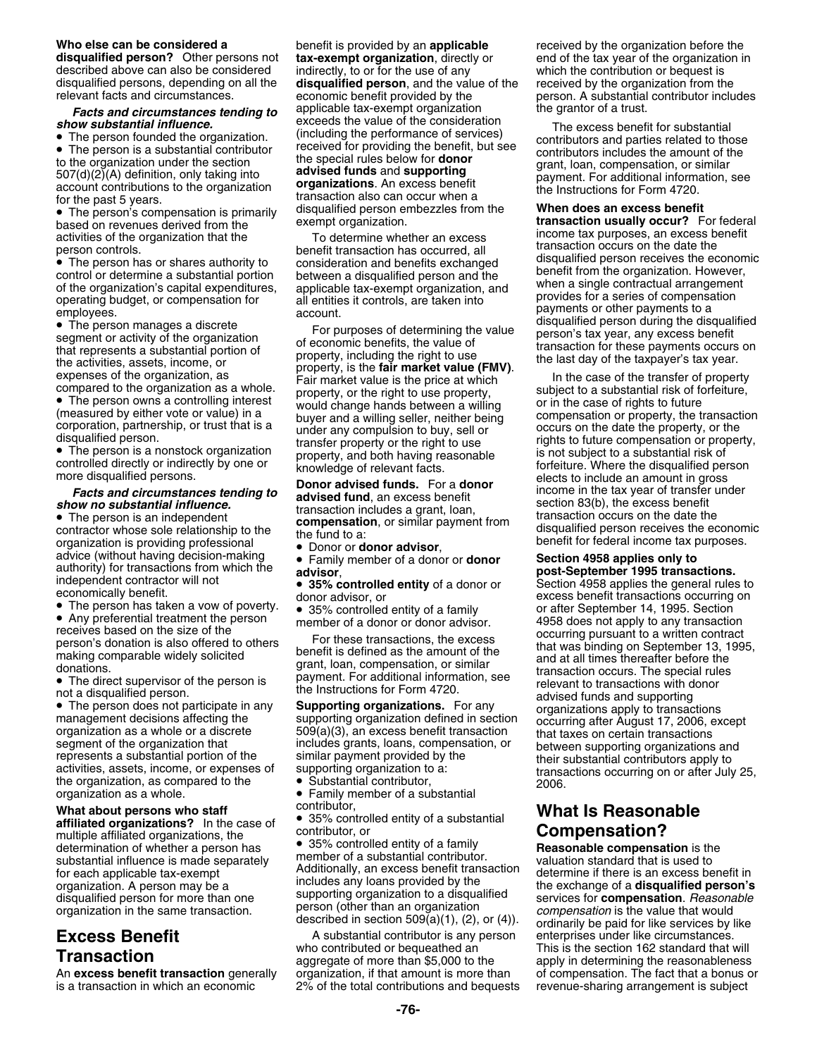**Who else can be considered a disqualified person?** Other persons not described above can also be considered disqualified persons, depending on all the relevant facts and circumstances.

***Facts and circumstances tending to show substantial influence.***

- The person founded the organization.
- The person is a substantial contributor to the organization under the section 507(d)(2)(A) definition, only taking into account contributions to the organization for the past 5 years.
- The person's compensation is primarily based on revenues derived from the activities of the organization that the person controls.
- The person has or shares authority to control or determine a substantial portion of the organization's capital expenditures, operating budget, or compensation for employees.
- The person manages a discrete segment or activity of the organization that represents a substantial portion of the activities, assets, income, or expenses of the organization, as compared to the organization as a whole.
- The person owns a controlling interest (measured by either vote or value) in a corporation, partnership, or trust that is a disqualified person.
- The person is a nonstock organization controlled directly or indirectly by one or more disqualified persons.

***Facts and circumstances tending to show no substantial influence.***

- The person is an independent contractor whose sole relationship to the organization is providing professional advice (without having decision-making authority) for transactions from which the independent contractor will not economically benefit.
- The person has taken a vow of poverty.
- Any preferential treatment the person receives based on the size of the person's donation is also offered to others making comparable widely solicited donations.
- The direct supervisor of the person is not a disqualified person.
- The person does not participate in any management decisions affecting the organization as a whole or a discrete segment of the organization that represents a substantial portion of the activities, assets, income, or expenses of the organization, as compared to the organization as a whole.

**What about persons who staff affiliated organizations?** In the case of multiple affiliated organizations, the determination of whether a person has substantial influence is made separately for each applicable tax-exempt organization. A person may be a disqualified person for more than one organization in the same transaction.

## Excess Benefit Transaction

An **excess benefit transaction** generally is a transaction in which an economic benefit is provided by an **applicable tax-exempt organization**, directly or indirectly, to or for the use of any **disqualified person**, and the value of the economic benefit provided by the applicable tax-exempt organization exceeds the value of the consideration (including the performance of services) received for providing the benefit, but see the special rules below for **donor advised funds** and **supporting organizations**. An excess benefit transaction also can occur when a disqualified person embezzles from the exempt organization.

To determine whether an excess benefit transaction has occurred, all consideration and benefits exchanged between a disqualified person and the applicable tax-exempt organization, and all entities it controls, are taken into account.

For purposes of determining the value of economic benefits, the value of property, including the right to use property, is the **fair market value (FMV)**. Fair market value is the price at which property, or the right to use property, would change hands between a willing buyer and a willing seller, neither being under any compulsion to buy, sell or transfer property or the right to use property, and both having reasonable knowledge of relevant facts.

**Donor advised funds.** For a **donor advised fund**, an excess benefit transaction includes a grant, loan, **compensation**, or similar payment from the fund to a:

- Donor or **donor advisor**,
- Family member of a donor or **donor advisor**,
- **35% controlled entity** of a donor or donor advisor, or
- 35% controlled entity of a family member of a donor or donor advisor.

For these transactions, the excess benefit is defined as the amount of the grant, loan, compensation, or similar payment. For additional information, see the Instructions for Form 4720.

**Supporting organizations.** For any supporting organization defined in section 509(a)(3), an excess benefit transaction includes grants, loans, compensation, or similar payment provided by the supporting organization to a:

- Substantial contributor,
- Family member of a substantial contributor,
- 35% controlled entity of a substantial contributor, or
- 35% controlled entity of a family member of a substantial contributor.

Additionally, an excess benefit transaction includes any loans provided by the supporting organization to a disqualified person (other than an organization described in section 509(a)(1), (2), or (4)).

A substantial contributor is any person who contributed or bequeathed an aggregate of more than $5,000 to the organization, if that amount is more than 2% of the total contributions and bequests received by the organization before the end of the tax year of the organization in which the contribution or bequest is received by the organization from the person. A substantial contributor includes the grantor of a trust.

The excess benefit for substantial contributors and parties related to those contributors includes the amount of the grant, loan, compensation, or similar payment. For additional information, see the Instructions for Form 4720.

**When does an excess benefit transaction usually occur?** For federal income tax purposes, an excess benefit transaction occurs on the date the disqualified person receives the economic benefit from the organization. However, when a single contractual arrangement provides for a series of compensation payments or other payments to a disqualified person during the disqualified person's tax year, any excess benefit transaction for these payments occurs on the last day of the taxpayer's tax year.

In the case of the transfer of property subject to a substantial risk of forfeiture, or in the case of rights to future compensation or property, the transaction occurs on the date the property, or the rights to future compensation or property, is not subject to a substantial risk of forfeiture. Where the disqualified person elects to include an amount in gross income in the tax year of transfer under section 83(b), the excess benefit transaction occurs on the date the disqualified person receives the economic benefit for federal income tax purposes.

**Section 4958 applies only to post-September 1995 transactions.** Section 4958 applies the general rules to excess benefit transactions occurring on or after September 14, 1995. Section 4958 does not apply to any transaction occurring pursuant to a written contract that was binding on September 13, 1995, and at all times thereafter before the transaction occurs. The special rules relevant to transactions with donor advised funds and supporting organizations apply to transactions occurring after August 17, 2006, except that taxes on certain transactions between supporting organizations and their substantial contributors apply to transactions occurring on or after July 25, 2006.

## What Is Reasonable Compensation?

**Reasonable compensation** is the valuation standard that is used to determine if there is an excess benefit in the exchange of a **disqualified person's** services for **compensation**. *Reasonable compensation* is the value that would ordinarily be paid for like services by like enterprises under like circumstances. This is the section 162 standard that will apply in determining the reasonableness of compensation. The fact that a bonus or revenue-sharing arrangement is subject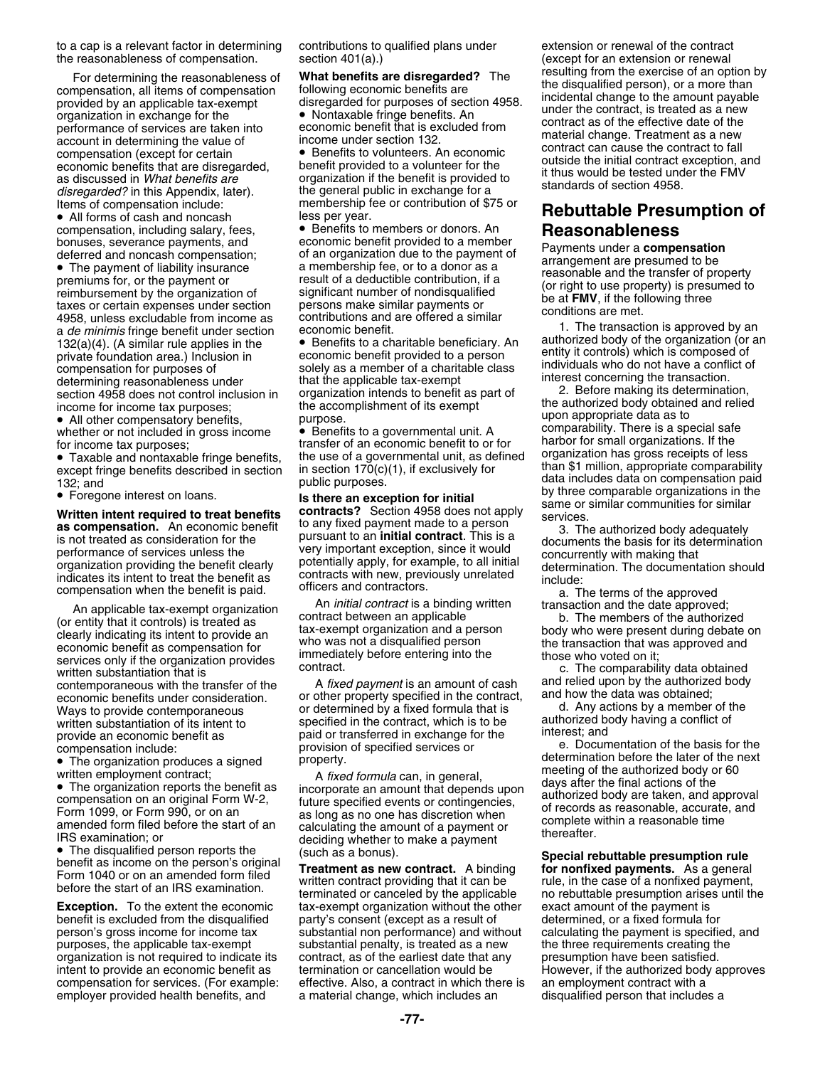to a cap is a relevant factor in determining the reasonableness of compensation.

For determining the reasonableness of compensation, all items of compensation provided by an applicable tax-exempt organization in exchange for the performance of services are taken into account in determining the value of compensation (except for certain economic benefits that are disregarded, as discussed in *What benefits are disregarded?* in this Appendix, later). Items of compensation include:

- All forms of cash and noncash compensation, including salary, fees, bonuses, severance payments, and deferred and noncash compensation;
- The payment of liability insurance premiums for, or the payment or reimbursement by the organization of taxes or certain expenses under section 4958, unless excludable from income as a *de minimis* fringe benefit under section 132(a)(4). (A similar rule applies in the private foundation area.) Inclusion in compensation for purposes of determining reasonableness under section 4958 does not control inclusion in income for income tax purposes;
- All other compensatory benefits, whether or not included in gross income for income tax purposes;
- Taxable and nontaxable fringe benefits, except fringe benefits described in section 132; and
- Foregone interest on loans.

**Written intent required to treat benefits as compensation.** An economic benefit is not treated as consideration for the performance of services unless the organization providing the benefit clearly indicates its intent to treat the benefit as compensation when the benefit is paid.

An applicable tax-exempt organization (or entity that it controls) is treated as clearly indicating its intent to provide an economic benefit as compensation for services only if the organization provides written substantiation that is contemporaneous with the transfer of the economic benefits under consideration. Ways to provide contemporaneous written substantiation of its intent to provide an economic benefit as compensation include:

- The organization produces a signed written employment contract;
- The organization reports the benefit as compensation on an original Form W-2, Form 1099, or Form 990, or on an amended form filed before the start of an IRS examination; or
- The disqualified person reports the benefit as income on the person's original Form 1040 or on an amended form filed before the start of an IRS examination.

**Exception.** To the extent the economic benefit is excluded from the disqualified person's gross income for income tax purposes, the applicable tax-exempt organization is not required to indicate its intent to provide an economic benefit as compensation for services. (For example: employer provided health benefits, and contributions to qualified plans under section 401(a).)

**What benefits are disregarded?** The following economic benefits are disregarded for purposes of section 4958.

- Nontaxable fringe benefits. An economic benefit that is excluded from income under section 132.
- Benefits to volunteers. An economic benefit provided to a volunteer for the organization if the benefit is provided to the general public in exchange for a membership fee or contribution of $75 or less per year.
- Benefits to members or donors. An economic benefit provided to a member of an organization due to the payment of a membership fee, or to a donor as a result of a deductible contribution, if a significant number of nondisqualified persons make similar payments or contributions and are offered a similar economic benefit.
- Benefits to a charitable beneficiary. An economic benefit provided to a person solely as a member of a charitable class that the applicable tax-exempt organization intends to benefit as part of the accomplishment of its exempt purpose.
- Benefits to a governmental unit. A transfer of an economic benefit to or for the use of a governmental unit, as defined in section 170(c)(1), if exclusively for public purposes.

**Is there an exception for initial contracts?** Section 4958 does not apply to any fixed payment made to a person pursuant to an **initial contract**. This is a very important exception, since it would potentially apply, for example, to all initial contracts with new, previously unrelated officers and contractors.

An *initial contract* is a binding written contract between an applicable tax-exempt organization and a person who was not a disqualified person immediately before entering into the contract.

A *fixed payment* is an amount of cash or other property specified in the contract, or determined by a fixed formula that is specified in the contract, which is to be paid or transferred in exchange for the provision of specified services or property.

A *fixed formula* can, in general, incorporate an amount that depends upon future specified events or contingencies, as long as no one has discretion when calculating the amount of a payment or deciding whether to make a payment (such as a bonus).

**Treatment as new contract.** A binding written contract providing that it can be terminated or canceled by the applicable tax-exempt organization without the other party's consent (except as a result of substantial non performance) and without substantial penalty, is treated as a new contract, as of the earliest date that any termination or cancellation would be effective. Also, a contract in which there is a material change, which includes an extension or renewal of the contract (except for an extension or renewal resulting from the exercise of an option by the disqualified person), or a more than incidental change to the amount payable under the contract, is treated as a new contract as of the effective date of the material change. Treatment as a new contract can cause the contract to fall outside the initial contract exception, and it thus would be tested under the FMV standards of section 4958.

## Rebuttable Presumption of Reasonableness

Payments under a **compensation** arrangement are presumed to be reasonable and the transfer of property (or right to use property) is presumed to be at **FMV**, if the following three conditions are met.

1. The transaction is approved by an authorized body of the organization (or an entity it controls) which is composed of individuals who do not have a conflict of interest concerning the transaction.

2. Before making its determination, the authorized body obtained and relied upon appropriate data as to comparability. There is a special safe harbor for small organizations. If the organization has gross receipts of less than $1 million, appropriate comparability data includes data on compensation paid by three comparable organizations in the same or similar communities for similar services.

3. The authorized body adequately documents the basis for its determination concurrently with making that determination. The documentation should include:

   a. The terms of the approved transaction and the date approved;

   b. The members of the authorized body who were present during debate on the transaction that was approved and those who voted on it;

   c. The comparability data obtained and relied upon by the authorized body and how the data was obtained;

   d. Any actions by a member of the authorized body having a conflict of interest; and

   e. Documentation of the basis for the determination before the later of the next meeting of the authorized body or 60 days after the final actions of the authorized body are taken, and approval of records as reasonable, accurate, and complete within a reasonable time thereafter.

**Special rebuttable presumption rule for nonfixed payments.** As a general rule, in the case of a nonfixed payment, no rebuttable presumption arises until the exact amount of the payment is determined, or a fixed formula for calculating the payment is specified, and the three requirements creating the presumption have been satisfied. However, if the authorized body approves an employment contract with a disqualified person that includes a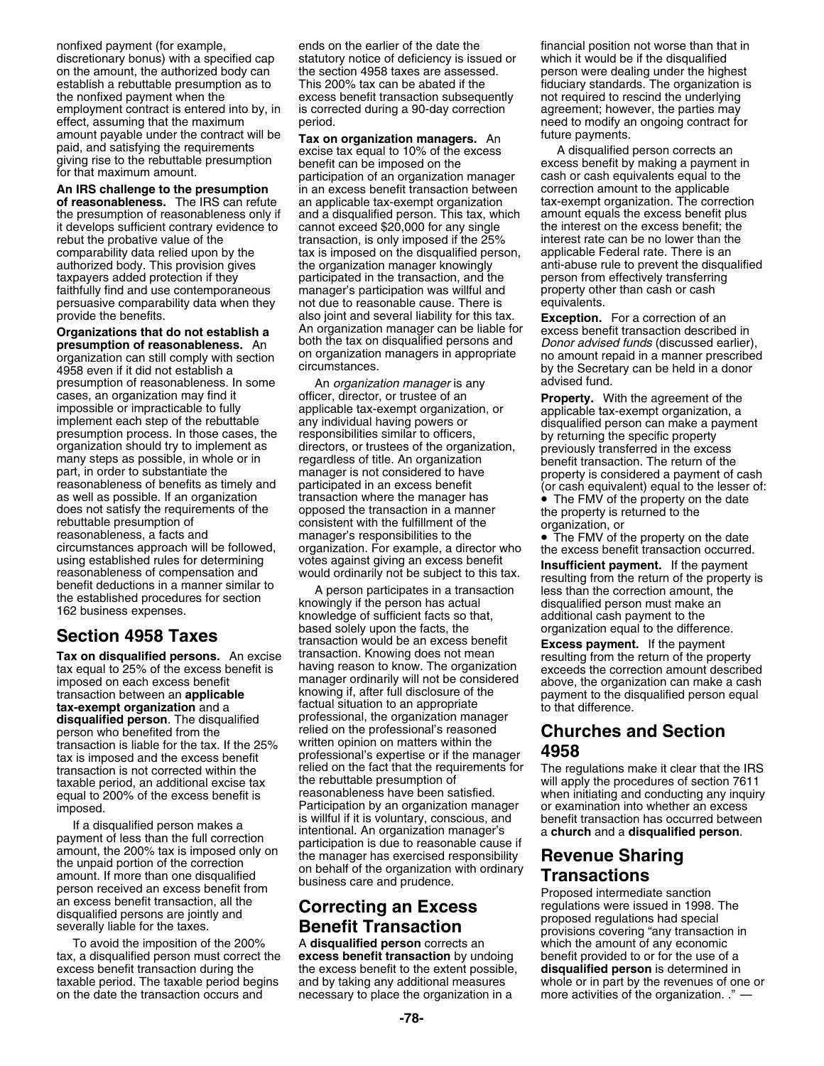nonfixed payment (for example, discretionary bonus) with a specified cap on the amount, the authorized body can establish a rebuttable presumption as to the nonfixed payment when the employment contract is entered into by, in effect, assuming that the maximum amount payable under the contract will be paid, and satisfying the requirements giving rise to the rebuttable presumption for that maximum amount.

**An IRS challenge to the presumption of reasonableness.** The IRS can refute the presumption of reasonableness only if it develops sufficient contrary evidence to rebut the probative value of the comparability data relied upon by the authorized body. This provision gives taxpayers added protection if they faithfully find and use contemporaneous persuasive comparability data when they provide the benefits.

**Organizations that do not establish a presumption of reasonableness.** An organization can still comply with section 4958 even if it did not establish a presumption of reasonableness. In some cases, an organization may find it impossible or impracticable to fully implement each step of the rebuttable presumption process. In those cases, the organization should try to implement as many steps as possible, in whole or in part, in order to substantiate the reasonableness of benefits as timely and as well as possible. If an organization does not satisfy the requirements of the rebuttable presumption of reasonableness, a facts and circumstances approach will be followed, using established rules for determining reasonableness of compensation and benefit deductions in a manner similar to the established procedures for section 162 business expenses.

## Section 4958 Taxes

**Tax on disqualified persons.** An excise tax equal to 25% of the excess benefit is imposed on each excess benefit transaction between an **applicable tax-exempt organization** and a **disqualified person**. The disqualified person who benefited from the transaction is liable for the tax. If the 25% tax is imposed and the excess benefit transaction is not corrected within the taxable period, an additional excise tax equal to 200% of the excess benefit is imposed.

If a disqualified person makes a payment of less than the full correction amount, the 200% tax is imposed only on the unpaid portion of the correction amount. If more than one disqualified person received an excess benefit from an excess benefit transaction, all the disqualified persons are jointly and severally liable for the taxes.

To avoid the imposition of the 200% tax, a disqualified person must correct the excess benefit transaction during the taxable period. The taxable period begins on the date the transaction occurs and ends on the earlier of the date the statutory notice of deficiency is issued or the section 4958 taxes are assessed. This 200% tax can be abated if the excess benefit transaction subsequently is corrected during a 90-day correction period.

**Tax on organization managers.** An excise tax equal to 10% of the excess benefit can be imposed on the participation of an organization manager in an excess benefit transaction between an applicable tax-exempt organization and a disqualified person. This tax, which cannot exceed $20,000 for any single transaction, is only imposed if the 25% tax is imposed on the disqualified person, the organization manager knowingly participated in the transaction, and the manager's participation was willful and not due to reasonable cause. There is also joint and several liability for this tax. An organization manager can be liable for both the tax on disqualified persons and on organization managers in appropriate circumstances.

An *organization manager* is any officer, director, or trustee of an applicable tax-exempt organization, or any individual having powers or responsibilities similar to officers, directors, or trustees of the organization, regardless of title. An organization manager is not considered to have participated in an excess benefit transaction where the manager has opposed the transaction in a manner consistent with the fulfillment of the manager's responsibilities to the organization. For example, a director who votes against giving an excess benefit would ordinarily not be subject to this tax.

A person participates in a transaction knowingly if the person has actual knowledge of sufficient facts so that, based solely upon the facts, the transaction would be an excess benefit transaction. Knowing does not mean having reason to know. The organization manager ordinarily will not be considered knowing if, after full disclosure of the factual situation to an appropriate professional, the organization manager relied on the professional's reasoned written opinion on matters within the professional's expertise or if the manager relied on the fact that the requirements for the rebuttable presumption of reasonableness have been satisfied. Participation by an organization manager is willful if it is voluntary, conscious, and intentional. An organization manager's participation is due to reasonable cause if the manager has exercised responsibility on behalf of the organization with ordinary business care and prudence.

## Correcting an Excess Benefit Transaction

A **disqualified person** corrects an **excess benefit transaction** by undoing the excess benefit to the extent possible, and by taking any additional measures necessary to place the organization in a financial position not worse than that in which it would be if the disqualified person were dealing under the highest fiduciary standards. The organization is not required to rescind the underlying agreement; however, the parties may need to modify an ongoing contract for future payments.

A disqualified person corrects an excess benefit by making a payment in cash or cash equivalents equal to the correction amount to the applicable tax-exempt organization. The correction amount equals the excess benefit plus the interest on the excess benefit; the interest rate can be no lower than the applicable Federal rate. There is an anti-abuse rule to prevent the disqualified person from effectively transferring property other than cash or cash equivalents.

**Exception.** For a correction of an excess benefit transaction described in *Donor advised funds* (discussed earlier), no amount repaid in a manner prescribed by the Secretary can be held in a donor advised fund.

**Property.** With the agreement of the applicable tax-exempt organization, a disqualified person can make a payment by returning the specific property previously transferred in the excess benefit transaction. The return of the property is considered a payment of cash (or cash equivalent) equal to the lesser of:

- The FMV of the property on the date the property is returned to the organization, or
- The FMV of the property on the date the excess benefit transaction occurred.

**Insufficient payment.** If the payment resulting from the return of the property is less than the correction amount, the disqualified person must make an additional cash payment to the organization equal to the difference.

**Excess payment.** If the payment resulting from the return of the property exceeds the correction amount described above, the organization can make a cash payment to the disqualified person equal to that difference.

## Churches and Section 4958

The regulations make it clear that the IRS will apply the procedures of section 7611 when initiating and conducting any inquiry or examination into whether an excess benefit transaction has occurred between a **church** and a **disqualified person**.

## Revenue Sharing Transactions

Proposed intermediate sanction regulations were issued in 1998. The proposed regulations had special provisions covering "any transaction in which the amount of any economic benefit provided to or for the use of a **disqualified person** is determined in whole or in part by the revenues of one or more activities of the organization. ." —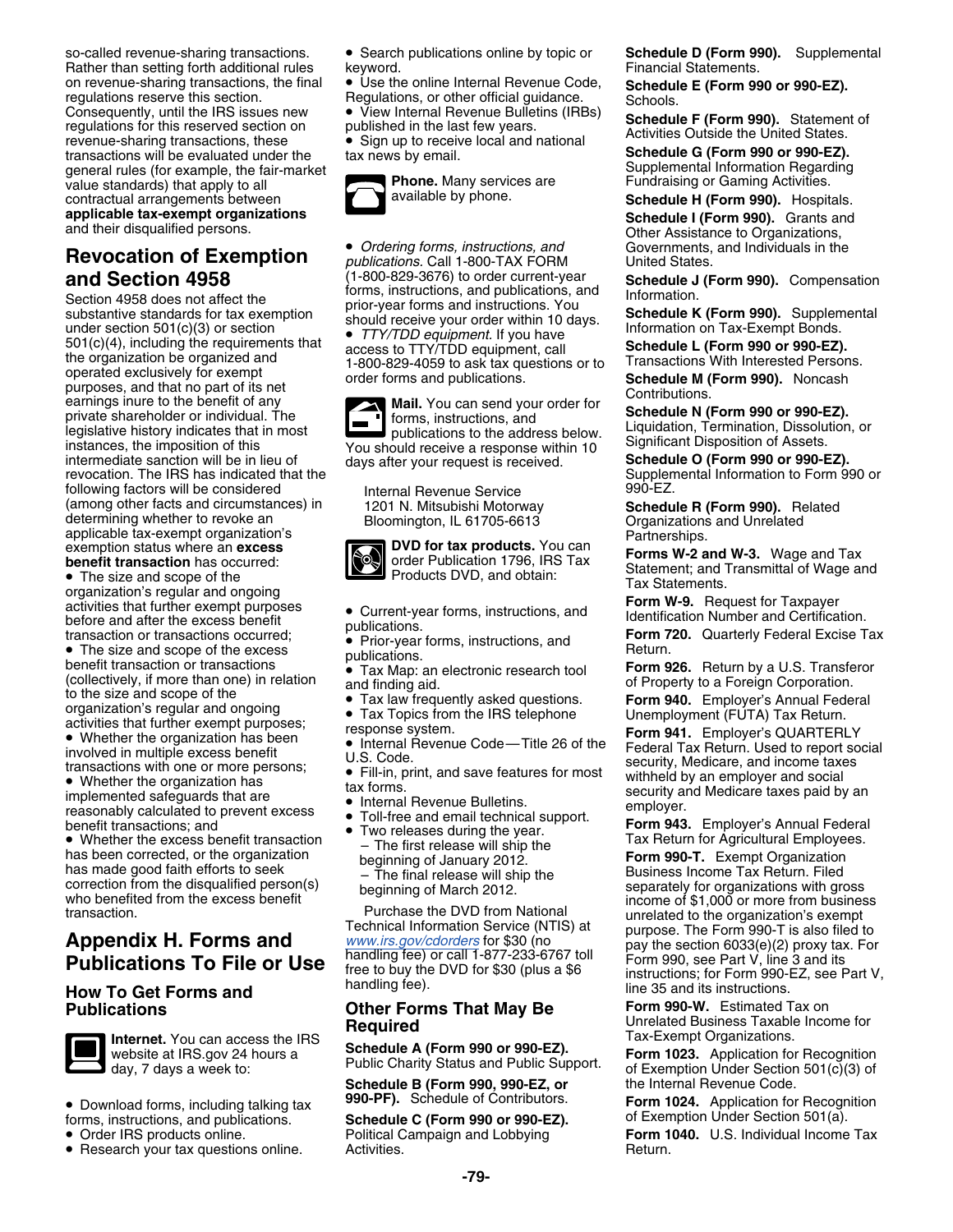so-called revenue-sharing transactions. Rather than setting forth additional rules on revenue-sharing transactions, the final regulations reserve this section. Consequently, until the IRS issues new regulations for this reserved section on revenue-sharing transactions, these transactions will be evaluated under the general rules (for example, the fair-market value standards) that apply to all contractual arrangements between **applicable tax-exempt organizations** and their disqualified persons.

## Revocation of Exemption and Section 4958

Section 4958 does not affect the substantive standards for tax exemption under section 501(c)(3) or section 501(c)(4), including the requirements that the organization be organized and operated exclusively for exempt purposes, and that no part of its net earnings inure to the benefit of any private shareholder or individual. The legislative history indicates that in most instances, the imposition of this intermediate sanction will be in lieu of revocation. The IRS has indicated that the following factors will be considered (among other facts and circumstances) in determining whether to revoke an applicable tax-exempt organization's exemption status where an **excess benefit transaction** has occurred:

- The size and scope of the organization's regular and ongoing activities that further exempt purposes before and after the excess benefit transaction or transactions occurred;
- The size and scope of the excess benefit transaction or transactions (collectively, if more than one) in relation to the size and scope of the organization's regular and ongoing activities that further exempt purposes;
- Whether the organization has been involved in multiple excess benefit transactions with one or more persons;
- Whether the organization has implemented safeguards that are reasonably calculated to prevent excess benefit transactions; and
- Whether the excess benefit transaction has been corrected, or the organization has made good faith efforts to seek correction from the disqualified person(s) who benefited from the excess benefit transaction.

## Appendix H. Forms and Publications To File or Use

### How To Get Forms and Publications

**Internet.** You can access the IRS website at IRS.gov 24 hours a day, 7 days a week to:

- Download forms, including talking tax forms, instructions, and publications.
- Order IRS products online.
- Research your tax questions online.
- Search publications online by topic or keyword.
- Use the online Internal Revenue Code, Regulations, or other official guidance.
- View Internal Revenue Bulletins (IRBs) published in the last few years.
- Sign up to receive local and national tax news by email.

**Phone.** Many services are available by phone.

- *Ordering forms, instructions, and publications.* Call 1-800-TAX FORM (1-800-829-3676) to order current-year forms, instructions, and publications, and prior-year forms and instructions. You should receive your order within 10 days.
- *TTY/TDD equipment.* If you have access to TTY/TDD equipment, call 1-800-829-4059 to ask tax questions or to order forms and publications.

**Mail.** You can send your order for forms, instructions, and publications to the address below. You should receive a response within 10 days after your request is received.

Internal Revenue Service
1201 N. Mitsubishi Motorway
Bloomington, IL 61705-6613

**DVD for tax products.** You can order Publication 1796, IRS Tax Products DVD, and obtain:

- Current-year forms, instructions, and publications.
- Prior-year forms, instructions, and publications.
- Tax Map: an electronic research tool and finding aid.
- Tax law frequently asked questions.
- Tax Topics from the IRS telephone response system.
- Internal Revenue Code—Title 26 of the U.S. Code.
- Fill-in, print, and save features for most tax forms.
- Internal Revenue Bulletins.
- Toll-free and email technical support.
- Two releases during the year.
  - The first release will ship the beginning of January 2012.
  - The final release will ship the beginning of March 2012.

Purchase the DVD from National Technical Information Service (NTIS) at www.irs.gov/cdorders for $30 (no handling fee) or call 1-877-233-6767 toll free to buy the DVD for $30 (plus a $6 handling fee).

### Other Forms That May Be Required

**Schedule A (Form 990 or 990-EZ).** Public Charity Status and Public Support.

**Schedule B (Form 990, 990-EZ, or 990-PF).** Schedule of Contributors.

**Schedule C (Form 990 or 990-EZ).** Political Campaign and Lobbying Activities.

**Schedule D (Form 990).** Supplemental Financial Statements.

**Schedule E (Form 990 or 990-EZ).** Schools.

**Schedule F (Form 990).** Statement of Activities Outside the United States.

**Schedule G (Form 990 or 990-EZ).** Supplemental Information Regarding Fundraising or Gaming Activities.

**Schedule H (Form 990).** Hospitals.

**Schedule I (Form 990).** Grants and Other Assistance to Organizations, Governments, and Individuals in the United States.

**Schedule J (Form 990).** Compensation Information.

**Schedule K (Form 990).** Supplemental Information on Tax-Exempt Bonds.

**Schedule L (Form 990 or 990-EZ).** Transactions With Interested Persons.

**Schedule M (Form 990).** Noncash Contributions.

**Schedule N (Form 990 or 990-EZ).** Liquidation, Termination, Dissolution, or Significant Disposition of Assets.

**Schedule O (Form 990 or 990-EZ).** Supplemental Information to Form 990 or 990-EZ.

**Schedule R (Form 990).** Related Organizations and Unrelated Partnerships.

**Forms W-2 and W-3.** Wage and Tax Statement; and Transmittal of Wage and Tax Statements.

**Form W-9.** Request for Taxpayer Identification Number and Certification.

**Form 720.** Quarterly Federal Excise Tax Return.

**Form 926.** Return by a U.S. Transferor of Property to a Foreign Corporation.

**Form 940.** Employer's Annual Federal Unemployment (FUTA) Tax Return.

**Form 941.** Employer's QUARTERLY Federal Tax Return. Used to report social security, Medicare, and income taxes withheld by an employer and social security and Medicare taxes paid by an employer.

**Form 943.** Employer's Annual Federal Tax Return for Agricultural Employees.

**Form 990-T.** Exempt Organization Business Income Tax Return. Filed separately for organizations with gross income of $1,000 or more from business unrelated to the organization's exempt purpose. The Form 990-T is also filed to pay the section 6033(e)(2) proxy tax. For Form 990, see Part V, line 3 and its instructions; for Form 990-EZ, see Part V, line 35 and its instructions.

**Form 990-W.** Estimated Tax on Unrelated Business Taxable Income for Tax-Exempt Organizations.

**Form 1023.** Application for Recognition of Exemption Under Section 501(c)(3) of the Internal Revenue Code.

**Form 1024.** Application for Recognition of Exemption Under Section 501(a).

**Form 1040.** U.S. Individual Income Tax Return.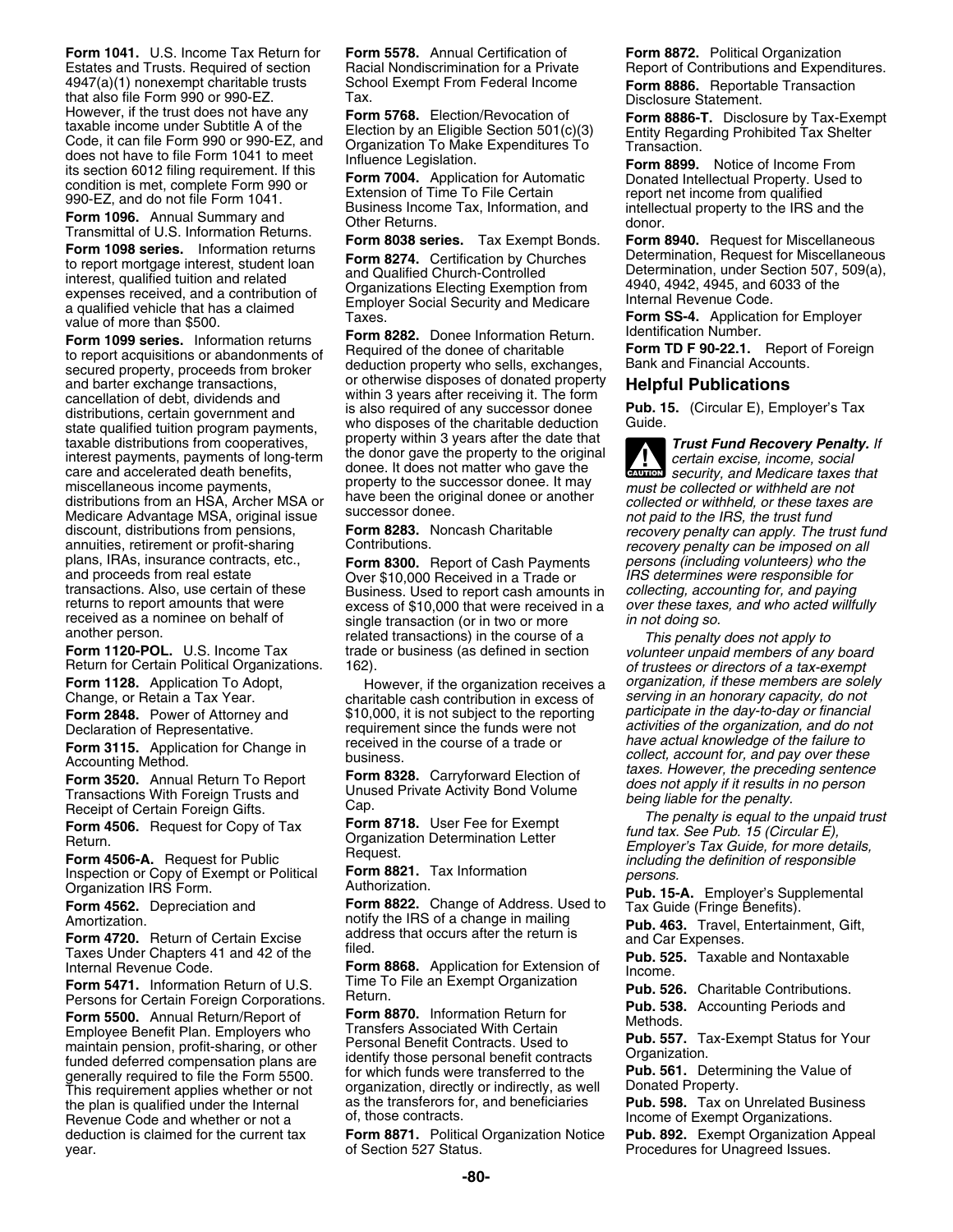**Form 1041.** U.S. Income Tax Return for Estates and Trusts. Required of section 4947(a)(1) nonexempt charitable trusts that also file Form 990 or 990-EZ. However, if the trust does not have any taxable income under Subtitle A of the Code, it can file Form 990 or 990-EZ, and does not have to file Form 1041 to meet its section 6012 filing requirement. If this condition is met, complete Form 990 or 990-EZ, and do not file Form 1041.

**Form 1096.** Annual Summary and Transmittal of U.S. Information Returns.

**Form 1098 series.** Information returns to report mortgage interest, student loan interest, qualified tuition and related expenses received, and a contribution of a qualified vehicle that has a claimed value of more than $500.

**Form 1099 series.** Information returns to report acquisitions or abandonments of secured property, proceeds from broker and barter exchange transactions, cancellation of debt, dividends and distributions, certain government and state qualified tuition program payments, taxable distributions from cooperatives, interest payments, payments of long-term care and accelerated death benefits, miscellaneous income payments, distributions from an HSA, Archer MSA or Medicare Advantage MSA, original issue discount, distributions from pensions, annuities, retirement or profit-sharing plans, IRAs, insurance contracts, etc., and proceeds from real estate transactions. Also, use certain of these returns to report amounts that were received as a nominee on behalf of another person.

**Form 1120-POL.** U.S. Income Tax Return for Certain Political Organizations.

**Form 1128.** Application To Adopt, Change, or Retain a Tax Year.

**Form 2848.** Power of Attorney and Declaration of Representative.

**Form 3115.** Application for Change in Accounting Method.

**Form 3520.** Annual Return To Report Transactions With Foreign Trusts and Receipt of Certain Foreign Gifts.

**Form 4506.** Request for Copy of Tax Return.

**Form 4506-A.** Request for Public Inspection or Copy of Exempt or Political Organization IRS Form.

**Form 4562.** Depreciation and Amortization.

**Form 4720.** Return of Certain Excise Taxes Under Chapters 41 and 42 of the Internal Revenue Code.

**Form 5471.** Information Return of U.S. Persons for Certain Foreign Corporations.

**Form 5500.** Annual Return/Report of Employee Benefit Plan. Employers who maintain pension, profit-sharing, or other funded deferred compensation plans are generally required to file the Form 5500. This requirement applies whether or not the plan is qualified under the Internal Revenue Code and whether or not a deduction is claimed for the current tax year.

**Form 5578.** Annual Certification of Racial Nondiscrimination for a Private School Exempt From Federal Income Tax.

**Form 5768.** Election/Revocation of Election by an Eligible Section 501(c)(3) Organization To Make Expenditures To Influence Legislation.

**Form 7004.** Application for Automatic Extension of Time To File Certain Business Income Tax, Information, and Other Returns.

**Form 8038 series.** Tax Exempt Bonds.

**Form 8274.** Certification by Churches and Qualified Church-Controlled Organizations Electing Exemption from Employer Social Security and Medicare Taxes.

**Form 8282.** Donee Information Return. Required of the donee of charitable deduction property who sells, exchanges, or otherwise disposes of donated property within 3 years after receiving it. The form is also required of any successor donee who disposes of the charitable deduction property within 3 years after the date that the donor gave the property to the original donee. It does not matter who gave the property to the successor donee. It may have been the original donee or another successor donee.

**Form 8283.** Noncash Charitable Contributions.

**Form 8300.** Report of Cash Payments Over $10,000 Received in a Trade or Business. Used to report cash amounts in excess of $10,000 that were received in a single transaction (or in two or more related transactions) in the course of a trade or business (as defined in section 162).

However, if the organization receives a charitable cash contribution in excess of $10,000, it is not subject to the reporting requirement since the funds were not received in the course of a trade or business.

**Form 8328.** Carryforward Election of Unused Private Activity Bond Volume Cap.

**Form 8718.** User Fee for Exempt Organization Determination Letter Request.

**Form 8821.** Tax Information Authorization.

**Form 8822.** Change of Address. Used to notify the IRS of a change in mailing address that occurs after the return is filed.

**Form 8868.** Application for Extension of Time To File an Exempt Organization Return.

**Form 8870.** Information Return for Transfers Associated With Certain Personal Benefit Contracts. Used to identify those personal benefit contracts for which funds were transferred to the organization, directly or indirectly, as well as the transferors for, and beneficiaries of, those contracts.

**Form 8871.** Political Organization Notice of Section 527 Status.

**Form 8872.** Political Organization Report of Contributions and Expenditures.

**Form 8886.** Reportable Transaction Disclosure Statement.

**Form 8886-T.** Disclosure by Tax-Exempt Entity Regarding Prohibited Tax Shelter Transaction.

**Form 8899.** Notice of Income From Donated Intellectual Property. Used to report net income from qualified intellectual property to the IRS and the donor.

**Form 8940.** Request for Miscellaneous Determination, Request for Miscellaneous Determination, under Section 507, 509(a), 4940, 4942, 4945, and 6033 of the Internal Revenue Code.

**Form SS-4.** Application for Employer Identification Number.

**Form TD F 90-22.1.** Report of Foreign Bank and Financial Accounts.

## Helpful Publications

**Pub. 15.** (Circular E), Employer's Tax Guide.

CAUTION: ***Trust Fund Recovery Penalty.*** *If certain excise, income, social security, and Medicare taxes that must be collected or withheld are not collected or withheld, or these taxes are not paid to the IRS, the trust fund recovery penalty can apply. The trust fund recovery penalty can be imposed on all persons (including volunteers) who the IRS determines were responsible for collecting, accounting for, and paying over these taxes, and who acted willfully in not doing so.*

*This penalty does not apply to volunteer unpaid members of any board of trustees or directors of a tax-exempt organization, if these members are solely serving in an honorary capacity, do not participate in the day-to-day or financial activities of the organization, and do not have actual knowledge of the failure to collect, account for, and pay over these taxes. However, the preceding sentence does not apply if it results in no person being liable for the penalty.*

*The penalty is equal to the unpaid trust fund tax. See Pub. 15 (Circular E), Employer's Tax Guide, for more details, including the definition of responsible persons.*

**Pub. 15-A.** Employer's Supplemental Tax Guide (Fringe Benefits).

**Pub. 463.** Travel, Entertainment, Gift, and Car Expenses.

**Pub. 525.** Taxable and Nontaxable Income.

**Pub. 526.** Charitable Contributions.

**Pub. 538.** Accounting Periods and Methods.

**Pub. 557.** Tax-Exempt Status for Your Organization.

**Pub. 561.** Determining the Value of Donated Property.

**Pub. 598.** Tax on Unrelated Business Income of Exempt Organizations.

**Pub. 892.** Exempt Organization Appeal Procedures for Unagreed Issues.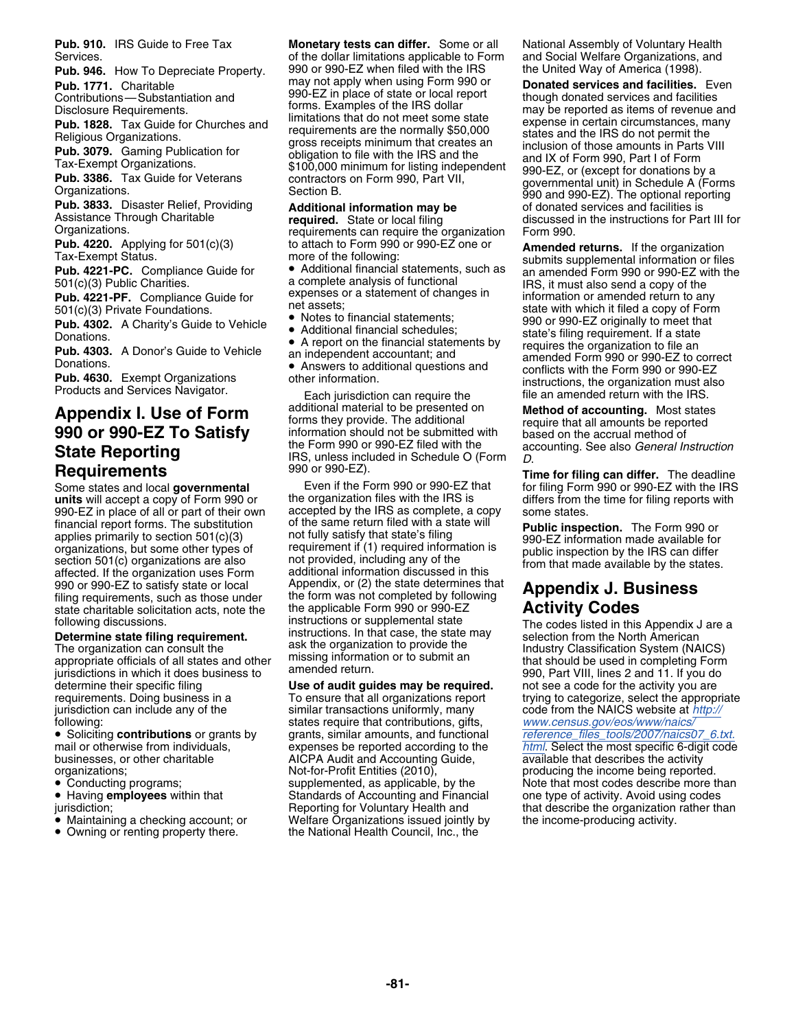**Pub. 910.** IRS Guide to Free Tax Services.

**Pub. 946.** How To Depreciate Property.

**Pub. 1771.** Charitable Contributions—Substantiation and Disclosure Requirements.

**Pub. 1828.** Tax Guide for Churches and Religious Organizations.

**Pub. 3079.** Gaming Publication for Tax-Exempt Organizations.

**Pub. 3386.** Tax Guide for Veterans Organizations.

**Pub. 3833.** Disaster Relief, Providing Assistance Through Charitable Organizations.

**Pub. 4220.** Applying for 501(c)(3) Tax-Exempt Status.

**Pub. 4221-PC.** Compliance Guide for 501(c)(3) Public Charities.

**Pub. 4221-PF.** Compliance Guide for 501(c)(3) Private Foundations.

**Pub. 4302.** A Charity's Guide to Vehicle Donations.

**Pub. 4303.** A Donor's Guide to Vehicle Donations.

**Pub. 4630.** Exempt Organizations Products and Services Navigator.

# Appendix I. Use of Form 990 or 990-EZ To Satisfy State Reporting Requirements

Some states and local **governmental units** will accept a copy of Form 990 or 990-EZ in place of all or part of their own financial report forms. The substitution applies primarily to section 501(c)(3) organizations, but some other types of section 501(c) organizations are also affected. If the organization uses Form 990 or 990-EZ to satisfy state or local filing requirements, such as those under state charitable solicitation acts, note the following discussions.

**Determine state filing requirement.** The organization can consult the appropriate officials of all states and other jurisdictions in which it does business to determine their specific filing requirements. Doing business in a jurisdiction can include any of the following:

- Soliciting **contributions** or grants by mail or otherwise from individuals, businesses, or other charitable organizations;
- Conducting programs;
- Having **employees** within that jurisdiction;
- Maintaining a checking account; or
- Owning or renting property there.

**Monetary tests can differ.** Some or all of the dollar limitations applicable to Form 990 or 990-EZ when filed with the IRS may not apply when using Form 990 or 990-EZ in place of state or local report forms. Examples of the IRS dollar limitations that do not meet some state requirements are the normally $50,000 gross receipts minimum that creates an obligation to file with the IRS and the $100,000 minimum for listing independent contractors on Form 990, Part VII, Section B.

**Additional information may be required.** State or local filing requirements can require the organization to attach to Form 990 or 990-EZ one or more of the following:

- Additional financial statements, such as a complete analysis of functional expenses or a statement of changes in net assets;
- Notes to financial statements;
- Additional financial schedules;
- A report on the financial statements by an independent accountant; and
- Answers to additional questions and other information.

Each jurisdiction can require the additional material to be presented on forms they provide. The additional information should not be submitted with the Form 990 or 990-EZ filed with the IRS, unless included in Schedule O (Form 990 or 990-EZ).

Even if the Form 990 or 990-EZ that the organization files with the IRS is accepted by the IRS as complete, a copy of the same return filed with a state will not fully satisfy that state's filing requirement if (1) required information is not provided, including any of the additional information discussed in this Appendix, or (2) the state determines that the form was not completed by following the applicable Form 990 or 990-EZ instructions or supplemental state instructions. In that case, the state may ask the organization to provide the missing information or to submit an amended return.

**Use of audit guides may be required.** To ensure that all organizations report similar transactions uniformly, many states require that contributions, gifts, grants, similar amounts, and functional expenses be reported according to the AICPA Audit and Accounting Guide, Not-for-Profit Entities (2010), supplemented, as applicable, by the Standards of Accounting and Financial Reporting for Voluntary Health and Welfare Organizations issued jointly by the National Health Council, Inc., the National Assembly of Voluntary Health and Social Welfare Organizations, and the United Way of America (1998).

**Donated services and facilities.** Even though donated services and facilities may be reported as items of revenue and expense in certain circumstances, many states and the IRS do not permit the inclusion of those amounts in Parts VIII and IX of Form 990, Part I of Form 990-EZ, or (except for donations by a governmental unit) in Schedule A (Forms 990 and 990-EZ). The optional reporting of donated services and facilities is discussed in the instructions for Part III for Form 990.

**Amended returns.** If the organization submits supplemental information or files an amended Form 990 or 990-EZ with the IRS, it must also send a copy of the information or amended return to any state with which it filed a copy of Form 990 or 990-EZ originally to meet that state's filing requirement. If a state requires the organization to file an amended Form 990 or 990-EZ to correct conflicts with the Form 990 or 990-EZ instructions, the organization must also file an amended return with the IRS.

**Method of accounting.** Most states require that all amounts be reported based on the accrual method of accounting. See also *General Instruction D*.

**Time for filing can differ.** The deadline for filing Form 990 or 990-EZ with the IRS differs from the time for filing reports with some states.

**Public inspection.** The Form 990 or 990-EZ information made available for public inspection by the IRS can differ from that made available by the states.

# Appendix J. Business Activity Codes

The codes listed in this Appendix J are a selection from the North American Industry Classification System (NAICS) that should be used in completing Form 990, Part VIII, lines 2 and 11. If you do not see a code for the activity you are trying to categorize, select the appropriate code from the NAICS website at *http://www.census.gov/eos/www/naics/reference_files_tools/2007/naics07_6.txt.html*. Select the most specific 6-digit code available that describes the activity producing the income being reported. Note that most codes describe more than one type of activity. Avoid using codes that describe the organization rather than the income-producing activity.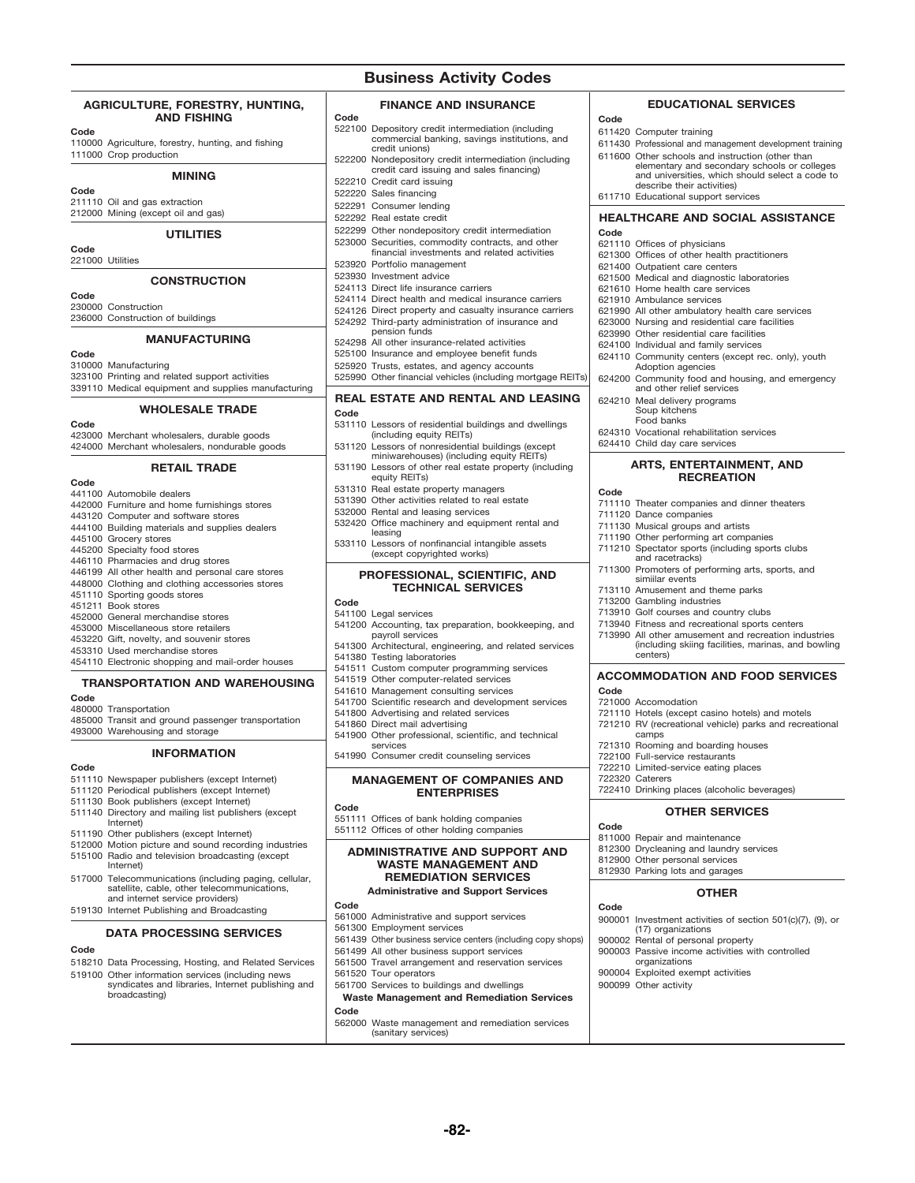# Business Activity Codes

## AGRICULTURE, FORESTRY, HUNTING, AND FISHING

**Code**

110000 Agriculture, forestry, hunting, and fishing
111000 Crop production

## MINING

**Code**

211110 Oil and gas extraction
212000 Mining (except oil and gas)

## UTILITIES

**Code**

221000 Utilities

## CONSTRUCTION

**Code**

230000 Construction
236000 Construction of buildings

## MANUFACTURING

**Code**

310000 Manufacturing
323100 Printing and related support activities
339110 Medical equipment and supplies manufacturing

## WHOLESALE TRADE

**Code**

423000 Merchant wholesalers, durable goods
424000 Merchant wholesalers, nondurable goods

## RETAIL TRADE

**Code**

441100 Automobile dealers
442000 Furniture and home furnishings stores
443120 Computer and software stores
444100 Building materials and supplies dealers
445100 Grocery stores
445200 Specialty food stores
446110 Pharmacies and drug stores
446199 All other health and personal care stores
448000 Clothing and clothing accessories stores
451110 Sporting goods stores
451211 Book stores
452000 General merchandise stores
453000 Miscellaneous store retailers
453220 Gift, novelty, and souvenir stores
453310 Used merchandise stores
454110 Electronic shopping and mail-order houses

## TRANSPORTATION AND WAREHOUSING

**Code**

480000 Transportation
485000 Transit and ground passenger transportation
493000 Warehousing and storage

## INFORMATION

**Code**

511110 Newspaper publishers (except Internet)
511120 Periodical publishers (except Internet)
511130 Book publishers (except Internet)
511140 Directory and mailing list publishers (except Internet)
511190 Other publishers (except Internet)
512000 Motion picture and sound recording industries
515100 Radio and television broadcasting (except Internet)
517000 Telecommunications (including paging, cellular, satellite, cable, other telecommunications, and internet service providers)
519130 Internet Publishing and Broadcasting

## DATA PROCESSING SERVICES

**Code**

518210 Data Processing, Hosting, and Related Services
519100 Other information services (including news syndicates and libraries, Internet publishing and broadcasting)

## FINANCE AND INSURANCE

**Code**

522100 Depository credit intermediation (including commercial banking, savings institutions, and credit unions)
522200 Nondepository credit intermediation (including credit card issuing and sales financing)
522210 Credit card issuing
522220 Sales financing
522291 Consumer lending
522292 Real estate credit
522299 Other nondepository credit intermediation
523000 Securities, commodity contracts, and other financial investments and related activities
523920 Portfolio management
523930 Investment advice
524113 Direct life insurance carriers
524114 Direct health and medical insurance carriers
524126 Direct property and casualty insurance carriers
524292 Third-party administration of insurance and pension funds
524298 All other insurance-related activities
525100 Insurance and employee benefit funds
525920 Trusts, estates, and agency accounts
525990 Other financial vehicles (including mortgage REITs)

## REAL ESTATE AND RENTAL AND LEASING

**Code**

531110 Lessors of residential buildings and dwellings (including equity REITs)
531120 Lessors of nonresidential buildings (except miniwarehouses) (including equity REITs)
531190 Lessors of other real estate property (including equity REITs)
531310 Real estate property managers
531390 Other activities related to real estate
532000 Rental and leasing services
532420 Office machinery and equipment rental and leasing
533110 Lessors of nonfinancial intangible assets (except copyrighted works)

## PROFESSIONAL, SCIENTIFIC, AND TECHNICAL SERVICES

**Code**

541100 Legal services
541200 Accounting, tax preparation, bookkeeping, and payroll services
541300 Architectural, engineering, and related services
541380 Testing laboratories
541511 Custom computer programming services
541519 Other computer-related services
541610 Management consulting services
541700 Scientific research and development services
541800 Advertising and related services
541860 Direct mail advertising
541900 Other professional, scientific, and technical services
541990 Consumer credit counseling services

## MANAGEMENT OF COMPANIES AND ENTERPRISES

**Code**

551111 Offices of bank holding companies
551112 Offices of other holding companies

## ADMINISTRATIVE AND SUPPORT AND WASTE MANAGEMENT AND REMEDIATION SERVICES

### Administrative and Support Services

**Code**

561000 Administrative and support services
561300 Employment services
561439 Other business service centers (including copy shops)
561499 All other business support services
561500 Travel arrangement and reservation services
561520 Tour operators
561700 Services to buildings and dwellings

### Waste Management and Remediation Services

**Code**

562000 Waste management and remediation services (sanitary services)

## EDUCATIONAL SERVICES

**Code**

611420 Computer training
611430 Professional and management development training
611600 Other schools and instruction (other than elementary and secondary schools or colleges and universities, which should select a code to describe their activities)
611710 Educational support services

## HEALTHCARE AND SOCIAL ASSISTANCE

**Code**

621110 Offices of physicians
621300 Offices of other health practitioners
621400 Outpatient care centers
621500 Medical and diagnostic laboratories
621610 Home health care services
621910 Ambulance services
621990 All other ambulatory health care services
623000 Nursing and residential care facilities
623990 Other residential care facilities
624100 Individual and family services
624110 Community centers (except rec. only), youth Adoption agencies
624200 Community food and housing, and emergency and other relief services
624210 Meal delivery programs
Soup kitchens
Food banks
624310 Vocational rehabilitation services
624410 Child day care services

## ARTS, ENTERTAINMENT, AND RECREATION

**Code**

711110 Theater companies and dinner theaters
711120 Dance companies
711130 Musical groups and artists
711190 Other performing art companies
711210 Spectator sports (including sports clubs and racetracks)
711300 Promoters of performing arts, sports, and similar events
713110 Amusement and theme parks
713200 Gambling industries
713910 Golf courses and country clubs
713940 Fitness and recreational sports centers
713990 All other amusement and recreation industries (including skiing facilities, marinas, and bowling centers)

## ACCOMMODATION AND FOOD SERVICES

**Code**

721000 Accomodation
721110 Hotels (except casino hotels) and motels
721210 RV (recreational vehicle) parks and recreational camps
721310 Rooming and boarding houses
722100 Full-service restaurants
722210 Limited-service eating places
722320 Caterers
722410 Drinking places (alcoholic beverages)

## OTHER SERVICES

**Code**

811000 Repair and maintenance
812300 Drycleaning and laundry services
812900 Other personal services
812930 Parking lots and garages

## OTHER

**Code**

900001 Investment activities of section 501(c)(7), (9), or (17) organizations
900002 Rental of personal property
900003 Passive income activities with controlled organizations
900004 Exploited exempt activities
900099 Other activity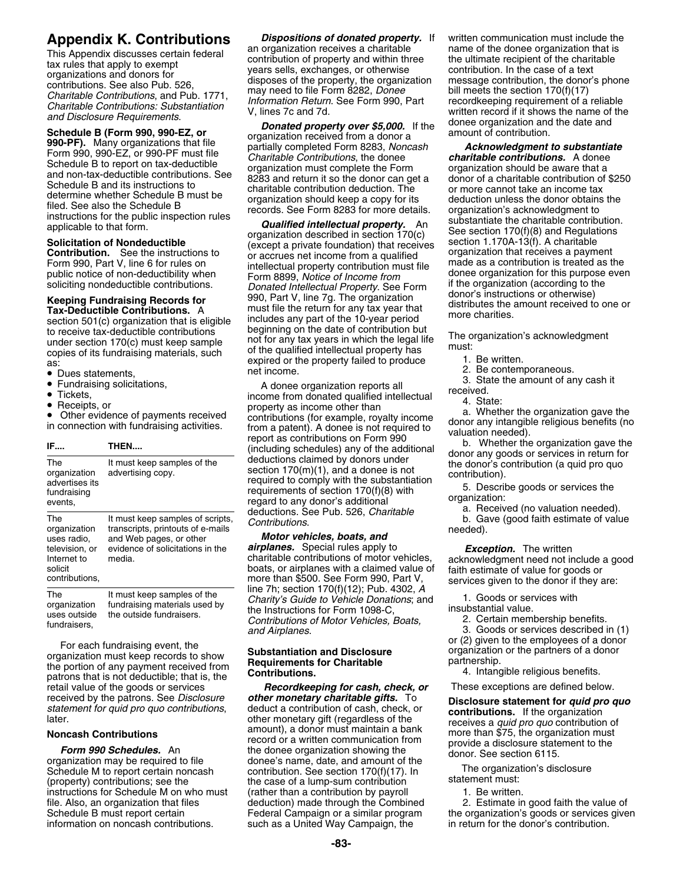# Appendix K. Contributions

This Appendix discusses certain federal tax rules that apply to exempt organizations and donors for contributions. See also Pub. 526, *Charitable Contributions*, and Pub. 1771, *Charitable Contributions: Substantiation and Disclosure Requirements*.

**Schedule B (Form 990, 990-EZ, or 990-PF).** Many organizations that file Form 990, 990-EZ, or 990-PF must file Schedule B to report on tax-deductible and non-tax-deductible contributions. See Schedule B and its instructions to determine whether Schedule B must be filed. See also the Schedule B instructions for the public inspection rules applicable to that form.

**Solicitation of Nondeductible Contribution.** See the instructions to Form 990, Part V, line 6 for rules on public notice of non-deductibility when soliciting nondeductible contributions.

**Keeping Fundraising Records for Tax-Deductible Contributions.** A section 501(c) organization that is eligible to receive tax-deductible contributions under section 170(c) must keep sample copies of its fundraising materials, such as:

- Dues statements,
- Fundraising solicitations,
- Tickets,
- Receipts, or
- Other evidence of payments received in connection with fundraising activities.

| IF.... | THEN.... |
| --- | --- |
| The organization advertises its fundraising events, | It must keep samples of the advertising copy. |
| The organization uses radio, television, or Internet to solicit contributions, | It must keep samples of scripts, transcripts, printouts of e-mails and Web pages, or other evidence of solicitations in the media. |
| The organization uses outside fundraisers, | It must keep samples of the fundraising materials used by the outside fundraisers. |

For each fundraising event, the organization must keep records to show the portion of any payment received from patrons that is not deductible; that is, the retail value of the goods or services received by the patrons. See *Disclosure statement for quid pro quo contributions*, later.

## Noncash Contributions

***Form 990 Schedules.*** An organization may be required to file Schedule M to report certain noncash (property) contributions; see the instructions for Schedule M on who must file. Also, an organization that files Schedule B must report certain information on noncash contributions.

***Dispositions of donated property.*** If an organization receives a charitable contribution of property and within three years sells, exchanges, or otherwise disposes of the property, the organization may need to file Form 8282, *Donee Information Return*. See Form 990, Part V, lines 7c and 7d.

***Donated property over $5,000.*** If the organization received from a donor a partially completed Form 8283, *Noncash Charitable Contributions*, the donee organization must complete the Form 8283 and return it so the donor can get a charitable contribution deduction. The organization should keep a copy for its records. See Form 8283 for more details.

***Qualified intellectual property.*** An organization described in section 170(c) (except a private foundation) that receives or accrues net income from a qualified intellectual property contribution must file Form 8899, *Notice of Income from Donated Intellectual Property*. See Form 990, Part V, line 7g. The organization must file the return for any tax year that includes any part of the 10-year period beginning on the date of contribution but not for any tax years in which the legal life of the qualified intellectual property has expired or the property failed to produce net income.

A donee organization reports all income from donated qualified intellectual property as income other than contributions (for example, royalty income from a patent). A donee is not required to report as contributions on Form 990 (including schedules) any of the additional deductions claimed by donors under section 170(m)(1), and a donee is not required to comply with the substantiation requirements of section 170(f)(8) with regard to any donor's additional deductions. See Pub. 526, *Charitable Contributions*.

***Motor vehicles, boats, and airplanes.*** Special rules apply to charitable contributions of motor vehicles, boats, or airplanes with a claimed value of more than $500. See Form 990, Part V, line 7h; section 170(f)(12); Pub. 4302, *A Charity's Guide to Vehicle Donations*; and the Instructions for Form 1098-C, *Contributions of Motor Vehicles, Boats, and Airplanes*.

## Substantiation and Disclosure Requirements for Charitable Contributions.

***Recordkeeping for cash, check, or other monetary charitable gifts.*** To deduct a contribution of cash, check, or other monetary gift (regardless of the amount), a donor must maintain a bank record or a written communication from the donee organization showing the donee's name, date, and amount of the contribution. See section 170(f)(17). In the case of a lump-sum contribution (rather than a contribution by payroll deduction) made through the Combined Federal Campaign or a similar program such as a United Way Campaign, the written communication must include the name of the donee organization that is the ultimate recipient of the charitable contribution. In the case of a text message contribution, the donor's phone bill meets the section 170(f)(17) recordkeeping requirement of a reliable written record if it shows the name of the donee organization and the date and amount of contribution.

***Acknowledgment to substantiate charitable contributions.*** A donee organization should be aware that a donor of a charitable contribution of $250 or more cannot take an income tax deduction unless the donor obtains the organization's acknowledgment to substantiate the charitable contribution. See section 170(f)(8) and Regulations section 1.170A-13(f). A charitable organization that receives a payment made as a contribution is treated as the donee organization for this purpose even if the organization (according to the donor's instructions or otherwise) distributes the amount received to one or more charities.

The organization's acknowledgment must:

1. Be written.
2. Be contemporaneous.
3. State the amount of any cash it received.
4. State:
   a. Whether the organization gave the donor any intangible religious benefits (no valuation needed).
   b. Whether the organization gave the donor any goods or services in return for the donor's contribution (a quid pro quo contribution).
5. Describe goods or services the organization:
   a. Received (no valuation needed).
   b. Gave (good faith estimate of value needed).

***Exception.*** The written acknowledgment need not include a good faith estimate of value for goods or services given to the donor if they are:

1. Goods or services with insubstantial value.
2. Certain membership benefits.
3. Goods or services described in (1) or (2) given to the employees of a donor organization or the partners of a donor partnership.
4. Intangible religious benefits.

These exceptions are defined below.

**Disclosure statement for *quid pro quo* contributions.** If the organization receives a *quid pro quo* contribution of more than $75, the organization must provide a disclosure statement to the donor. See section 6115.

The organization's disclosure statement must:

1. Be written.
2. Estimate in good faith the value of the organization's goods or services given in return for the donor's contribution.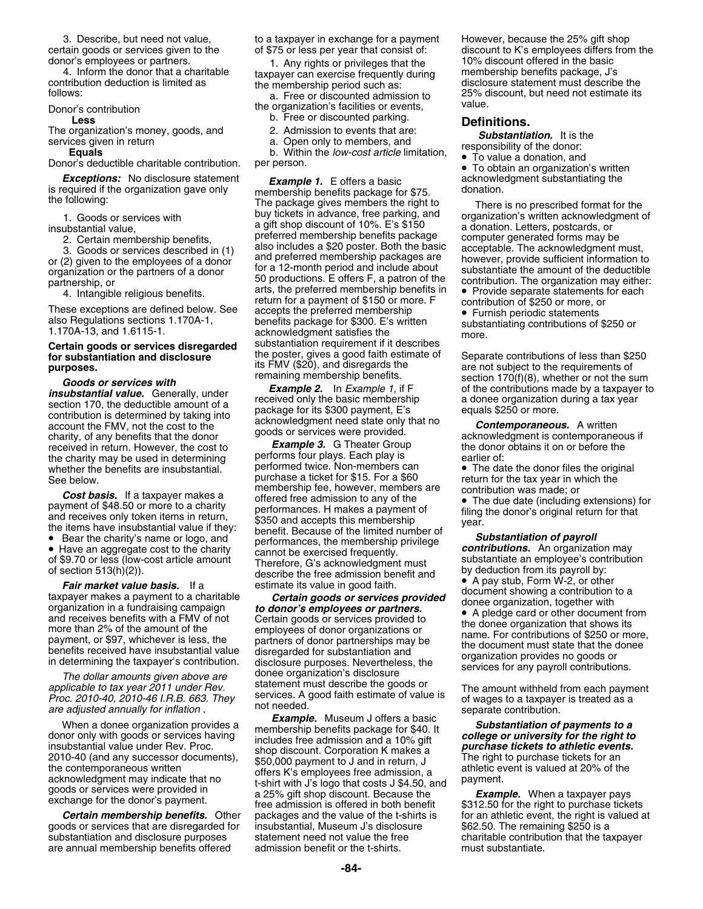3. Describe, but need not value, certain goods or services given to the donor's employees or partners.

4. Inform the donor that a charitable contribution deduction is limited as follows:

Donor's contribution
**Less**
The organization's money, goods, and services given in return
**Equals**
Donor's deductible charitable contribution.

***Exceptions:*** No disclosure statement is required if the organization gave only the following:

1. Goods or services with insubstantial value,
2. Certain membership benefits,
3. Goods or services described in (1) or (2) given to the employees of a donor organization or the partners of a donor partnership, or
4. Intangible religious benefits.

These exceptions are defined below. See also Regulations sections 1.170A-1, 1.170A-13, and 1.6115-1.

**Certain goods or services disregarded for substantiation and disclosure purposes.**

***Goods or services with insubstantial value.*** Generally, under section 170, the deductible amount of a contribution is determined by taking into account the FMV, not the cost to the charity, of any benefits that the donor received in return. However, the cost to the charity may be used in determining whether the benefits are insubstantial. See below.

***Cost basis.*** If a taxpayer makes a payment of $48.50 or more to a charity and receives only token items in return, the items have insubstantial value if they:

- Bear the charity's name or logo, and
- Have an aggregate cost to the charity of $9.70 or less (low-cost article amount of section 513(h)(2)).

***Fair market value basis.*** If a taxpayer makes a payment to a charitable organization in a fundraising campaign and receives benefits with a FMV of not more than 2% of the amount of the payment, or $97, whichever is less, the benefits received have insubstantial value in determining the taxpayer's contribution.

*The dollar amounts given above are applicable to tax year 2011 under Rev. Proc. 2010-40, 2010-46 I.R.B. 663. They are adjusted annually for inflation .*

When a donee organization provides a donor only with goods or services having insubstantial value under Rev. Proc. 2010-40 (and any successor documents), the contemporaneous written acknowledgment may indicate that no goods or services were provided in exchange for the donor's payment.

***Certain membership benefits.*** Other goods or services that are disregarded for substantiation and disclosure purposes are annual membership benefits offered to a taxpayer in exchange for a payment of $75 or less per year that consist of:

1. Any rights or privileges that the taxpayer can exercise frequently during the membership period such as:
   a. Free or discounted admission to the organization's facilities or events,
   b. Free or discounted parking.
2. Admission to events that are:
   a. Open only to members, and
   b. Within the *low-cost article* limitation, per person.

***Example 1.*** E offers a basic membership benefits package for $75. The package gives members the right to buy tickets in advance, free parking, and a gift shop discount of 10%. E's $150 preferred membership benefits package also includes a $20 poster. Both the basic and preferred membership packages are for a 12-month period and include about 50 productions. E offers F, a patron of the arts, the preferred membership benefits in return for a payment of $150 or more. F accepts the preferred membership benefits package for $300. E's written acknowledgment satisfies the substantiation requirement if it describes the poster, gives a good faith estimate of its FMV ($20), and disregards the remaining membership benefits.

***Example 2.*** In *Example 1*, if F received only the basic membership package for its $300 payment, E's acknowledgment need state only that no goods or services were provided.

***Example 3.*** G Theater Group performs four plays. Each play is performed twice. Non-members can purchase a ticket for $15. For a $60 membership fee, however, members are offered free admission to any of the performances. H makes a payment of $350 and accepts this membership benefit. Because of the limited number of performances, the membership privilege cannot be exercised frequently. Therefore, G's acknowledgment must describe the free admission benefit and estimate its value in good faith.

***Certain goods or services provided to donor's employees or partners.*** Certain goods or services provided to employees of donor organizations or partners of donor partnerships may be disregarded for substantiation and disclosure purposes. Nevertheless, the donee organization's disclosure statement must describe the goods or services. A good faith estimate of value is not needed.

***Example.*** Museum J offers a basic membership benefits package for $40. It includes free admission and a 10% gift shop discount. Corporation K makes a $50,000 payment to J and in return, J offers K's employees free admission, a t-shirt with J's logo that costs J $4.50, and a 25% gift shop discount. Because the free admission is offered in both benefit packages and the value of the t-shirts is insubstantial, Museum J's disclosure statement need not value the free admission benefit or the t-shirts. However, because the 25% gift shop discount to K's employees differs from the 10% discount offered in the basic membership benefits package, J's disclosure statement must describe the 25% discount, but need not estimate its value.

## Definitions.

***Substantiation.*** It is the responsibility of the donor:

- To value a donation, and
- To obtain an organization's written acknowledgment substantiating the donation.

There is no prescribed format for the organization's written acknowledgment of a donation. Letters, postcards, or computer generated forms may be acceptable. The acknowledgment must, however, provide sufficient information to substantiate the amount of the deductible contribution. The organization may either:

- Provide separate statements for each contribution of $250 or more, or
- Furnish periodic statements substantiating contributions of $250 or more.

Separate contributions of less than $250 are not subject to the requirements of section 170(f)(8), whether or not the sum of the contributions made by a taxpayer to a donee organization during a tax year equals $250 or more.

***Contemporaneous.*** A written acknowledgment is contemporaneous if the donor obtains it on or before the earlier of:

- The date the donor files the original return for the tax year in which the contribution was made; or
- The due date (including extensions) for filing the donor's original return for that year.

***Substantiation of payroll contributions.*** An organization may substantiate an employee's contribution by deduction from its payroll by:

- A pay stub, Form W-2, or other document showing a contribution to a donee organization, together with
- A pledge card or other document from the donee organization that shows its name. For contributions of $250 or more, the document must state that the donee organization provides no goods or services for any payroll contributions.

The amount withheld from each payment of wages to a taxpayer is treated as a separate contribution.

***Substantiation of payments to a college or university for the right to purchase tickets to athletic events.*** The right to purchase tickets for an athletic event is valued at 20% of the payment.

***Example.*** When a taxpayer pays $312.50 for the right to purchase tickets for an athletic event, the right is valued at $62.50. The remaining $250 is a charitable contribution that the taxpayer must substantiate.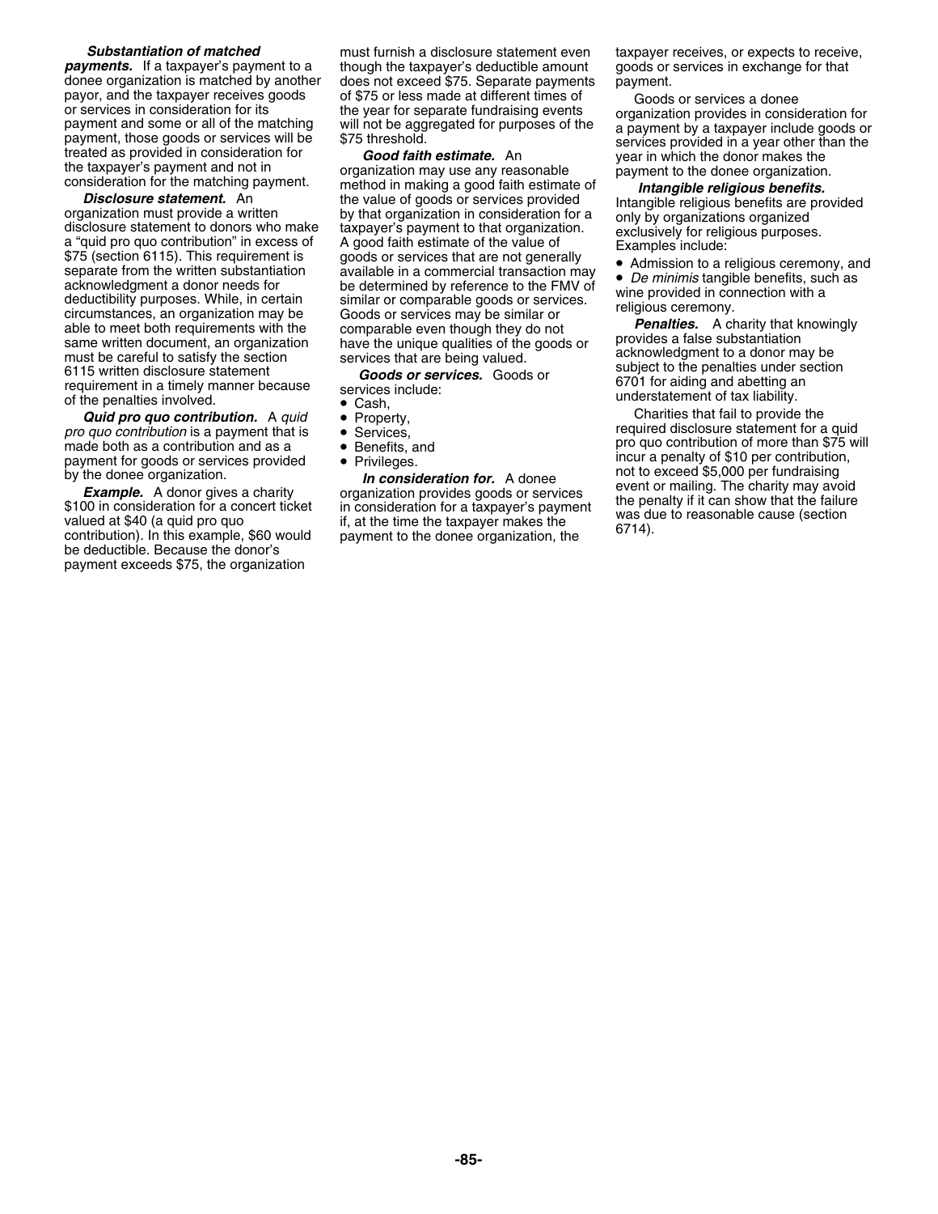***Substantiation of matched payments.*** If a taxpayer's payment to a donee organization is matched by another payor, and the taxpayer receives goods or services in consideration for its payment and some or all of the matching payment, those goods or services will be treated as provided in consideration for the taxpayer's payment and not in consideration for the matching payment.

***Disclosure statement.*** An organization must provide a written disclosure statement to donors who make a "quid pro quo contribution" in excess of $75 (section 6115). This requirement is separate from the written substantiation acknowledgment a donor needs for deductibility purposes. While, in certain circumstances, an organization may be able to meet both requirements with the same written document, an organization must be careful to satisfy the section 6115 written disclosure statement requirement in a timely manner because of the penalties involved.

***Quid pro quo contribution.*** A *quid pro quo contribution* is a payment that is made both as a contribution and as a payment for goods or services provided by the donee organization.

***Example.*** A donor gives a charity $100 in consideration for a concert ticket valued at $40 (a quid pro quo contribution). In this example, $60 would be deductible. Because the donor's payment exceeds $75, the organization must furnish a disclosure statement even though the taxpayer's deductible amount does not exceed $75. Separate payments of $75 or less made at different times of the year for separate fundraising events will not be aggregated for purposes of the $75 threshold.

***Good faith estimate.*** An organization may use any reasonable method in making a good faith estimate of the value of goods or services provided by that organization in consideration for a taxpayer's payment to that organization. A good faith estimate of the value of goods or services that are not generally available in a commercial transaction may be determined by reference to the FMV of similar or comparable goods or services. Goods or services may be similar or comparable even though they do not have the unique qualities of the goods or services that are being valued.

***Goods or services.*** Goods or services include:

- Cash,
- Property,
- Services,
- Benefits, and
- Privileges.

***In consideration for.*** A donee organization provides goods or services in consideration for a taxpayer's payment if, at the time the taxpayer makes the payment to the donee organization, the taxpayer receives, or expects to receive, goods or services in exchange for that payment.

Goods or services a donee organization provides in consideration for a payment by a taxpayer include goods or services provided in a year other than the year in which the donor makes the payment to the donee organization.

***Intangible religious benefits.*** Intangible religious benefits are provided only by organizations organized exclusively for religious purposes. Examples include:

- Admission to a religious ceremony, and
- *De minimis* tangible benefits, such as wine provided in connection with a religious ceremony.

***Penalties.*** A charity that knowingly provides a false substantiation acknowledgment to a donor may be subject to the penalties under section 6701 for aiding and abetting an understatement of tax liability.

Charities that fail to provide the required disclosure statement for a quid pro quo contribution of more than $75 will incur a penalty of $10 per contribution, not to exceed $5,000 per fundraising event or mailing. The charity may avoid the penalty if it can show that the failure was due to reasonable cause (section 6714).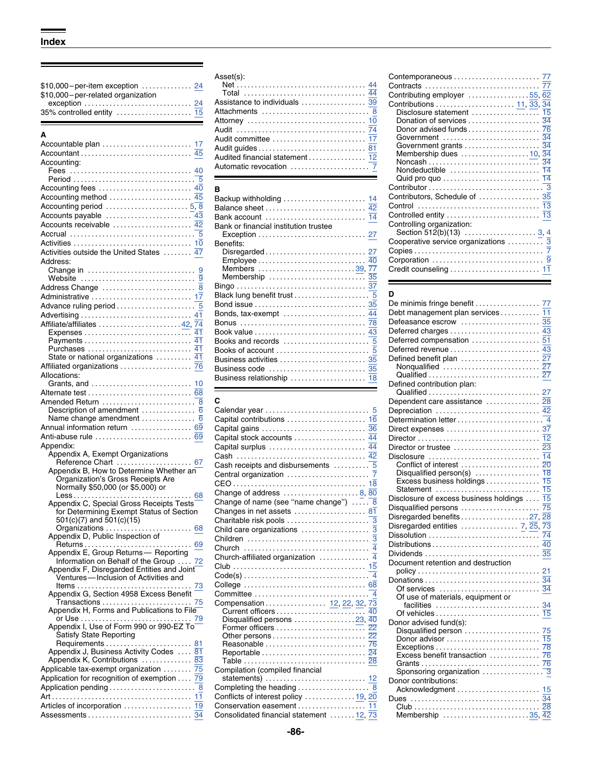# Index

$10,000–per-item exception ..... 24
$10,000–per-related organization exception ..... 24
35% controlled entity ..... 15

## A

Accountable plan ..... 17
Accountant ..... 45
Accounting:
- Fees ..... 40
- Period ..... 5

Accounting fees ..... 40
Accounting method ..... 45
Accounting period ..... 5, 8
Accounts payable ..... 43
Accounts receivable ..... 42
Accrual ..... 5
Activities ..... 10
Activities outside the United States ..... 47
Address:
- Change in ..... 9
- Website ..... 9

Address Change ..... 8
Administrative ..... 17
Advance ruling period ..... 5
Advertising ..... 41
Affiliate/affiliates ..... 42, 74
- Expenses ..... 41
- Payments ..... 41
- Purchases ..... 41
- State or national organizations ..... 41

Affiliated organizations ..... 76
Allocations:
- Grants, and ..... 10

Alternate test ..... 68
Amended Return ..... 8
- Description of amendment ..... 6
- Name change amendment ..... 6

Annual information return ..... 69
Anti-abuse rule ..... 69
Appendix:
- Appendix A, Exempt Organizations Reference Chart ..... 67
- Appendix B, How to Determine Whether an Organization's Gross Receipts Are Normally $50,000 (or $5,000) or Less ..... 68
- Appendix C, Special Gross Receipts Tests for Determining Exempt Status of Section 501(c)(7) and 501(c)(15) Organizations ..... 68
- Appendix D, Public Inspection of Returns ..... 69
- Appendix E, Group Returns— Reporting Information on Behalf of the Group ..... 72
- Appendix F, Disregarded Entities and Joint Ventures—Inclusion of Activities and Items ..... 73
- Appendix G, Section 4958 Excess Benefit Transactions ..... 75
- Appendix H, Forms and Publications to File or Use ..... 79
- Appendix I, Use of Form 990 or 990-EZ To Satisfy State Reporting Requirements ..... 81
- Appendix J, Business Activity Codes ..... 81
- Appendix K, Contributions ..... 83

Applicable tax-exempt organization ..... 75
Application for recognition of exemption ..... 79
Application pending ..... 8
Art ..... 11
Articles of incorporation ..... 19
Assessments ..... 34
Asset(s):
- Net ..... 44
- Total ..... 44

Assistance to individuals ..... 39
Attachments ..... 8
Attorney ..... 10
Audit ..... 74
Audit committee ..... 17
Audit guides ..... 81
Audited financial statement ..... 12
Automatic revocation ..... 7

## B

Backup withholding ..... 14
Balance sheet ..... 42
Bank account ..... 14
Bank or financial institution trustee
- Exception ..... 27

Benefits:
- Disregarded ..... 27
- Employee ..... 40
- Members ..... 39, 77
- Membership ..... 35

Bingo ..... 37
Black lung benefit trust ..... 5
Bond issue ..... 35
Bonds, tax-exempt ..... 44
Bonus ..... 78
Book value ..... 43
Books and records ..... 5
Books of account ..... 5
Business activities ..... 35
Business code ..... 35
Business relationship ..... 18

## C

Calendar year ..... 5
Capital contributions ..... 16
Capital gains ..... 36
Capital stock accounts ..... 44
Capital surplus ..... 44
Cash ..... 42
Cash receipts and disbursements ..... 5
Central organization ..... 7
CEO ..... 18
Change of address ..... 8, 80
Change of name (see "name change") ..... 8
Changes in net assets ..... 81
Charitable risk pools ..... 3
Child care organizations ..... 3
Children ..... 3
Church ..... 4
Church-affiliated organization ..... 4
Club ..... 15
Code(s) ..... 4
College ..... 68
Committee ..... 4
Compensation ..... 12, 22, 32, 73
- Current officers ..... 40
- Disqualified persons ..... 23, 40
- Former officers ..... 22
- Other persons ..... 22
- Reasonable ..... 76
- Reportable ..... 24
- Table ..... 28

Compilation (compiled financial statements) ..... 12
Completing the heading ..... 8
Conflicts of interest policy ..... 19, 20
Conservation easement ..... 11
Consolidated financial statement ..... 12, 73
Contemporaneous ..... 77
Contracts ..... 77
Contributing employer ..... 55, 62
Contributions ..... 11, 33, 34
- Disclosure statement ..... 15
- Donation of services ..... 34
- Donor advised funds ..... 76
- Government ..... 34
- Government grants ..... 34
- Membership dues ..... 10, 34
- Noncash ..... 34
- Nondeductible ..... 14
- Quid pro quo ..... 14

Contributor ..... 3
Contributors, Schedule of ..... 35
Control ..... 13
Controlled entity ..... 13
Controlling organization:
- Section 512(b)(13) ..... 3, 4

Cooperative service organizations ..... 3
Copies ..... 7
Corporation ..... 9
Credit counseling ..... 11

## D

De minimis fringe benefit ..... 77
Debt management plan services ..... 11
Defeasance escrow ..... 35
Deferred charges ..... 43
Deferred compensation ..... 51
Deferred revenue ..... 43
Defined benefit plan ..... 27
- Nonqualified ..... 27
- Qualified ..... 27

Defined contribution plan:
- Qualified ..... 27

Dependent care assistance ..... 28
Depreciation ..... 42
Determination letter ..... 4
Direct expenses ..... 37
Director ..... 12
Director or trustee ..... 23
Disclosure ..... 14
- Conflict of interest ..... 20
- Disqualified person(s) ..... 18
- Excess business holdings ..... 15
- Statement ..... 15

Disclosure of excess business holdings ..... 15
Disqualified persons ..... 75
Disregarded benefits ..... 27, 28
Disregarded entities ..... 7, 25, 73
Dissolution ..... 74
Distributions ..... 40
Dividends ..... 35
Document retention and destruction policy ..... 21
Donations ..... 34
- Of services ..... 34
- Of use of materials, equipment or facilities ..... 34
- Of vehicles ..... 15

Donor advised fund(s):
- Disqualified person ..... 75
- Donor advisor ..... 15
- Exceptions ..... 78
- Excess benefit transaction ..... 76
- Grants ..... 76
- Sponsoring organization ..... 3

Donor contributions:
- Acknowledgment ..... 15

Dues ..... 34
- Club ..... 28
- Membership ..... 35, 42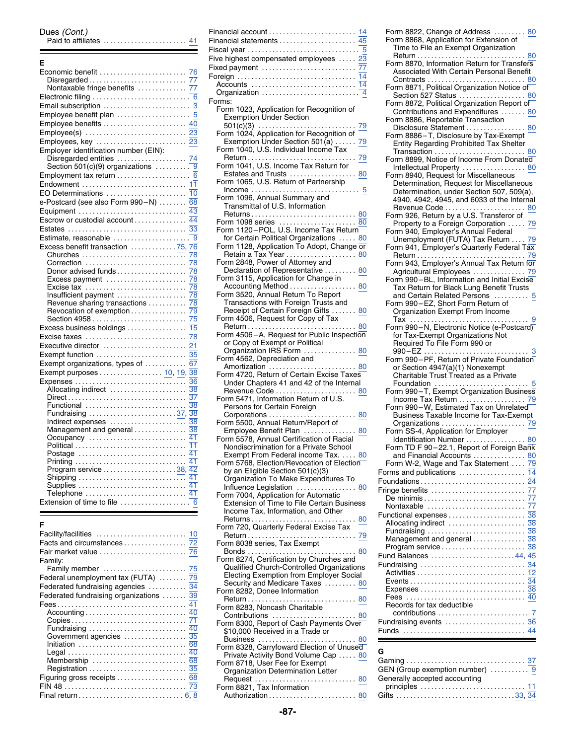Dues *(Cont.)*
- Paid to affiliates ........ 41

## E

- Economic benefit ........ 76
  - Disregarded ........ 77
  - Nontaxable fringe benefits ........ 77
- Electronic filing ........ 6
- Email subscription ........ 3
- Employee benefit plan ........ 5
- Employee benefits ........ 40
- Employee(s) ........ 23
- Employees, key ........ 23
- Employer identification number (EIN):
  - Disregarded entities ........ 74
  - Section 501(c)(9) organizations ........ 9
- Employment tax return ........ 6
- Endowment ........ 11
- EO Determinations ........ 10
- e-Postcard (see also Form 990–N) ........ 68
- Equipment ........ 43
- Escrow or custodial account ........ 44
- Estates ........ 33
- Estimate, reasonable ........ 9
- Excess benefit transaction ........ 75, 76
  - Churches ........ 78
  - Correction ........ 78
  - Donor advised funds ........ 78
  - Excess payment ........ 78
  - Excise tax ........ 78
  - Insufficient payment ........ 78
  - Revenue sharing transactions ........ 78
  - Revocation of exemption ........ 79
  - Section 4958 ........ 75
- Excess business holdings ........ 15
- Excise taxes ........ 78
- Executive director ........ 21
- Exempt function ........ 35
- Exempt organizations, types of ........ 67
- Exempt purposes ........ 10, 19, 38
- Expenses ........ 36
  - Allocating indirect ........ 38
  - Direct ........ 37
  - Functional ........ 38
  - Fundraising ........ 37, 38
  - Indirect expenses ........ 38
  - Management and general ........ 38
  - Occupancy ........ 41
  - Political ........ 11
  - Postage ........ 41
  - Printing ........ 41
  - Program service ........ 38, 42
  - Shipping ........ 41
  - Supplies ........ 41
  - Telephone ........ 41
- Extension of time to file ........ 6

## F

- Facility/facilities ........ 10
- Facts and circumstances ........ 72
- Fair market value ........ 76
- Family:
  - Family member ........ 75
- Federal unemployment tax (FUTA) ........ 79
- Federated fundraising agencies ........ 34
- Federated fundraising organizations ........ 39
- Fees ........ 41
  - Accounting ........ 40
  - Copies ........ 71
  - Fundraising ........ 40
  - Government agencies ........ 35
  - Initiation ........ 68
  - Legal ........ 40
  - Membership ........ 68
  - Registration ........ 35
- Figuring gross receipts ........ 68
- FIN 48 ........ 73
- Final return ........ 6, 8
- Financial account ........ 14
- Financial statements ........ 45
- Fiscal year ........ 5
- Five highest compensated employees ........ 23
- Fixed payment ........ 77
- Foreign ........ 14
  - Accounts ........ 14
  - Organization ........ 4
- Forms:
  - Form 1023, Application for Recognition of Exemption Under Section 501(c)(3) ........ 79
  - Form 1024, Application for Recognition of Exemption Under Section 501(a) ........ 79
  - Form 1040, U.S. Individual Income Tax Return ........ 79
  - Form 1041, U.S. Income Tax Return for Estates and Trusts ........ 80
  - Form 1065, U.S. Return of Partnership Income ........ 5
  - Form 1096, Annual Summary and Transmittal of U.S. Information Returns ........ 80
  - Form 1098 series ........ 80
  - Form 1120–POL, U.S. Income Tax Return for Certain Political Organizations ........ 80
  - Form 1128, Application To Adopt, Change or Retain a Tax Year ........ 80
  - Form 2848, Power of Attorney and Declaration of Representative ........ 80
  - Form 3115, Application for Change in Accounting Method ........ 80
  - Form 3520, Annual Return To Report Transactions with Foreign Trusts and Receipt of Certain Foreign Gifts ........ 80
  - Form 4506, Request for Copy of Tax Return ........ 80
  - Form 4506–A, Request for Public Inspection or Copy of Exempt or Political Organization IRS Form ........ 80
  - Form 4562, Depreciation and Amortization ........ 80
  - Form 4720, Return of Certain Excise Taxes Under Chapters 41 and 42 of the Internal Revenue Code ........ 80
  - Form 5471, Information Return of U.S. Persons for Certain Foreign Corporations ........ 80
  - Form 5500, Annual Return/Report of Employee Benefit Plan ........ 80
  - Form 5578, Annual Certification of Racial Nondiscrimination for a Private School Exempt From Federal income Tax ........ 80
  - Form 5768, Election/Revocation of Election by an Eligible Section 501(c)(3) Organization To Make Expenditures To Influence Legislation ........ 80
  - Form 7004, Application for Automatic Extension of Time to File Certain Business Income Tax, Information, and Other Returns ........ 80
  - Form 720, Quarterly Federal Excise Tax Return ........ 79
  - Form 8038 series, Tax Exempt Bonds ........ 80
  - Form 8274, Certification by Churches and Qualified Church-Controlled Organizations Electing Exemption from Employer Social Security and Medicare Taxes ........ 80
  - Form 8282, Donee Information Return ........ 80
  - Form 8283, Noncash Charitable Contributions ........ 80
  - Form 8300, Report of Cash Payments Over $10,000 Received in a Trade or Business ........ 80
  - Form 8328, Carryfoward Election of Unused Private Activity Bond Volume Cap ........ 80
  - Form 8718, User Fee for Exempt Organization Determination Letter Request ........ 80
  - Form 8821, Tax Information Authorization ........ 80
  - Form 8822, Change of Address ........ 80
  - Form 8868, Application for Extension of Time to File an Exempt Organization Return ........ 80
  - Form 8870, Information Return for Transfers Associated With Certain Personal Benefit Contracts ........ 80
  - Form 8871, Political Organization Notice of Section 527 Status ........ 80
  - Form 8872, Political Organization Report of Contributions and Expenditures ........ 80
  - Form 8886, Reportable Transaction Disclosure Statement ........ 80
  - Form 8886–T, Disclosure by Tax-Exempt Entity Regarding Prohibited Tax Shelter Transaction ........ 80
  - Form 8899, Notice of Income From Donated Intellectual Property ........ 80
  - Form 8940, Request for Miscellaneous Determination, Request for Miscellaneous Determination, under Section 507, 509(a), 4940, 4942, 4945, and 6033 of the Internal Revenue Code ........ 80
  - Form 926, Return by a U.S. Transferor of Property to a Foreign Corporation ........ 79
  - Form 940, Employer's Annual Federal Unemployment (FUTA) Tax Return ........ 79
  - Form 941, Employer's Quarterly Federal Tax Return ........ 79
  - Form 943, Employer's Annual Tax Return for Agricultural Employees ........ 79
  - Form 990–BL, Information and Initial Excise Tax Return for Black Lung Benefit Trusts and Certain Related Persons ........ 5
  - Form 990–EZ, Short Form Return of Organization Exempt From Income Tax ........ 9
  - Form 990–N, Electronic Notice (e-Postcard) for Tax-Exempt Organizations Not Required To File Form 990 or 990–EZ ........ 3
  - Form 990–PF, Return of Private Foundation or Section 4947(a)(1) Nonexempt Charitable Trust Treated as a Private Foundation ........ 5
  - Form 990–T, Exempt Organization Business Income Tax Return ........ 79
  - Form 990–W, Estimated Tax on Unrelated Business Taxable Income for Tax-Exempt Organizations ........ 79
  - Form SS-4, Application for Employer Identification Number ........ 80
  - Form TD F 90–22.1, Report of Foreign Bank and Financial Accounts ........ 80
  - Form W-2, Wage and Tax Statement ........ 79
- Forms and publications ........ 14
- Foundations ........ 24
- Fringe benefits ........ 77
  - De minimis ........ 77
  - Nontaxable ........ 77
- Functional expenses ........ 38
  - Allocating indirect ........ 38
  - Fundraising ........ 38
  - Management and general ........ 38
  - Program service ........ 38
- Fund Balances ........ 44, 45
- Fundraising ........ 34
  - Activities ........ 12
  - Events ........ 34
  - Expenses ........ 38
  - Fees ........ 40
  - Records for tax deductible contributions ........ 7
- Fundraising events ........ 36
- Funds ........ 44

## G

- Gaming ........ 37
- GEN (Group exemption number) ........ 9
- Generally accepted accounting principles ........ 11
- Gifts ........ 33, 34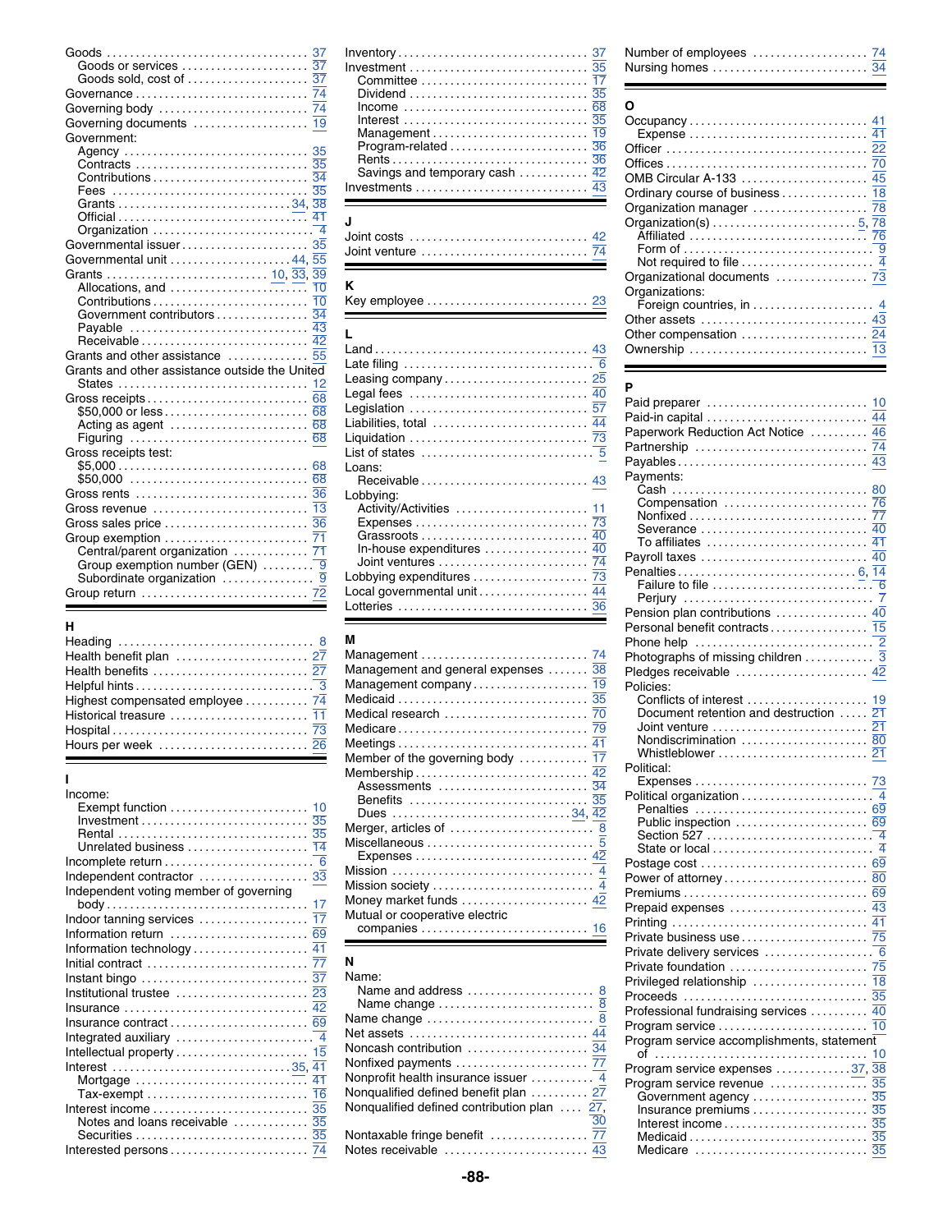Goods .... 37
- Goods or services .... 37
- Goods sold, cost of .... 37

Governance .... 74
Governing body .... 74
Governing documents .... 19
Government:
- Agency .... 35
- Contracts .... 35
- Contributions .... 34
- Fees .... 35
- Grants .... 34, 38
- Official .... 41
- Organization .... 4

Governmental issuer .... 35
Governmental unit .... 44, 55
Grants .... 10, 33, 39
- Allocations, and .... 10
- Contributions .... 10
- Government contributors .... 34
- Payable .... 43
- Receivable .... 42

Grants and other assistance .... 55
Grants and other assistance outside the United States .... 12
Gross receipts .... 68
- $50,000 or less .... 68
- Acting as agent .... 68
- Figuring .... 68

Gross receipts test:
- $5,000 .... 68
- $50,000 .... 68

Gross rents .... 36
Gross revenue .... 13
Gross sales price .... 36
Group exemption .... 71
- Central/parent organization .... 71
- Group exemption number (GEN) .... 9
- Subordinate organization .... 9

Group return .... 72

## H

Heading .... 8
Health benefit plan .... 27
Health benefits .... 27
Helpful hints .... 3
Highest compensated employee .... 74
Historical treasure .... 11
Hospital .... 73
Hours per week .... 26

## I

Income:
- Exempt function .... 10
- Investment .... 35
- Rental .... 35
- Unrelated business .... 14

Incomplete return .... 6
Independent contractor .... 33
Independent voting member of governing body .... 17
Indoor tanning services .... 17
Information return .... 69
Information technology .... 41
Initial contract .... 77
Instant bingo .... 37
Institutional trustee .... 23
Insurance .... 42
Insurance contract .... 69
Integrated auxiliary .... 4
Intellectual property .... 15
Interest .... 35, 41
- Mortgage .... 41
- Tax-exempt .... 16

Interest income .... 35
- Notes and loans receivable .... 35
- Securities .... 35

Interested persons .... 74

Inventory .... 37
Investment .... 35
- Committee .... 17
- Dividend .... 35
- Income .... 68
- Interest .... 35
- Management .... 19
- Program-related .... 36
- Rents .... 36
- Savings and temporary cash .... 42

Investments .... 43

## J

Joint costs .... 42
Joint venture .... 74

## K

Key employee .... 23

## L

Land .... 43
Late filing .... 6
Leasing company .... 25
Legal fees .... 40
Legislation .... 57
Liabilities, total .... 44
Liquidation .... 73
List of states .... 5
Loans:
- Receivable .... 43

Lobbying:
- Activity/Activities .... 11
- Expenses .... 73
- Grassroots .... 40
- In-house expenditures .... 40
- Joint ventures .... 74

Lobbying expenditures .... 73
Local governmental unit .... 44
Lotteries .... 36

## M

Management .... 74
Management and general expenses .... 38
Management company .... 19
Medicaid .... 35
Medical research .... 70
Medicare .... 79
Meetings .... 41
Member of the governing body .... 17
Membership .... 42
- Assessments .... 34
- Benefits .... 35
- Dues .... 34, 42

Merger, articles of .... 8
Miscellaneous .... 5
- Expenses .... 42

Mission .... 4
Mission society .... 4
Money market funds .... 42
Mutual or cooperative electric companies .... 16

## N

Name:
- Name and address .... 8
- Name change .... 8

Name change .... 8
Net assets .... 44
Noncash contribution .... 34
Nonfixed payments .... 77
Nonprofit health insurance issuer .... 4
Nonqualified defined benefit plan .... 27
Nonqualified defined contribution plan .... 27, 30
Nontaxable fringe benefit .... 77
Notes receivable .... 43

Number of employees .... 74
Nursing homes .... 34

## O

Occupancy .... 41
- Expense .... 41

Officer .... 22
Offices .... 70
OMB Circular A-133 .... 45
Ordinary course of business .... 18
Organization manager .... 78
Organization(s) .... 5, 78
- Affiliated .... 76
- Form of .... 9
- Not required to file .... 4

Organizational documents .... 73
Organizations:
- Foreign countries, in .... 4

Other assets .... 43
Other compensation .... 24
Ownership .... 13

## P

Paid preparer .... 10
Paid-in capital .... 44
Paperwork Reduction Act Notice .... 46
Partnership .... 74
Payables .... 43
Payments:
- Cash .... 80
- Compensation .... 76
- Nonfixed .... 77
- Severance .... 40
- To affiliates .... 41

Payroll taxes .... 40
Penalties .... 6, 14
- Failure to file .... 6
- Perjury .... 7

Pension plan contributions .... 40
Personal benefit contracts .... 15
Phone help .... 2
Photographs of missing children .... 3
Pledges receivable .... 42
Policies:
- Conflicts of interest .... 19
- Document retention and destruction .... 21
- Joint venture .... 21
- Nondiscrimination .... 80
- Whistleblower .... 21

Political:
- Expenses .... 73

Political organization .... 4
- Penalties .... 69
- Public inspection .... 69
- Section 527 .... 4
- State or local .... 4

Postage cost .... 69
Power of attorney .... 80
Premiums .... 69
Prepaid expenses .... 43
Printing .... 41
Private business use .... 75
Private delivery services .... 6
Private foundation .... 75
Privileged relationship .... 18
Proceeds .... 35
Professional fundraising services .... 40
Program service .... 10
Program service accomplishments, statement of .... 10
Program service expenses .... 37, 38
Program service revenue .... 35
- Government agency .... 35
- Insurance premiums .... 35
- Interest income .... 35
- Medicaid .... 35
- Medicare .... 35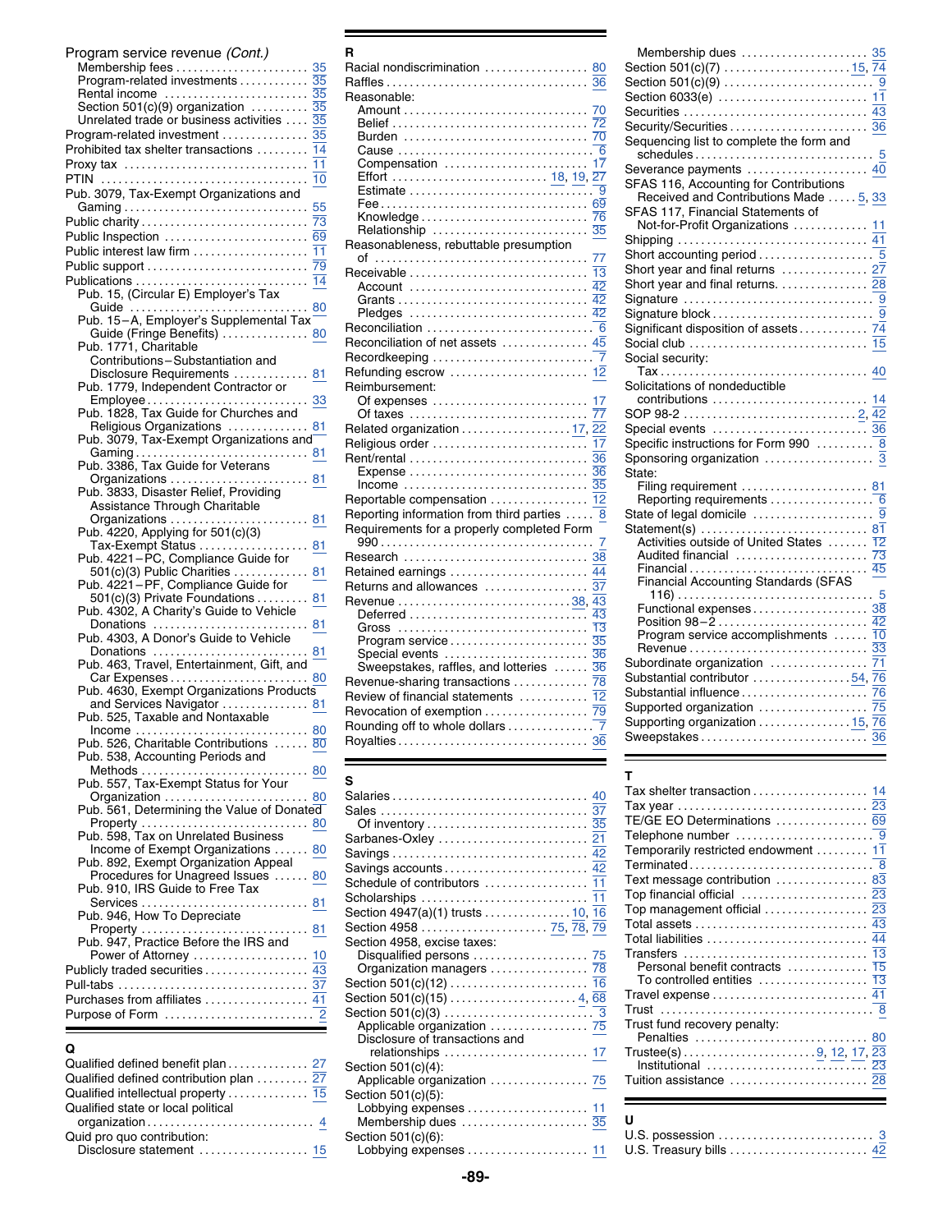Program service revenue *(Cont.)*
- Membership fees ........ 35
- Program-related investments ........ 35
- Rental income ........ 35
- Section 501(c)(9) organization ........ 35
- Unrelated trade or business activities ........ 35

Program-related investment ........ 35
Prohibited tax shelter transactions ........ 14
Proxy tax ........ 11
PTIN ........ 10
Pub. 3079, Tax-Exempt Organizations and Gaming ........ 55
Public charity ........ 73
Public Inspection ........ 69
Public interest law firm ........ 11
Public support ........ 79
Publications ........ 14
- Pub. 15, (Circular E) Employer's Tax Guide ........ 80
- Pub. 15–A, Employer's Supplemental Tax Guide (Fringe Benefits) ........ 80
- Pub. 1771, Charitable Contributions–Substantiation and Disclosure Requirements ........ 81
- Pub. 1779, Independent Contractor or Employee ........ 33
- Pub. 1828, Tax Guide for Churches and Religious Organizations ........ 81
- Pub. 3079, Tax-Exempt Organizations and Gaming ........ 81
- Pub. 3386, Tax Guide for Veterans Organizations ........ 81
- Pub. 3833, Disaster Relief, Providing Assistance Through Charitable Organizations ........ 81
- Pub. 4220, Applying for 501(c)(3) Tax-Exempt Status ........ 81
- Pub. 4221–PC, Compliance Guide for 501(c)(3) Public Charities ........ 81
- Pub. 4221–PF, Compliance Guide for 501(c)(3) Private Foundations ........ 81
- Pub. 4302, A Charity's Guide to Vehicle Donations ........ 81
- Pub. 4303, A Donor's Guide to Vehicle Donations ........ 81
- Pub. 463, Travel, Entertainment, Gift, and Car Expenses ........ 80
- Pub. 4630, Exempt Organizations Products and Services Navigator ........ 81
- Pub. 525, Taxable and Nontaxable Income ........ 80
- Pub. 526, Charitable Contributions ........ 80
- Pub. 538, Accounting Periods and Methods ........ 80
- Pub. 557, Tax-Exempt Status for Your Organization ........ 80
- Pub. 561, Determining the Value of Donated Property ........ 80
- Pub. 598, Tax on Unrelated Business Income of Exempt Organizations ........ 80
- Pub. 892, Exempt Organization Appeal Procedures for Unagreed Issues ........ 80
- Pub. 910, IRS Guide to Free Tax Services ........ 81
- Pub. 946, How To Depreciate Property ........ 81
- Pub. 947, Practice Before the IRS and Power of Attorney ........ 10

Publicly traded securities ........ 43
Pull-tabs ........ 37
Purchases from affiliates ........ 41
Purpose of Form ........ 2

## Q

Qualified defined benefit plan ........ 27
Qualified defined contribution plan ........ 27
Qualified intellectual property ........ 15
Qualified state or local political organization ........ 4
Quid pro quo contribution:
- Disclosure statement ........ 15

## R

Racial nondiscrimination ........ 80
Raffles ........ 36
Reasonable:
- Amount ........ 70
- Belief ........ 72
- Burden ........ 70
- Cause ........ 6
- Compensation ........ 17
- Effort ........ 18, 19, 27
- Estimate ........ 9
- Fee ........ 69
- Knowledge ........ 76
- Relationship ........ 35

Reasonableness, rebuttable presumption of ........ 77
Receivable ........ 13
- Account ........ 42
- Grants ........ 42
- Pledges ........ 42

Reconciliation ........ 6
Reconciliation of net assets ........ 45
Recordkeeping ........ 7
Refunding escrow ........ 12
Reimbursement:
- Of expenses ........ 17
- Of taxes ........ 77

Related organization ........ 17, 22
Religious order ........ 17
Rent/rental ........ 36
- Expense ........ 36
- Income ........ 35

Reportable compensation ........ 12
Reporting information from third parties ........ 8
Requirements for a properly completed Form 990 ........ 7
Research ........ 38
Retained earnings ........ 44
Returns and allowances ........ 37
Revenue ........ 38, 43
- Deferred ........ 43
- Gross ........ 13
- Program service ........ 35
- Special events ........ 36
- Sweepstakes, raffles, and lotteries ........ 36

Revenue-sharing transactions ........ 78
Review of financial statements ........ 12
Revocation of exemption ........ 79
Rounding off to whole dollars ........ 7
Royalties ........ 36

## S

Salaries ........ 40
Sales ........ 37
- Of inventory ........ 35

Sarbanes-Oxley ........ 21
Savings ........ 42
Savings accounts ........ 42
Schedule of contributors ........ 11
Scholarships ........ 11
Section 4947(a)(1) trusts ........ 10, 16
Section 4958 ........ 75, 78, 79
Section 4958, excise taxes:
- Disqualified persons ........ 75
- Organization managers ........ 78

Section 501(c)(12) ........ 16
Section 501(c)(15) ........ 4, 68
Section 501(c)(3) ........ 3
- Applicable organization ........ 75
- Disclosure of transactions and relationships ........ 17

Section 501(c)(4):
- Applicable organization ........ 75

Section 501(c)(5):
- Lobbying expenses ........ 11
- Membership dues ........ 35

Section 501(c)(6):
- Lobbying expenses ........ 11
- Membership dues ........ 35

Section 501(c)(7) ........ 15, 74
Section 501(c)(9) ........ 9
Section 6033(e) ........ 11
Securities ........ 43
Security/Securities ........ 36
Sequencing list to complete the form and schedules ........ 5
Severance payments ........ 40
SFAS 116, Accounting for Contributions Received and Contributions Made ........ 5, 33
SFAS 117, Financial Statements of Not-for-Profit Organizations ........ 11
Shipping ........ 41
Short accounting period ........ 5
Short year and final returns ........ 27
Short year and final returns. ........ 28
Signature ........ 9
Signature block ........ 9
Significant disposition of assets ........ 74
Social club ........ 15
Social security:
- Tax ........ 40

Solicitations of nondeductible contributions ........ 14
SOP 98-2 ........ 2, 42
Special events ........ 36
Specific instructions for Form 990 ........ 8
Sponsoring organization ........ 3
State:
- Filing requirement ........ 81
- Reporting requirements ........ 6

State of legal domicile ........ 9
Statement(s) ........ 81
- Activities outside of United States ........ 12
- Audited financial ........ 73
- Financial ........ 45
- Financial Accounting Standards (SFAS 116) ........ 5
- Functional expenses ........ 38
- Position 98–2 ........ 42
- Program service accomplishments ........ 10
- Revenue ........ 33

Subordinate organization ........ 71
Substantial contributor ........ 54, 76
Substantial influence ........ 76
Supported organization ........ 75
Supporting organization ........ 15, 76
Sweepstakes ........ 36

## T

Tax shelter transaction ........ 14
Tax year ........ 23
TE/GE EO Determinations ........ 69
Telephone number ........ 9
Temporarily restricted endowment ........ 11
Terminated ........ 8
Text message contribution ........ 83
Top financial official ........ 23
Top management official ........ 23
Total assets ........ 43
Total liabilities ........ 44
Transfers ........ 13
- Personal benefit contracts ........ 15
- To controlled entities ........ 13

Travel expense ........ 41
Trust ........ 8
Trust fund recovery penalty:
- Penalties ........ 80

Trustee(s) ........ 9, 12, 17, 23
- Institutional ........ 23

Tuition assistance ........ 28

## U

U.S. possession ........ 3
U.S. Treasury bills ........ 42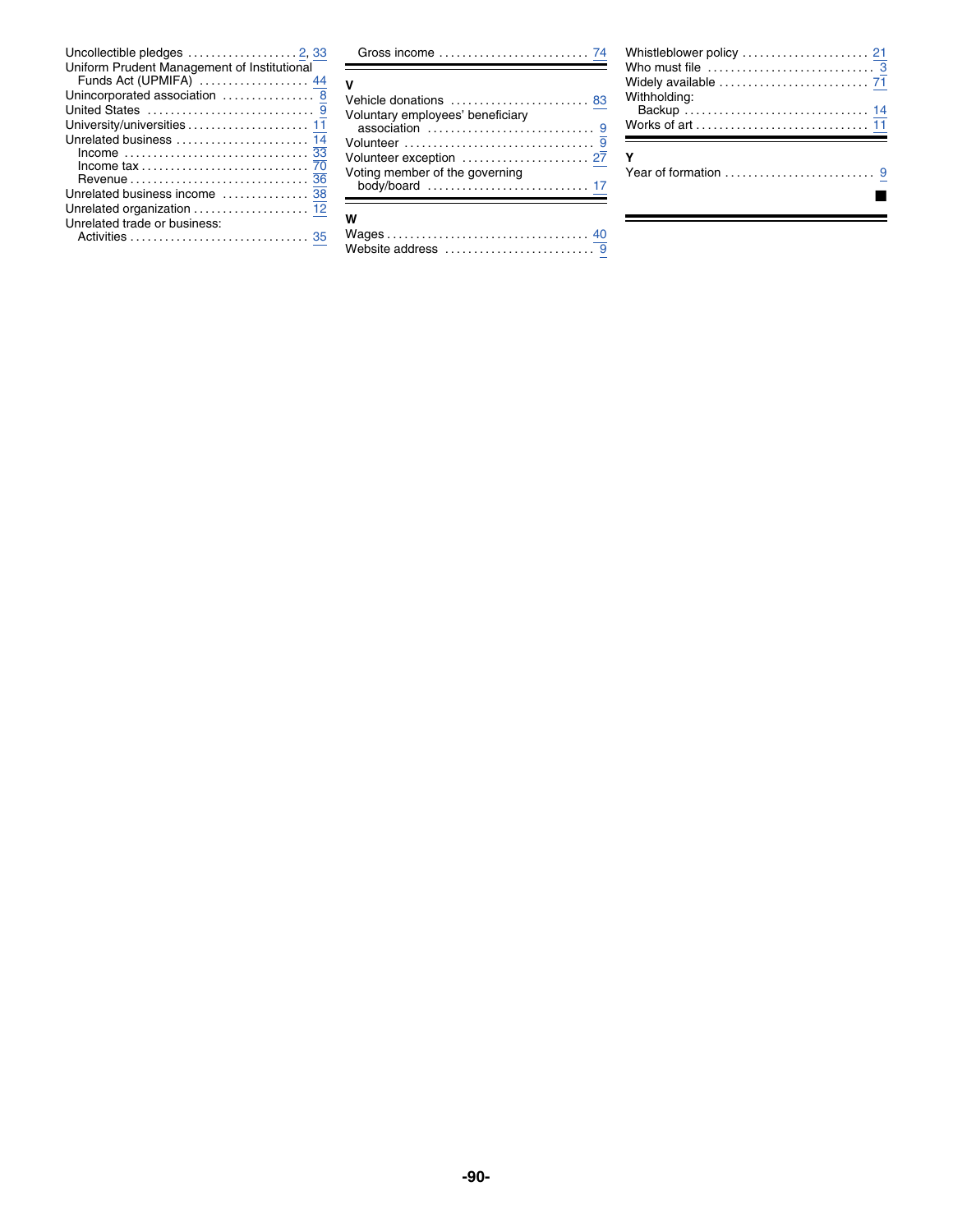Uncollectible pledges . . . . . . . . . . . . . . . . . . . 2, 33
Uniform Prudent Management of Institutional
  Funds Act (UPMIFA) . . . . . . . . . . . . . . . . . . 44
Unincorporated association . . . . . . . . . . . . . . . . 8
United States . . . . . . . . . . . . . . . . . . . . . . . . . . . . . 9
University/universities . . . . . . . . . . . . . . . . . . . . 11
Unrelated business . . . . . . . . . . . . . . . . . . . . . . . 14
  Income . . . . . . . . . . . . . . . . . . . . . . . . . . . . . . . . 33
  Income tax . . . . . . . . . . . . . . . . . . . . . . . . . . . . . 70
  Revenue . . . . . . . . . . . . . . . . . . . . . . . . . . . . . . . 36
Unrelated business income . . . . . . . . . . . . . . . 38
Unrelated organization . . . . . . . . . . . . . . . . . . . . 12
Unrelated trade or business:
  Activities . . . . . . . . . . . . . . . . . . . . . . . . . . . . . . 35
  Gross income . . . . . . . . . . . . . . . . . . . . . . . . . . . 74

**V**

Vehicle donations . . . . . . . . . . . . . . . . . . . . . . . . 83
Voluntary employees' beneficiary
  association . . . . . . . . . . . . . . . . . . . . . . . . . . . . . 9
Volunteer . . . . . . . . . . . . . . . . . . . . . . . . . . . . . . . . . 9
Volunteer exception . . . . . . . . . . . . . . . . . . . . . . 27
Voting member of the governing
  body/board . . . . . . . . . . . . . . . . . . . . . . . . . . . . 17

**W**

Wages . . . . . . . . . . . . . . . . . . . . . . . . . . . . . . . . . . 40
Website address . . . . . . . . . . . . . . . . . . . . . . . . . . 9
Whistleblower policy . . . . . . . . . . . . . . . . . . . . . . 21
Who must file . . . . . . . . . . . . . . . . . . . . . . . . . . . . 3
Widely available . . . . . . . . . . . . . . . . . . . . . . . . . 71
Withholding:
  Backup . . . . . . . . . . . . . . . . . . . . . . . . . . . . . . . . 14
Works of art . . . . . . . . . . . . . . . . . . . . . . . . . . . . . 11

**Y**

Year of formation . . . . . . . . . . . . . . . . . . . . . . . . . 9

■